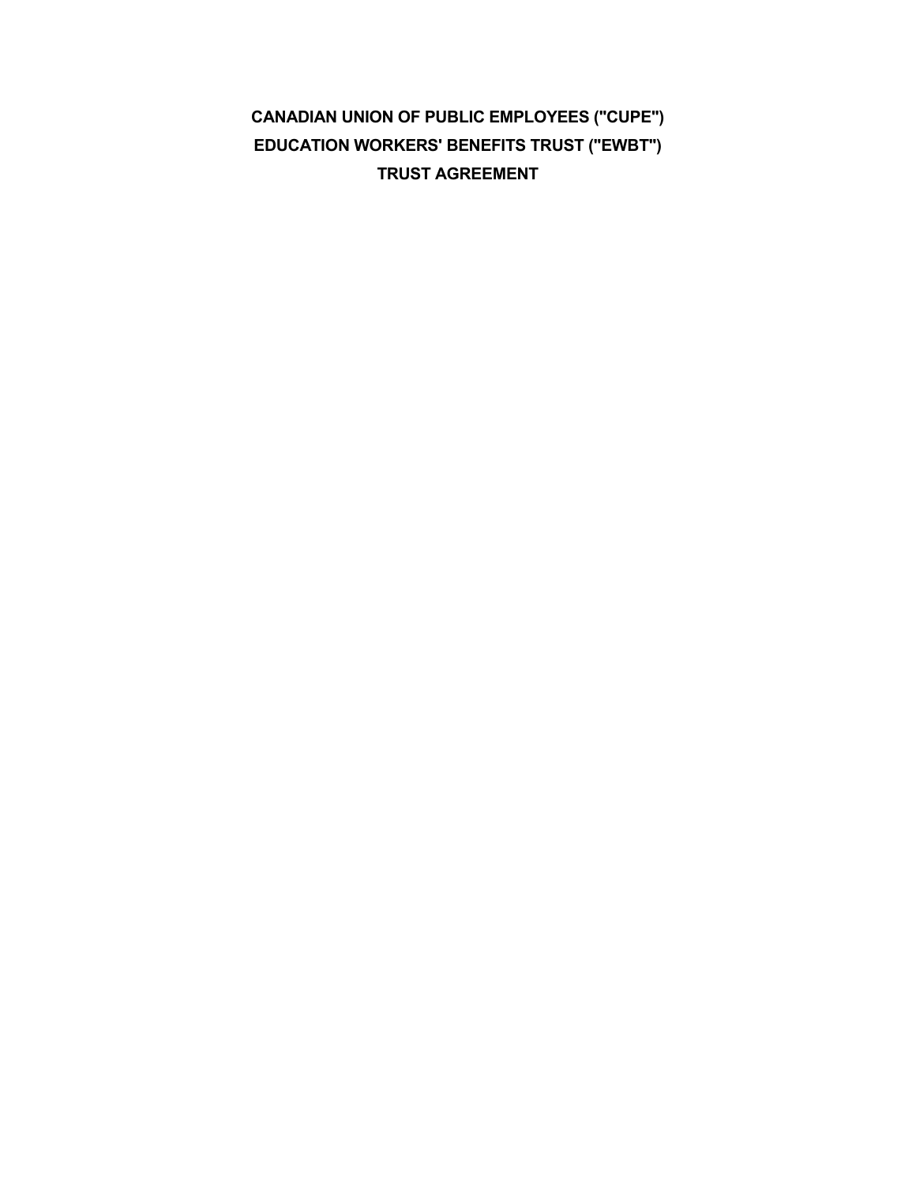# CANADIAN UNION OF PUBLIC EMPLOYEES ("CUPE")
# EDUCATION WORKERS' BENEFITS TRUST ("EWBT")
# TRUST AGREEMENT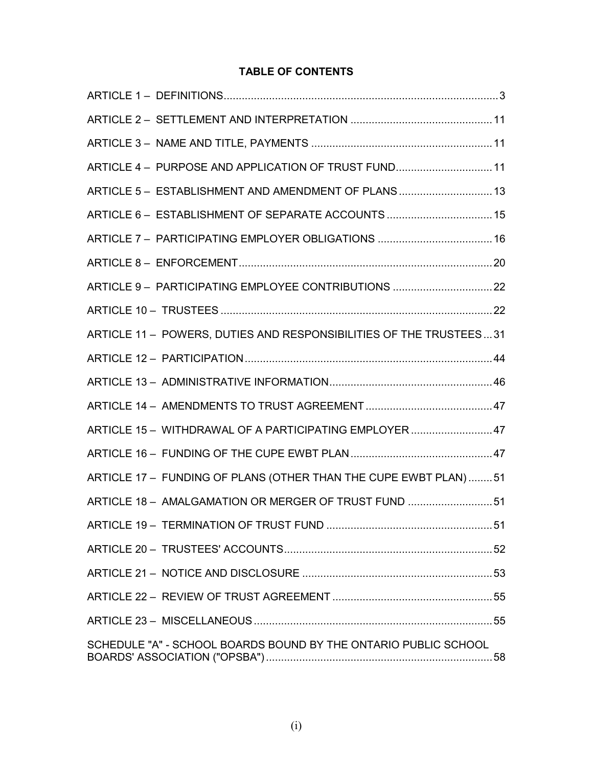## TABLE OF CONTENTS

| | |
|---|---|
| ARTICLE 1 – DEFINITIONS | 3 |
| ARTICLE 2 – SETTLEMENT AND INTERPRETATION | 11 |
| ARTICLE 3 – NAME AND TITLE, PAYMENTS | 11 |
| ARTICLE 4 – PURPOSE AND APPLICATION OF TRUST FUND | 11 |
| ARTICLE 5 – ESTABLISHMENT AND AMENDMENT OF PLANS | 13 |
| ARTICLE 6 – ESTABLISHMENT OF SEPARATE ACCOUNTS | 15 |
| ARTICLE 7 – PARTICIPATING EMPLOYER OBLIGATIONS | 16 |
| ARTICLE 8 – ENFORCEMENT | 20 |
| ARTICLE 9 – PARTICIPATING EMPLOYEE CONTRIBUTIONS | 22 |
| ARTICLE 10 – TRUSTEES | 22 |
| ARTICLE 11 – POWERS, DUTIES AND RESPONSIBILITIES OF THE TRUSTEES | 31 |
| ARTICLE 12 – PARTICIPATION | 44 |
| ARTICLE 13 – ADMINISTRATIVE INFORMATION | 46 |
| ARTICLE 14 – AMENDMENTS TO TRUST AGREEMENT | 47 |
| ARTICLE 15 – WITHDRAWAL OF A PARTICIPATING EMPLOYER | 47 |
| ARTICLE 16 – FUNDING OF THE CUPE EWBT PLAN | 47 |
| ARTICLE 17 – FUNDING OF PLANS (OTHER THAN THE CUPE EWBT PLAN) | 51 |
| ARTICLE 18 – AMALGAMATION OR MERGER OF TRUST FUND | 51 |
| ARTICLE 19 – TERMINATION OF TRUST FUND | 51 |
| ARTICLE 20 – TRUSTEES' ACCOUNTS | 52 |
| ARTICLE 21 – NOTICE AND DISCLOSURE | 53 |
| ARTICLE 22 – REVIEW OF TRUST AGREEMENT | 55 |
| ARTICLE 23 – MISCELLANEOUS | 55 |
| SCHEDULE "A" - SCHOOL BOARDS BOUND BY THE ONTARIO PUBLIC SCHOOL BOARDS' ASSOCIATION ("OPSBA") | 58 |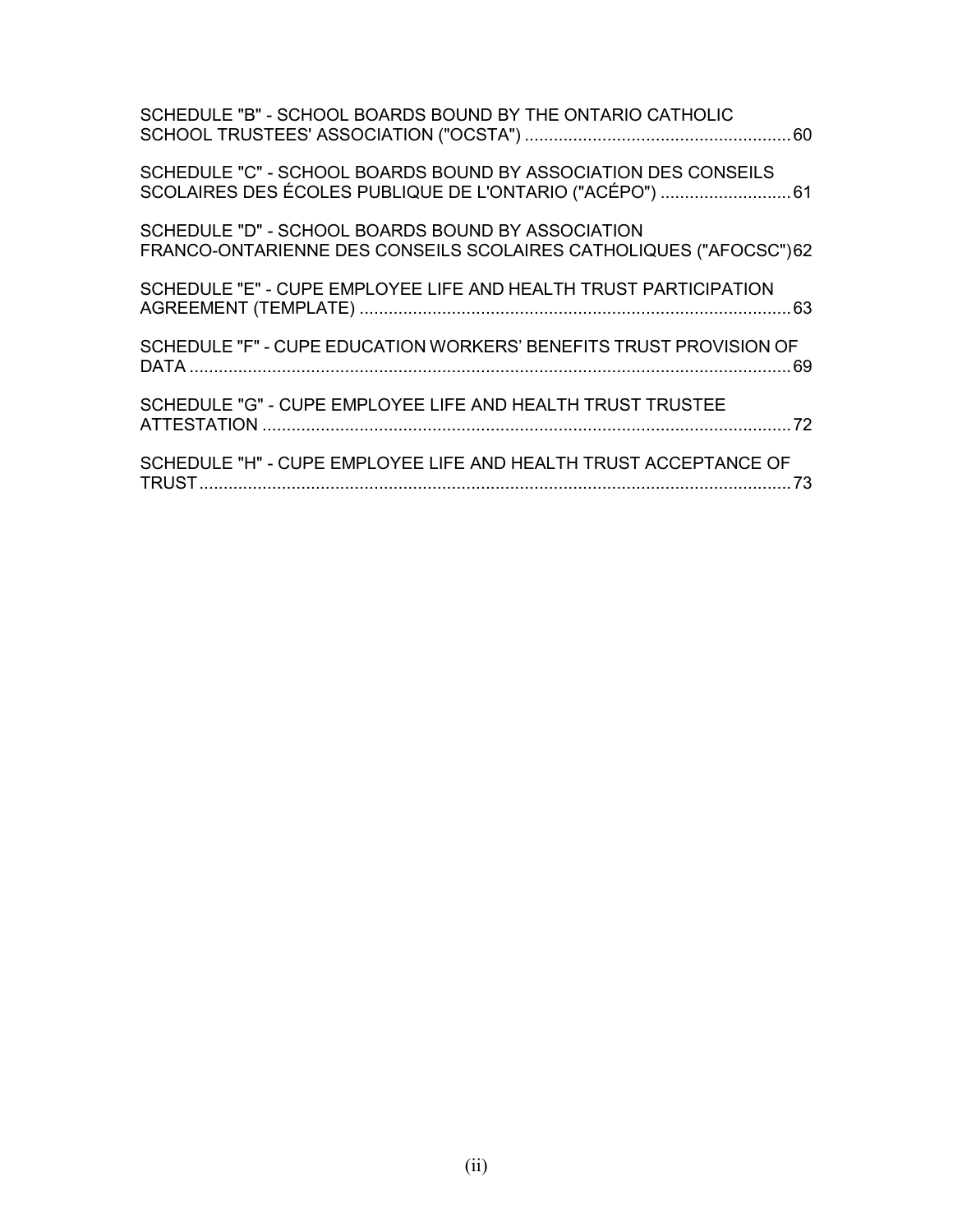SCHEDULE "B" - SCHOOL BOARDS BOUND BY THE ONTARIO CATHOLIC SCHOOL TRUSTEES' ASSOCIATION ("OCSTA") ........................................................ 60

SCHEDULE "C" - SCHOOL BOARDS BOUND BY ASSOCIATION DES CONSEILS SCOLAIRES DES ÉCOLES PUBLIQUE DE L'ONTARIO ("ACÉPO") ........................... 61

SCHEDULE "D" - SCHOOL BOARDS BOUND BY ASSOCIATION FRANCO-ONTARIENNE DES CONSEILS SCOLAIRES CATHOLIQUES ("AFOCSC") 62

SCHEDULE "E" - CUPE EMPLOYEE LIFE AND HEALTH TRUST PARTICIPATION AGREEMENT (TEMPLATE) ........................................................................................ 63

SCHEDULE "F" - CUPE EDUCATION WORKERS' BENEFITS TRUST PROVISION OF DATA ............................................................................................................ 69

SCHEDULE "G" - CUPE EMPLOYEE LIFE AND HEALTH TRUST TRUSTEE ATTESTATION ............................................................................................................ 72

SCHEDULE "H" - CUPE EMPLOYEE LIFE AND HEALTH TRUST ACCEPTANCE OF TRUST ......................................................................................................................... 73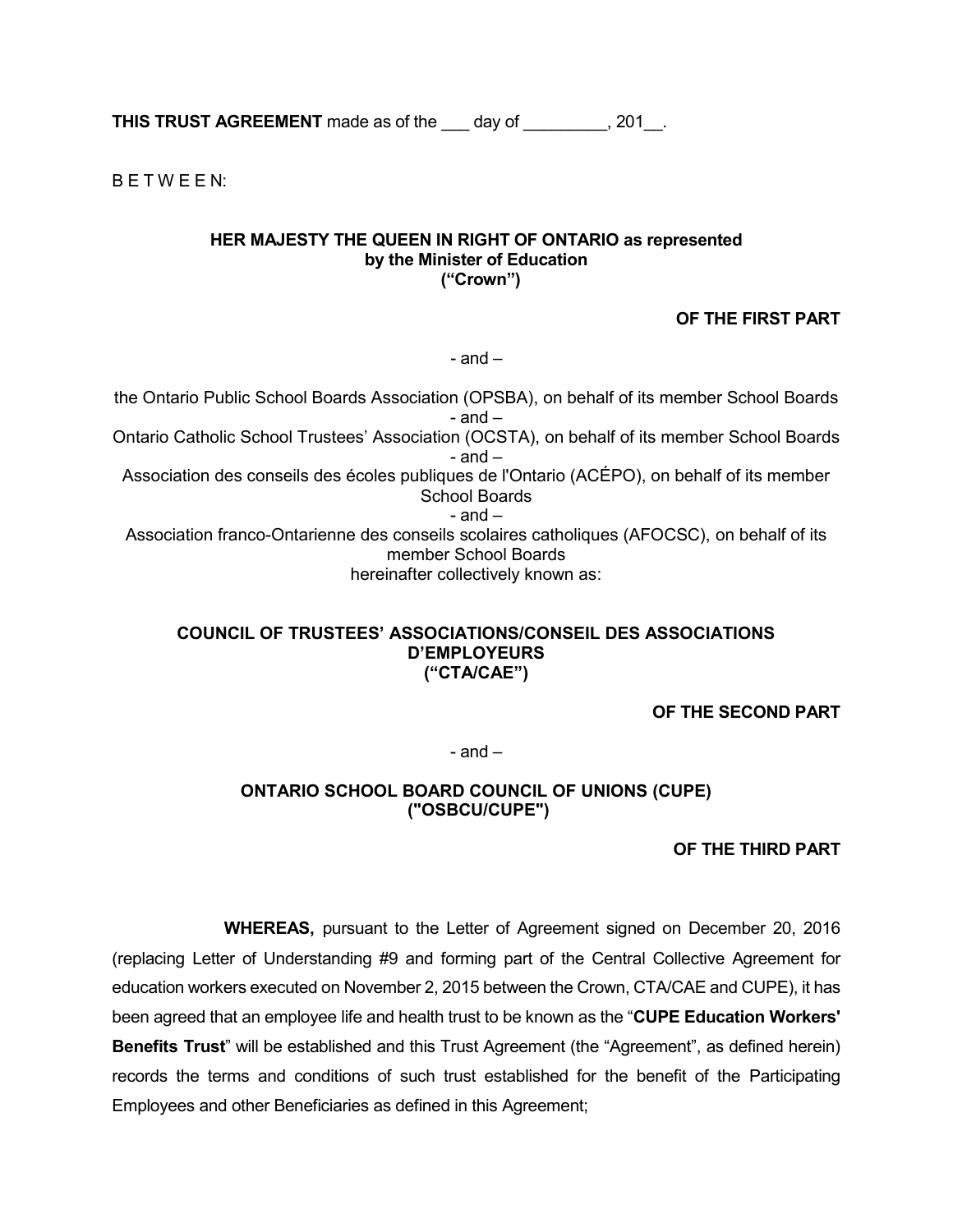**THIS TRUST AGREEMENT** made as of the ___ day of _________, 201__.

B E T W E E N:

**HER MAJESTY THE QUEEN IN RIGHT OF ONTARIO as represented by the Minister of Education („Crown")**

**OF THE FIRST PART**

- and –

the Ontario Public School Boards Association (OPSBA), on behalf of its member School Boards
- and –
Ontario Catholic School Trustees' Association (OCSTA), on behalf of its member School Boards
- and –
Association des conseils des écoles publiques de l'Ontario (ACÉPO), on behalf of its member School Boards
- and –
Association franco-Ontarienne des conseils scolaires catholiques (AFOCSC), on behalf of its member School Boards
hereinafter collectively known as:

**COUNCIL OF TRUSTEES' ASSOCIATIONS/CONSEIL DES ASSOCIATIONS D'EMPLOYEURS ("CTA/CAE")**

**OF THE SECOND PART**

- and –

**ONTARIO SCHOOL BOARD COUNCIL OF UNIONS (CUPE) ("OSBCU/CUPE")**

**OF THE THIRD PART**

**WHEREAS,** pursuant to the Letter of Agreement signed on December 20, 2016 (replacing Letter of Understanding #9 and forming part of the Central Collective Agreement for education workers executed on November 2, 2015 between the Crown, CTA/CAE and CUPE), it has been agreed that an employee life and health trust to be known as the "**CUPE Education Workers' Benefits Trust**" will be established and this Trust Agreement (the "Agreement", as defined herein) records the terms and conditions of such trust established for the benefit of the Participating Employees and other Beneficiaries as defined in this Agreement;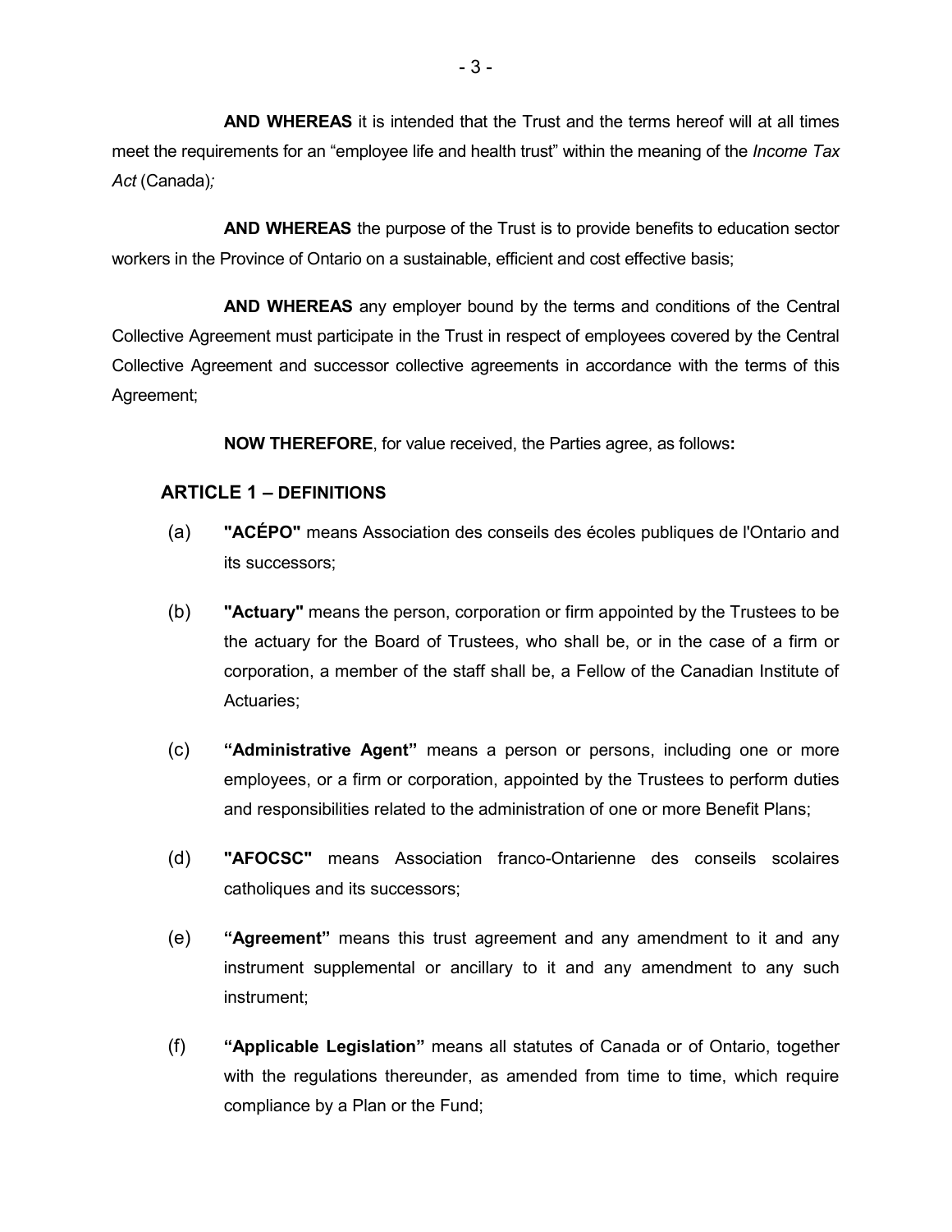**AND WHEREAS** it is intended that the Trust and the terms hereof will at all times meet the requirements for an "employee life and health trust" within the meaning of the *Income Tax Act* (Canada)*;*

**AND WHEREAS** the purpose of the Trust is to provide benefits to education sector workers in the Province of Ontario on a sustainable, efficient and cost effective basis;

**AND WHEREAS** any employer bound by the terms and conditions of the Central Collective Agreement must participate in the Trust in respect of employees covered by the Central Collective Agreement and successor collective agreements in accordance with the terms of this Agreement;

**NOW THEREFORE**, for value received, the Parties agree, as follows**:**

## ARTICLE 1 – DEFINITIONS

(a) **"ACÉPO"** means Association des conseils des écoles publiques de l'Ontario and its successors;

(b) **"Actuary"** means the person, corporation or firm appointed by the Trustees to be the actuary for the Board of Trustees, who shall be, or in the case of a firm or corporation, a member of the staff shall be, a Fellow of the Canadian Institute of Actuaries;

(c) **"Administrative Agent"** means a person or persons, including one or more employees, or a firm or corporation, appointed by the Trustees to perform duties and responsibilities related to the administration of one or more Benefit Plans;

(d) **"AFOCSC"** means Association franco-Ontarienne des conseils scolaires catholiques and its successors;

(e) **"Agreement"** means this trust agreement and any amendment to it and any instrument supplemental or ancillary to it and any amendment to any such instrument;

(f) **"Applicable Legislation"** means all statutes of Canada or of Ontario, together with the regulations thereunder, as amended from time to time, which require compliance by a Plan or the Fund;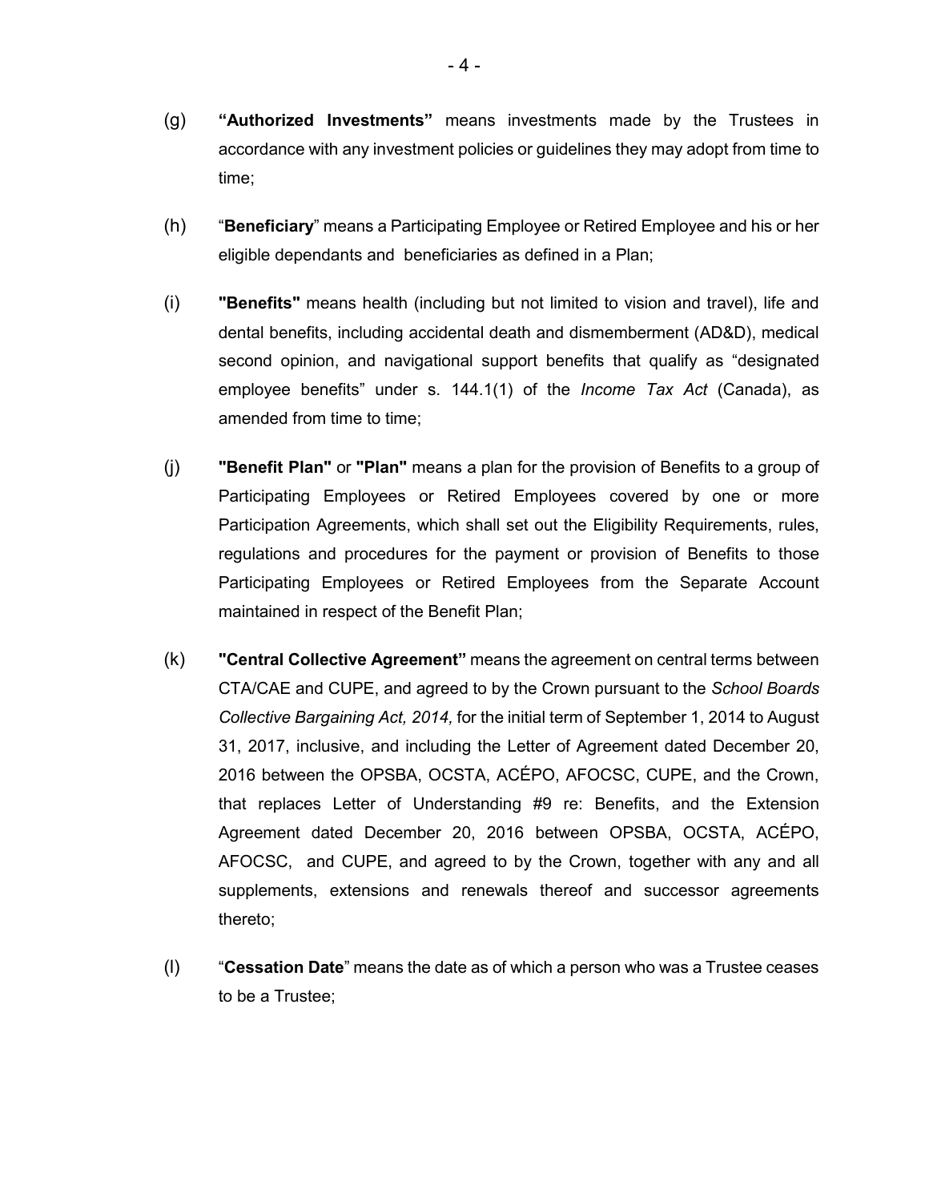(g) **"Authorized Investments"** means investments made by the Trustees in accordance with any investment policies or guidelines they may adopt from time to time;

(h) "**Beneficiary**" means a Participating Employee or Retired Employee and his or her eligible dependants and beneficiaries as defined in a Plan;

(i) **"Benefits"** means health (including but not limited to vision and travel), life and dental benefits, including accidental death and dismemberment (AD&D), medical second opinion, and navigational support benefits that qualify as "designated employee benefits" under s. 144.1(1) of the *Income Tax Act* (Canada), as amended from time to time;

(j) **"Benefit Plan"** or **"Plan"** means a plan for the provision of Benefits to a group of Participating Employees or Retired Employees covered by one or more Participation Agreements, which shall set out the Eligibility Requirements, rules, regulations and procedures for the payment or provision of Benefits to those Participating Employees or Retired Employees from the Separate Account maintained in respect of the Benefit Plan;

(k) **"Central Collective Agreement"** means the agreement on central terms between CTA/CAE and CUPE, and agreed to by the Crown pursuant to the *School Boards Collective Bargaining Act, 2014,* for the initial term of September 1, 2014 to August 31, 2017, inclusive, and including the Letter of Agreement dated December 20, 2016 between the OPSBA, OCSTA, ACÉPO, AFOCSC, CUPE, and the Crown, that replaces Letter of Understanding #9 re: Benefits, and the Extension Agreement dated December 20, 2016 between OPSBA, OCSTA, ACÉPO, AFOCSC, and CUPE, and agreed to by the Crown, together with any and all supplements, extensions and renewals thereof and successor agreements thereto;

(l) "**Cessation Date**" means the date as of which a person who was a Trustee ceases to be a Trustee;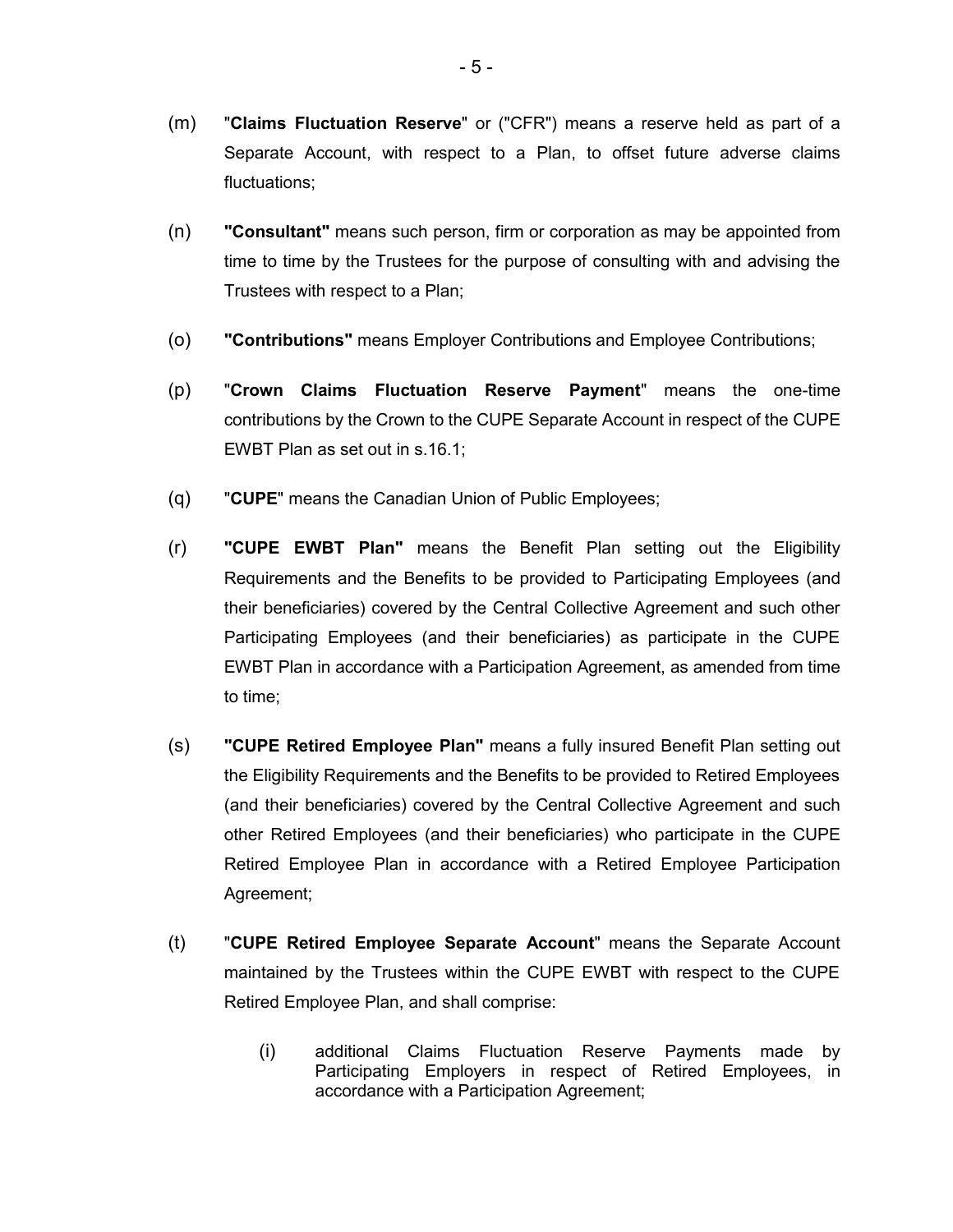(m) "**Claims Fluctuation Reserve**" or ("CFR") means a reserve held as part of a Separate Account, with respect to a Plan, to offset future adverse claims fluctuations;

(n) **"Consultant"** means such person, firm or corporation as may be appointed from time to time by the Trustees for the purpose of consulting with and advising the Trustees with respect to a Plan;

(o) **"Contributions"** means Employer Contributions and Employee Contributions;

(p) "**Crown Claims Fluctuation Reserve Payment**" means the one-time contributions by the Crown to the CUPE Separate Account in respect of the CUPE EWBT Plan as set out in s.16.1;

(q) "**CUPE**" means the Canadian Union of Public Employees;

(r) **"CUPE EWBT Plan"** means the Benefit Plan setting out the Eligibility Requirements and the Benefits to be provided to Participating Employees (and their beneficiaries) covered by the Central Collective Agreement and such other Participating Employees (and their beneficiaries) as participate in the CUPE EWBT Plan in accordance with a Participation Agreement, as amended from time to time;

(s) **"CUPE Retired Employee Plan"** means a fully insured Benefit Plan setting out the Eligibility Requirements and the Benefits to be provided to Retired Employees (and their beneficiaries) covered by the Central Collective Agreement and such other Retired Employees (and their beneficiaries) who participate in the CUPE Retired Employee Plan in accordance with a Retired Employee Participation Agreement;

(t) "**CUPE Retired Employee Separate Account**" means the Separate Account maintained by the Trustees within the CUPE EWBT with respect to the CUPE Retired Employee Plan, and shall comprise:

   (i) additional Claims Fluctuation Reserve Payments made by Participating Employers in respect of Retired Employees, in accordance with a Participation Agreement;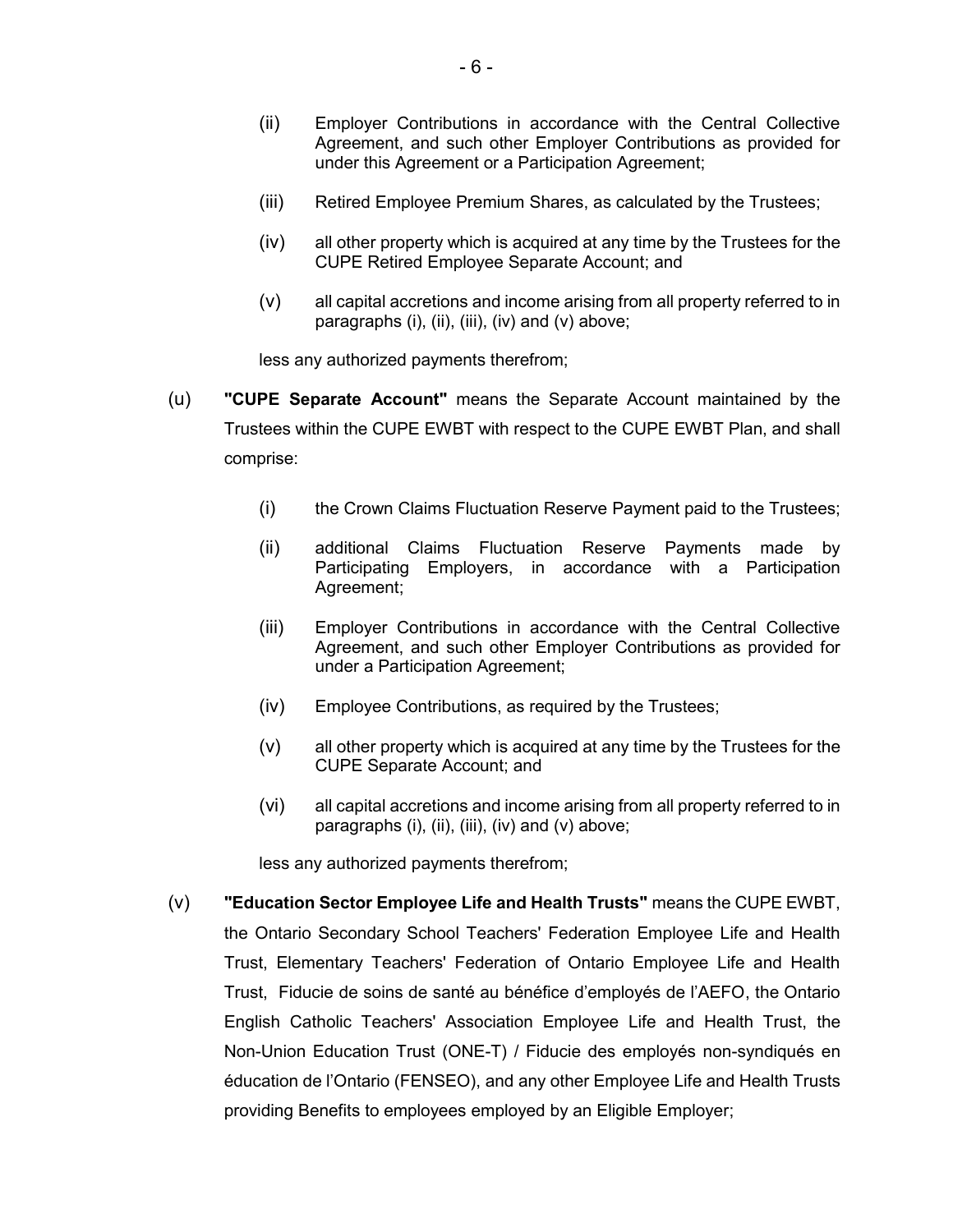(ii) Employer Contributions in accordance with the Central Collective Agreement, and such other Employer Contributions as provided for under this Agreement or a Participation Agreement;

(iii) Retired Employee Premium Shares, as calculated by the Trustees;

(iv) all other property which is acquired at any time by the Trustees for the CUPE Retired Employee Separate Account; and

(v) all capital accretions and income arising from all property referred to in paragraphs (i), (ii), (iii), (iv) and (v) above;

less any authorized payments therefrom;

(u) **"CUPE Separate Account"** means the Separate Account maintained by the Trustees within the CUPE EWBT with respect to the CUPE EWBT Plan, and shall comprise:

(i) the Crown Claims Fluctuation Reserve Payment paid to the Trustees;

(ii) additional Claims Fluctuation Reserve Payments made by Participating Employers, in accordance with a Participation Agreement;

(iii) Employer Contributions in accordance with the Central Collective Agreement, and such other Employer Contributions as provided for under a Participation Agreement;

(iv) Employee Contributions, as required by the Trustees;

(v) all other property which is acquired at any time by the Trustees for the CUPE Separate Account; and

(vi) all capital accretions and income arising from all property referred to in paragraphs (i), (ii), (iii), (iv) and (v) above;

less any authorized payments therefrom;

(v) **"Education Sector Employee Life and Health Trusts"** means the CUPE EWBT, the Ontario Secondary School Teachers' Federation Employee Life and Health Trust, Elementary Teachers' Federation of Ontario Employee Life and Health Trust, Fiducie de soins de santé au bénéfice d'employés de l'AEFO, the Ontario English Catholic Teachers' Association Employee Life and Health Trust, the Non-Union Education Trust (ONE-T) / Fiducie des employés non-syndiqués en éducation de l'Ontario (FENSEO), and any other Employee Life and Health Trusts providing Benefits to employees employed by an Eligible Employer;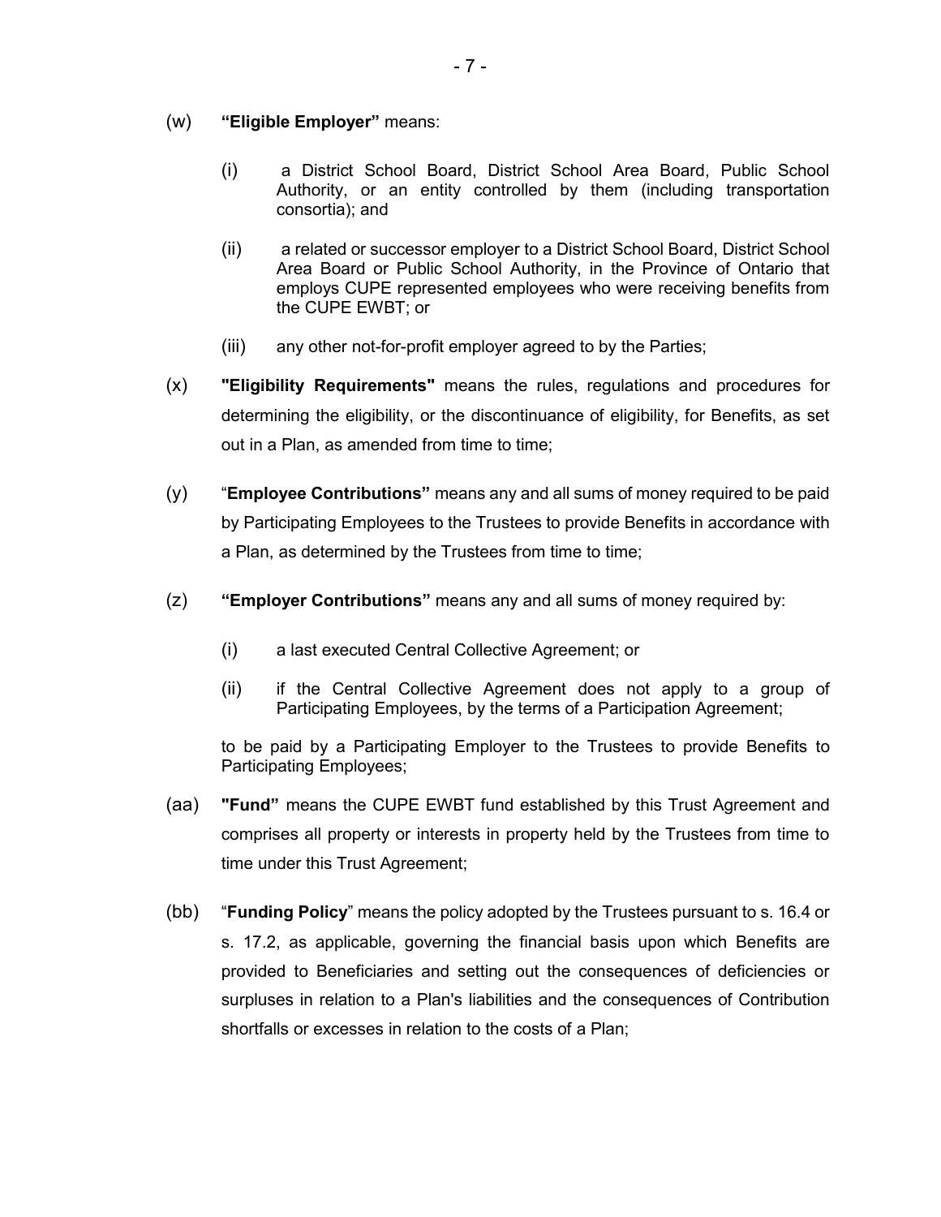(w) **"Eligible Employer"** means:

(i) a District School Board, District School Area Board, Public School Authority, or an entity controlled by them (including transportation consortia); and

(ii) a related or successor employer to a District School Board, District School Area Board or Public School Authority, in the Province of Ontario that employs CUPE represented employees who were receiving benefits from the CUPE EWBT; or

(iii) any other not-for-profit employer agreed to by the Parties;

(x) **"Eligibility Requirements"** means the rules, regulations and procedures for determining the eligibility, or the discontinuance of eligibility, for Benefits, as set out in a Plan, as amended from time to time;

(y) "**Employee Contributions"** means any and all sums of money required to be paid by Participating Employees to the Trustees to provide Benefits in accordance with a Plan, as determined by the Trustees from time to time;

(z) **"Employer Contributions"** means any and all sums of money required by:

(i) a last executed Central Collective Agreement; or

(ii) if the Central Collective Agreement does not apply to a group of Participating Employees, by the terms of a Participation Agreement;

to be paid by a Participating Employer to the Trustees to provide Benefits to Participating Employees;

(aa) **"Fund"** means the CUPE EWBT fund established by this Trust Agreement and comprises all property or interests in property held by the Trustees from time to time under this Trust Agreement;

(bb) "**Funding Policy**" means the policy adopted by the Trustees pursuant to s. 16.4 or s. 17.2, as applicable, governing the financial basis upon which Benefits are provided to Beneficiaries and setting out the consequences of deficiencies or surpluses in relation to a Plan's liabilities and the consequences of Contribution shortfalls or excesses in relation to the costs of a Plan;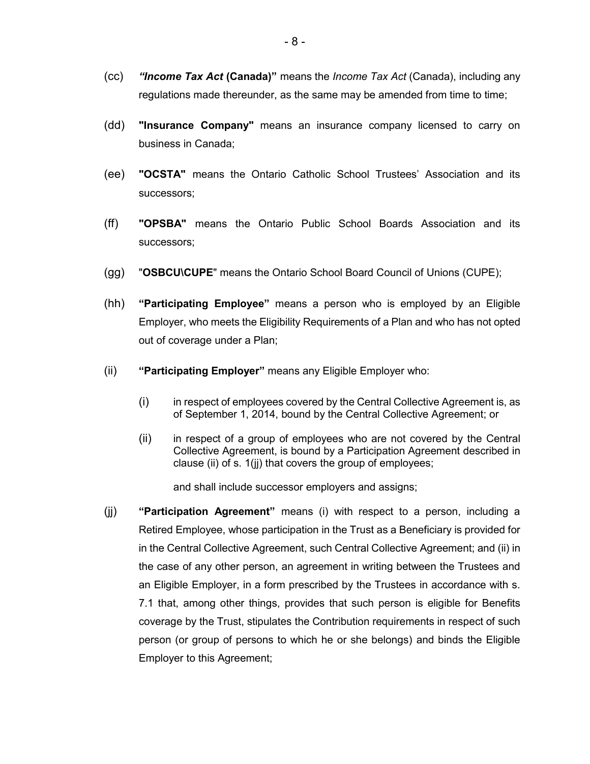(cc) ***"Income Tax Act* (Canada)"** means the *Income Tax Act* (Canada), including any regulations made thereunder, as the same may be amended from time to time;

(dd) **"Insurance Company"** means an insurance company licensed to carry on business in Canada;

(ee) **"OCSTA"** means the Ontario Catholic School Trustees' Association and its successors;

(ff) **"OPSBA"** means the Ontario Public School Boards Association and its successors;

(gg) "**OSBCU\CUPE**" means the Ontario School Board Council of Unions (CUPE);

(hh) **"Participating Employee"** means a person who is employed by an Eligible Employer, who meets the Eligibility Requirements of a Plan and who has not opted out of coverage under a Plan;

(ii) **"Participating Employer"** means any Eligible Employer who:

> (i) in respect of employees covered by the Central Collective Agreement is, as of September 1, 2014, bound by the Central Collective Agreement; or
>
> (ii) in respect of a group of employees who are not covered by the Central Collective Agreement, is bound by a Participation Agreement described in clause (ii) of s. 1(jj) that covers the group of employees;
>
> and shall include successor employers and assigns;

(jj) **"Participation Agreement"** means (i) with respect to a person, including a Retired Employee, whose participation in the Trust as a Beneficiary is provided for in the Central Collective Agreement, such Central Collective Agreement; and (ii) in the case of any other person, an agreement in writing between the Trustees and an Eligible Employer, in a form prescribed by the Trustees in accordance with s. 7.1 that, among other things, provides that such person is eligible for Benefits coverage by the Trust, stipulates the Contribution requirements in respect of such person (or group of persons to which he or she belongs) and binds the Eligible Employer to this Agreement;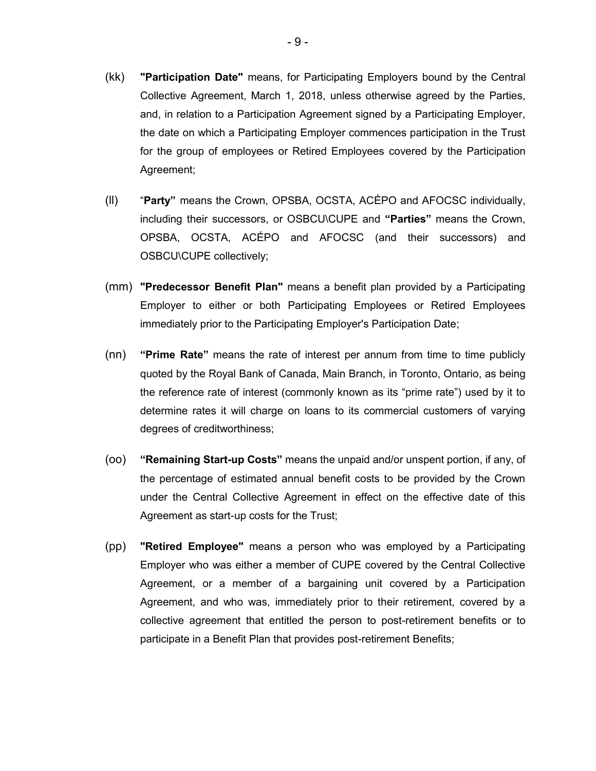(kk) **"Participation Date"** means, for Participating Employers bound by the Central Collective Agreement, March 1, 2018, unless otherwise agreed by the Parties, and, in relation to a Participation Agreement signed by a Participating Employer, the date on which a Participating Employer commences participation in the Trust for the group of employees or Retired Employees covered by the Participation Agreement;

(ll) "**Party"** means the Crown, OPSBA, OCSTA, ACÉPO and AFOCSC individually, including their successors, or OSBCU\CUPE and **"Parties"** means the Crown, OPSBA, OCSTA, ACÉPO and AFOCSC (and their successors) and OSBCU\CUPE collectively;

(mm) **"Predecessor Benefit Plan"** means a benefit plan provided by a Participating Employer to either or both Participating Employees or Retired Employees immediately prior to the Participating Employer's Participation Date;

(nn) **"Prime Rate"** means the rate of interest per annum from time to time publicly quoted by the Royal Bank of Canada, Main Branch, in Toronto, Ontario, as being the reference rate of interest (commonly known as its "prime rate") used by it to determine rates it will charge on loans to its commercial customers of varying degrees of creditworthiness;

(oo) **"Remaining Start-up Costs"** means the unpaid and/or unspent portion, if any, of the percentage of estimated annual benefit costs to be provided by the Crown under the Central Collective Agreement in effect on the effective date of this Agreement as start-up costs for the Trust;

(pp) **"Retired Employee"** means a person who was employed by a Participating Employer who was either a member of CUPE covered by the Central Collective Agreement, or a member of a bargaining unit covered by a Participation Agreement, and who was, immediately prior to their retirement, covered by a collective agreement that entitled the person to post-retirement benefits or to participate in a Benefit Plan that provides post-retirement Benefits;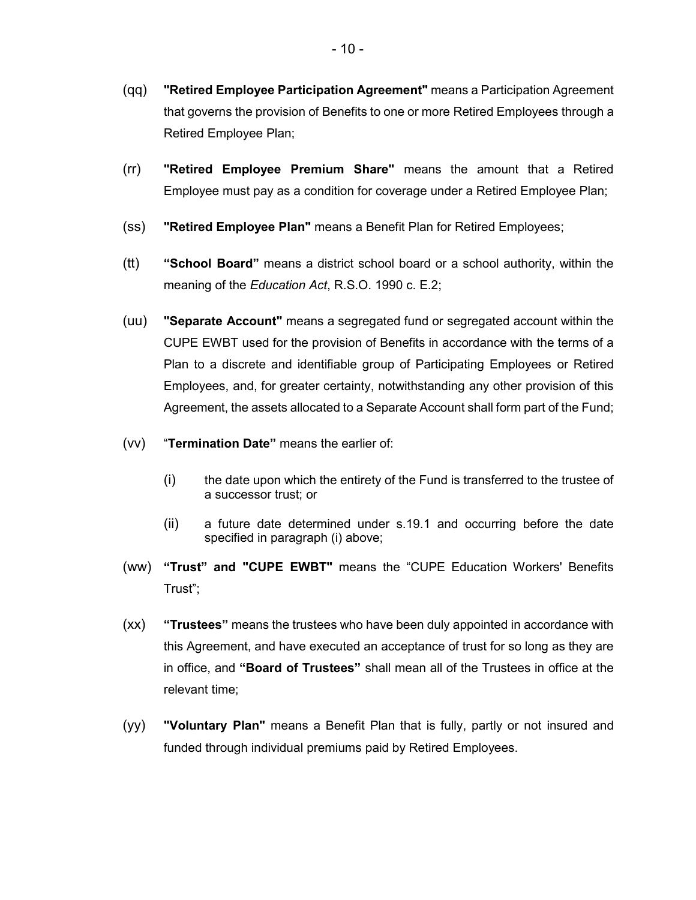(qq) **"Retired Employee Participation Agreement"** means a Participation Agreement that governs the provision of Benefits to one or more Retired Employees through a Retired Employee Plan;

(rr) **"Retired Employee Premium Share"** means the amount that a Retired Employee must pay as a condition for coverage under a Retired Employee Plan;

(ss) **"Retired Employee Plan"** means a Benefit Plan for Retired Employees;

(tt) **"School Board"** means a district school board or a school authority, within the meaning of the *Education Act*, R.S.O. 1990 c. E.2;

(uu) **"Separate Account"** means a segregated fund or segregated account within the CUPE EWBT used for the provision of Benefits in accordance with the terms of a Plan to a discrete and identifiable group of Participating Employees or Retired Employees, and, for greater certainty, notwithstanding any other provision of this Agreement, the assets allocated to a Separate Account shall form part of the Fund;

(vv) "**Termination Date"** means the earlier of:

(i) the date upon which the entirety of the Fund is transferred to the trustee of a successor trust; or

(ii) a future date determined under s.19.1 and occurring before the date specified in paragraph (i) above;

(ww) **"Trust" and "CUPE EWBT"** means the "CUPE Education Workers' Benefits Trust";

(xx) **"Trustees"** means the trustees who have been duly appointed in accordance with this Agreement, and have executed an acceptance of trust for so long as they are in office, and **"Board of Trustees"** shall mean all of the Trustees in office at the relevant time;

(yy) **"Voluntary Plan"** means a Benefit Plan that is fully, partly or not insured and funded through individual premiums paid by Retired Employees.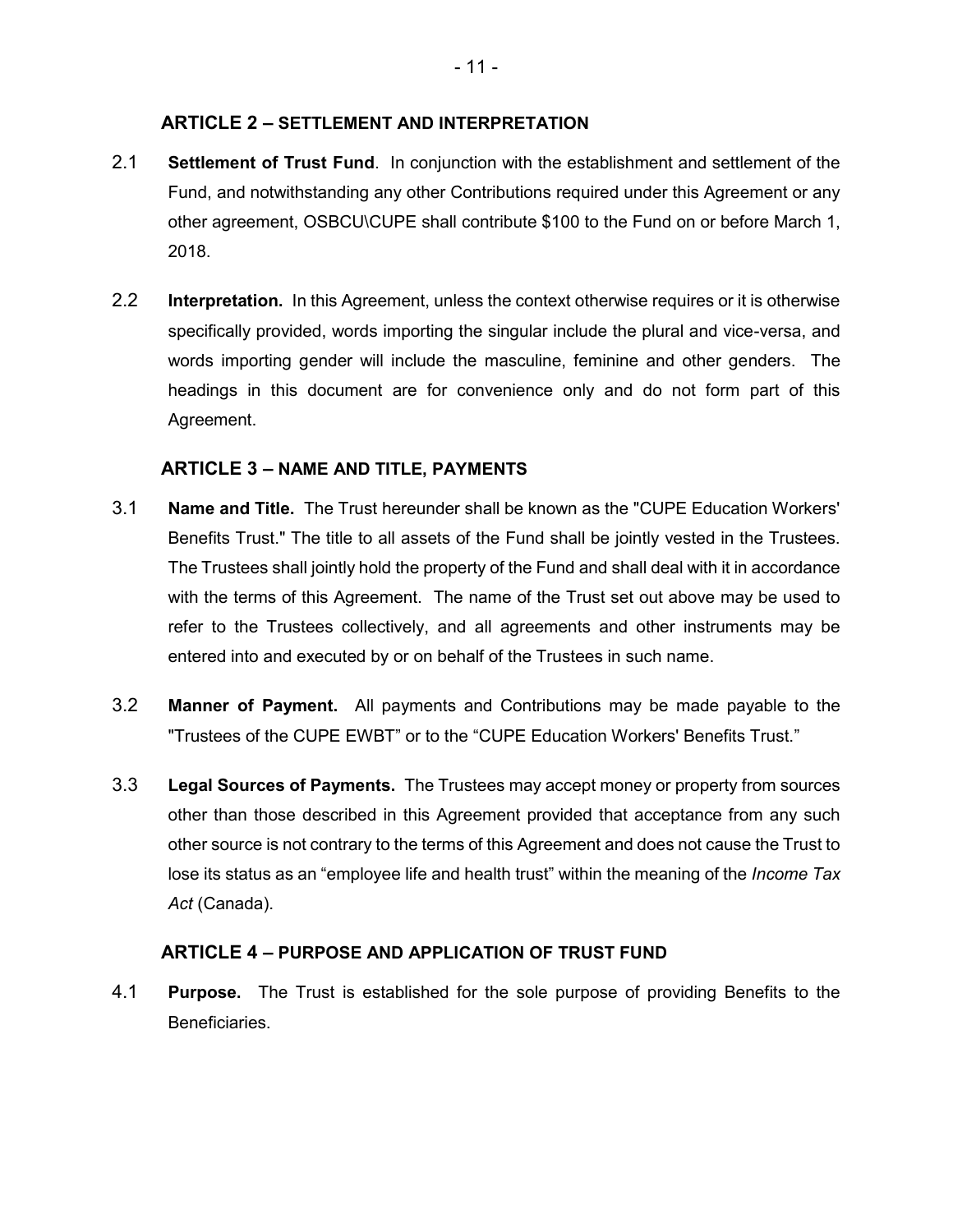## ARTICLE 2 – SETTLEMENT AND INTERPRETATION

2.1 **Settlement of Trust Fund**. In conjunction with the establishment and settlement of the Fund, and notwithstanding any other Contributions required under this Agreement or any other agreement, OSBCU\CUPE shall contribute $100 to the Fund on or before March 1, 2018.

2.2 **Interpretation.** In this Agreement, unless the context otherwise requires or it is otherwise specifically provided, words importing the singular include the plural and vice-versa, and words importing gender will include the masculine, feminine and other genders. The headings in this document are for convenience only and do not form part of this Agreement.

## ARTICLE 3 – NAME AND TITLE, PAYMENTS

3.1 **Name and Title.** The Trust hereunder shall be known as the "CUPE Education Workers' Benefits Trust." The title to all assets of the Fund shall be jointly vested in the Trustees. The Trustees shall jointly hold the property of the Fund and shall deal with it in accordance with the terms of this Agreement. The name of the Trust set out above may be used to refer to the Trustees collectively, and all agreements and other instruments may be entered into and executed by or on behalf of the Trustees in such name.

3.2 **Manner of Payment.** All payments and Contributions may be made payable to the "Trustees of the CUPE EWBT" or to the "CUPE Education Workers' Benefits Trust."

3.3 **Legal Sources of Payments.** The Trustees may accept money or property from sources other than those described in this Agreement provided that acceptance from any such other source is not contrary to the terms of this Agreement and does not cause the Trust to lose its status as an "employee life and health trust" within the meaning of the *Income Tax Act* (Canada).

## ARTICLE 4 – PURPOSE AND APPLICATION OF TRUST FUND

4.1 **Purpose.** The Trust is established for the sole purpose of providing Benefits to the Beneficiaries.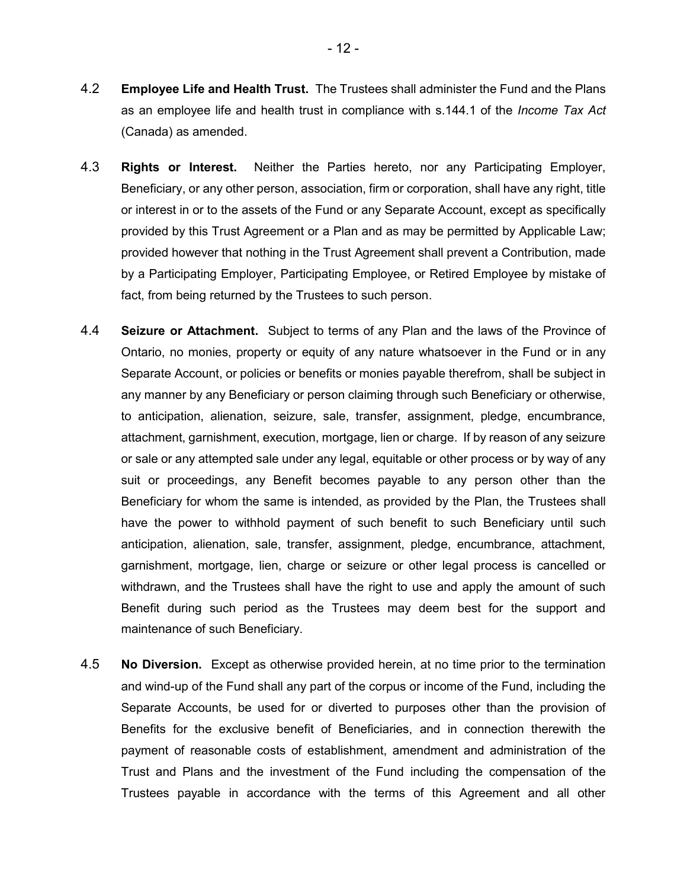4.2 **Employee Life and Health Trust.** The Trustees shall administer the Fund and the Plans as an employee life and health trust in compliance with s.144.1 of the *Income Tax Act* (Canada) as amended.

4.3 **Rights or Interest.** Neither the Parties hereto, nor any Participating Employer, Beneficiary, or any other person, association, firm or corporation, shall have any right, title or interest in or to the assets of the Fund or any Separate Account, except as specifically provided by this Trust Agreement or a Plan and as may be permitted by Applicable Law; provided however that nothing in the Trust Agreement shall prevent a Contribution, made by a Participating Employer, Participating Employee, or Retired Employee by mistake of fact, from being returned by the Trustees to such person.

4.4 **Seizure or Attachment.** Subject to terms of any Plan and the laws of the Province of Ontario, no monies, property or equity of any nature whatsoever in the Fund or in any Separate Account, or policies or benefits or monies payable therefrom, shall be subject in any manner by any Beneficiary or person claiming through such Beneficiary or otherwise, to anticipation, alienation, seizure, sale, transfer, assignment, pledge, encumbrance, attachment, garnishment, execution, mortgage, lien or charge. If by reason of any seizure or sale or any attempted sale under any legal, equitable or other process or by way of any suit or proceedings, any Benefit becomes payable to any person other than the Beneficiary for whom the same is intended, as provided by the Plan, the Trustees shall have the power to withhold payment of such benefit to such Beneficiary until such anticipation, alienation, sale, transfer, assignment, pledge, encumbrance, attachment, garnishment, mortgage, lien, charge or seizure or other legal process is cancelled or withdrawn, and the Trustees shall have the right to use and apply the amount of such Benefit during such period as the Trustees may deem best for the support and maintenance of such Beneficiary.

4.5 **No Diversion.** Except as otherwise provided herein, at no time prior to the termination and wind-up of the Fund shall any part of the corpus or income of the Fund, including the Separate Accounts, be used for or diverted to purposes other than the provision of Benefits for the exclusive benefit of Beneficiaries, and in connection therewith the payment of reasonable costs of establishment, amendment and administration of the Trust and Plans and the investment of the Fund including the compensation of the Trustees payable in accordance with the terms of this Agreement and all other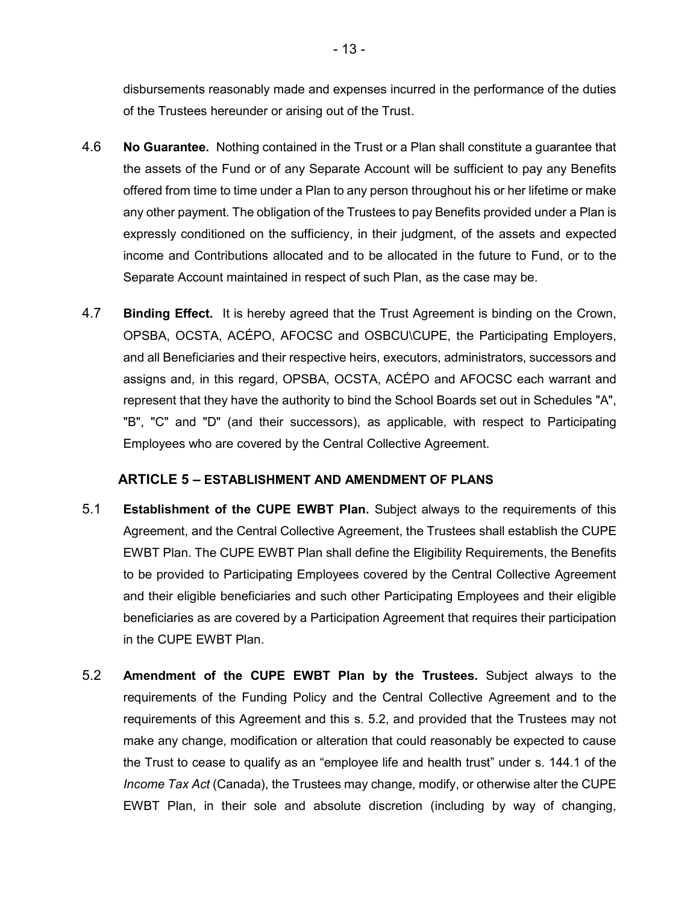disbursements reasonably made and expenses incurred in the performance of the duties of the Trustees hereunder or arising out of the Trust.

4.6 **No Guarantee.** Nothing contained in the Trust or a Plan shall constitute a guarantee that the assets of the Fund or of any Separate Account will be sufficient to pay any Benefits offered from time to time under a Plan to any person throughout his or her lifetime or make any other payment. The obligation of the Trustees to pay Benefits provided under a Plan is expressly conditioned on the sufficiency, in their judgment, of the assets and expected income and Contributions allocated and to be allocated in the future to Fund, or to the Separate Account maintained in respect of such Plan, as the case may be.

4.7 **Binding Effect.** It is hereby agreed that the Trust Agreement is binding on the Crown, OPSBA, OCSTA, ACÉPO, AFOCSC and OSBCU\CUPE, the Participating Employers, and all Beneficiaries and their respective heirs, executors, administrators, successors and assigns and, in this regard, OPSBA, OCSTA, ACÉPO and AFOCSC each warrant and represent that they have the authority to bind the School Boards set out in Schedules "A", "B", "C" and "D" (and their successors), as applicable, with respect to Participating Employees who are covered by the Central Collective Agreement.

## ARTICLE 5 – ESTABLISHMENT AND AMENDMENT OF PLANS

5.1 **Establishment of the CUPE EWBT Plan.** Subject always to the requirements of this Agreement, and the Central Collective Agreement, the Trustees shall establish the CUPE EWBT Plan. The CUPE EWBT Plan shall define the Eligibility Requirements, the Benefits to be provided to Participating Employees covered by the Central Collective Agreement and their eligible beneficiaries and such other Participating Employees and their eligible beneficiaries as are covered by a Participation Agreement that requires their participation in the CUPE EWBT Plan.

5.2 **Amendment of the CUPE EWBT Plan by the Trustees.** Subject always to the requirements of the Funding Policy and the Central Collective Agreement and to the requirements of this Agreement and this s. 5.2, and provided that the Trustees may not make any change, modification or alteration that could reasonably be expected to cause the Trust to cease to qualify as an "employee life and health trust" under s. 144.1 of the *Income Tax Act* (Canada), the Trustees may change, modify, or otherwise alter the CUPE EWBT Plan, in their sole and absolute discretion (including by way of changing,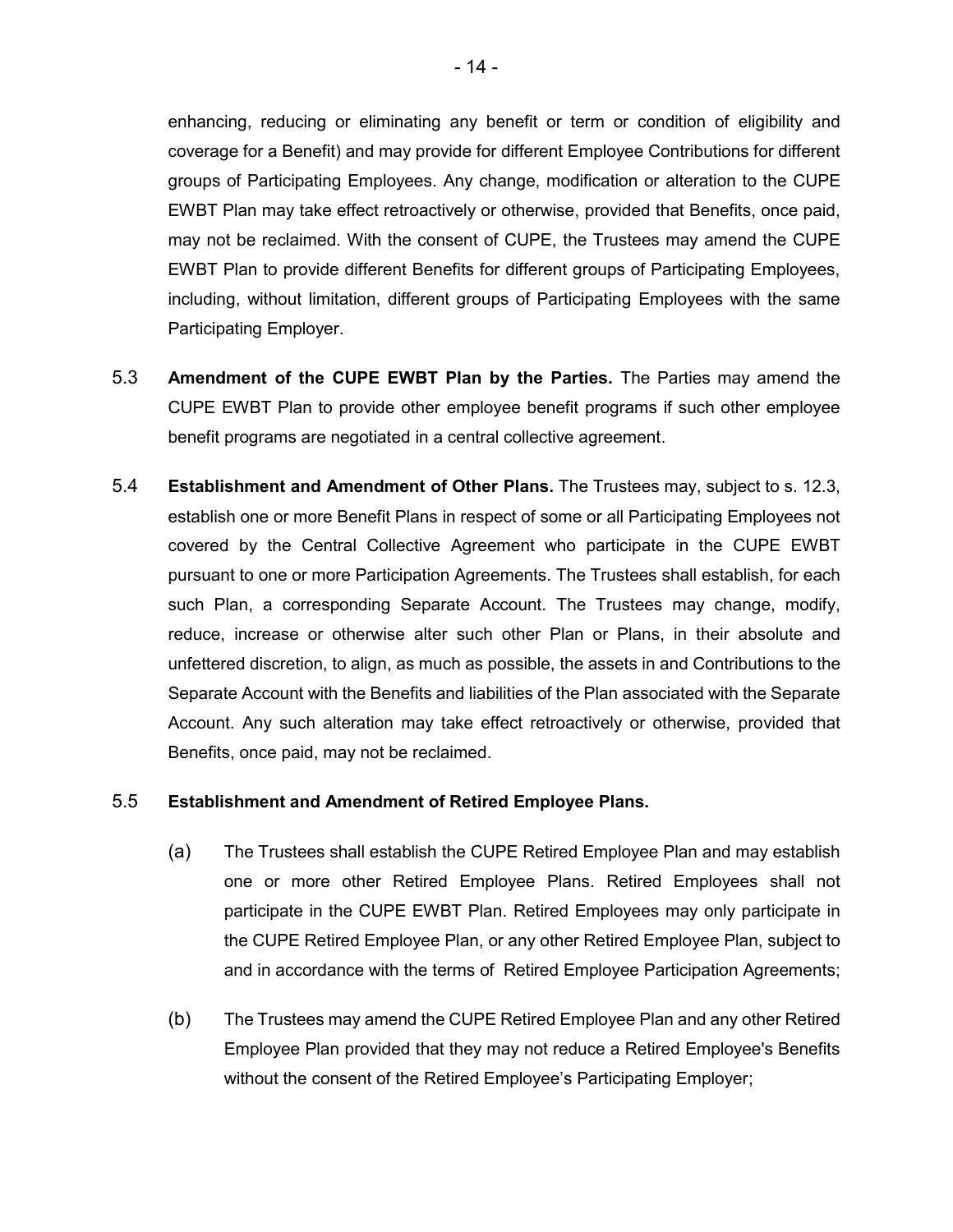enhancing, reducing or eliminating any benefit or term or condition of eligibility and coverage for a Benefit) and may provide for different Employee Contributions for different groups of Participating Employees. Any change, modification or alteration to the CUPE EWBT Plan may take effect retroactively or otherwise, provided that Benefits, once paid, may not be reclaimed. With the consent of CUPE, the Trustees may amend the CUPE EWBT Plan to provide different Benefits for different groups of Participating Employees, including, without limitation, different groups of Participating Employees with the same Participating Employer.

5.3 **Amendment of the CUPE EWBT Plan by the Parties.** The Parties may amend the CUPE EWBT Plan to provide other employee benefit programs if such other employee benefit programs are negotiated in a central collective agreement.

5.4 **Establishment and Amendment of Other Plans.** The Trustees may, subject to s. 12.3, establish one or more Benefit Plans in respect of some or all Participating Employees not covered by the Central Collective Agreement who participate in the CUPE EWBT pursuant to one or more Participation Agreements. The Trustees shall establish, for each such Plan, a corresponding Separate Account. The Trustees may change, modify, reduce, increase or otherwise alter such other Plan or Plans, in their absolute and unfettered discretion, to align, as much as possible, the assets in and Contributions to the Separate Account with the Benefits and liabilities of the Plan associated with the Separate Account. Any such alteration may take effect retroactively or otherwise, provided that Benefits, once paid, may not be reclaimed.

5.5 **Establishment and Amendment of Retired Employee Plans.**

(a) The Trustees shall establish the CUPE Retired Employee Plan and may establish one or more other Retired Employee Plans. Retired Employees shall not participate in the CUPE EWBT Plan. Retired Employees may only participate in the CUPE Retired Employee Plan, or any other Retired Employee Plan, subject to and in accordance with the terms of Retired Employee Participation Agreements;

(b) The Trustees may amend the CUPE Retired Employee Plan and any other Retired Employee Plan provided that they may not reduce a Retired Employee's Benefits without the consent of the Retired Employee's Participating Employer;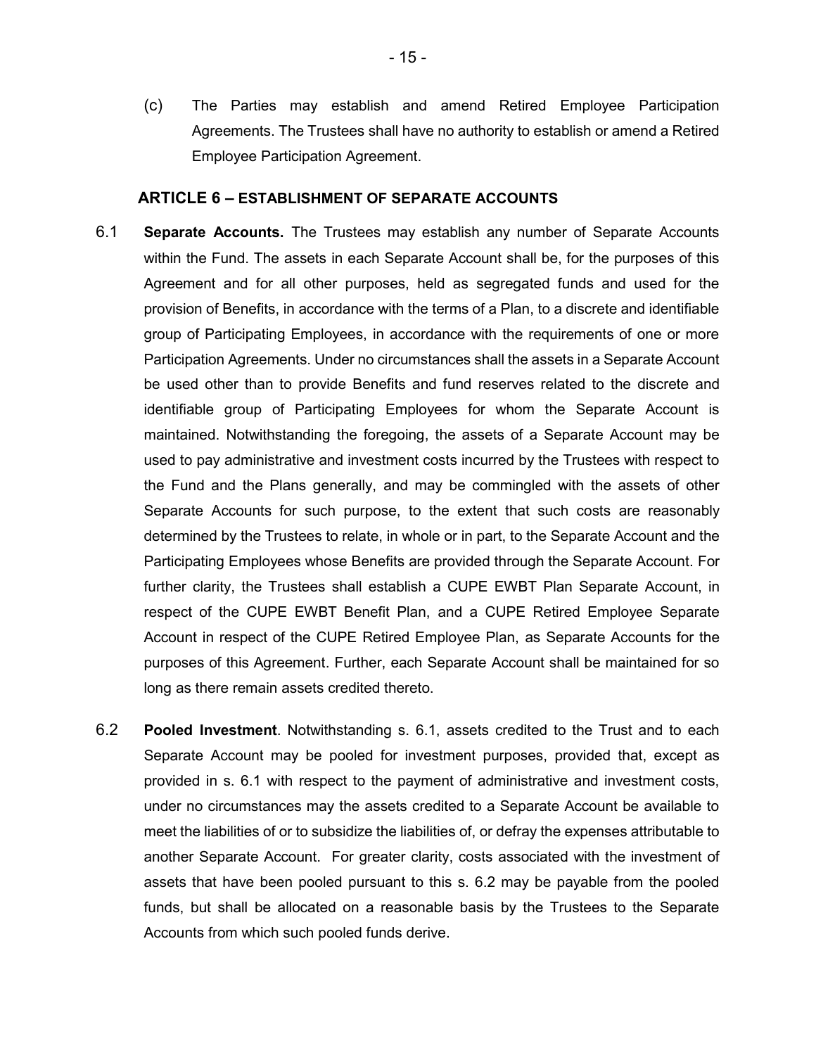(c) The Parties may establish and amend Retired Employee Participation Agreements. The Trustees shall have no authority to establish or amend a Retired Employee Participation Agreement.

## ARTICLE 6 – ESTABLISHMENT OF SEPARATE ACCOUNTS

6.1 **Separate Accounts.** The Trustees may establish any number of Separate Accounts within the Fund. The assets in each Separate Account shall be, for the purposes of this Agreement and for all other purposes, held as segregated funds and used for the provision of Benefits, in accordance with the terms of a Plan, to a discrete and identifiable group of Participating Employees, in accordance with the requirements of one or more Participation Agreements. Under no circumstances shall the assets in a Separate Account be used other than to provide Benefits and fund reserves related to the discrete and identifiable group of Participating Employees for whom the Separate Account is maintained. Notwithstanding the foregoing, the assets of a Separate Account may be used to pay administrative and investment costs incurred by the Trustees with respect to the Fund and the Plans generally, and may be commingled with the assets of other Separate Accounts for such purpose, to the extent that such costs are reasonably determined by the Trustees to relate, in whole or in part, to the Separate Account and the Participating Employees whose Benefits are provided through the Separate Account. For further clarity, the Trustees shall establish a CUPE EWBT Plan Separate Account, in respect of the CUPE EWBT Benefit Plan, and a CUPE Retired Employee Separate Account in respect of the CUPE Retired Employee Plan, as Separate Accounts for the purposes of this Agreement. Further, each Separate Account shall be maintained for so long as there remain assets credited thereto.

6.2 **Pooled Investment**. Notwithstanding s. 6.1, assets credited to the Trust and to each Separate Account may be pooled for investment purposes, provided that, except as provided in s. 6.1 with respect to the payment of administrative and investment costs, under no circumstances may the assets credited to a Separate Account be available to meet the liabilities of or to subsidize the liabilities of, or defray the expenses attributable to another Separate Account. For greater clarity, costs associated with the investment of assets that have been pooled pursuant to this s. 6.2 may be payable from the pooled funds, but shall be allocated on a reasonable basis by the Trustees to the Separate Accounts from which such pooled funds derive.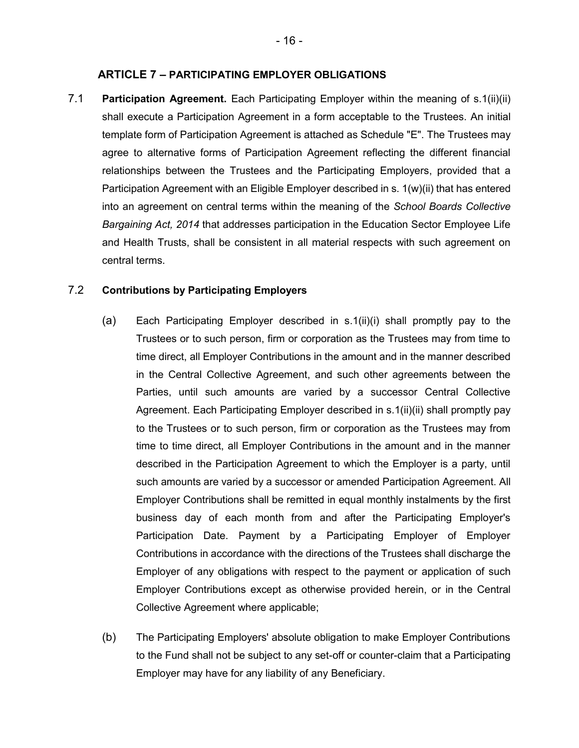## ARTICLE 7 – PARTICIPATING EMPLOYER OBLIGATIONS

7.1 **Participation Agreement.** Each Participating Employer within the meaning of s.1(ii)(ii) shall execute a Participation Agreement in a form acceptable to the Trustees. An initial template form of Participation Agreement is attached as Schedule "E". The Trustees may agree to alternative forms of Participation Agreement reflecting the different financial relationships between the Trustees and the Participating Employers, provided that a Participation Agreement with an Eligible Employer described in s. 1(w)(ii) that has entered into an agreement on central terms within the meaning of the *School Boards Collective Bargaining Act, 2014* that addresses participation in the Education Sector Employee Life and Health Trusts, shall be consistent in all material respects with such agreement on central terms.

7.2 **Contributions by Participating Employers**

(a) Each Participating Employer described in s.1(ii)(i) shall promptly pay to the Trustees or to such person, firm or corporation as the Trustees may from time to time direct, all Employer Contributions in the amount and in the manner described in the Central Collective Agreement, and such other agreements between the Parties, until such amounts are varied by a successor Central Collective Agreement. Each Participating Employer described in s.1(ii)(ii) shall promptly pay to the Trustees or to such person, firm or corporation as the Trustees may from time to time direct, all Employer Contributions in the amount and in the manner described in the Participation Agreement to which the Employer is a party, until such amounts are varied by a successor or amended Participation Agreement. All Employer Contributions shall be remitted in equal monthly instalments by the first business day of each month from and after the Participating Employer's Participation Date. Payment by a Participating Employer of Employer Contributions in accordance with the directions of the Trustees shall discharge the Employer of any obligations with respect to the payment or application of such Employer Contributions except as otherwise provided herein, or in the Central Collective Agreement where applicable;

(b) The Participating Employers' absolute obligation to make Employer Contributions to the Fund shall not be subject to any set-off or counter-claim that a Participating Employer may have for any liability of any Beneficiary.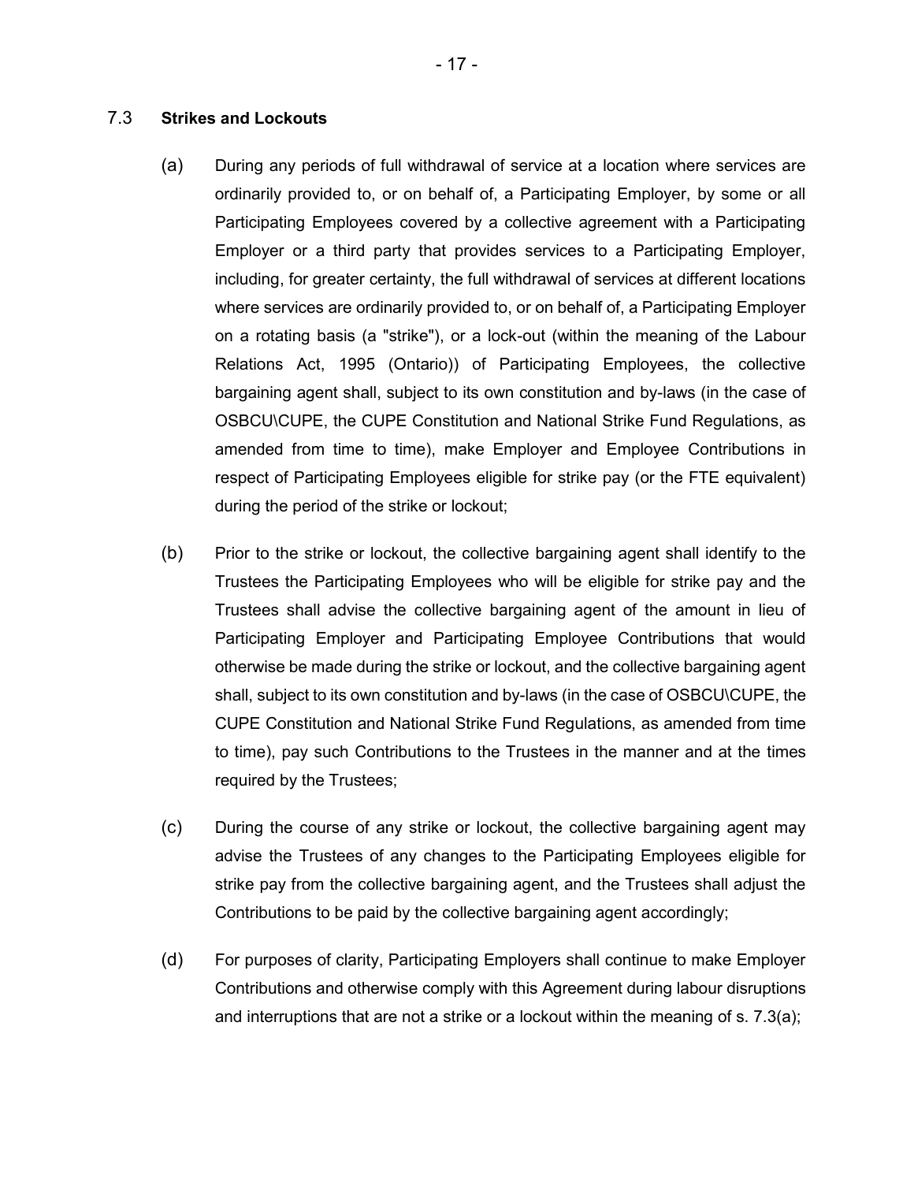### 7.3 **Strikes and Lockouts**

(a) During any periods of full withdrawal of service at a location where services are ordinarily provided to, or on behalf of, a Participating Employer, by some or all Participating Employees covered by a collective agreement with a Participating Employer or a third party that provides services to a Participating Employer, including, for greater certainty, the full withdrawal of services at different locations where services are ordinarily provided to, or on behalf of, a Participating Employer on a rotating basis (a "strike"), or a lock-out (within the meaning of the Labour Relations Act, 1995 (Ontario)) of Participating Employees, the collective bargaining agent shall, subject to its own constitution and by-laws (in the case of OSBCU\CUPE, the CUPE Constitution and National Strike Fund Regulations, as amended from time to time), make Employer and Employee Contributions in respect of Participating Employees eligible for strike pay (or the FTE equivalent) during the period of the strike or lockout;

(b) Prior to the strike or lockout, the collective bargaining agent shall identify to the Trustees the Participating Employees who will be eligible for strike pay and the Trustees shall advise the collective bargaining agent of the amount in lieu of Participating Employer and Participating Employee Contributions that would otherwise be made during the strike or lockout, and the collective bargaining agent shall, subject to its own constitution and by-laws (in the case of OSBCU\CUPE, the CUPE Constitution and National Strike Fund Regulations, as amended from time to time), pay such Contributions to the Trustees in the manner and at the times required by the Trustees;

(c) During the course of any strike or lockout, the collective bargaining agent may advise the Trustees of any changes to the Participating Employees eligible for strike pay from the collective bargaining agent, and the Trustees shall adjust the Contributions to be paid by the collective bargaining agent accordingly;

(d) For purposes of clarity, Participating Employers shall continue to make Employer Contributions and otherwise comply with this Agreement during labour disruptions and interruptions that are not a strike or a lockout within the meaning of s. 7.3(a);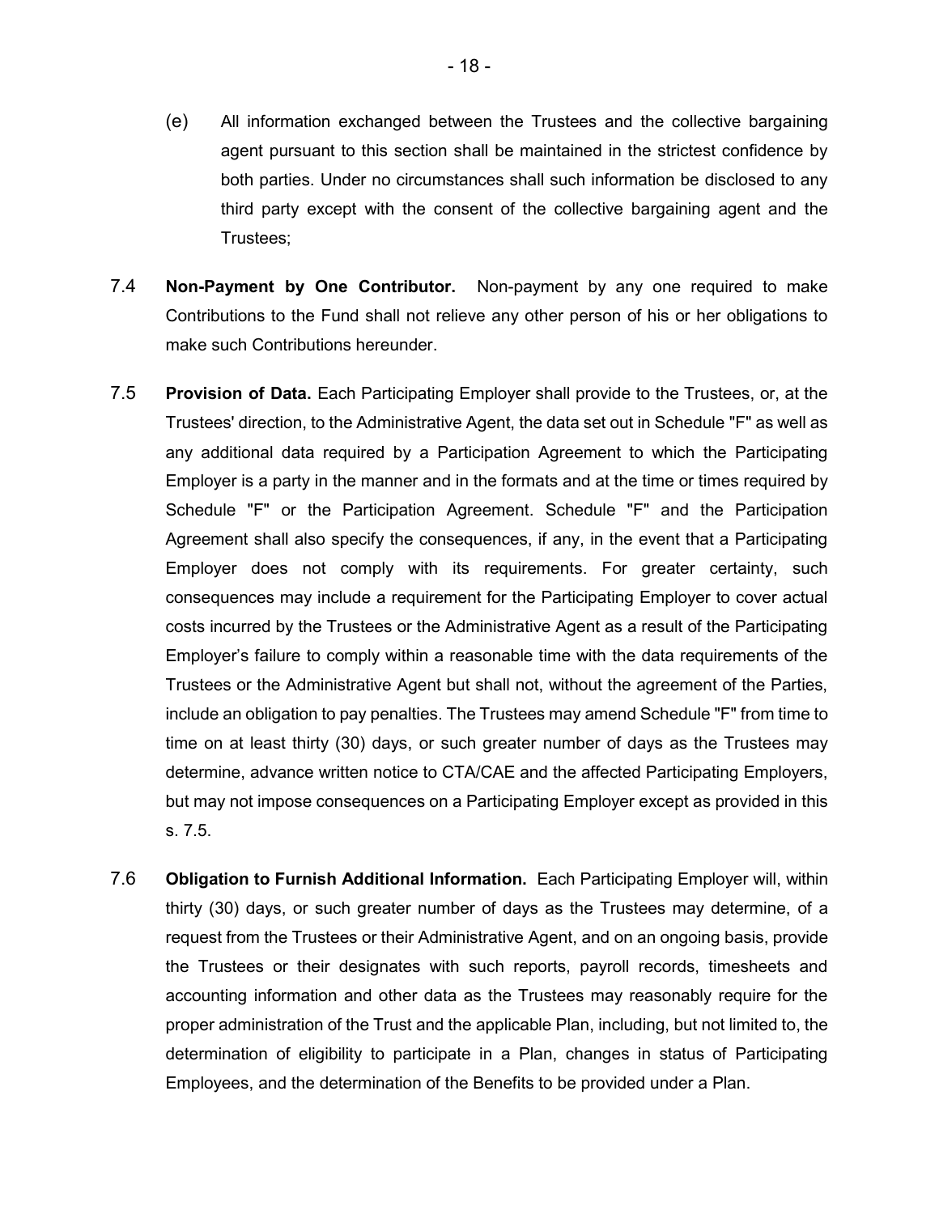(e) All information exchanged between the Trustees and the collective bargaining agent pursuant to this section shall be maintained in the strictest confidence by both parties. Under no circumstances shall such information be disclosed to any third party except with the consent of the collective bargaining agent and the Trustees;

7.4 **Non-Payment by One Contributor.** Non-payment by any one required to make Contributions to the Fund shall not relieve any other person of his or her obligations to make such Contributions hereunder.

7.5 **Provision of Data.** Each Participating Employer shall provide to the Trustees, or, at the Trustees' direction, to the Administrative Agent, the data set out in Schedule "F" as well as any additional data required by a Participation Agreement to which the Participating Employer is a party in the manner and in the formats and at the time or times required by Schedule "F" or the Participation Agreement. Schedule "F" and the Participation Agreement shall also specify the consequences, if any, in the event that a Participating Employer does not comply with its requirements. For greater certainty, such consequences may include a requirement for the Participating Employer to cover actual costs incurred by the Trustees or the Administrative Agent as a result of the Participating Employer's failure to comply within a reasonable time with the data requirements of the Trustees or the Administrative Agent but shall not, without the agreement of the Parties, include an obligation to pay penalties. The Trustees may amend Schedule "F" from time to time on at least thirty (30) days, or such greater number of days as the Trustees may determine, advance written notice to CTA/CAE and the affected Participating Employers, but may not impose consequences on a Participating Employer except as provided in this s. 7.5.

7.6 **Obligation to Furnish Additional Information.** Each Participating Employer will, within thirty (30) days, or such greater number of days as the Trustees may determine, of a request from the Trustees or their Administrative Agent, and on an ongoing basis, provide the Trustees or their designates with such reports, payroll records, timesheets and accounting information and other data as the Trustees may reasonably require for the proper administration of the Trust and the applicable Plan, including, but not limited to, the determination of eligibility to participate in a Plan, changes in status of Participating Employees, and the determination of the Benefits to be provided under a Plan.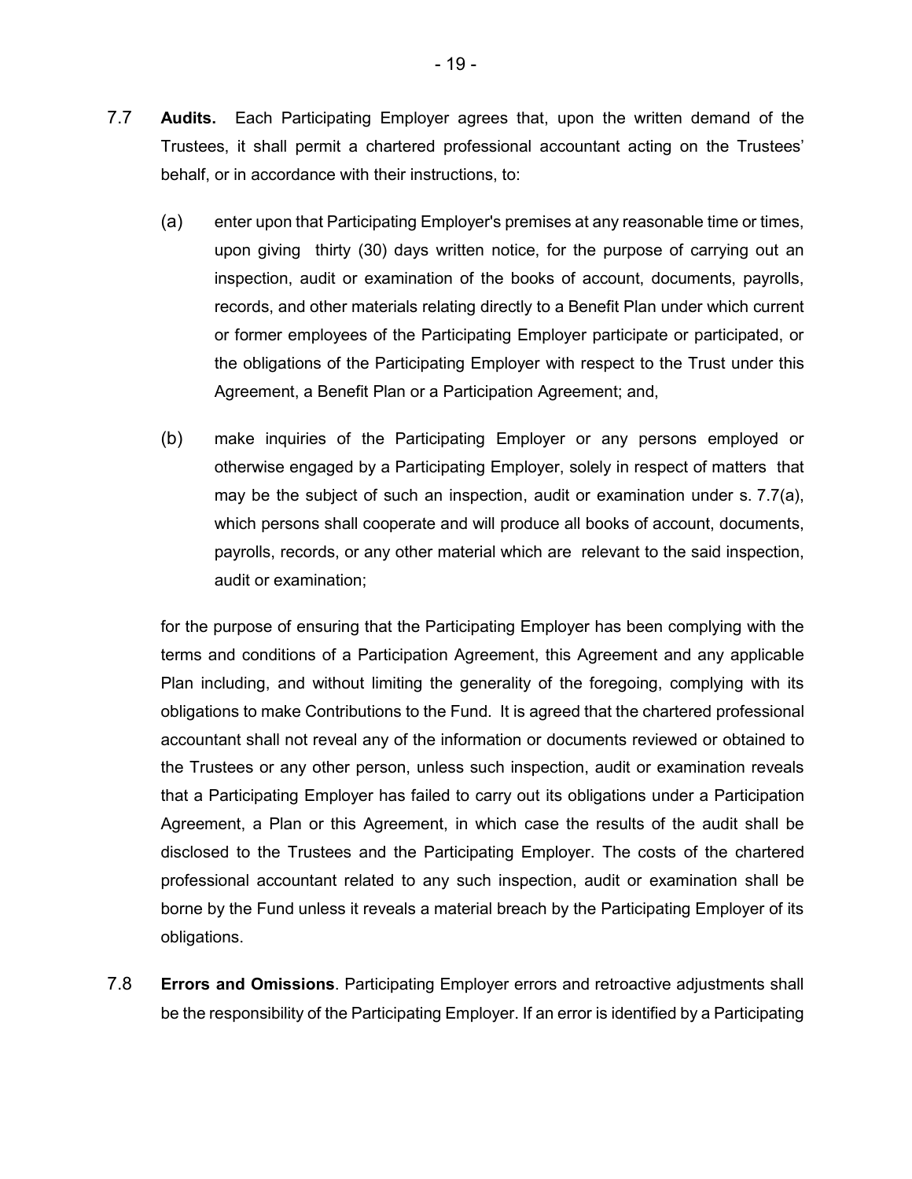7.7 **Audits.** Each Participating Employer agrees that, upon the written demand of the Trustees, it shall permit a chartered professional accountant acting on the Trustees' behalf, or in accordance with their instructions, to:

(a) enter upon that Participating Employer's premises at any reasonable time or times, upon giving thirty (30) days written notice, for the purpose of carrying out an inspection, audit or examination of the books of account, documents, payrolls, records, and other materials relating directly to a Benefit Plan under which current or former employees of the Participating Employer participate or participated, or the obligations of the Participating Employer with respect to the Trust under this Agreement, a Benefit Plan or a Participation Agreement; and,

(b) make inquiries of the Participating Employer or any persons employed or otherwise engaged by a Participating Employer, solely in respect of matters that may be the subject of such an inspection, audit or examination under s. 7.7(a), which persons shall cooperate and will produce all books of account, documents, payrolls, records, or any other material which are relevant to the said inspection, audit or examination;

for the purpose of ensuring that the Participating Employer has been complying with the terms and conditions of a Participation Agreement, this Agreement and any applicable Plan including, and without limiting the generality of the foregoing, complying with its obligations to make Contributions to the Fund. It is agreed that the chartered professional accountant shall not reveal any of the information or documents reviewed or obtained to the Trustees or any other person, unless such inspection, audit or examination reveals that a Participating Employer has failed to carry out its obligations under a Participation Agreement, a Plan or this Agreement, in which case the results of the audit shall be disclosed to the Trustees and the Participating Employer. The costs of the chartered professional accountant related to any such inspection, audit or examination shall be borne by the Fund unless it reveals a material breach by the Participating Employer of its obligations.

7.8 **Errors and Omissions**. Participating Employer errors and retroactive adjustments shall be the responsibility of the Participating Employer. If an error is identified by a Participating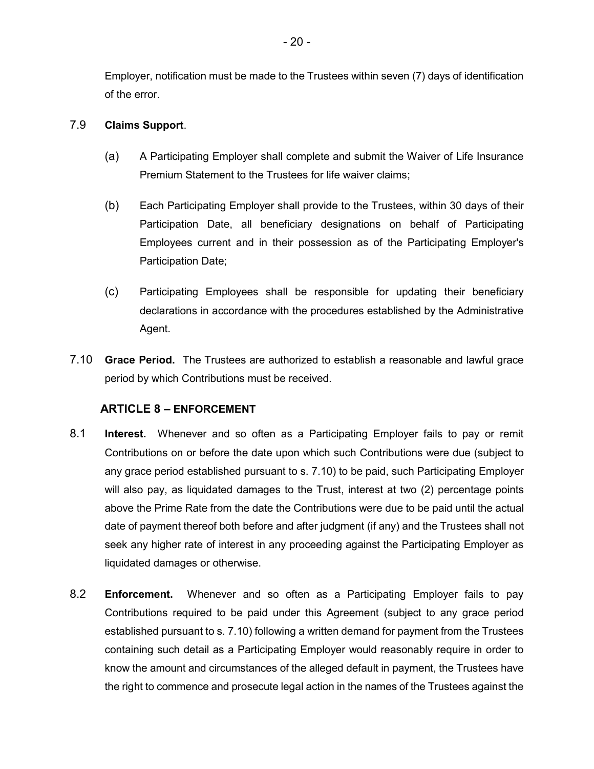Employer, notification must be made to the Trustees within seven (7) days of identification of the error.

7.9 **Claims Support**.

(a) A Participating Employer shall complete and submit the Waiver of Life Insurance Premium Statement to the Trustees for life waiver claims;

(b) Each Participating Employer shall provide to the Trustees, within 30 days of their Participation Date, all beneficiary designations on behalf of Participating Employees current and in their possession as of the Participating Employer's Participation Date;

(c) Participating Employees shall be responsible for updating their beneficiary declarations in accordance with the procedures established by the Administrative Agent.

7.10 **Grace Period.** The Trustees are authorized to establish a reasonable and lawful grace period by which Contributions must be received.

## ARTICLE 8 – ENFORCEMENT

8.1 **Interest.** Whenever and so often as a Participating Employer fails to pay or remit Contributions on or before the date upon which such Contributions were due (subject to any grace period established pursuant to s. 7.10) to be paid, such Participating Employer will also pay, as liquidated damages to the Trust, interest at two (2) percentage points above the Prime Rate from the date the Contributions were due to be paid until the actual date of payment thereof both before and after judgment (if any) and the Trustees shall not seek any higher rate of interest in any proceeding against the Participating Employer as liquidated damages or otherwise.

8.2 **Enforcement.** Whenever and so often as a Participating Employer fails to pay Contributions required to be paid under this Agreement (subject to any grace period established pursuant to s. 7.10) following a written demand for payment from the Trustees containing such detail as a Participating Employer would reasonably require in order to know the amount and circumstances of the alleged default in payment, the Trustees have the right to commence and prosecute legal action in the names of the Trustees against the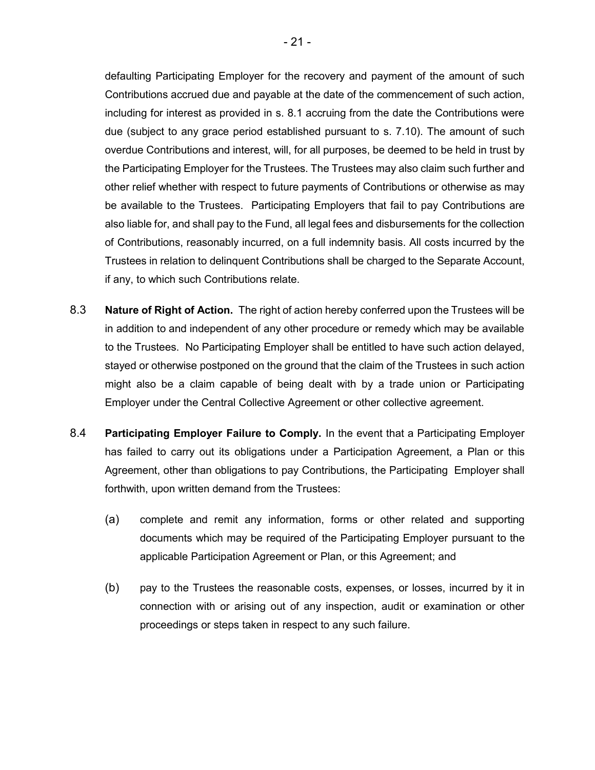defaulting Participating Employer for the recovery and payment of the amount of such Contributions accrued due and payable at the date of the commencement of such action, including for interest as provided in s. 8.1 accruing from the date the Contributions were due (subject to any grace period established pursuant to s. 7.10). The amount of such overdue Contributions and interest, will, for all purposes, be deemed to be held in trust by the Participating Employer for the Trustees. The Trustees may also claim such further and other relief whether with respect to future payments of Contributions or otherwise as may be available to the Trustees. Participating Employers that fail to pay Contributions are also liable for, and shall pay to the Fund, all legal fees and disbursements for the collection of Contributions, reasonably incurred, on a full indemnity basis. All costs incurred by the Trustees in relation to delinquent Contributions shall be charged to the Separate Account, if any, to which such Contributions relate.

8.3 **Nature of Right of Action.** The right of action hereby conferred upon the Trustees will be in addition to and independent of any other procedure or remedy which may be available to the Trustees. No Participating Employer shall be entitled to have such action delayed, stayed or otherwise postponed on the ground that the claim of the Trustees in such action might also be a claim capable of being dealt with by a trade union or Participating Employer under the Central Collective Agreement or other collective agreement.

8.4 **Participating Employer Failure to Comply.** In the event that a Participating Employer has failed to carry out its obligations under a Participation Agreement, a Plan or this Agreement, other than obligations to pay Contributions, the Participating Employer shall forthwith, upon written demand from the Trustees:

(a) complete and remit any information, forms or other related and supporting documents which may be required of the Participating Employer pursuant to the applicable Participation Agreement or Plan, or this Agreement; and

(b) pay to the Trustees the reasonable costs, expenses, or losses, incurred by it in connection with or arising out of any inspection, audit or examination or other proceedings or steps taken in respect to any such failure.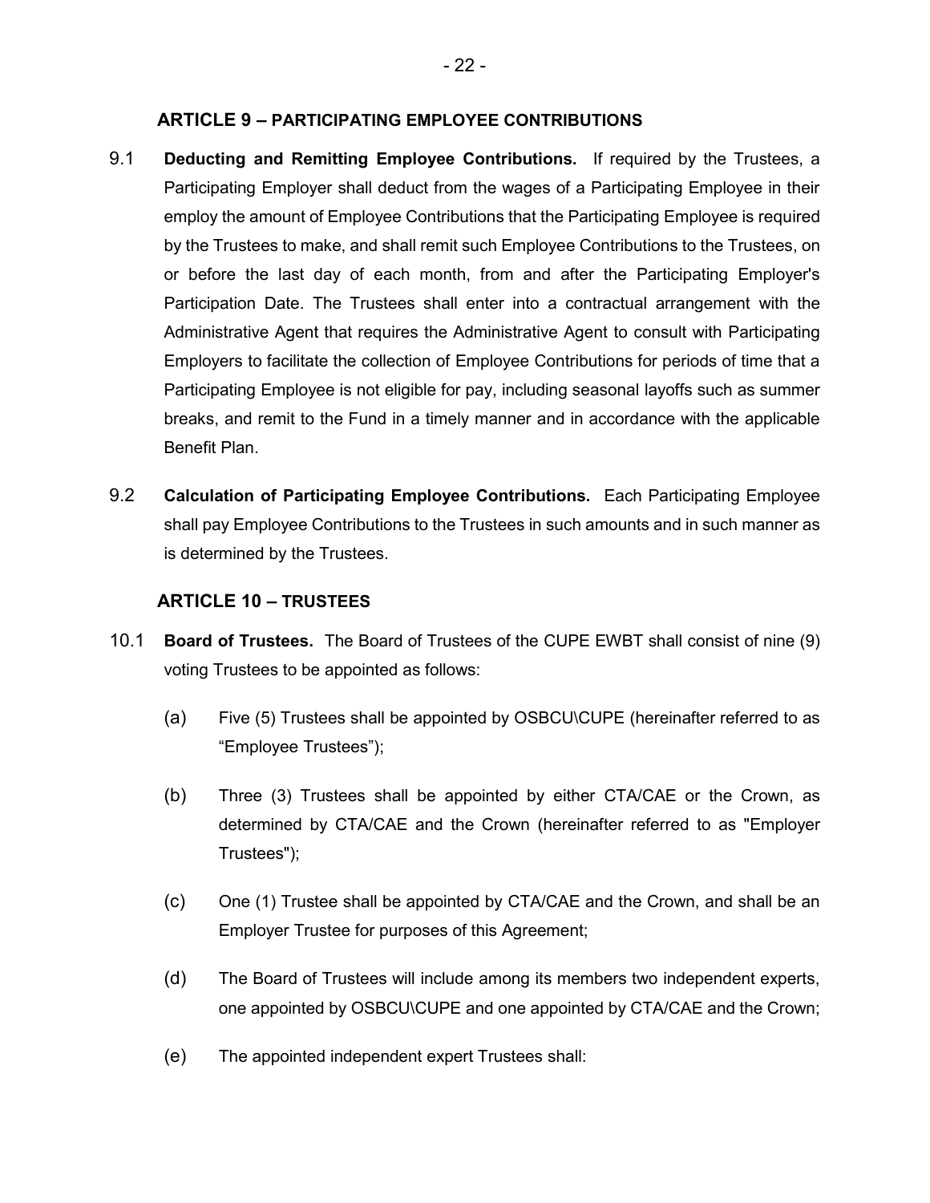## ARTICLE 9 – PARTICIPATING EMPLOYEE CONTRIBUTIONS

9.1 **Deducting and Remitting Employee Contributions.** If required by the Trustees, a Participating Employer shall deduct from the wages of a Participating Employee in their employ the amount of Employee Contributions that the Participating Employee is required by the Trustees to make, and shall remit such Employee Contributions to the Trustees, on or before the last day of each month, from and after the Participating Employer's Participation Date. The Trustees shall enter into a contractual arrangement with the Administrative Agent that requires the Administrative Agent to consult with Participating Employers to facilitate the collection of Employee Contributions for periods of time that a Participating Employee is not eligible for pay, including seasonal layoffs such as summer breaks, and remit to the Fund in a timely manner and in accordance with the applicable Benefit Plan.

9.2 **Calculation of Participating Employee Contributions.** Each Participating Employee shall pay Employee Contributions to the Trustees in such amounts and in such manner as is determined by the Trustees.

## ARTICLE 10 – TRUSTEES

10.1 **Board of Trustees.** The Board of Trustees of the CUPE EWBT shall consist of nine (9) voting Trustees to be appointed as follows:

(a) Five (5) Trustees shall be appointed by OSBCU\CUPE (hereinafter referred to as "Employee Trustees");

(b) Three (3) Trustees shall be appointed by either CTA/CAE or the Crown, as determined by CTA/CAE and the Crown (hereinafter referred to as "Employer Trustees");

(c) One (1) Trustee shall be appointed by CTA/CAE and the Crown, and shall be an Employer Trustee for purposes of this Agreement;

(d) The Board of Trustees will include among its members two independent experts, one appointed by OSBCU\CUPE and one appointed by CTA/CAE and the Crown;

(e) The appointed independent expert Trustees shall: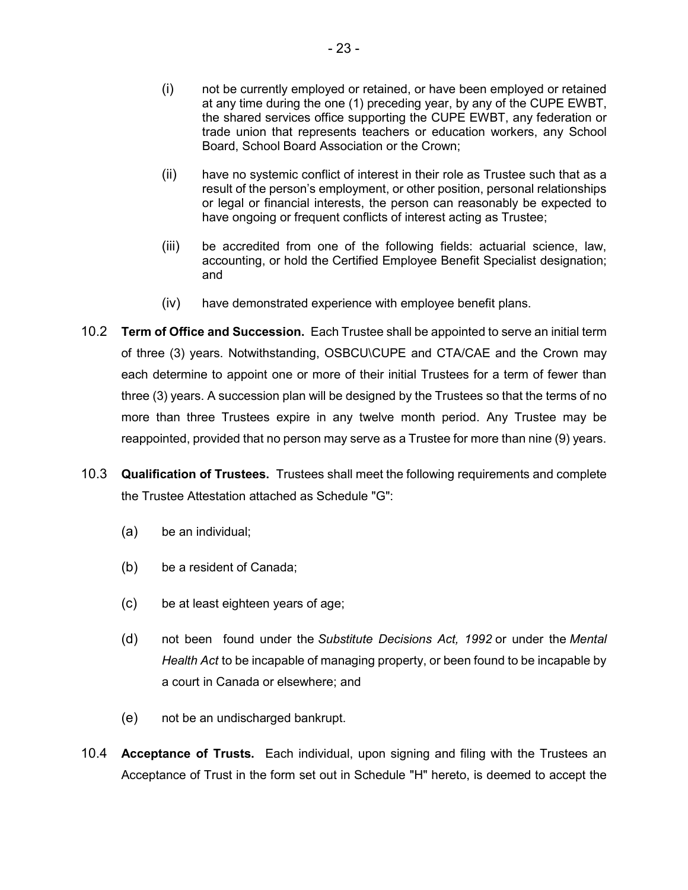(i) not be currently employed or retained, or have been employed or retained at any time during the one (1) preceding year, by any of the CUPE EWBT, the shared services office supporting the CUPE EWBT, any federation or trade union that represents teachers or education workers, any School Board, School Board Association or the Crown;

(ii) have no systemic conflict of interest in their role as Trustee such that as a result of the person's employment, or other position, personal relationships or legal or financial interests, the person can reasonably be expected to have ongoing or frequent conflicts of interest acting as Trustee;

(iii) be accredited from one of the following fields: actuarial science, law, accounting, or hold the Certified Employee Benefit Specialist designation; and

(iv) have demonstrated experience with employee benefit plans.

10.2 **Term of Office and Succession.** Each Trustee shall be appointed to serve an initial term of three (3) years. Notwithstanding, OSBCU\CUPE and CTA/CAE and the Crown may each determine to appoint one or more of their initial Trustees for a term of fewer than three (3) years. A succession plan will be designed by the Trustees so that the terms of no more than three Trustees expire in any twelve month period. Any Trustee may be reappointed, provided that no person may serve as a Trustee for more than nine (9) years.

10.3 **Qualification of Trustees.** Trustees shall meet the following requirements and complete the Trustee Attestation attached as Schedule "G":

(a) be an individual;

(b) be a resident of Canada;

(c) be at least eighteen years of age;

(d) not been found under the *Substitute Decisions Act, 1992* or under the *Mental Health Act* to be incapable of managing property, or been found to be incapable by a court in Canada or elsewhere; and

(e) not be an undischarged bankrupt.

10.4 **Acceptance of Trusts.** Each individual, upon signing and filing with the Trustees an Acceptance of Trust in the form set out in Schedule "H" hereto, is deemed to accept the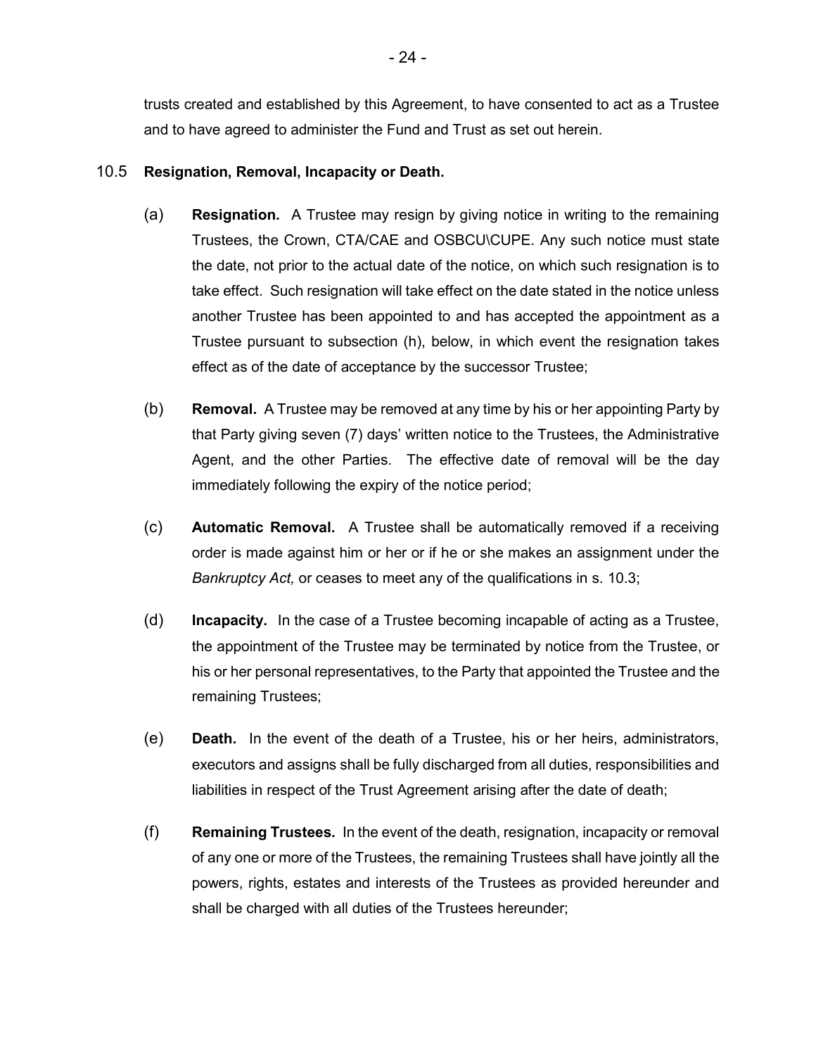trusts created and established by this Agreement, to have consented to act as a Trustee and to have agreed to administer the Fund and Trust as set out herein.

10.5 **Resignation, Removal, Incapacity or Death.**

(a) **Resignation.** A Trustee may resign by giving notice in writing to the remaining Trustees, the Crown, CTA/CAE and OSBCU\CUPE. Any such notice must state the date, not prior to the actual date of the notice, on which such resignation is to take effect. Such resignation will take effect on the date stated in the notice unless another Trustee has been appointed to and has accepted the appointment as a Trustee pursuant to subsection (h), below, in which event the resignation takes effect as of the date of acceptance by the successor Trustee;

(b) **Removal.** A Trustee may be removed at any time by his or her appointing Party by that Party giving seven (7) days' written notice to the Trustees, the Administrative Agent, and the other Parties. The effective date of removal will be the day immediately following the expiry of the notice period;

(c) **Automatic Removal.** A Trustee shall be automatically removed if a receiving order is made against him or her or if he or she makes an assignment under the *Bankruptcy Act,* or ceases to meet any of the qualifications in s. 10.3;

(d) **Incapacity.** In the case of a Trustee becoming incapable of acting as a Trustee, the appointment of the Trustee may be terminated by notice from the Trustee, or his or her personal representatives, to the Party that appointed the Trustee and the remaining Trustees;

(e) **Death.** In the event of the death of a Trustee, his or her heirs, administrators, executors and assigns shall be fully discharged from all duties, responsibilities and liabilities in respect of the Trust Agreement arising after the date of death;

(f) **Remaining Trustees.** In the event of the death, resignation, incapacity or removal of any one or more of the Trustees, the remaining Trustees shall have jointly all the powers, rights, estates and interests of the Trustees as provided hereunder and shall be charged with all duties of the Trustees hereunder;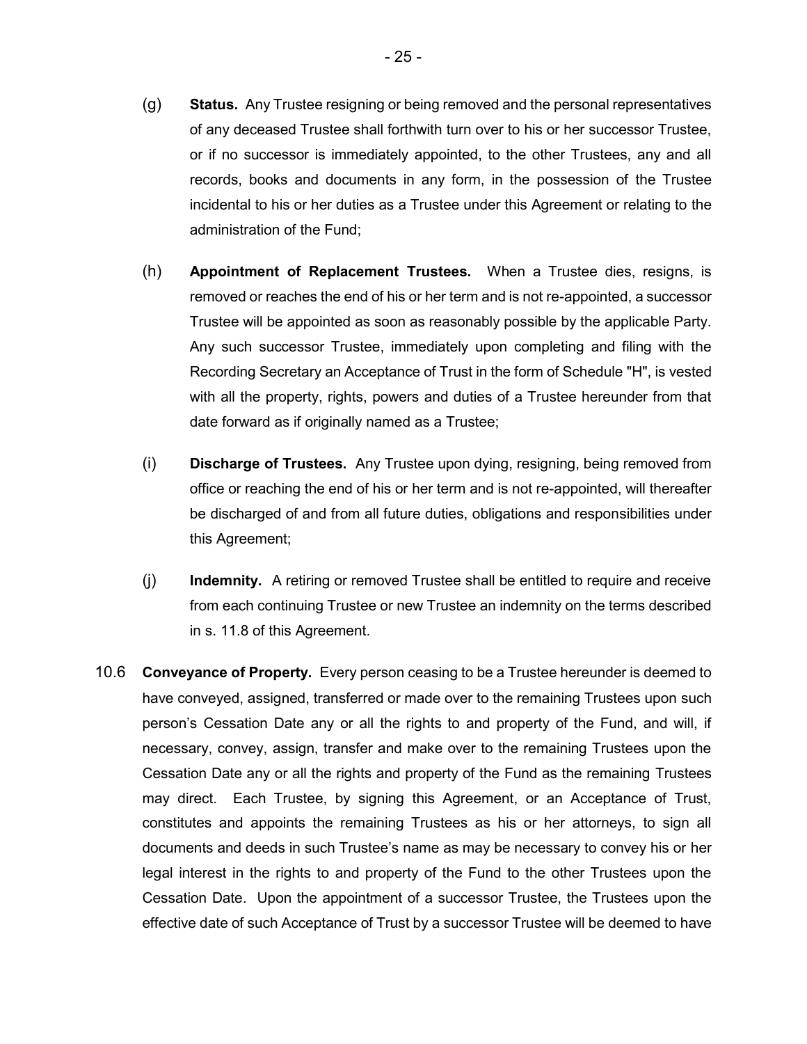(g) **Status.** Any Trustee resigning or being removed and the personal representatives of any deceased Trustee shall forthwith turn over to his or her successor Trustee, or if no successor is immediately appointed, to the other Trustees, any and all records, books and documents in any form, in the possession of the Trustee incidental to his or her duties as a Trustee under this Agreement or relating to the administration of the Fund;

(h) **Appointment of Replacement Trustees.** When a Trustee dies, resigns, is removed or reaches the end of his or her term and is not re-appointed, a successor Trustee will be appointed as soon as reasonably possible by the applicable Party. Any such successor Trustee, immediately upon completing and filing with the Recording Secretary an Acceptance of Trust in the form of Schedule "H", is vested with all the property, rights, powers and duties of a Trustee hereunder from that date forward as if originally named as a Trustee;

(i) **Discharge of Trustees.** Any Trustee upon dying, resigning, being removed from office or reaching the end of his or her term and is not re-appointed, will thereafter be discharged of and from all future duties, obligations and responsibilities under this Agreement;

(j) **Indemnity.** A retiring or removed Trustee shall be entitled to require and receive from each continuing Trustee or new Trustee an indemnity on the terms described in s. 11.8 of this Agreement.

10.6 **Conveyance of Property.** Every person ceasing to be a Trustee hereunder is deemed to have conveyed, assigned, transferred or made over to the remaining Trustees upon such person's Cessation Date any or all the rights to and property of the Fund, and will, if necessary, convey, assign, transfer and make over to the remaining Trustees upon the Cessation Date any or all the rights and property of the Fund as the remaining Trustees may direct. Each Trustee, by signing this Agreement, or an Acceptance of Trust, constitutes and appoints the remaining Trustees as his or her attorneys, to sign all documents and deeds in such Trustee's name as may be necessary to convey his or her legal interest in the rights to and property of the Fund to the other Trustees upon the Cessation Date. Upon the appointment of a successor Trustee, the Trustees upon the effective date of such Acceptance of Trust by a successor Trustee will be deemed to have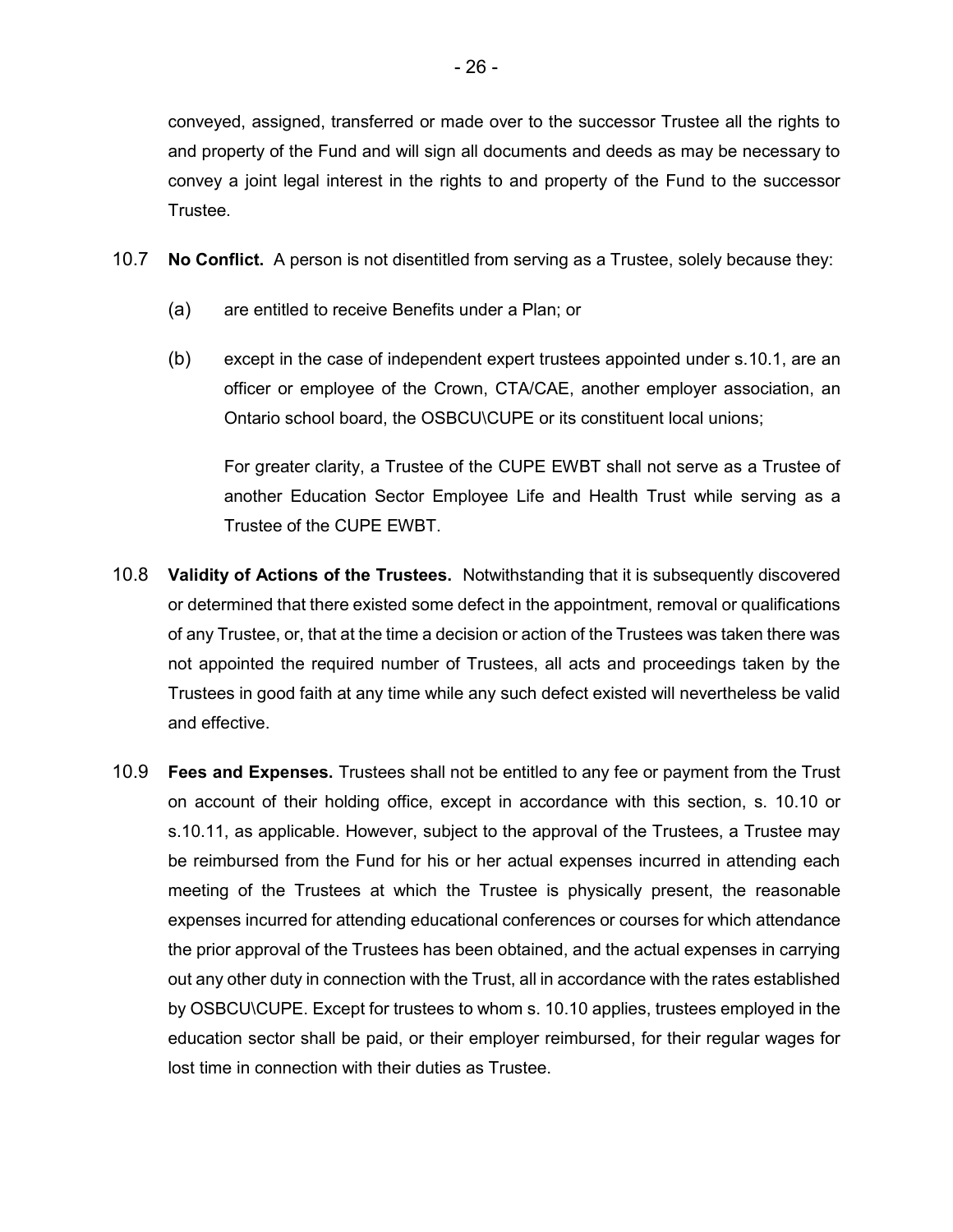conveyed, assigned, transferred or made over to the successor Trustee all the rights to and property of the Fund and will sign all documents and deeds as may be necessary to convey a joint legal interest in the rights to and property of the Fund to the successor Trustee.

10.7 **No Conflict.** A person is not disentitled from serving as a Trustee, solely because they:

(a) are entitled to receive Benefits under a Plan; or

(b) except in the case of independent expert trustees appointed under s.10.1, are an officer or employee of the Crown, CTA/CAE, another employer association, an Ontario school board, the OSBCU\CUPE or its constituent local unions;

For greater clarity, a Trustee of the CUPE EWBT shall not serve as a Trustee of another Education Sector Employee Life and Health Trust while serving as a Trustee of the CUPE EWBT.

10.8 **Validity of Actions of the Trustees.** Notwithstanding that it is subsequently discovered or determined that there existed some defect in the appointment, removal or qualifications of any Trustee, or, that at the time a decision or action of the Trustees was taken there was not appointed the required number of Trustees, all acts and proceedings taken by the Trustees in good faith at any time while any such defect existed will nevertheless be valid and effective.

10.9 **Fees and Expenses.** Trustees shall not be entitled to any fee or payment from the Trust on account of their holding office, except in accordance with this section, s. 10.10 or s.10.11, as applicable. However, subject to the approval of the Trustees, a Trustee may be reimbursed from the Fund for his or her actual expenses incurred in attending each meeting of the Trustees at which the Trustee is physically present, the reasonable expenses incurred for attending educational conferences or courses for which attendance the prior approval of the Trustees has been obtained, and the actual expenses in carrying out any other duty in connection with the Trust, all in accordance with the rates established by OSBCU\CUPE. Except for trustees to whom s. 10.10 applies, trustees employed in the education sector shall be paid, or their employer reimbursed, for their regular wages for lost time in connection with their duties as Trustee.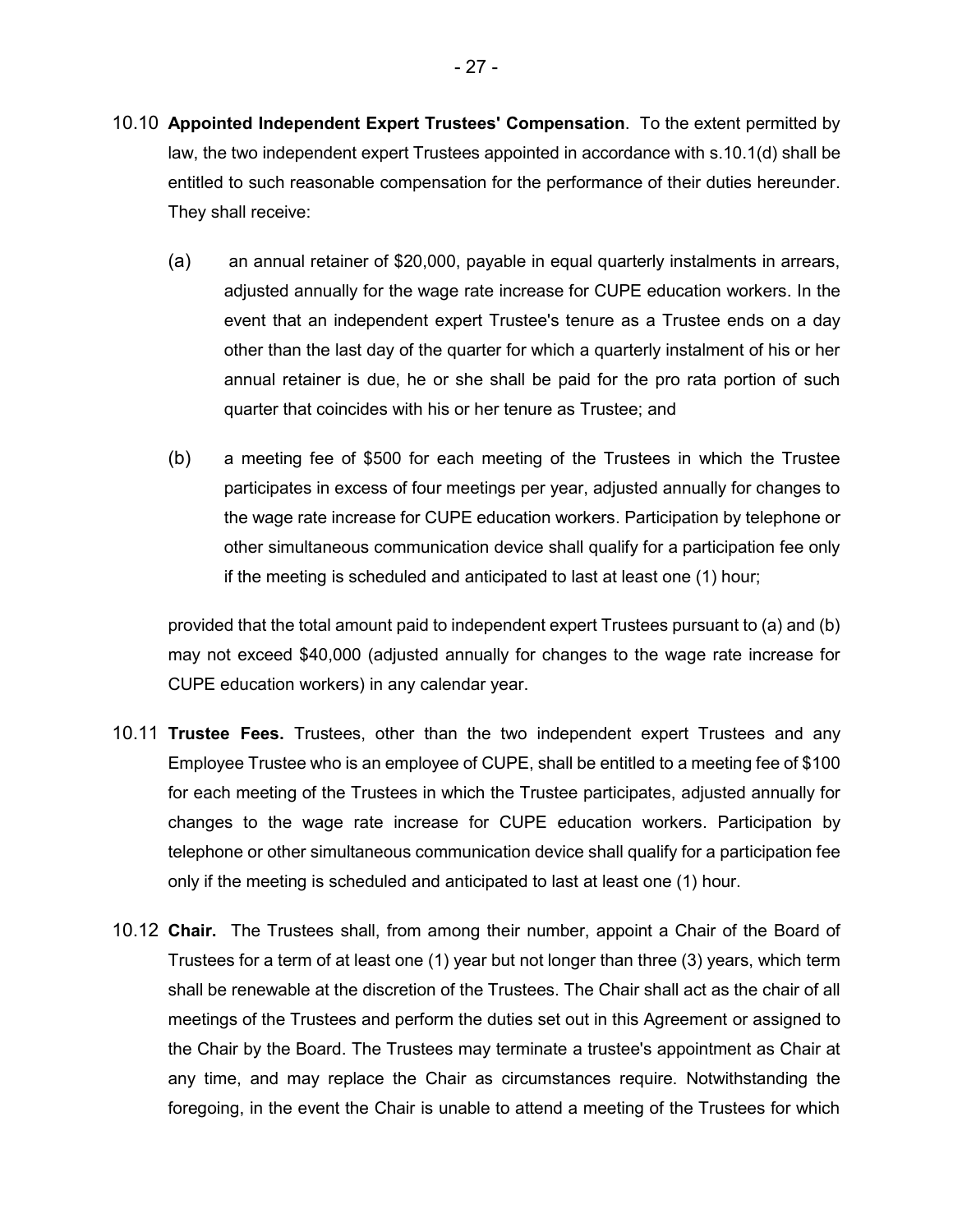10.10 **Appointed Independent Expert Trustees' Compensation**. To the extent permitted by law, the two independent expert Trustees appointed in accordance with s.10.1(d) shall be entitled to such reasonable compensation for the performance of their duties hereunder. They shall receive:

(a) an annual retainer of $20,000, payable in equal quarterly instalments in arrears, adjusted annually for the wage rate increase for CUPE education workers. In the event that an independent expert Trustee's tenure as a Trustee ends on a day other than the last day of the quarter for which a quarterly instalment of his or her annual retainer is due, he or she shall be paid for the pro rata portion of such quarter that coincides with his or her tenure as Trustee; and

(b) a meeting fee of $500 for each meeting of the Trustees in which the Trustee participates in excess of four meetings per year, adjusted annually for changes to the wage rate increase for CUPE education workers. Participation by telephone or other simultaneous communication device shall qualify for a participation fee only if the meeting is scheduled and anticipated to last at least one (1) hour;

provided that the total amount paid to independent expert Trustees pursuant to (a) and (b) may not exceed $40,000 (adjusted annually for changes to the wage rate increase for CUPE education workers) in any calendar year.

10.11 **Trustee Fees.** Trustees, other than the two independent expert Trustees and any Employee Trustee who is an employee of CUPE, shall be entitled to a meeting fee of $100 for each meeting of the Trustees in which the Trustee participates, adjusted annually for changes to the wage rate increase for CUPE education workers. Participation by telephone or other simultaneous communication device shall qualify for a participation fee only if the meeting is scheduled and anticipated to last at least one (1) hour.

10.12 **Chair.** The Trustees shall, from among their number, appoint a Chair of the Board of Trustees for a term of at least one (1) year but not longer than three (3) years, which term shall be renewable at the discretion of the Trustees. The Chair shall act as the chair of all meetings of the Trustees and perform the duties set out in this Agreement or assigned to the Chair by the Board. The Trustees may terminate a trustee's appointment as Chair at any time, and may replace the Chair as circumstances require. Notwithstanding the foregoing, in the event the Chair is unable to attend a meeting of the Trustees for which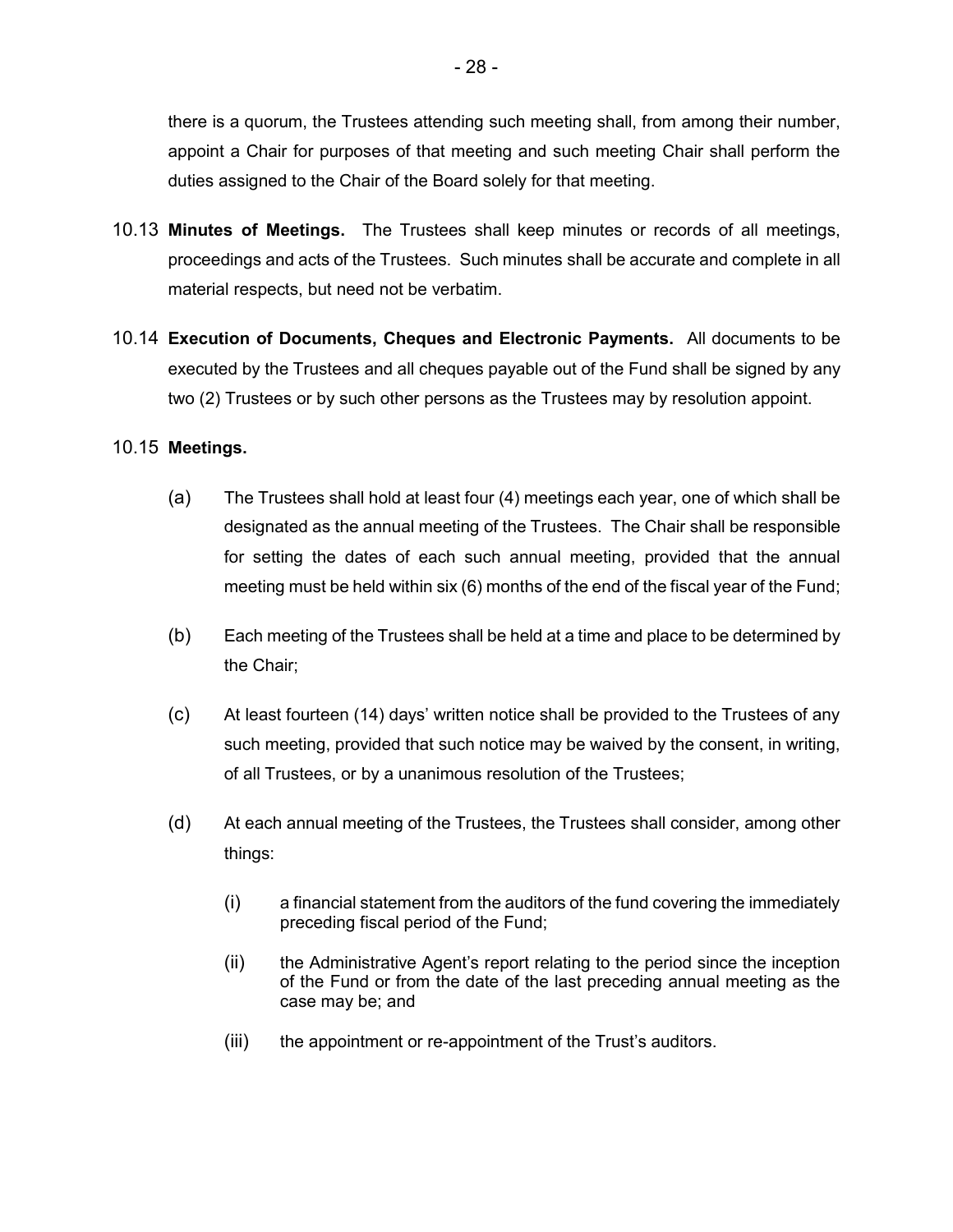there is a quorum, the Trustees attending such meeting shall, from among their number, appoint a Chair for purposes of that meeting and such meeting Chair shall perform the duties assigned to the Chair of the Board solely for that meeting.

10.13 **Minutes of Meetings.** The Trustees shall keep minutes or records of all meetings, proceedings and acts of the Trustees. Such minutes shall be accurate and complete in all material respects, but need not be verbatim.

10.14 **Execution of Documents, Cheques and Electronic Payments.** All documents to be executed by the Trustees and all cheques payable out of the Fund shall be signed by any two (2) Trustees or by such other persons as the Trustees may by resolution appoint.

10.15 **Meetings.**

(a) The Trustees shall hold at least four (4) meetings each year, one of which shall be designated as the annual meeting of the Trustees. The Chair shall be responsible for setting the dates of each such annual meeting, provided that the annual meeting must be held within six (6) months of the end of the fiscal year of the Fund;

(b) Each meeting of the Trustees shall be held at a time and place to be determined by the Chair;

(c) At least fourteen (14) days' written notice shall be provided to the Trustees of any such meeting, provided that such notice may be waived by the consent, in writing, of all Trustees, or by a unanimous resolution of the Trustees;

(d) At each annual meeting of the Trustees, the Trustees shall consider, among other things:

(i) a financial statement from the auditors of the fund covering the immediately preceding fiscal period of the Fund;

(ii) the Administrative Agent's report relating to the period since the inception of the Fund or from the date of the last preceding annual meeting as the case may be; and

(iii) the appointment or re-appointment of the Trust's auditors.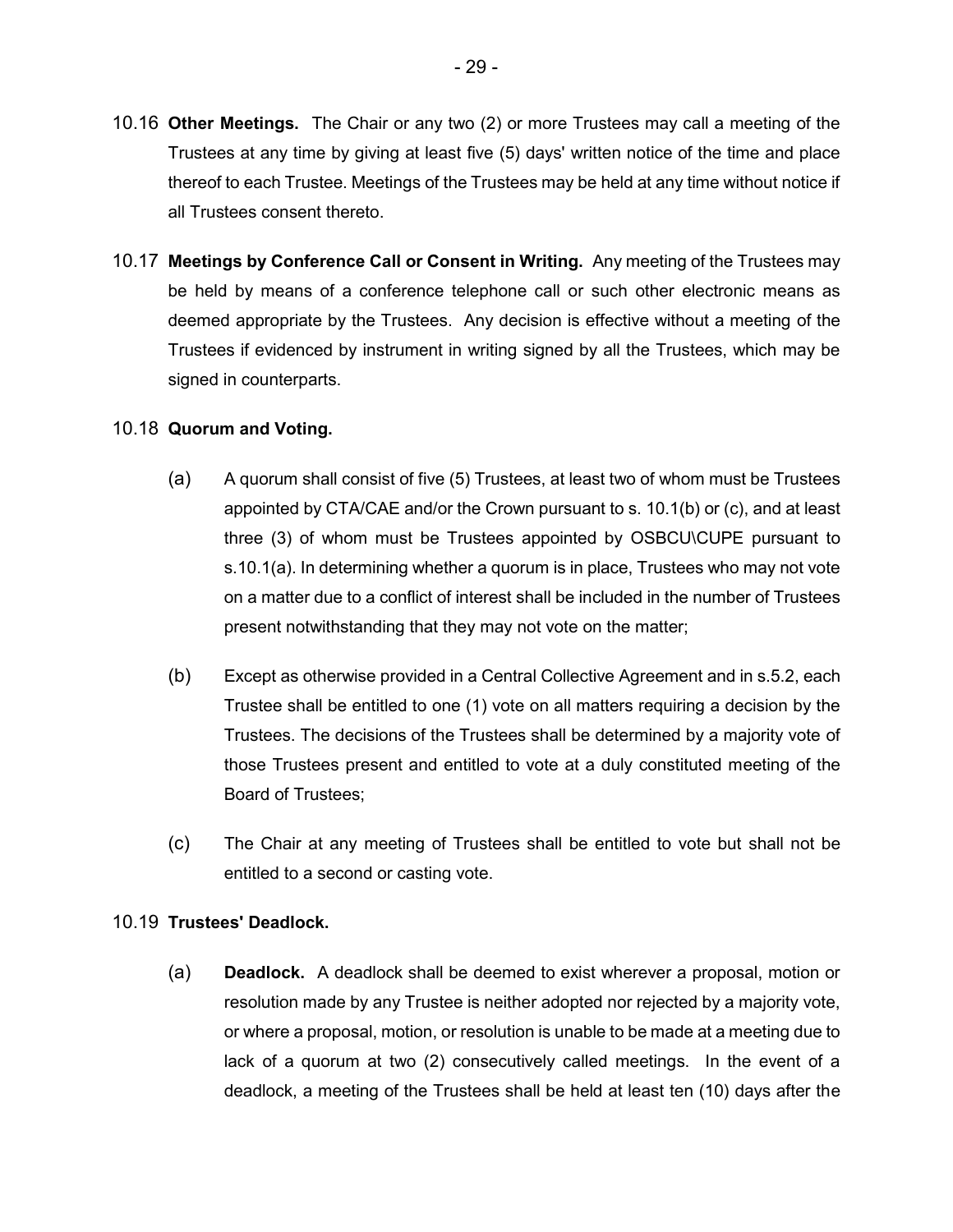10.16 **Other Meetings.** The Chair or any two (2) or more Trustees may call a meeting of the Trustees at any time by giving at least five (5) days' written notice of the time and place thereof to each Trustee. Meetings of the Trustees may be held at any time without notice if all Trustees consent thereto.

10.17 **Meetings by Conference Call or Consent in Writing.** Any meeting of the Trustees may be held by means of a conference telephone call or such other electronic means as deemed appropriate by the Trustees. Any decision is effective without a meeting of the Trustees if evidenced by instrument in writing signed by all the Trustees, which may be signed in counterparts.

10.18 **Quorum and Voting.**

(a) A quorum shall consist of five (5) Trustees, at least two of whom must be Trustees appointed by CTA/CAE and/or the Crown pursuant to s. 10.1(b) or (c), and at least three (3) of whom must be Trustees appointed by OSBCU\CUPE pursuant to s.10.1(a). In determining whether a quorum is in place, Trustees who may not vote on a matter due to a conflict of interest shall be included in the number of Trustees present notwithstanding that they may not vote on the matter;

(b) Except as otherwise provided in a Central Collective Agreement and in s.5.2, each Trustee shall be entitled to one (1) vote on all matters requiring a decision by the Trustees. The decisions of the Trustees shall be determined by a majority vote of those Trustees present and entitled to vote at a duly constituted meeting of the Board of Trustees;

(c) The Chair at any meeting of Trustees shall be entitled to vote but shall not be entitled to a second or casting vote.

10.19 **Trustees' Deadlock.**

(a) **Deadlock.** A deadlock shall be deemed to exist wherever a proposal, motion or resolution made by any Trustee is neither adopted nor rejected by a majority vote, or where a proposal, motion, or resolution is unable to be made at a meeting due to lack of a quorum at two (2) consecutively called meetings. In the event of a deadlock, a meeting of the Trustees shall be held at least ten (10) days after the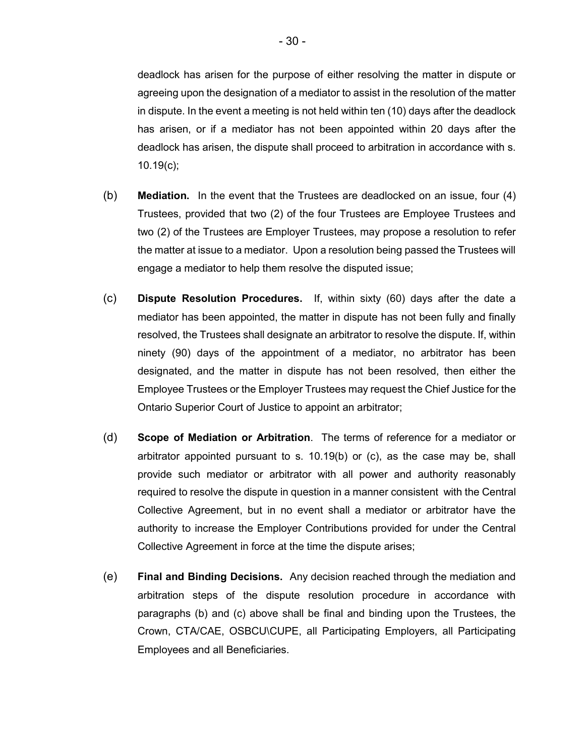deadlock has arisen for the purpose of either resolving the matter in dispute or agreeing upon the designation of a mediator to assist in the resolution of the matter in dispute. In the event a meeting is not held within ten (10) days after the deadlock has arisen, or if a mediator has not been appointed within 20 days after the deadlock has arisen, the dispute shall proceed to arbitration in accordance with s. 10.19(c);

(b) **Mediation.** In the event that the Trustees are deadlocked on an issue, four (4) Trustees, provided that two (2) of the four Trustees are Employee Trustees and two (2) of the Trustees are Employer Trustees, may propose a resolution to refer the matter at issue to a mediator. Upon a resolution being passed the Trustees will engage a mediator to help them resolve the disputed issue;

(c) **Dispute Resolution Procedures.** If, within sixty (60) days after the date a mediator has been appointed, the matter in dispute has not been fully and finally resolved, the Trustees shall designate an arbitrator to resolve the dispute. If, within ninety (90) days of the appointment of a mediator, no arbitrator has been designated, and the matter in dispute has not been resolved, then either the Employee Trustees or the Employer Trustees may request the Chief Justice for the Ontario Superior Court of Justice to appoint an arbitrator;

(d) **Scope of Mediation or Arbitration**. The terms of reference for a mediator or arbitrator appointed pursuant to s. 10.19(b) or (c), as the case may be, shall provide such mediator or arbitrator with all power and authority reasonably required to resolve the dispute in question in a manner consistent with the Central Collective Agreement, but in no event shall a mediator or arbitrator have the authority to increase the Employer Contributions provided for under the Central Collective Agreement in force at the time the dispute arises;

(e) **Final and Binding Decisions.** Any decision reached through the mediation and arbitration steps of the dispute resolution procedure in accordance with paragraphs (b) and (c) above shall be final and binding upon the Trustees, the Crown, CTA/CAE, OSBCU\CUPE, all Participating Employers, all Participating Employees and all Beneficiaries.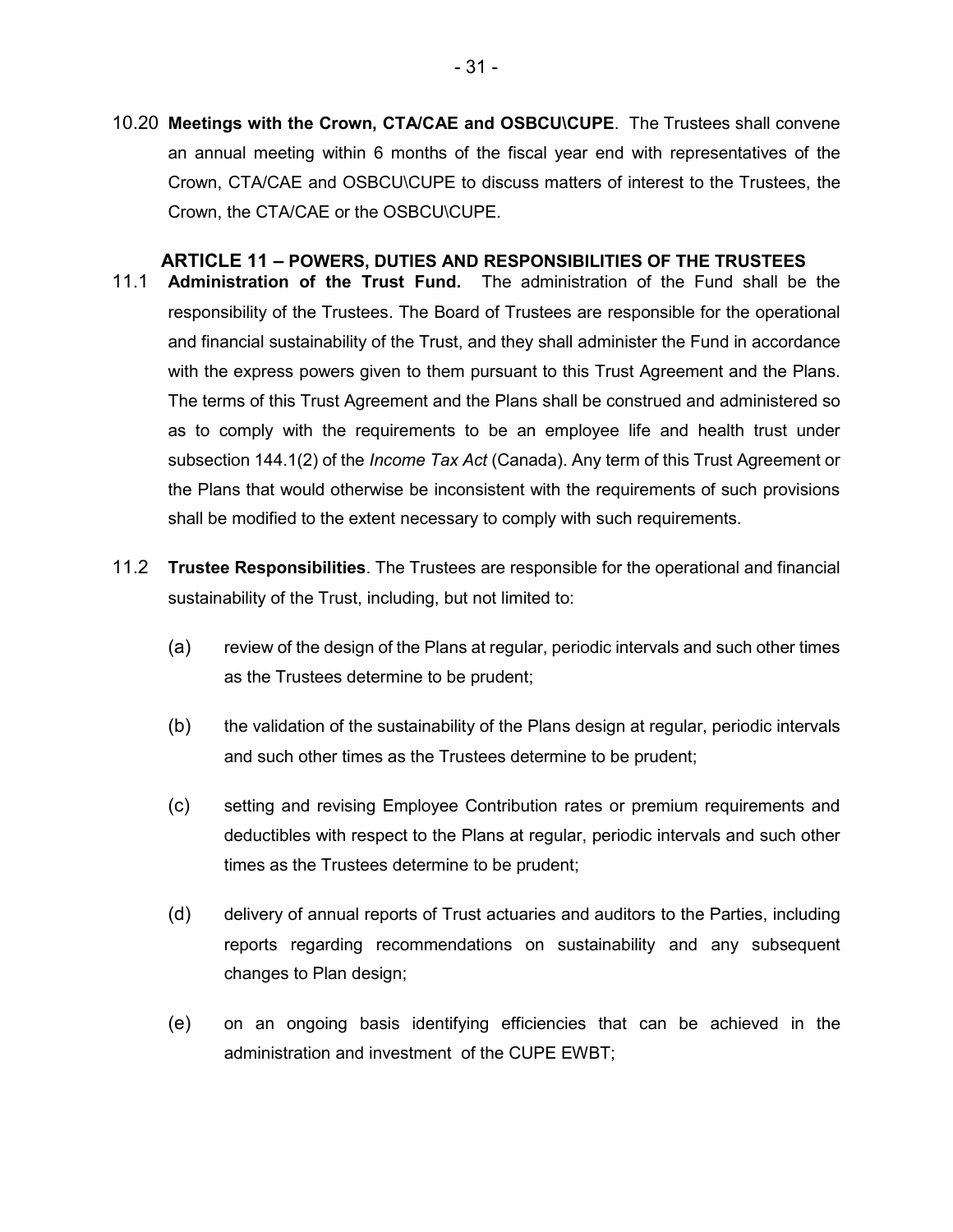10.20 **Meetings with the Crown, CTA/CAE and OSBCU\CUPE**. The Trustees shall convene an annual meeting within 6 months of the fiscal year end with representatives of the Crown, CTA/CAE and OSBCU\CUPE to discuss matters of interest to the Trustees, the Crown, the CTA/CAE or the OSBCU\CUPE.

## ARTICLE 11 – POWERS, DUTIES AND RESPONSIBILITIES OF THE TRUSTEES

11.1 **Administration of the Trust Fund.** The administration of the Fund shall be the responsibility of the Trustees. The Board of Trustees are responsible for the operational and financial sustainability of the Trust, and they shall administer the Fund in accordance with the express powers given to them pursuant to this Trust Agreement and the Plans. The terms of this Trust Agreement and the Plans shall be construed and administered so as to comply with the requirements to be an employee life and health trust under subsection 144.1(2) of the *Income Tax Act* (Canada). Any term of this Trust Agreement or the Plans that would otherwise be inconsistent with the requirements of such provisions shall be modified to the extent necessary to comply with such requirements.

11.2 **Trustee Responsibilities**. The Trustees are responsible for the operational and financial sustainability of the Trust, including, but not limited to:

(a) review of the design of the Plans at regular, periodic intervals and such other times as the Trustees determine to be prudent;

(b) the validation of the sustainability of the Plans design at regular, periodic intervals and such other times as the Trustees determine to be prudent;

(c) setting and revising Employee Contribution rates or premium requirements and deductibles with respect to the Plans at regular, periodic intervals and such other times as the Trustees determine to be prudent;

(d) delivery of annual reports of Trust actuaries and auditors to the Parties, including reports regarding recommendations on sustainability and any subsequent changes to Plan design;

(e) on an ongoing basis identifying efficiencies that can be achieved in the administration and investment of the CUPE EWBT;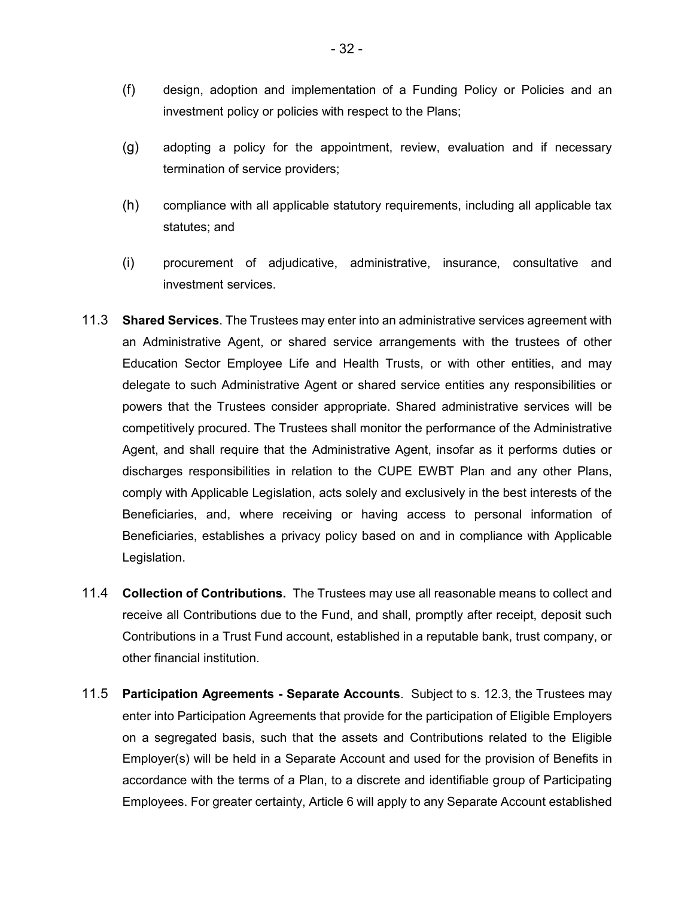(f) design, adoption and implementation of a Funding Policy or Policies and an investment policy or policies with respect to the Plans;

(g) adopting a policy for the appointment, review, evaluation and if necessary termination of service providers;

(h) compliance with all applicable statutory requirements, including all applicable tax statutes; and

(i) procurement of adjudicative, administrative, insurance, consultative and investment services.

11.3 **Shared Services**. The Trustees may enter into an administrative services agreement with an Administrative Agent, or shared service arrangements with the trustees of other Education Sector Employee Life and Health Trusts, or with other entities, and may delegate to such Administrative Agent or shared service entities any responsibilities or powers that the Trustees consider appropriate. Shared administrative services will be competitively procured. The Trustees shall monitor the performance of the Administrative Agent, and shall require that the Administrative Agent, insofar as it performs duties or discharges responsibilities in relation to the CUPE EWBT Plan and any other Plans, comply with Applicable Legislation, acts solely and exclusively in the best interests of the Beneficiaries, and, where receiving or having access to personal information of Beneficiaries, establishes a privacy policy based on and in compliance with Applicable Legislation.

11.4 **Collection of Contributions.** The Trustees may use all reasonable means to collect and receive all Contributions due to the Fund, and shall, promptly after receipt, deposit such Contributions in a Trust Fund account, established in a reputable bank, trust company, or other financial institution.

11.5 **Participation Agreements - Separate Accounts**. Subject to s. 12.3, the Trustees may enter into Participation Agreements that provide for the participation of Eligible Employers on a segregated basis, such that the assets and Contributions related to the Eligible Employer(s) will be held in a Separate Account and used for the provision of Benefits in accordance with the terms of a Plan, to a discrete and identifiable group of Participating Employees. For greater certainty, Article 6 will apply to any Separate Account established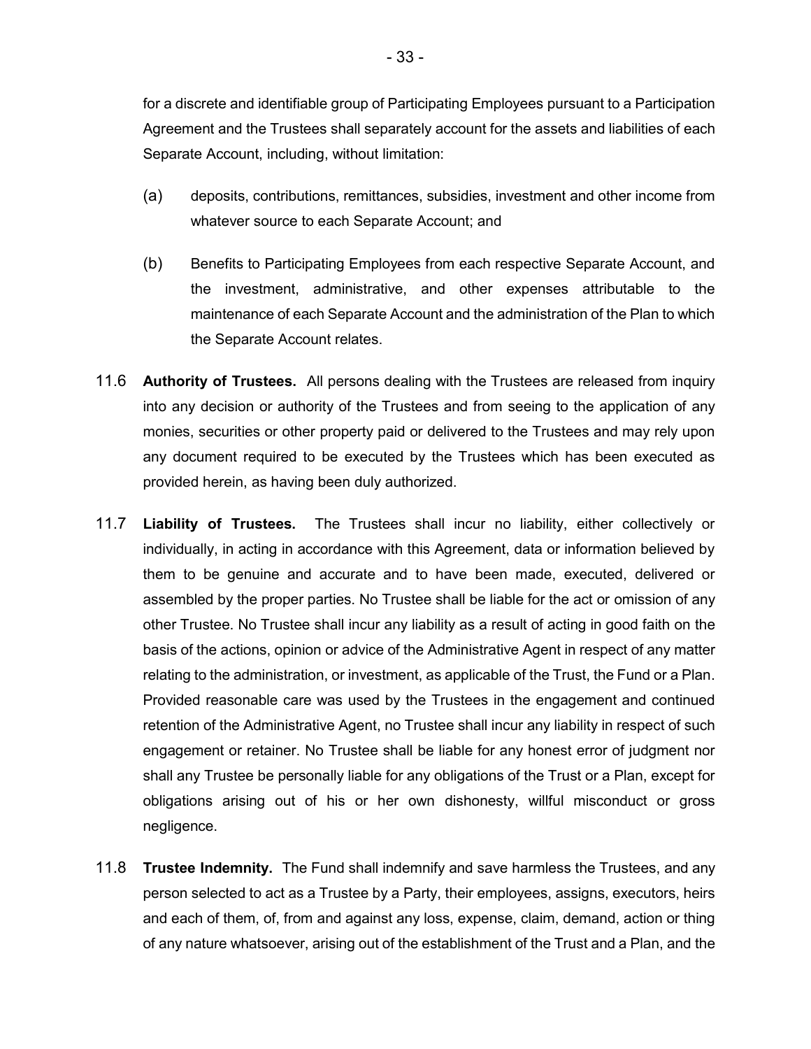for a discrete and identifiable group of Participating Employees pursuant to a Participation Agreement and the Trustees shall separately account for the assets and liabilities of each Separate Account, including, without limitation:

(a) deposits, contributions, remittances, subsidies, investment and other income from whatever source to each Separate Account; and

(b) Benefits to Participating Employees from each respective Separate Account, and the investment, administrative, and other expenses attributable to the maintenance of each Separate Account and the administration of the Plan to which the Separate Account relates.

11.6 **Authority of Trustees.** All persons dealing with the Trustees are released from inquiry into any decision or authority of the Trustees and from seeing to the application of any monies, securities or other property paid or delivered to the Trustees and may rely upon any document required to be executed by the Trustees which has been executed as provided herein, as having been duly authorized.

11.7 **Liability of Trustees.** The Trustees shall incur no liability, either collectively or individually, in acting in accordance with this Agreement, data or information believed by them to be genuine and accurate and to have been made, executed, delivered or assembled by the proper parties. No Trustee shall be liable for the act or omission of any other Trustee. No Trustee shall incur any liability as a result of acting in good faith on the basis of the actions, opinion or advice of the Administrative Agent in respect of any matter relating to the administration, or investment, as applicable of the Trust, the Fund or a Plan. Provided reasonable care was used by the Trustees in the engagement and continued retention of the Administrative Agent, no Trustee shall incur any liability in respect of such engagement or retainer. No Trustee shall be liable for any honest error of judgment nor shall any Trustee be personally liable for any obligations of the Trust or a Plan, except for obligations arising out of his or her own dishonesty, willful misconduct or gross negligence.

11.8 **Trustee Indemnity.** The Fund shall indemnify and save harmless the Trustees, and any person selected to act as a Trustee by a Party, their employees, assigns, executors, heirs and each of them, of, from and against any loss, expense, claim, demand, action or thing of any nature whatsoever, arising out of the establishment of the Trust and a Plan, and the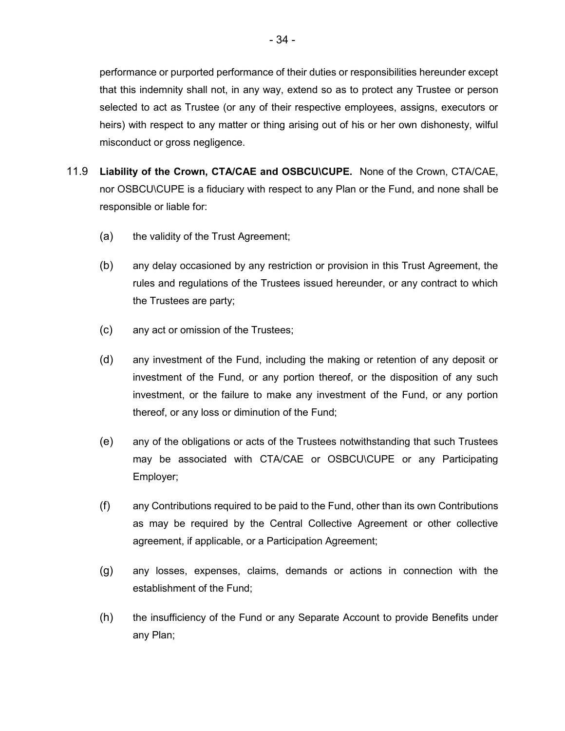performance or purported performance of their duties or responsibilities hereunder except that this indemnity shall not, in any way, extend so as to protect any Trustee or person selected to act as Trustee (or any of their respective employees, assigns, executors or heirs) with respect to any matter or thing arising out of his or her own dishonesty, wilful misconduct or gross negligence.

11.9 **Liability of the Crown, CTA/CAE and OSBCU\CUPE.** None of the Crown, CTA/CAE, nor OSBCU\CUPE is a fiduciary with respect to any Plan or the Fund, and none shall be responsible or liable for:

(a) the validity of the Trust Agreement;

(b) any delay occasioned by any restriction or provision in this Trust Agreement, the rules and regulations of the Trustees issued hereunder, or any contract to which the Trustees are party;

(c) any act or omission of the Trustees;

(d) any investment of the Fund, including the making or retention of any deposit or investment of the Fund, or any portion thereof, or the disposition of any such investment, or the failure to make any investment of the Fund, or any portion thereof, or any loss or diminution of the Fund;

(e) any of the obligations or acts of the Trustees notwithstanding that such Trustees may be associated with CTA/CAE or OSBCU\CUPE or any Participating Employer;

(f) any Contributions required to be paid to the Fund, other than its own Contributions as may be required by the Central Collective Agreement or other collective agreement, if applicable, or a Participation Agreement;

(g) any losses, expenses, claims, demands or actions in connection with the establishment of the Fund;

(h) the insufficiency of the Fund or any Separate Account to provide Benefits under any Plan;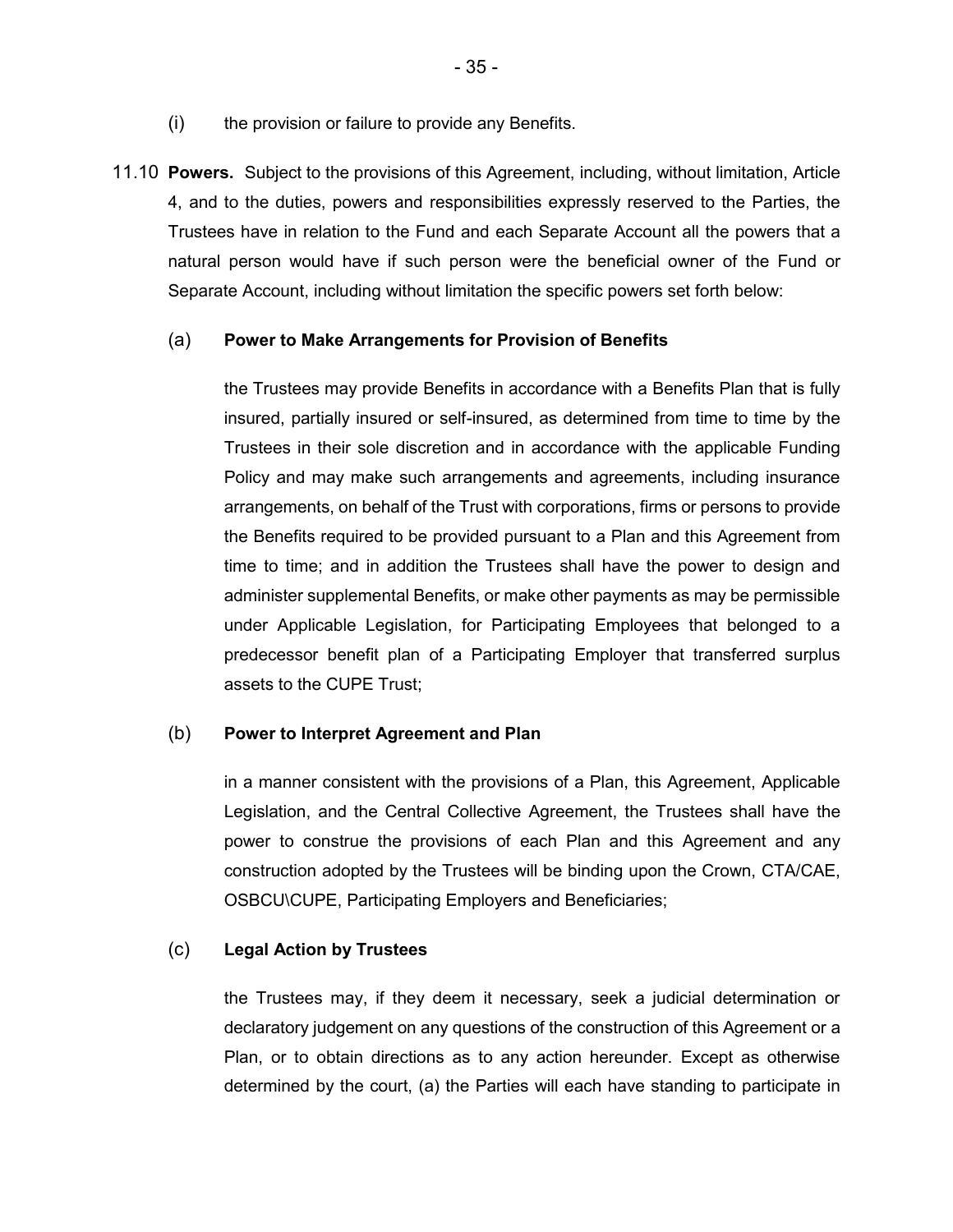(i) the provision or failure to provide any Benefits.

11.10 **Powers.** Subject to the provisions of this Agreement, including, without limitation, Article 4, and to the duties, powers and responsibilities expressly reserved to the Parties, the Trustees have in relation to the Fund and each Separate Account all the powers that a natural person would have if such person were the beneficial owner of the Fund or Separate Account, including without limitation the specific powers set forth below:

(a) **Power to Make Arrangements for Provision of Benefits**

the Trustees may provide Benefits in accordance with a Benefits Plan that is fully insured, partially insured or self-insured, as determined from time to time by the Trustees in their sole discretion and in accordance with the applicable Funding Policy and may make such arrangements and agreements, including insurance arrangements, on behalf of the Trust with corporations, firms or persons to provide the Benefits required to be provided pursuant to a Plan and this Agreement from time to time; and in addition the Trustees shall have the power to design and administer supplemental Benefits, or make other payments as may be permissible under Applicable Legislation, for Participating Employees that belonged to a predecessor benefit plan of a Participating Employer that transferred surplus assets to the CUPE Trust;

(b) **Power to Interpret Agreement and Plan**

in a manner consistent with the provisions of a Plan, this Agreement, Applicable Legislation, and the Central Collective Agreement, the Trustees shall have the power to construe the provisions of each Plan and this Agreement and any construction adopted by the Trustees will be binding upon the Crown, CTA/CAE, OSBCU\CUPE, Participating Employers and Beneficiaries;

(c) **Legal Action by Trustees**

the Trustees may, if they deem it necessary, seek a judicial determination or declaratory judgement on any questions of the construction of this Agreement or a Plan, or to obtain directions as to any action hereunder. Except as otherwise determined by the court, (a) the Parties will each have standing to participate in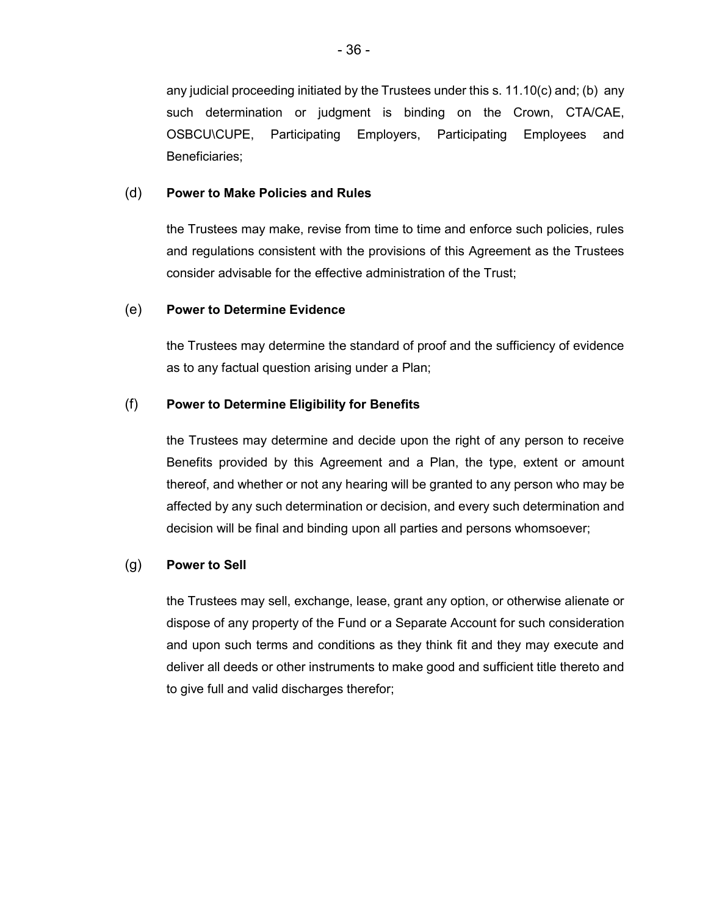any judicial proceeding initiated by the Trustees under this s. 11.10(c) and; (b) any such determination or judgment is binding on the Crown, CTA/CAE, OSBCU\CUPE, Participating Employers, Participating Employees and Beneficiaries;

(d) **Power to Make Policies and Rules**

the Trustees may make, revise from time to time and enforce such policies, rules and regulations consistent with the provisions of this Agreement as the Trustees consider advisable for the effective administration of the Trust;

(e) **Power to Determine Evidence**

the Trustees may determine the standard of proof and the sufficiency of evidence as to any factual question arising under a Plan;

(f) **Power to Determine Eligibility for Benefits**

the Trustees may determine and decide upon the right of any person to receive Benefits provided by this Agreement and a Plan, the type, extent or amount thereof, and whether or not any hearing will be granted to any person who may be affected by any such determination or decision, and every such determination and decision will be final and binding upon all parties and persons whomsoever;

(g) **Power to Sell**

the Trustees may sell, exchange, lease, grant any option, or otherwise alienate or dispose of any property of the Fund or a Separate Account for such consideration and upon such terms and conditions as they think fit and they may execute and deliver all deeds or other instruments to make good and sufficient title thereto and to give full and valid discharges therefor;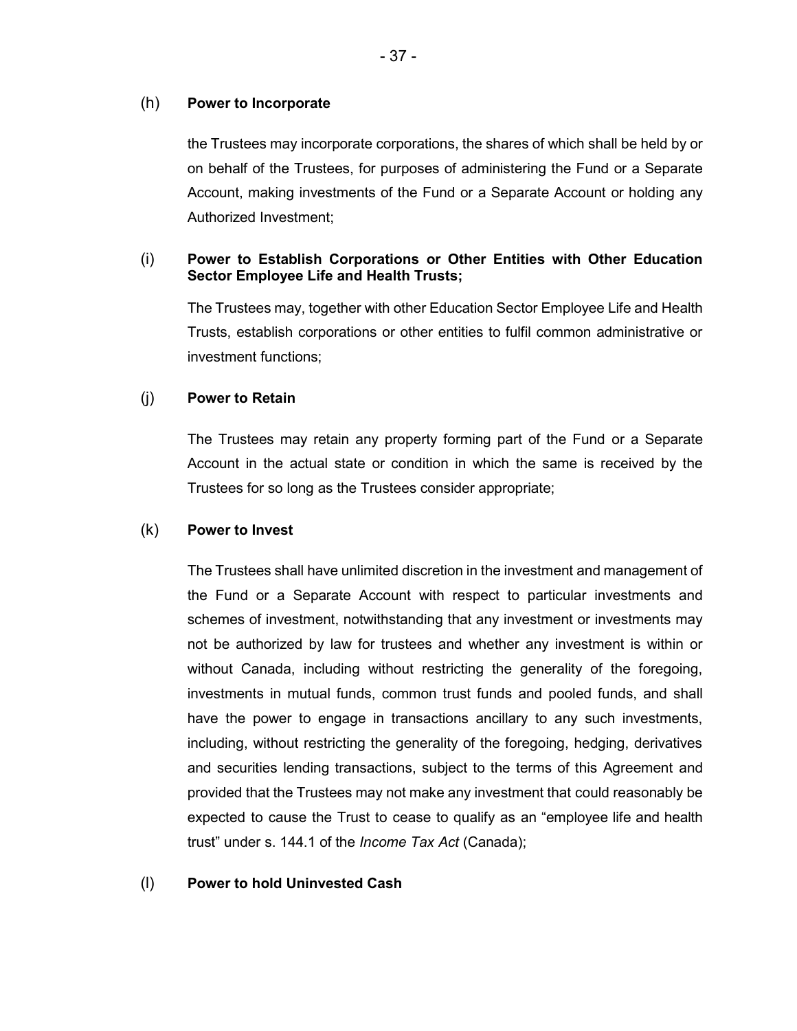(h) **Power to Incorporate**

the Trustees may incorporate corporations, the shares of which shall be held by or on behalf of the Trustees, for purposes of administering the Fund or a Separate Account, making investments of the Fund or a Separate Account or holding any Authorized Investment;

(i) **Power to Establish Corporations or Other Entities with Other Education Sector Employee Life and Health Trusts;**

The Trustees may, together with other Education Sector Employee Life and Health Trusts, establish corporations or other entities to fulfil common administrative or investment functions;

(j) **Power to Retain**

The Trustees may retain any property forming part of the Fund or a Separate Account in the actual state or condition in which the same is received by the Trustees for so long as the Trustees consider appropriate;

(k) **Power to Invest**

The Trustees shall have unlimited discretion in the investment and management of the Fund or a Separate Account with respect to particular investments and schemes of investment, notwithstanding that any investment or investments may not be authorized by law for trustees and whether any investment is within or without Canada, including without restricting the generality of the foregoing, investments in mutual funds, common trust funds and pooled funds, and shall have the power to engage in transactions ancillary to any such investments, including, without restricting the generality of the foregoing, hedging, derivatives and securities lending transactions, subject to the terms of this Agreement and provided that the Trustees may not make any investment that could reasonably be expected to cause the Trust to cease to qualify as an "employee life and health trust" under s. 144.1 of the *Income Tax Act* (Canada);

(l) **Power to hold Uninvested Cash**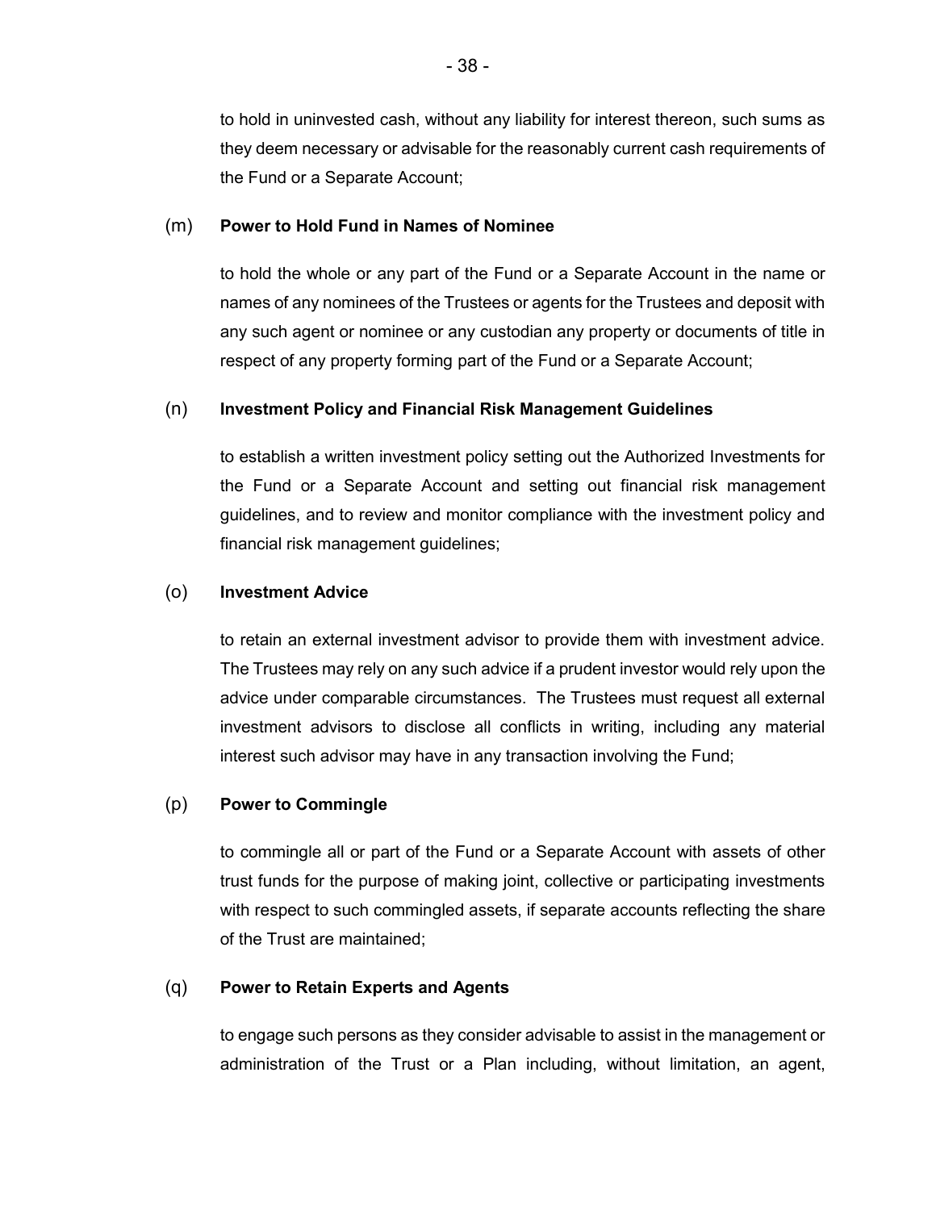to hold in uninvested cash, without any liability for interest thereon, such sums as they deem necessary or advisable for the reasonably current cash requirements of the Fund or a Separate Account;

(m) **Power to Hold Fund in Names of Nominee**

to hold the whole or any part of the Fund or a Separate Account in the name or names of any nominees of the Trustees or agents for the Trustees and deposit with any such agent or nominee or any custodian any property or documents of title in respect of any property forming part of the Fund or a Separate Account;

(n) **Investment Policy and Financial Risk Management Guidelines**

to establish a written investment policy setting out the Authorized Investments for the Fund or a Separate Account and setting out financial risk management guidelines, and to review and monitor compliance with the investment policy and financial risk management guidelines;

(o) **Investment Advice**

to retain an external investment advisor to provide them with investment advice. The Trustees may rely on any such advice if a prudent investor would rely upon the advice under comparable circumstances. The Trustees must request all external investment advisors to disclose all conflicts in writing, including any material interest such advisor may have in any transaction involving the Fund;

(p) **Power to Commingle**

to commingle all or part of the Fund or a Separate Account with assets of other trust funds for the purpose of making joint, collective or participating investments with respect to such commingled assets, if separate accounts reflecting the share of the Trust are maintained;

(q) **Power to Retain Experts and Agents**

to engage such persons as they consider advisable to assist in the management or administration of the Trust or a Plan including, without limitation, an agent,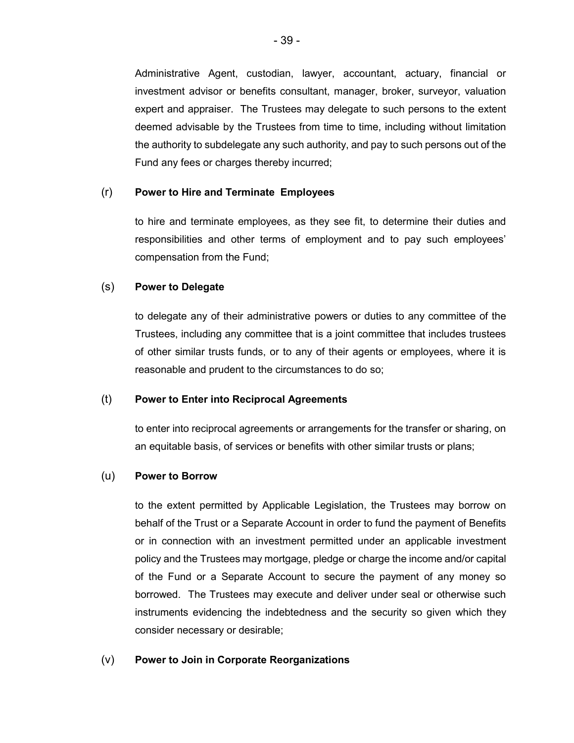Administrative Agent, custodian, lawyer, accountant, actuary, financial or investment advisor or benefits consultant, manager, broker, surveyor, valuation expert and appraiser. The Trustees may delegate to such persons to the extent deemed advisable by the Trustees from time to time, including without limitation the authority to subdelegate any such authority, and pay to such persons out of the Fund any fees or charges thereby incurred;

(r) **Power to Hire and Terminate Employees**

to hire and terminate employees, as they see fit, to determine their duties and responsibilities and other terms of employment and to pay such employees' compensation from the Fund;

(s) **Power to Delegate**

to delegate any of their administrative powers or duties to any committee of the Trustees, including any committee that is a joint committee that includes trustees of other similar trusts funds, or to any of their agents or employees, where it is reasonable and prudent to the circumstances to do so;

(t) **Power to Enter into Reciprocal Agreements**

to enter into reciprocal agreements or arrangements for the transfer or sharing, on an equitable basis, of services or benefits with other similar trusts or plans;

(u) **Power to Borrow**

to the extent permitted by Applicable Legislation, the Trustees may borrow on behalf of the Trust or a Separate Account in order to fund the payment of Benefits or in connection with an investment permitted under an applicable investment policy and the Trustees may mortgage, pledge or charge the income and/or capital of the Fund or a Separate Account to secure the payment of any money so borrowed. The Trustees may execute and deliver under seal or otherwise such instruments evidencing the indebtedness and the security so given which they consider necessary or desirable;

(v) **Power to Join in Corporate Reorganizations**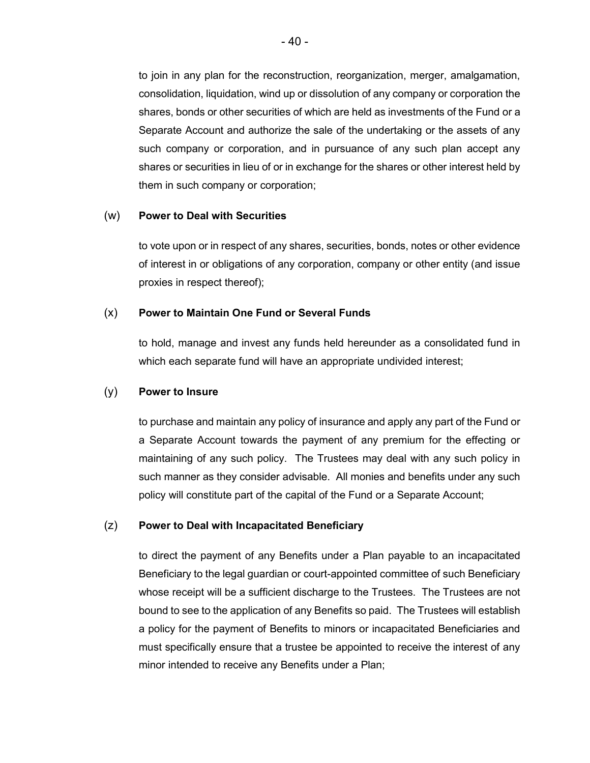to join in any plan for the reconstruction, reorganization, merger, amalgamation, consolidation, liquidation, wind up or dissolution of any company or corporation the shares, bonds or other securities of which are held as investments of the Fund or a Separate Account and authorize the sale of the undertaking or the assets of any such company or corporation, and in pursuance of any such plan accept any shares or securities in lieu of or in exchange for the shares or other interest held by them in such company or corporation;

(w) **Power to Deal with Securities**

to vote upon or in respect of any shares, securities, bonds, notes or other evidence of interest in or obligations of any corporation, company or other entity (and issue proxies in respect thereof);

(x) **Power to Maintain One Fund or Several Funds**

to hold, manage and invest any funds held hereunder as a consolidated fund in which each separate fund will have an appropriate undivided interest;

(y) **Power to Insure**

to purchase and maintain any policy of insurance and apply any part of the Fund or a Separate Account towards the payment of any premium for the effecting or maintaining of any such policy. The Trustees may deal with any such policy in such manner as they consider advisable. All monies and benefits under any such policy will constitute part of the capital of the Fund or a Separate Account;

(z) **Power to Deal with Incapacitated Beneficiary**

to direct the payment of any Benefits under a Plan payable to an incapacitated Beneficiary to the legal guardian or court-appointed committee of such Beneficiary whose receipt will be a sufficient discharge to the Trustees. The Trustees are not bound to see to the application of any Benefits so paid. The Trustees will establish a policy for the payment of Benefits to minors or incapacitated Beneficiaries and must specifically ensure that a trustee be appointed to receive the interest of any minor intended to receive any Benefits under a Plan;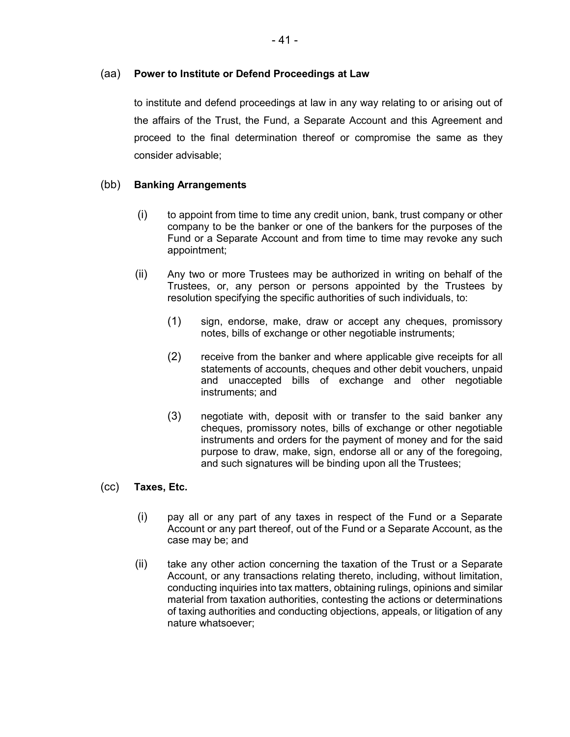(aa) **Power to Institute or Defend Proceedings at Law**

to institute and defend proceedings at law in any way relating to or arising out of the affairs of the Trust, the Fund, a Separate Account and this Agreement and proceed to the final determination thereof or compromise the same as they consider advisable;

(bb) **Banking Arrangements**

(i) to appoint from time to time any credit union, bank, trust company or other company to be the banker or one of the bankers for the purposes of the Fund or a Separate Account and from time to time may revoke any such appointment;

(ii) Any two or more Trustees may be authorized in writing on behalf of the Trustees, or, any person or persons appointed by the Trustees by resolution specifying the specific authorities of such individuals, to:

(1) sign, endorse, make, draw or accept any cheques, promissory notes, bills of exchange or other negotiable instruments;

(2) receive from the banker and where applicable give receipts for all statements of accounts, cheques and other debit vouchers, unpaid and unaccepted bills of exchange and other negotiable instruments; and

(3) negotiate with, deposit with or transfer to the said banker any cheques, promissory notes, bills of exchange or other negotiable instruments and orders for the payment of money and for the said purpose to draw, make, sign, endorse all or any of the foregoing, and such signatures will be binding upon all the Trustees;

(cc) **Taxes, Etc.**

(i) pay all or any part of any taxes in respect of the Fund or a Separate Account or any part thereof, out of the Fund or a Separate Account, as the case may be; and

(ii) take any other action concerning the taxation of the Trust or a Separate Account, or any transactions relating thereto, including, without limitation, conducting inquiries into tax matters, obtaining rulings, opinions and similar material from taxation authorities, contesting the actions or determinations of taxing authorities and conducting objections, appeals, or litigation of any nature whatsoever;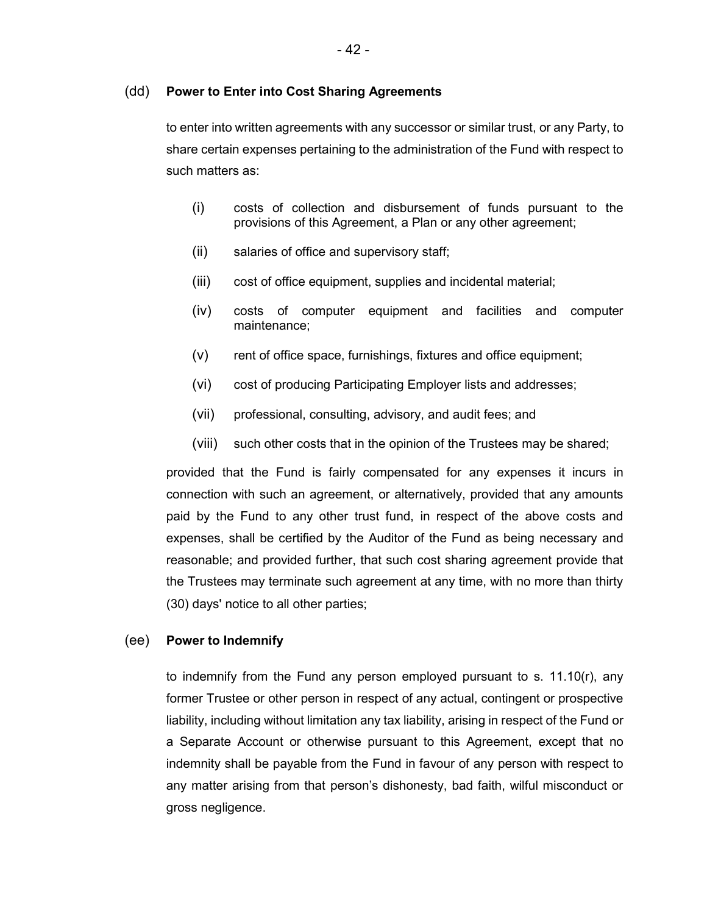(dd) **Power to Enter into Cost Sharing Agreements**

to enter into written agreements with any successor or similar trust, or any Party, to share certain expenses pertaining to the administration of the Fund with respect to such matters as:

(i) costs of collection and disbursement of funds pursuant to the provisions of this Agreement, a Plan or any other agreement;

(ii) salaries of office and supervisory staff;

(iii) cost of office equipment, supplies and incidental material;

(iv) costs of computer equipment and facilities and computer maintenance;

(v) rent of office space, furnishings, fixtures and office equipment;

(vi) cost of producing Participating Employer lists and addresses;

(vii) professional, consulting, advisory, and audit fees; and

(viii) such other costs that in the opinion of the Trustees may be shared;

provided that the Fund is fairly compensated for any expenses it incurs in connection with such an agreement, or alternatively, provided that any amounts paid by the Fund to any other trust fund, in respect of the above costs and expenses, shall be certified by the Auditor of the Fund as being necessary and reasonable; and provided further, that such cost sharing agreement provide that the Trustees may terminate such agreement at any time, with no more than thirty (30) days' notice to all other parties;

(ee) **Power to Indemnify**

to indemnify from the Fund any person employed pursuant to s. 11.10(r), any former Trustee or other person in respect of any actual, contingent or prospective liability, including without limitation any tax liability, arising in respect of the Fund or a Separate Account or otherwise pursuant to this Agreement, except that no indemnity shall be payable from the Fund in favour of any person with respect to any matter arising from that person's dishonesty, bad faith, wilful misconduct or gross negligence.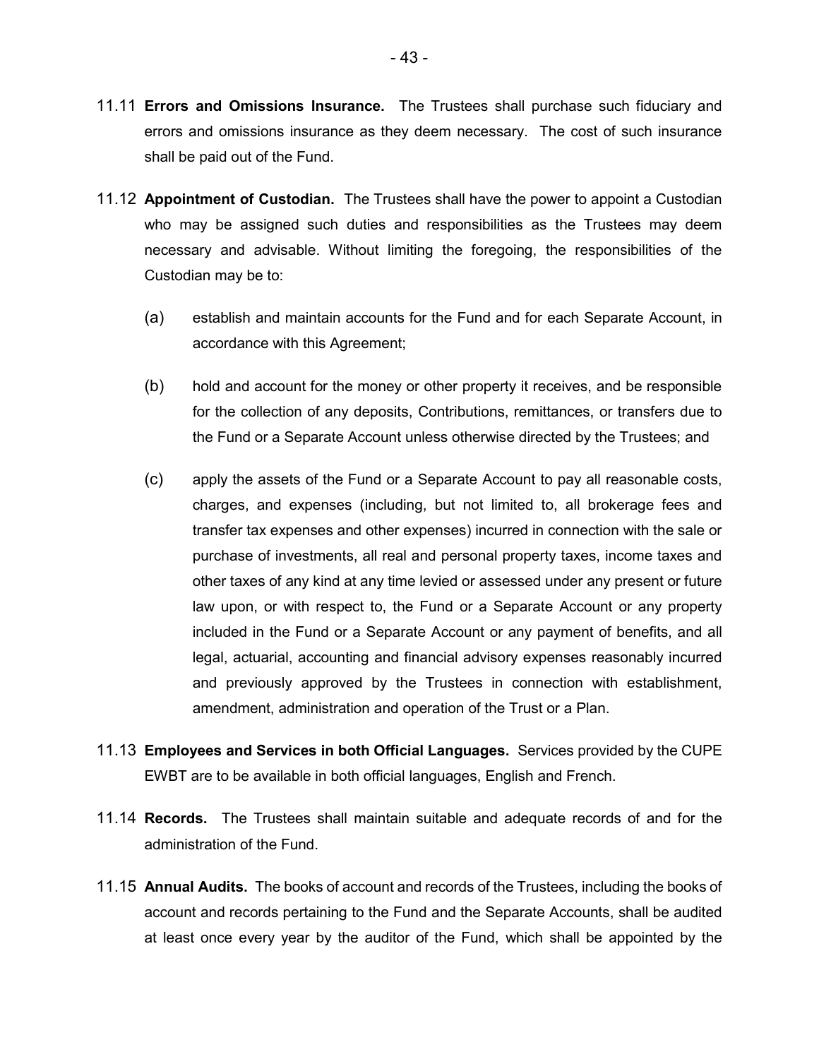11.11 **Errors and Omissions Insurance.** The Trustees shall purchase such fiduciary and errors and omissions insurance as they deem necessary. The cost of such insurance shall be paid out of the Fund.

11.12 **Appointment of Custodian.** The Trustees shall have the power to appoint a Custodian who may be assigned such duties and responsibilities as the Trustees may deem necessary and advisable. Without limiting the foregoing, the responsibilities of the Custodian may be to:

(a) establish and maintain accounts for the Fund and for each Separate Account, in accordance with this Agreement;

(b) hold and account for the money or other property it receives, and be responsible for the collection of any deposits, Contributions, remittances, or transfers due to the Fund or a Separate Account unless otherwise directed by the Trustees; and

(c) apply the assets of the Fund or a Separate Account to pay all reasonable costs, charges, and expenses (including, but not limited to, all brokerage fees and transfer tax expenses and other expenses) incurred in connection with the sale or purchase of investments, all real and personal property taxes, income taxes and other taxes of any kind at any time levied or assessed under any present or future law upon, or with respect to, the Fund or a Separate Account or any property included in the Fund or a Separate Account or any payment of benefits, and all legal, actuarial, accounting and financial advisory expenses reasonably incurred and previously approved by the Trustees in connection with establishment, amendment, administration and operation of the Trust or a Plan.

11.13 **Employees and Services in both Official Languages.** Services provided by the CUPE EWBT are to be available in both official languages, English and French.

11.14 **Records.** The Trustees shall maintain suitable and adequate records of and for the administration of the Fund.

11.15 **Annual Audits.** The books of account and records of the Trustees, including the books of account and records pertaining to the Fund and the Separate Accounts, shall be audited at least once every year by the auditor of the Fund, which shall be appointed by the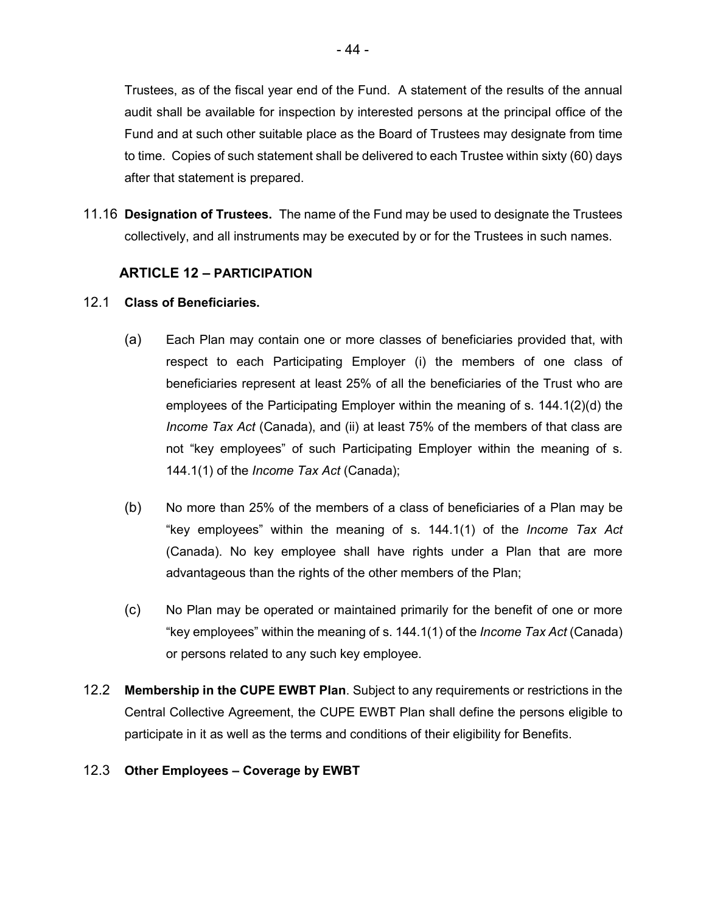Trustees, as of the fiscal year end of the Fund. A statement of the results of the annual audit shall be available for inspection by interested persons at the principal office of the Fund and at such other suitable place as the Board of Trustees may designate from time to time. Copies of such statement shall be delivered to each Trustee within sixty (60) days after that statement is prepared.

11.16 **Designation of Trustees.** The name of the Fund may be used to designate the Trustees collectively, and all instruments may be executed by or for the Trustees in such names.

## ARTICLE 12 – PARTICIPATION

12.1 **Class of Beneficiaries.**

(a) Each Plan may contain one or more classes of beneficiaries provided that, with respect to each Participating Employer (i) the members of one class of beneficiaries represent at least 25% of all the beneficiaries of the Trust who are employees of the Participating Employer within the meaning of s. 144.1(2)(d) the *Income Tax Act* (Canada), and (ii) at least 75% of the members of that class are not "key employees" of such Participating Employer within the meaning of s. 144.1(1) of the *Income Tax Act* (Canada);

(b) No more than 25% of the members of a class of beneficiaries of a Plan may be "key employees" within the meaning of s. 144.1(1) of the *Income Tax Act* (Canada). No key employee shall have rights under a Plan that are more advantageous than the rights of the other members of the Plan;

(c) No Plan may be operated or maintained primarily for the benefit of one or more "key employees" within the meaning of s. 144.1(1) of the *Income Tax Act* (Canada) or persons related to any such key employee.

12.2 **Membership in the CUPE EWBT Plan**. Subject to any requirements or restrictions in the Central Collective Agreement, the CUPE EWBT Plan shall define the persons eligible to participate in it as well as the terms and conditions of their eligibility for Benefits.

12.3 **Other Employees – Coverage by EWBT**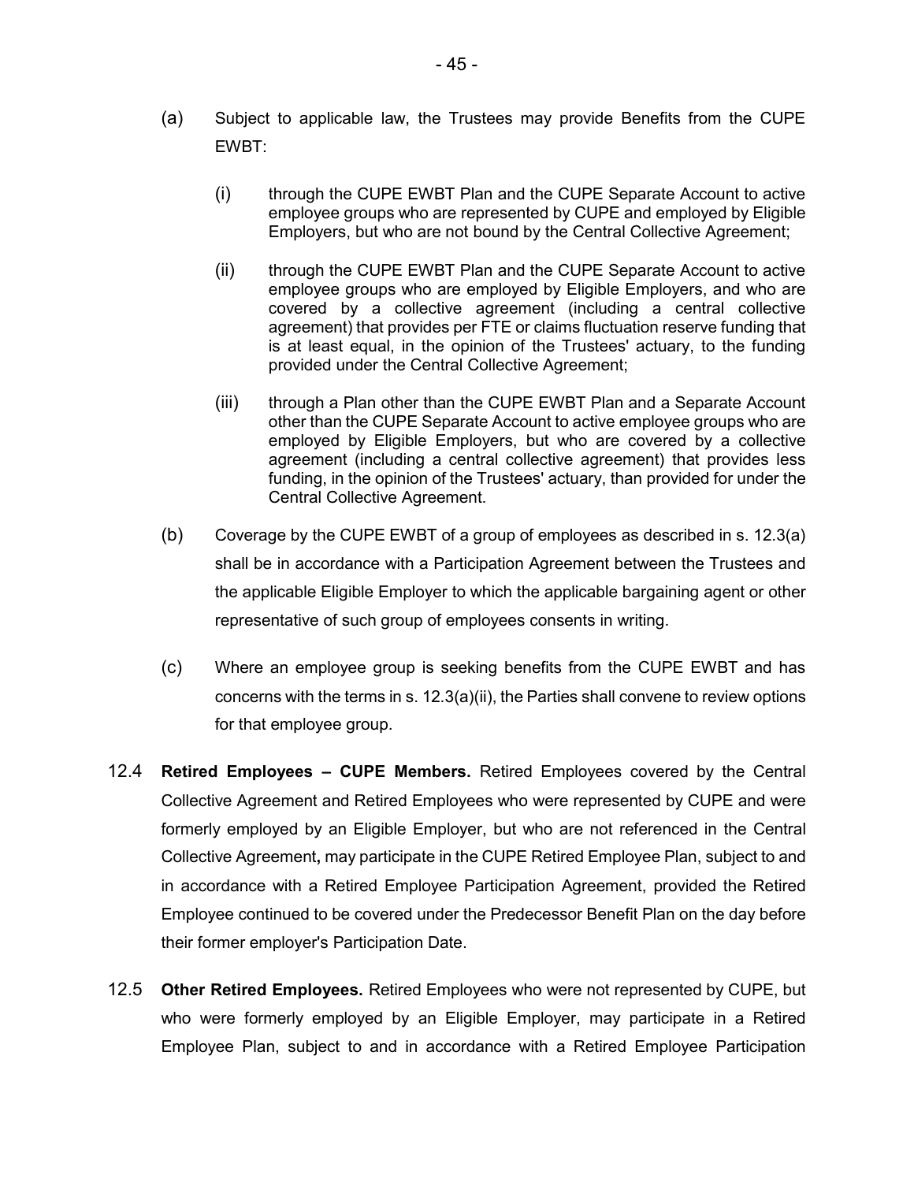(a) Subject to applicable law, the Trustees may provide Benefits from the CUPE EWBT:

  (i) through the CUPE EWBT Plan and the CUPE Separate Account to active employee groups who are represented by CUPE and employed by Eligible Employers, but who are not bound by the Central Collective Agreement;

  (ii) through the CUPE EWBT Plan and the CUPE Separate Account to active employee groups who are employed by Eligible Employers, and who are covered by a collective agreement (including a central collective agreement) that provides per FTE or claims fluctuation reserve funding that is at least equal, in the opinion of the Trustees' actuary, to the funding provided under the Central Collective Agreement;

  (iii) through a Plan other than the CUPE EWBT Plan and a Separate Account other than the CUPE Separate Account to active employee groups who are employed by Eligible Employers, but who are covered by a collective agreement (including a central collective agreement) that provides less funding, in the opinion of the Trustees' actuary, than provided for under the Central Collective Agreement.

(b) Coverage by the CUPE EWBT of a group of employees as described in s. 12.3(a) shall be in accordance with a Participation Agreement between the Trustees and the applicable Eligible Employer to which the applicable bargaining agent or other representative of such group of employees consents in writing.

(c) Where an employee group is seeking benefits from the CUPE EWBT and has concerns with the terms in s. 12.3(a)(ii), the Parties shall convene to review options for that employee group.

12.4 **Retired Employees – CUPE Members.** Retired Employees covered by the Central Collective Agreement and Retired Employees who were represented by CUPE and were formerly employed by an Eligible Employer, but who are not referenced in the Central Collective Agreement**,** may participate in the CUPE Retired Employee Plan, subject to and in accordance with a Retired Employee Participation Agreement, provided the Retired Employee continued to be covered under the Predecessor Benefit Plan on the day before their former employer's Participation Date.

12.5 **Other Retired Employees.** Retired Employees who were not represented by CUPE, but who were formerly employed by an Eligible Employer, may participate in a Retired Employee Plan, subject to and in accordance with a Retired Employee Participation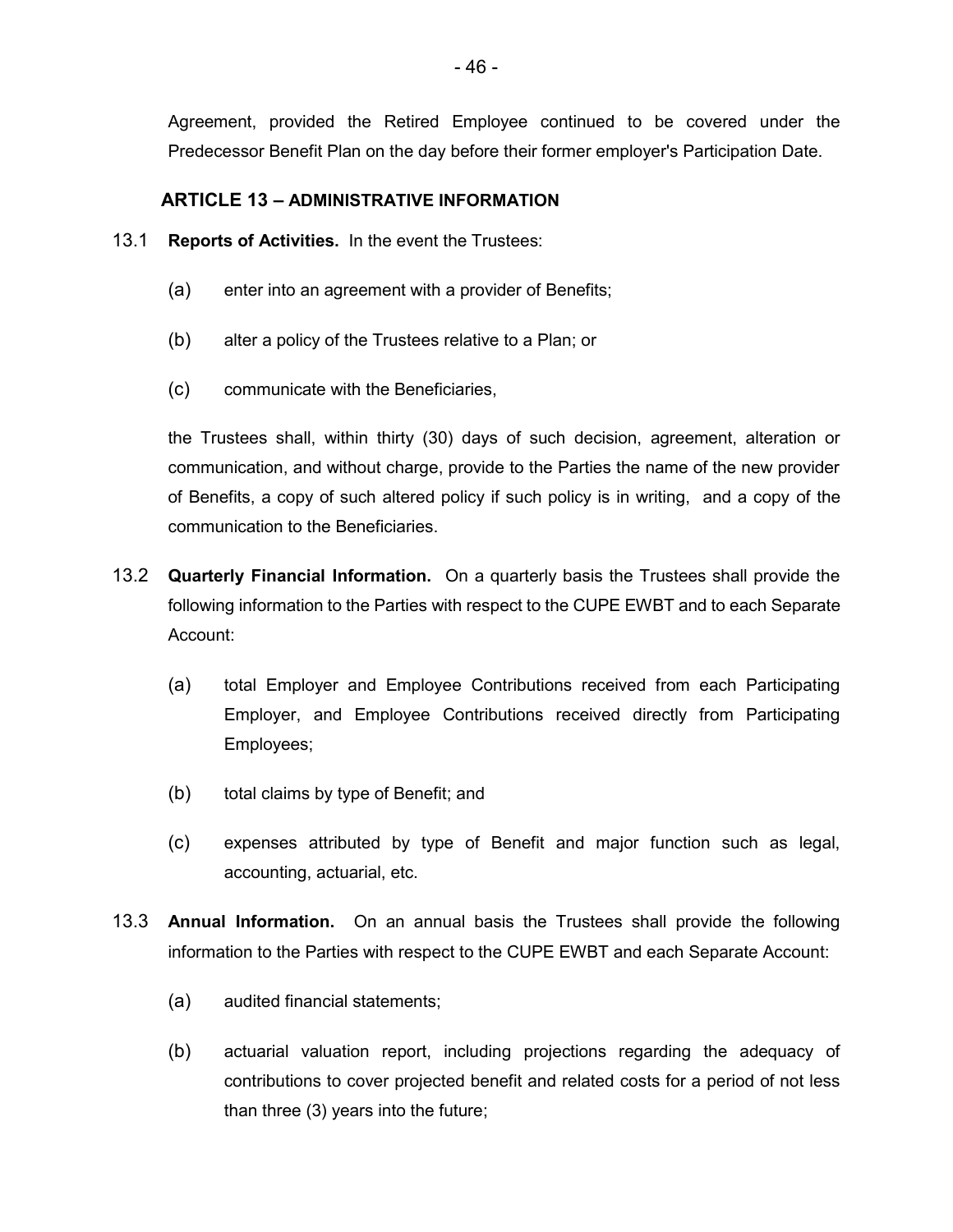Agreement, provided the Retired Employee continued to be covered under the Predecessor Benefit Plan on the day before their former employer's Participation Date.

## ARTICLE 13 – ADMINISTRATIVE INFORMATION

13.1 **Reports of Activities.** In the event the Trustees:

(a) enter into an agreement with a provider of Benefits;

(b) alter a policy of the Trustees relative to a Plan; or

(c) communicate with the Beneficiaries,

the Trustees shall, within thirty (30) days of such decision, agreement, alteration or communication, and without charge, provide to the Parties the name of the new provider of Benefits, a copy of such altered policy if such policy is in writing, and a copy of the communication to the Beneficiaries.

13.2 **Quarterly Financial Information.** On a quarterly basis the Trustees shall provide the following information to the Parties with respect to the CUPE EWBT and to each Separate Account:

(a) total Employer and Employee Contributions received from each Participating Employer, and Employee Contributions received directly from Participating Employees;

(b) total claims by type of Benefit; and

(c) expenses attributed by type of Benefit and major function such as legal, accounting, actuarial, etc.

13.3 **Annual Information.** On an annual basis the Trustees shall provide the following information to the Parties with respect to the CUPE EWBT and each Separate Account:

(a) audited financial statements;

(b) actuarial valuation report, including projections regarding the adequacy of contributions to cover projected benefit and related costs for a period of not less than three (3) years into the future;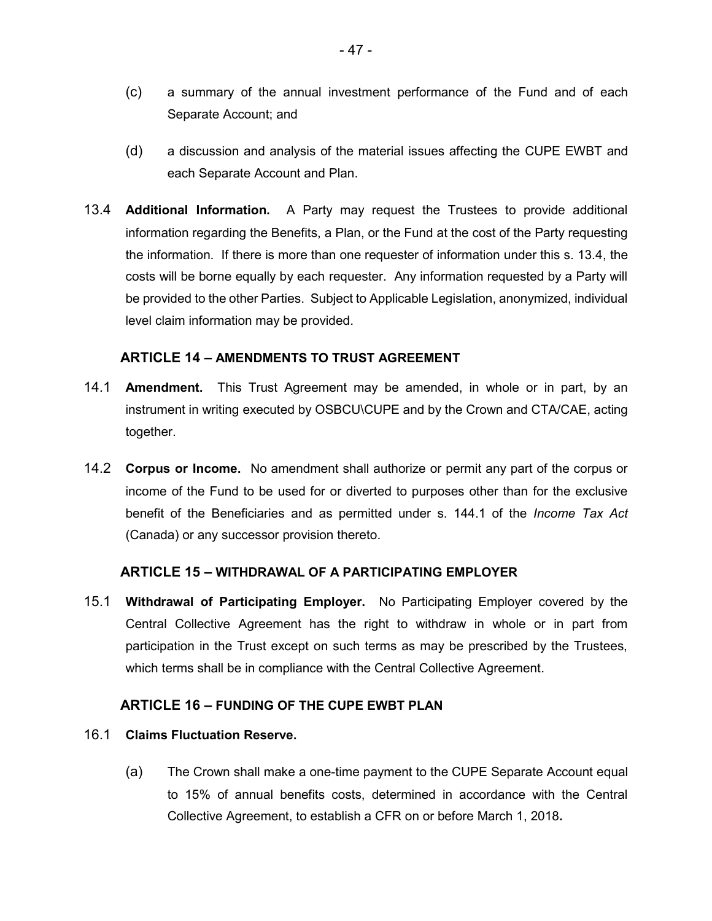(c) a summary of the annual investment performance of the Fund and of each Separate Account; and

(d) a discussion and analysis of the material issues affecting the CUPE EWBT and each Separate Account and Plan.

13.4 **Additional Information.** A Party may request the Trustees to provide additional information regarding the Benefits, a Plan, or the Fund at the cost of the Party requesting the information. If there is more than one requester of information under this s. 13.4, the costs will be borne equally by each requester. Any information requested by a Party will be provided to the other Parties. Subject to Applicable Legislation, anonymized, individual level claim information may be provided.

## ARTICLE 14 – AMENDMENTS TO TRUST AGREEMENT

14.1 **Amendment.** This Trust Agreement may be amended, in whole or in part, by an instrument in writing executed by OSBCU\CUPE and by the Crown and CTA/CAE, acting together.

14.2 **Corpus or Income.** No amendment shall authorize or permit any part of the corpus or income of the Fund to be used for or diverted to purposes other than for the exclusive benefit of the Beneficiaries and as permitted under s. 144.1 of the *Income Tax Act* (Canada) or any successor provision thereto.

## ARTICLE 15 – WITHDRAWAL OF A PARTICIPATING EMPLOYER

15.1 **Withdrawal of Participating Employer.** No Participating Employer covered by the Central Collective Agreement has the right to withdraw in whole or in part from participation in the Trust except on such terms as may be prescribed by the Trustees, which terms shall be in compliance with the Central Collective Agreement.

## ARTICLE 16 – FUNDING OF THE CUPE EWBT PLAN

16.1 **Claims Fluctuation Reserve.**

(a) The Crown shall make a one-time payment to the CUPE Separate Account equal to 15% of annual benefits costs, determined in accordance with the Central Collective Agreement, to establish a CFR on or before March 1, 2018**.**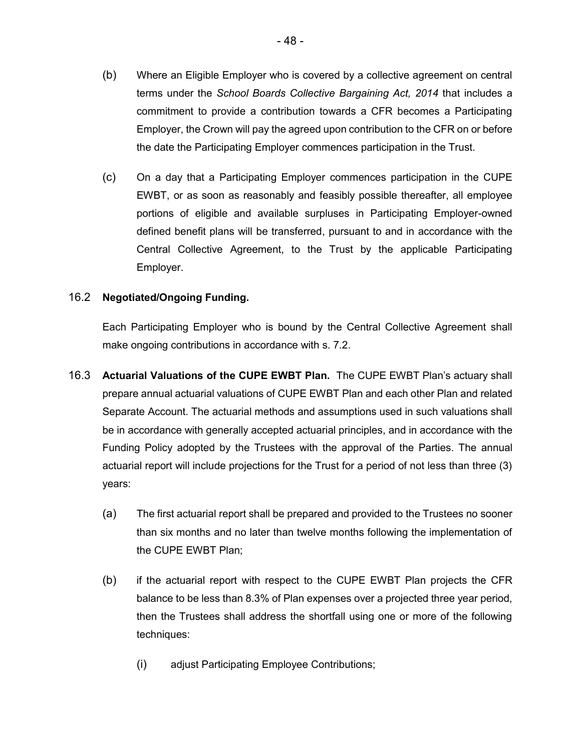(b) Where an Eligible Employer who is covered by a collective agreement on central terms under the *School Boards Collective Bargaining Act, 2014* that includes a commitment to provide a contribution towards a CFR becomes a Participating Employer, the Crown will pay the agreed upon contribution to the CFR on or before the date the Participating Employer commences participation in the Trust.

(c) On a day that a Participating Employer commences participation in the CUPE EWBT, or as soon as reasonably and feasibly possible thereafter, all employee portions of eligible and available surpluses in Participating Employer-owned defined benefit plans will be transferred, pursuant to and in accordance with the Central Collective Agreement, to the Trust by the applicable Participating Employer.

16.2 **Negotiated/Ongoing Funding.**

Each Participating Employer who is bound by the Central Collective Agreement shall make ongoing contributions in accordance with s. 7.2.

16.3 **Actuarial Valuations of the CUPE EWBT Plan.** The CUPE EWBT Plan's actuary shall prepare annual actuarial valuations of CUPE EWBT Plan and each other Plan and related Separate Account. The actuarial methods and assumptions used in such valuations shall be in accordance with generally accepted actuarial principles, and in accordance with the Funding Policy adopted by the Trustees with the approval of the Parties. The annual actuarial report will include projections for the Trust for a period of not less than three (3) years:

(a) The first actuarial report shall be prepared and provided to the Trustees no sooner than six months and no later than twelve months following the implementation of the CUPE EWBT Plan;

(b) if the actuarial report with respect to the CUPE EWBT Plan projects the CFR balance to be less than 8.3% of Plan expenses over a projected three year period, then the Trustees shall address the shortfall using one or more of the following techniques:

(i) adjust Participating Employee Contributions;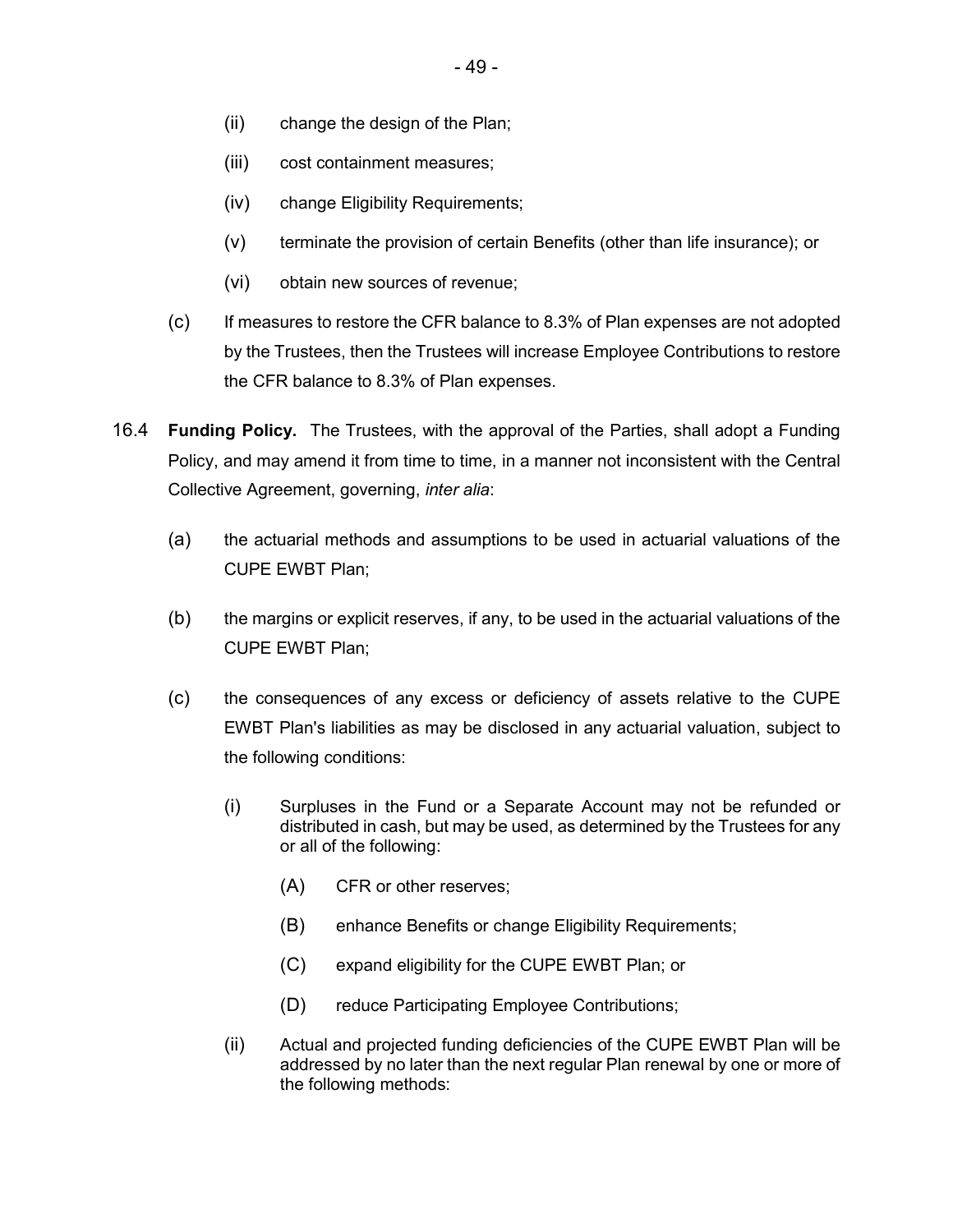(ii) change the design of the Plan;

(iii) cost containment measures;

(iv) change Eligibility Requirements;

(v) terminate the provision of certain Benefits (other than life insurance); or

(vi) obtain new sources of revenue;

(c) If measures to restore the CFR balance to 8.3% of Plan expenses are not adopted by the Trustees, then the Trustees will increase Employee Contributions to restore the CFR balance to 8.3% of Plan expenses.

16.4 **Funding Policy.** The Trustees, with the approval of the Parties, shall adopt a Funding Policy, and may amend it from time to time, in a manner not inconsistent with the Central Collective Agreement, governing, *inter alia*:

(a) the actuarial methods and assumptions to be used in actuarial valuations of the CUPE EWBT Plan;

(b) the margins or explicit reserves, if any, to be used in the actuarial valuations of the CUPE EWBT Plan;

(c) the consequences of any excess or deficiency of assets relative to the CUPE EWBT Plan's liabilities as may be disclosed in any actuarial valuation, subject to the following conditions:

(i) Surpluses in the Fund or a Separate Account may not be refunded or distributed in cash, but may be used, as determined by the Trustees for any or all of the following:

(A) CFR or other reserves;

(B) enhance Benefits or change Eligibility Requirements;

(C) expand eligibility for the CUPE EWBT Plan; or

(D) reduce Participating Employee Contributions;

(ii) Actual and projected funding deficiencies of the CUPE EWBT Plan will be addressed by no later than the next regular Plan renewal by one or more of the following methods: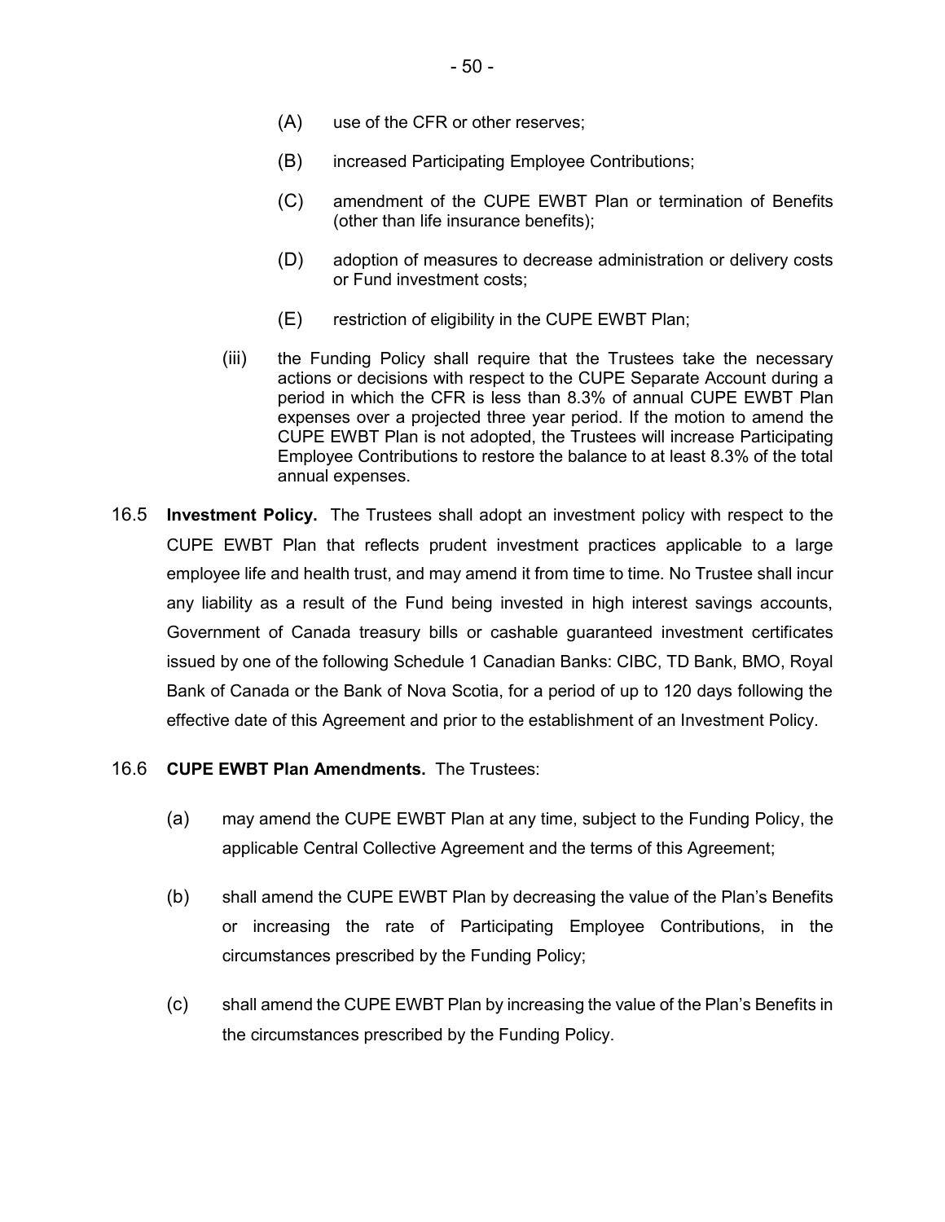(A) use of the CFR or other reserves;

(B) increased Participating Employee Contributions;

(C) amendment of the CUPE EWBT Plan or termination of Benefits (other than life insurance benefits);

(D) adoption of measures to decrease administration or delivery costs or Fund investment costs;

(E) restriction of eligibility in the CUPE EWBT Plan;

(iii) the Funding Policy shall require that the Trustees take the necessary actions or decisions with respect to the CUPE Separate Account during a period in which the CFR is less than 8.3% of annual CUPE EWBT Plan expenses over a projected three year period. If the motion to amend the CUPE EWBT Plan is not adopted, the Trustees will increase Participating Employee Contributions to restore the balance to at least 8.3% of the total annual expenses.

16.5 **Investment Policy.** The Trustees shall adopt an investment policy with respect to the CUPE EWBT Plan that reflects prudent investment practices applicable to a large employee life and health trust, and may amend it from time to time. No Trustee shall incur any liability as a result of the Fund being invested in high interest savings accounts, Government of Canada treasury bills or cashable guaranteed investment certificates issued by one of the following Schedule 1 Canadian Banks: CIBC, TD Bank, BMO, Royal Bank of Canada or the Bank of Nova Scotia, for a period of up to 120 days following the effective date of this Agreement and prior to the establishment of an Investment Policy.

16.6 **CUPE EWBT Plan Amendments.** The Trustees:

(a) may amend the CUPE EWBT Plan at any time, subject to the Funding Policy, the applicable Central Collective Agreement and the terms of this Agreement;

(b) shall amend the CUPE EWBT Plan by decreasing the value of the Plan's Benefits or increasing the rate of Participating Employee Contributions, in the circumstances prescribed by the Funding Policy;

(c) shall amend the CUPE EWBT Plan by increasing the value of the Plan's Benefits in the circumstances prescribed by the Funding Policy.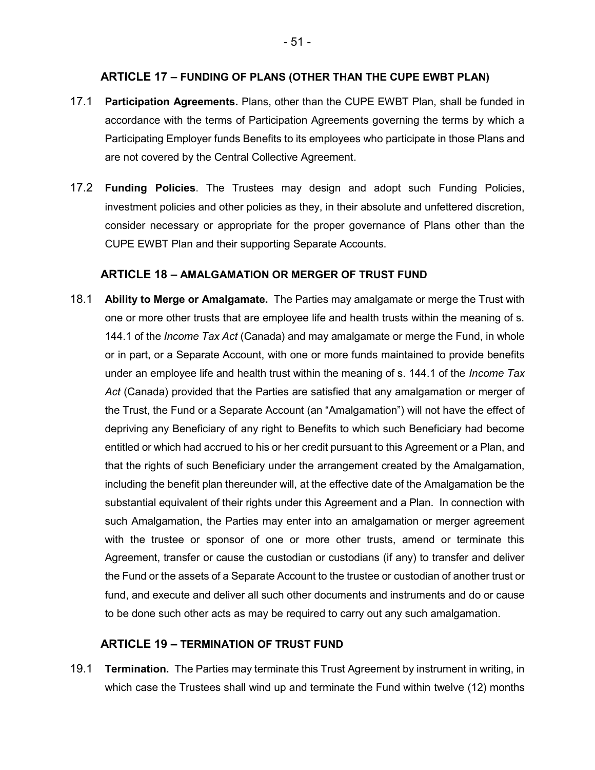## ARTICLE 17 – FUNDING OF PLANS (OTHER THAN THE CUPE EWBT PLAN)

17.1 **Participation Agreements.** Plans, other than the CUPE EWBT Plan, shall be funded in accordance with the terms of Participation Agreements governing the terms by which a Participating Employer funds Benefits to its employees who participate in those Plans and are not covered by the Central Collective Agreement.

17.2 **Funding Policies**. The Trustees may design and adopt such Funding Policies, investment policies and other policies as they, in their absolute and unfettered discretion, consider necessary or appropriate for the proper governance of Plans other than the CUPE EWBT Plan and their supporting Separate Accounts.

## ARTICLE 18 – AMALGAMATION OR MERGER OF TRUST FUND

18.1 **Ability to Merge or Amalgamate.** The Parties may amalgamate or merge the Trust with one or more other trusts that are employee life and health trusts within the meaning of s. 144.1 of the *Income Tax Act* (Canada) and may amalgamate or merge the Fund, in whole or in part, or a Separate Account, with one or more funds maintained to provide benefits under an employee life and health trust within the meaning of s. 144.1 of the *Income Tax Act* (Canada) provided that the Parties are satisfied that any amalgamation or merger of the Trust, the Fund or a Separate Account (an "Amalgamation") will not have the effect of depriving any Beneficiary of any right to Benefits to which such Beneficiary had become entitled or which had accrued to his or her credit pursuant to this Agreement or a Plan, and that the rights of such Beneficiary under the arrangement created by the Amalgamation, including the benefit plan thereunder will, at the effective date of the Amalgamation be the substantial equivalent of their rights under this Agreement and a Plan. In connection with such Amalgamation, the Parties may enter into an amalgamation or merger agreement with the trustee or sponsor of one or more other trusts, amend or terminate this Agreement, transfer or cause the custodian or custodians (if any) to transfer and deliver the Fund or the assets of a Separate Account to the trustee or custodian of another trust or fund, and execute and deliver all such other documents and instruments and do or cause to be done such other acts as may be required to carry out any such amalgamation.

## ARTICLE 19 – TERMINATION OF TRUST FUND

19.1 **Termination.** The Parties may terminate this Trust Agreement by instrument in writing, in which case the Trustees shall wind up and terminate the Fund within twelve (12) months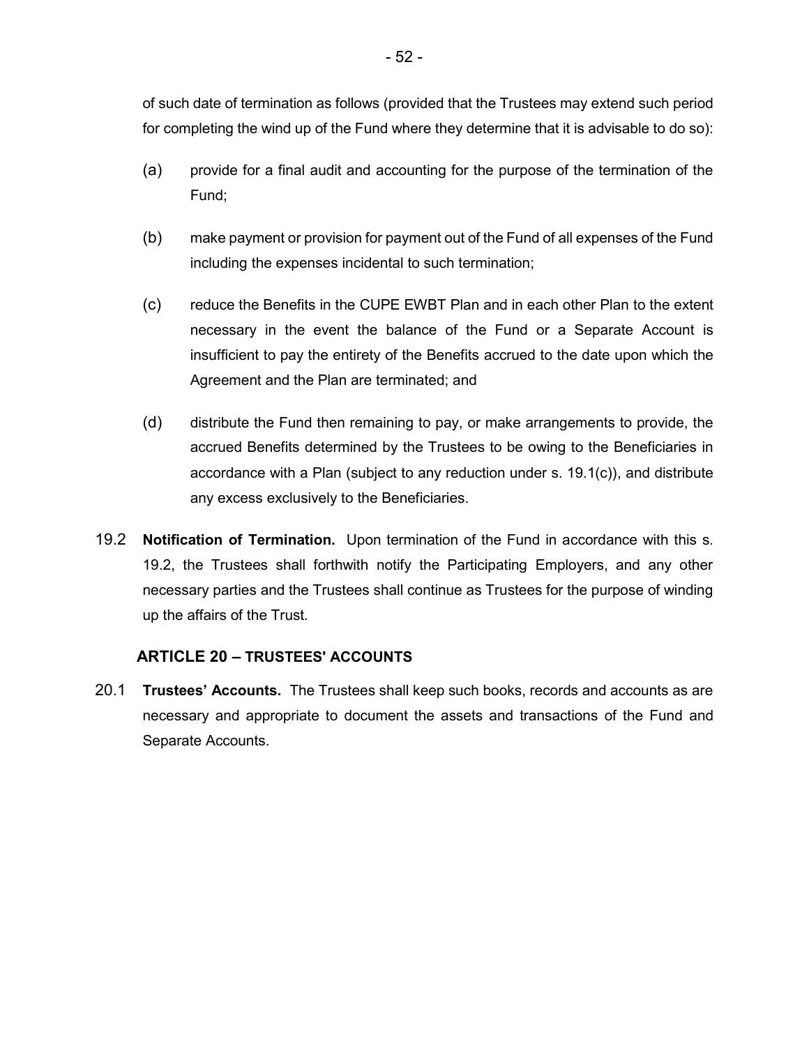of such date of termination as follows (provided that the Trustees may extend such period for completing the wind up of the Fund where they determine that it is advisable to do so):

(a) provide for a final audit and accounting for the purpose of the termination of the Fund;

(b) make payment or provision for payment out of the Fund of all expenses of the Fund including the expenses incidental to such termination;

(c) reduce the Benefits in the CUPE EWBT Plan and in each other Plan to the extent necessary in the event the balance of the Fund or a Separate Account is insufficient to pay the entirety of the Benefits accrued to the date upon which the Agreement and the Plan are terminated; and

(d) distribute the Fund then remaining to pay, or make arrangements to provide, the accrued Benefits determined by the Trustees to be owing to the Beneficiaries in accordance with a Plan (subject to any reduction under s. 19.1(c)), and distribute any excess exclusively to the Beneficiaries.

19.2 **Notification of Termination.** Upon termination of the Fund in accordance with this s. 19.2, the Trustees shall forthwith notify the Participating Employers, and any other necessary parties and the Trustees shall continue as Trustees for the purpose of winding up the affairs of the Trust.

## ARTICLE 20 – TRUSTEES' ACCOUNTS

20.1 **Trustees' Accounts.** The Trustees shall keep such books, records and accounts as are necessary and appropriate to document the assets and transactions of the Fund and Separate Accounts.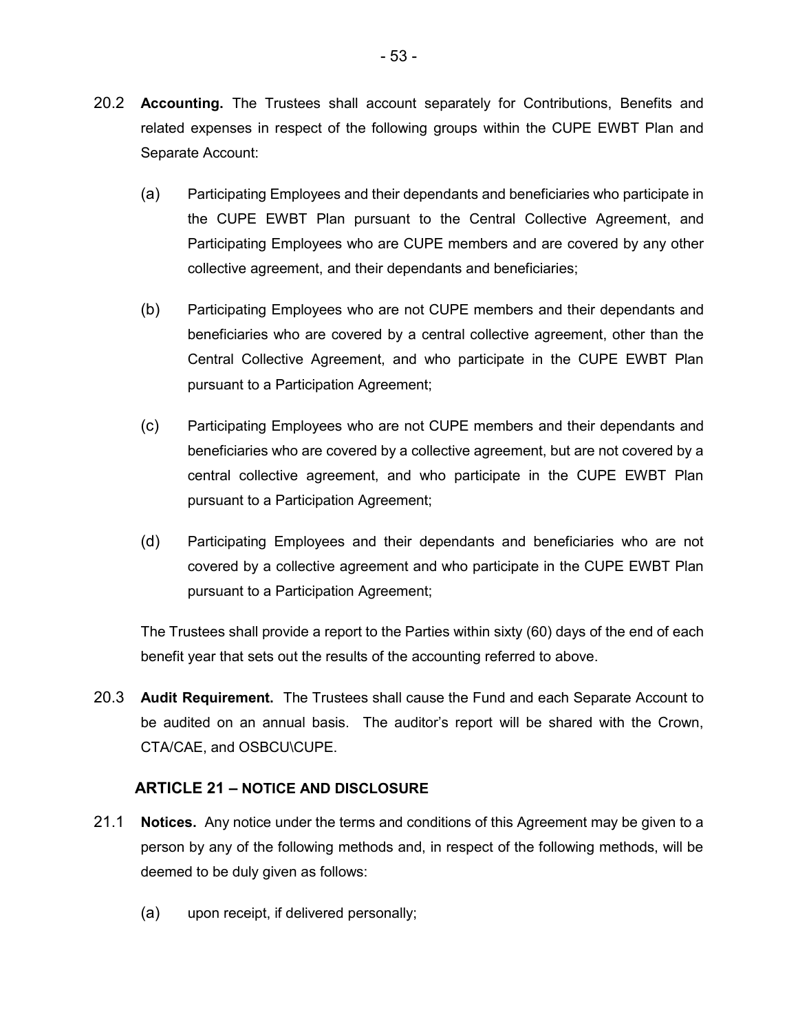20.2 **Accounting.** The Trustees shall account separately for Contributions, Benefits and related expenses in respect of the following groups within the CUPE EWBT Plan and Separate Account:

(a) Participating Employees and their dependants and beneficiaries who participate in the CUPE EWBT Plan pursuant to the Central Collective Agreement, and Participating Employees who are CUPE members and are covered by any other collective agreement, and their dependants and beneficiaries;

(b) Participating Employees who are not CUPE members and their dependants and beneficiaries who are covered by a central collective agreement, other than the Central Collective Agreement, and who participate in the CUPE EWBT Plan pursuant to a Participation Agreement;

(c) Participating Employees who are not CUPE members and their dependants and beneficiaries who are covered by a collective agreement, but are not covered by a central collective agreement, and who participate in the CUPE EWBT Plan pursuant to a Participation Agreement;

(d) Participating Employees and their dependants and beneficiaries who are not covered by a collective agreement and who participate in the CUPE EWBT Plan pursuant to a Participation Agreement;

The Trustees shall provide a report to the Parties within sixty (60) days of the end of each benefit year that sets out the results of the accounting referred to above.

20.3 **Audit Requirement.** The Trustees shall cause the Fund and each Separate Account to be audited on an annual basis. The auditor's report will be shared with the Crown, CTA/CAE, and OSBCU\CUPE.

## ARTICLE 21 – NOTICE AND DISCLOSURE

21.1 **Notices.** Any notice under the terms and conditions of this Agreement may be given to a person by any of the following methods and, in respect of the following methods, will be deemed to be duly given as follows:

(a) upon receipt, if delivered personally;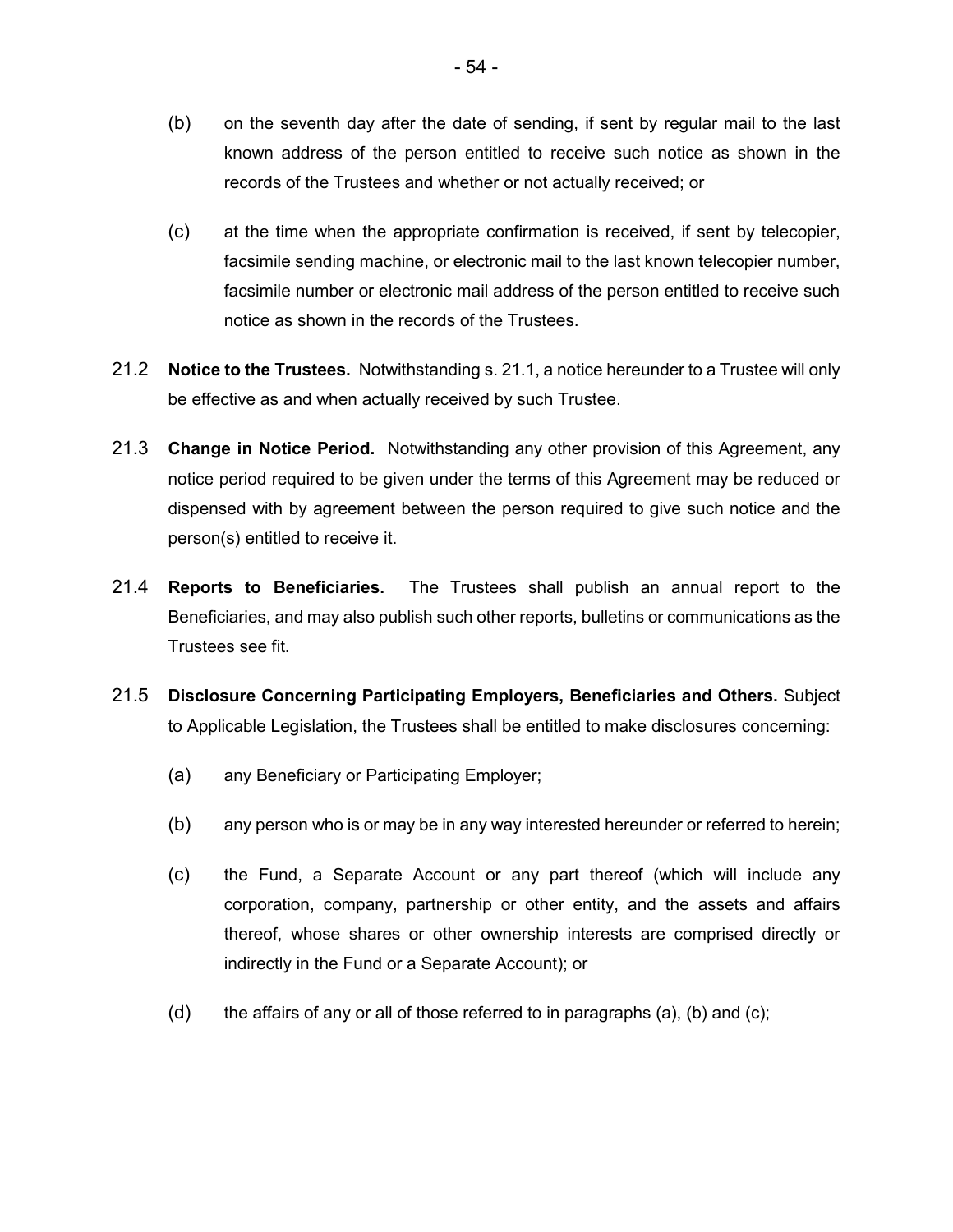(b) on the seventh day after the date of sending, if sent by regular mail to the last known address of the person entitled to receive such notice as shown in the records of the Trustees and whether or not actually received; or

(c) at the time when the appropriate confirmation is received, if sent by telecopier, facsimile sending machine, or electronic mail to the last known telecopier number, facsimile number or electronic mail address of the person entitled to receive such notice as shown in the records of the Trustees.

21.2 **Notice to the Trustees.** Notwithstanding s. 21.1, a notice hereunder to a Trustee will only be effective as and when actually received by such Trustee.

21.3 **Change in Notice Period.** Notwithstanding any other provision of this Agreement, any notice period required to be given under the terms of this Agreement may be reduced or dispensed with by agreement between the person required to give such notice and the person(s) entitled to receive it.

21.4 **Reports to Beneficiaries.** The Trustees shall publish an annual report to the Beneficiaries, and may also publish such other reports, bulletins or communications as the Trustees see fit.

21.5 **Disclosure Concerning Participating Employers, Beneficiaries and Others.** Subject to Applicable Legislation, the Trustees shall be entitled to make disclosures concerning:

(a) any Beneficiary or Participating Employer;

(b) any person who is or may be in any way interested hereunder or referred to herein;

(c) the Fund, a Separate Account or any part thereof (which will include any corporation, company, partnership or other entity, and the assets and affairs thereof, whose shares or other ownership interests are comprised directly or indirectly in the Fund or a Separate Account); or

(d) the affairs of any or all of those referred to in paragraphs (a), (b) and (c);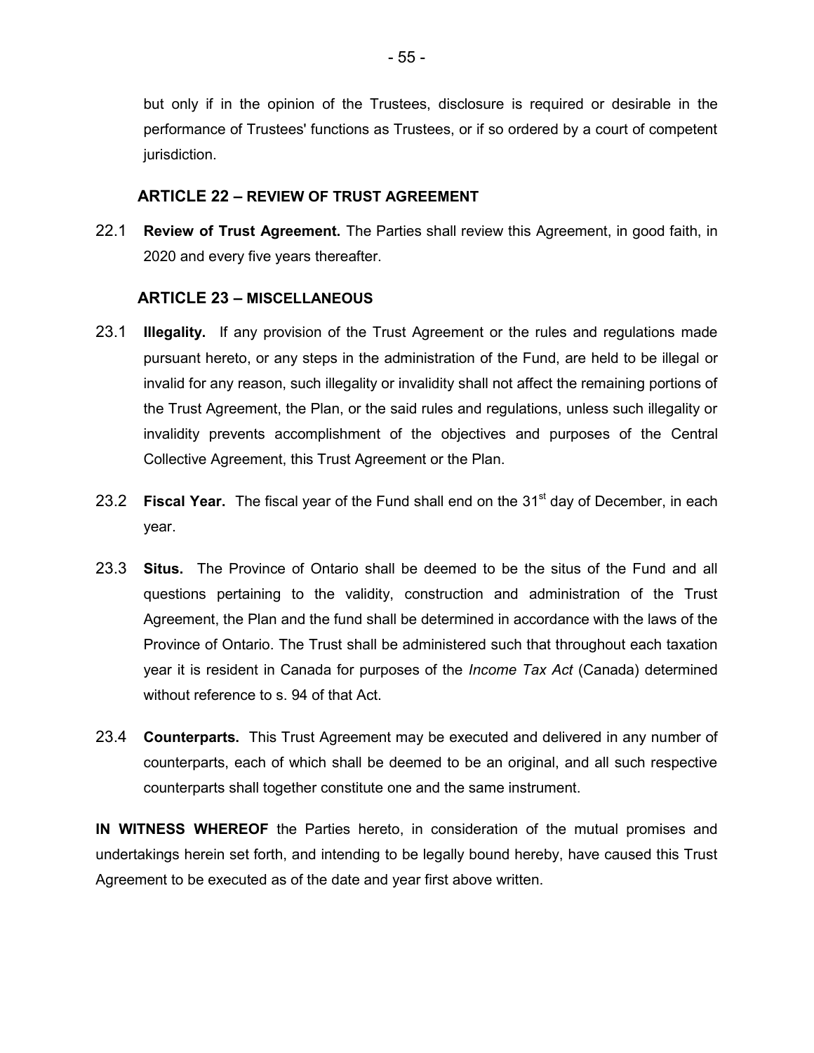but only if in the opinion of the Trustees, disclosure is required or desirable in the performance of Trustees' functions as Trustees, or if so ordered by a court of competent jurisdiction.

## ARTICLE 22 – REVIEW OF TRUST AGREEMENT

22.1 **Review of Trust Agreement.** The Parties shall review this Agreement, in good faith, in 2020 and every five years thereafter.

## ARTICLE 23 – MISCELLANEOUS

23.1 **Illegality.** If any provision of the Trust Agreement or the rules and regulations made pursuant hereto, or any steps in the administration of the Fund, are held to be illegal or invalid for any reason, such illegality or invalidity shall not affect the remaining portions of the Trust Agreement, the Plan, or the said rules and regulations, unless such illegality or invalidity prevents accomplishment of the objectives and purposes of the Central Collective Agreement, this Trust Agreement or the Plan.

23.2 **Fiscal Year.** The fiscal year of the Fund shall end on the 31st day of December, in each year.

23.3 **Situs.** The Province of Ontario shall be deemed to be the situs of the Fund and all questions pertaining to the validity, construction and administration of the Trust Agreement, the Plan and the fund shall be determined in accordance with the laws of the Province of Ontario. The Trust shall be administered such that throughout each taxation year it is resident in Canada for purposes of the *Income Tax Act* (Canada) determined without reference to s. 94 of that Act.

23.4 **Counterparts.** This Trust Agreement may be executed and delivered in any number of counterparts, each of which shall be deemed to be an original, and all such respective counterparts shall together constitute one and the same instrument.

**IN WITNESS WHEREOF** the Parties hereto, in consideration of the mutual promises and undertakings herein set forth, and intending to be legally bound hereby, have caused this Trust Agreement to be executed as of the date and year first above written.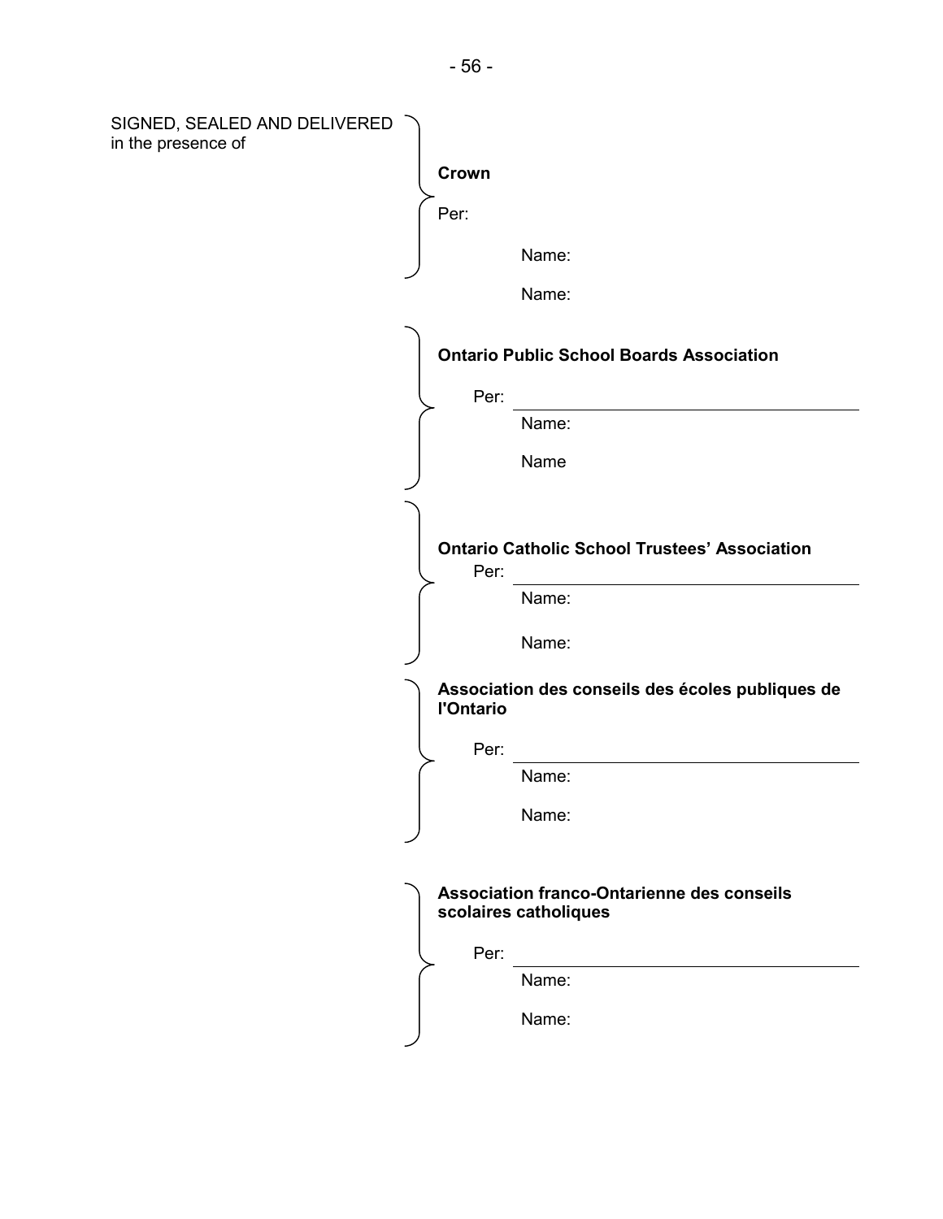SIGNED, SEALED AND DELIVERED in the presence of

**Crown**

Per:

Name:

Name:

**Ontario Public School Boards Association**

Per: \_\_\_\_\_\_\_\_\_\_\_\_\_\_\_\_\_\_\_\_\_\_\_\_\_\_\_\_\_\_\_\_

Name:

Name

**Ontario Catholic School Trustees' Association**

Per: \_\_\_\_\_\_\_\_\_\_\_\_\_\_\_\_\_\_\_\_\_\_\_\_\_\_\_\_\_\_\_\_

Name:

Name:

**Association des conseils des écoles publiques de l'Ontario**

Per: \_\_\_\_\_\_\_\_\_\_\_\_\_\_\_\_\_\_\_\_\_\_\_\_\_\_\_\_\_\_\_\_

Name:

Name:

**Association franco-Ontarienne des conseils scolaires catholiques**

Per: \_\_\_\_\_\_\_\_\_\_\_\_\_\_\_\_\_\_\_\_\_\_\_\_\_\_\_\_\_\_\_\_

Name:

Name: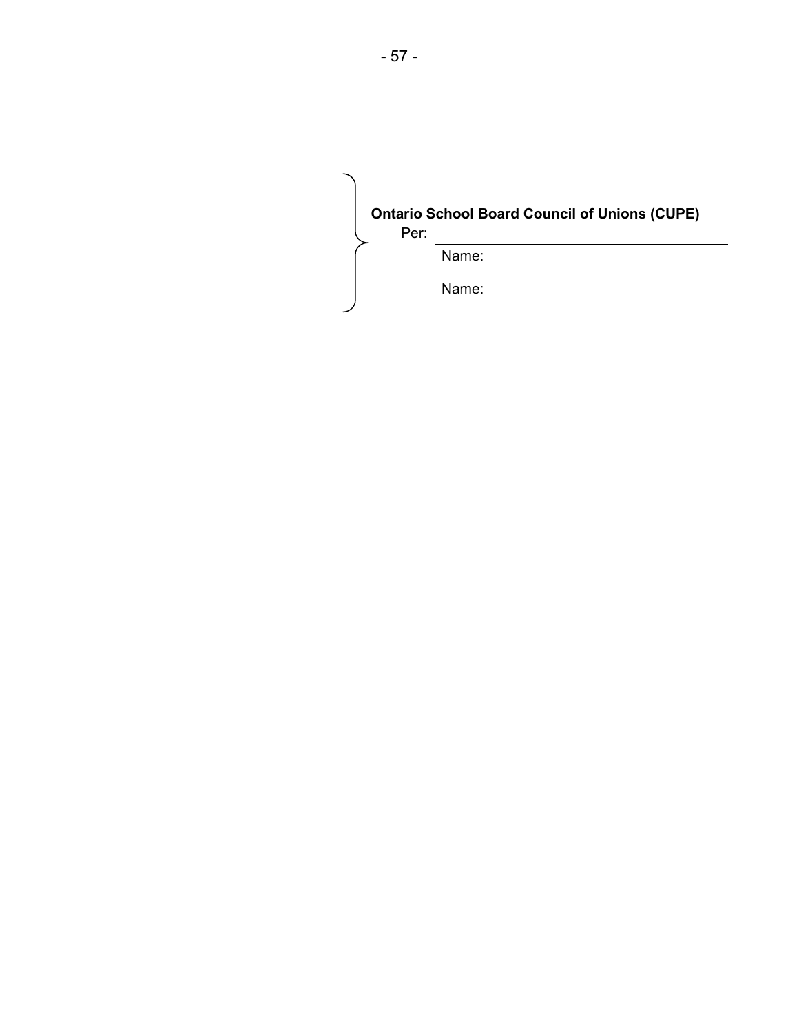**Ontario School Board Council of Unions (CUPE)**

Per: \_\_\_\_\_\_\_\_\_\_\_\_\_\_\_\_\_\_\_\_\_\_\_\_\_\_\_\_\_\_\_\_\_\_\_\_\_\_

Name:

Name: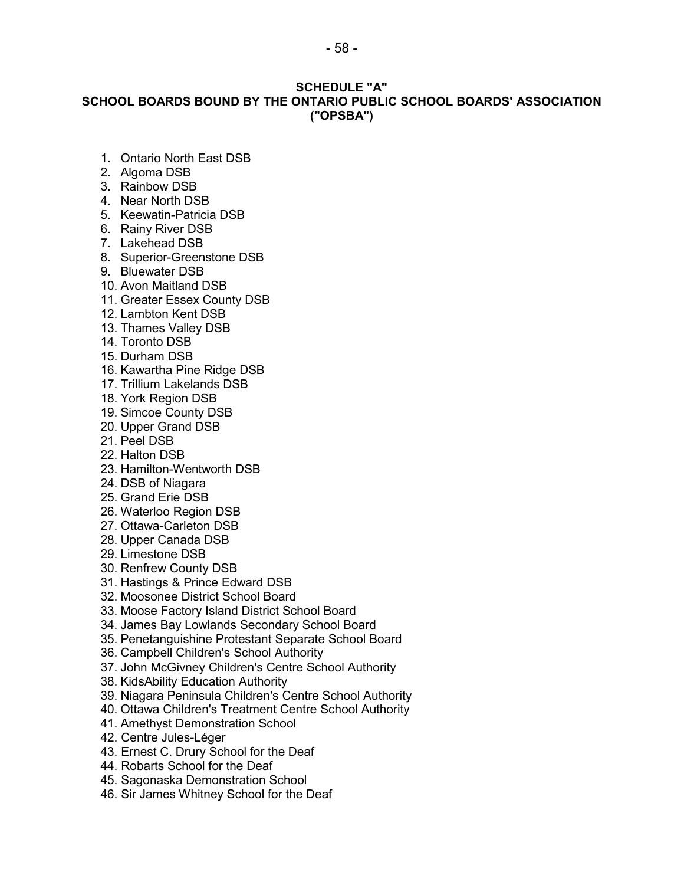# SCHEDULE "A"
## SCHOOL BOARDS BOUND BY THE ONTARIO PUBLIC SCHOOL BOARDS' ASSOCIATION ("OPSBA")

1. Ontario North East DSB
2. Algoma DSB
3. Rainbow DSB
4. Near North DSB
5. Keewatin-Patricia DSB
6. Rainy River DSB
7. Lakehead DSB
8. Superior-Greenstone DSB
9. Bluewater DSB
10. Avon Maitland DSB
11. Greater Essex County DSB
12. Lambton Kent DSB
13. Thames Valley DSB
14. Toronto DSB
15. Durham DSB
16. Kawartha Pine Ridge DSB
17. Trillium Lakelands DSB
18. York Region DSB
19. Simcoe County DSB
20. Upper Grand DSB
21. Peel DSB
22. Halton DSB
23. Hamilton-Wentworth DSB
24. DSB of Niagara
25. Grand Erie DSB
26. Waterloo Region DSB
27. Ottawa-Carleton DSB
28. Upper Canada DSB
29. Limestone DSB
30. Renfrew County DSB
31. Hastings & Prince Edward DSB
32. Moosonee District School Board
33. Moose Factory Island District School Board
34. James Bay Lowlands Secondary School Board
35. Penetanguishine Protestant Separate School Board
36. Campbell Children's School Authority
37. John McGivney Children's Centre School Authority
38. KidsAbility Education Authority
39. Niagara Peninsula Children's Centre School Authority
40. Ottawa Children's Treatment Centre School Authority
41. Amethyst Demonstration School
42. Centre Jules-Léger
43. Ernest C. Drury School for the Deaf
44. Robarts School for the Deaf
45. Sagonaska Demonstration School
46. Sir James Whitney School for the Deaf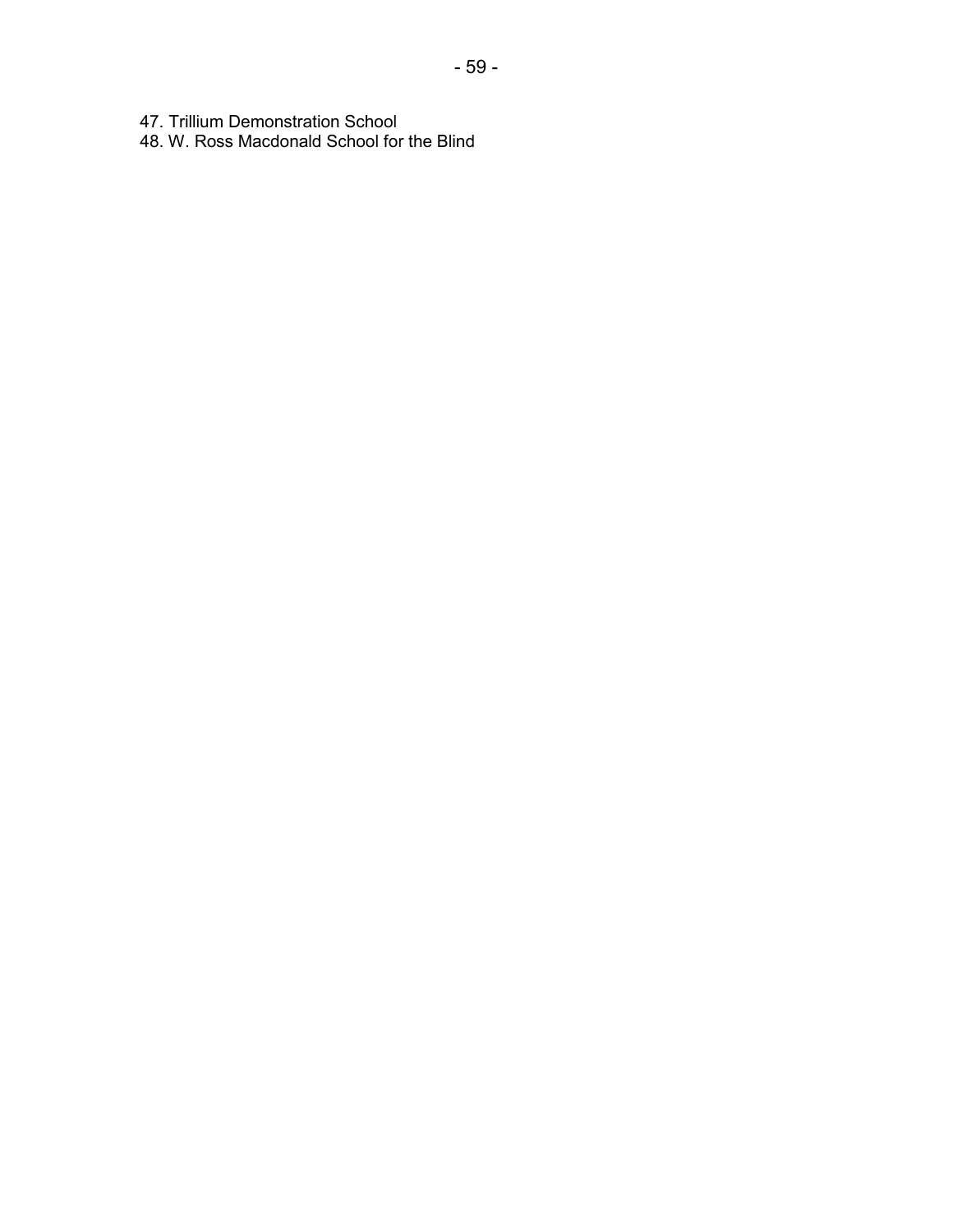47. Trillium Demonstration School
48. W. Ross Macdonald School for the Blind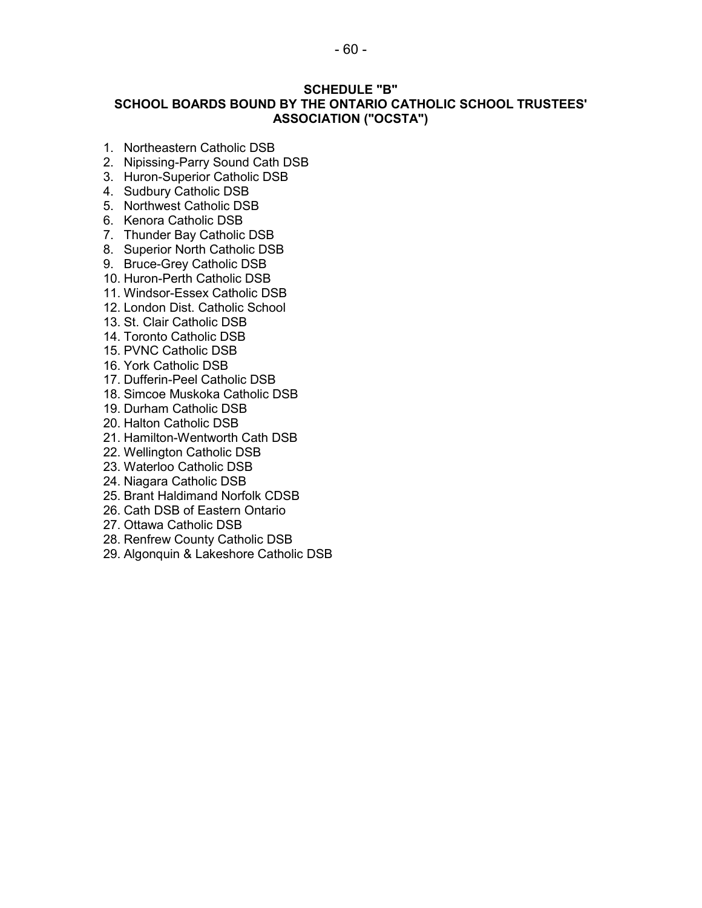## SCHEDULE "B"
## SCHOOL BOARDS BOUND BY THE ONTARIO CATHOLIC SCHOOL TRUSTEES' ASSOCIATION ("OCSTA")

1. Northeastern Catholic DSB
2. Nipissing-Parry Sound Cath DSB
3. Huron-Superior Catholic DSB
4. Sudbury Catholic DSB
5. Northwest Catholic DSB
6. Kenora Catholic DSB
7. Thunder Bay Catholic DSB
8. Superior North Catholic DSB
9. Bruce-Grey Catholic DSB
10. Huron-Perth Catholic DSB
11. Windsor-Essex Catholic DSB
12. London Dist. Catholic School
13. St. Clair Catholic DSB
14. Toronto Catholic DSB
15. PVNC Catholic DSB
16. York Catholic DSB
17. Dufferin-Peel Catholic DSB
18. Simcoe Muskoka Catholic DSB
19. Durham Catholic DSB
20. Halton Catholic DSB
21. Hamilton-Wentworth Cath DSB
22. Wellington Catholic DSB
23. Waterloo Catholic DSB
24. Niagara Catholic DSB
25. Brant Haldimand Norfolk CDSB
26. Cath DSB of Eastern Ontario
27. Ottawa Catholic DSB
28. Renfrew County Catholic DSB
29. Algonquin & Lakeshore Catholic DSB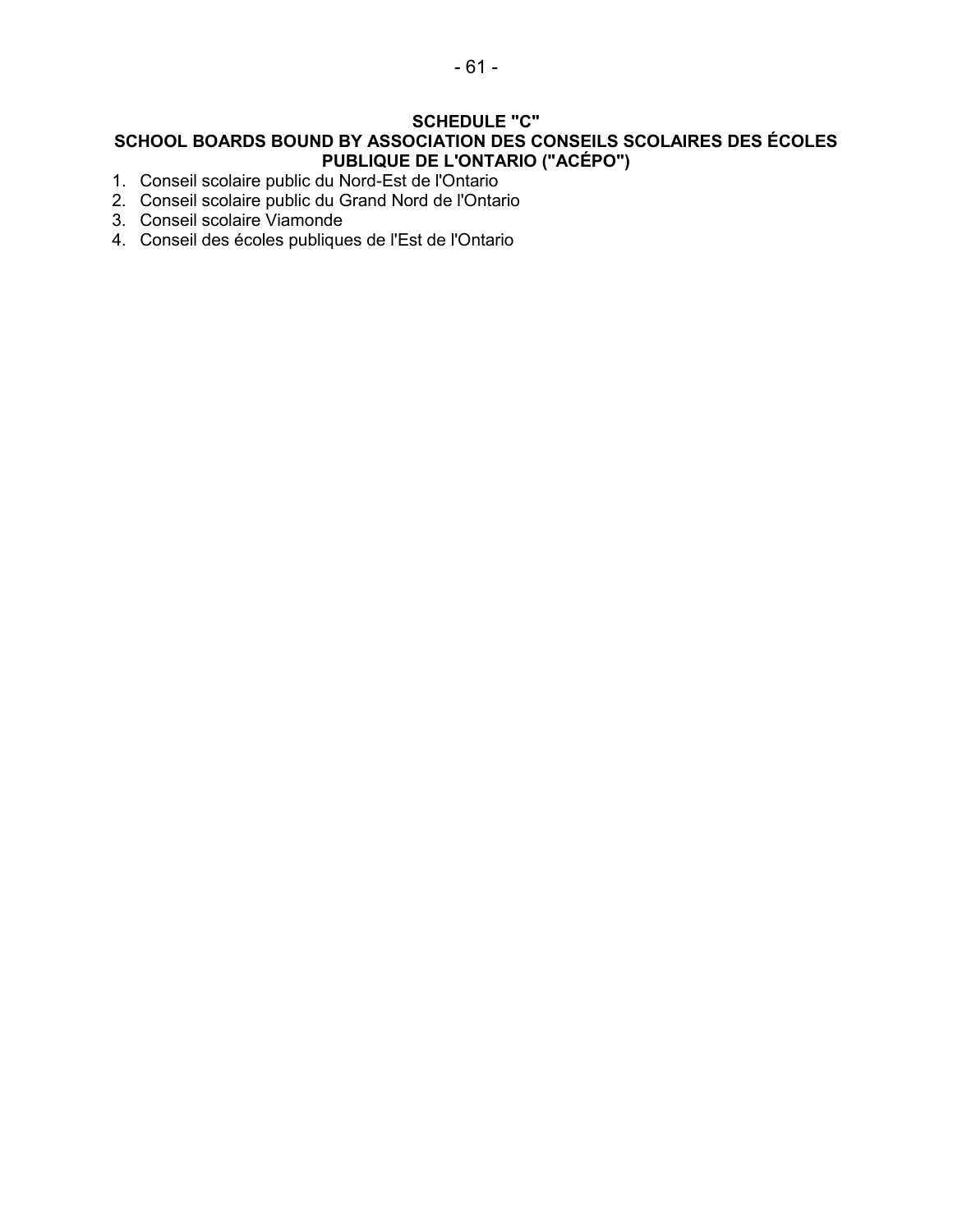## SCHEDULE "C"

## SCHOOL BOARDS BOUND BY ASSOCIATION DES CONSEILS SCOLAIRES DES ÉCOLES PUBLIQUE DE L'ONTARIO ("ACÉPO")

1. Conseil scolaire public du Nord-Est de l'Ontario
2. Conseil scolaire public du Grand Nord de l'Ontario
3. Conseil scolaire Viamonde
4. Conseil des écoles publiques de l'Est de l'Ontario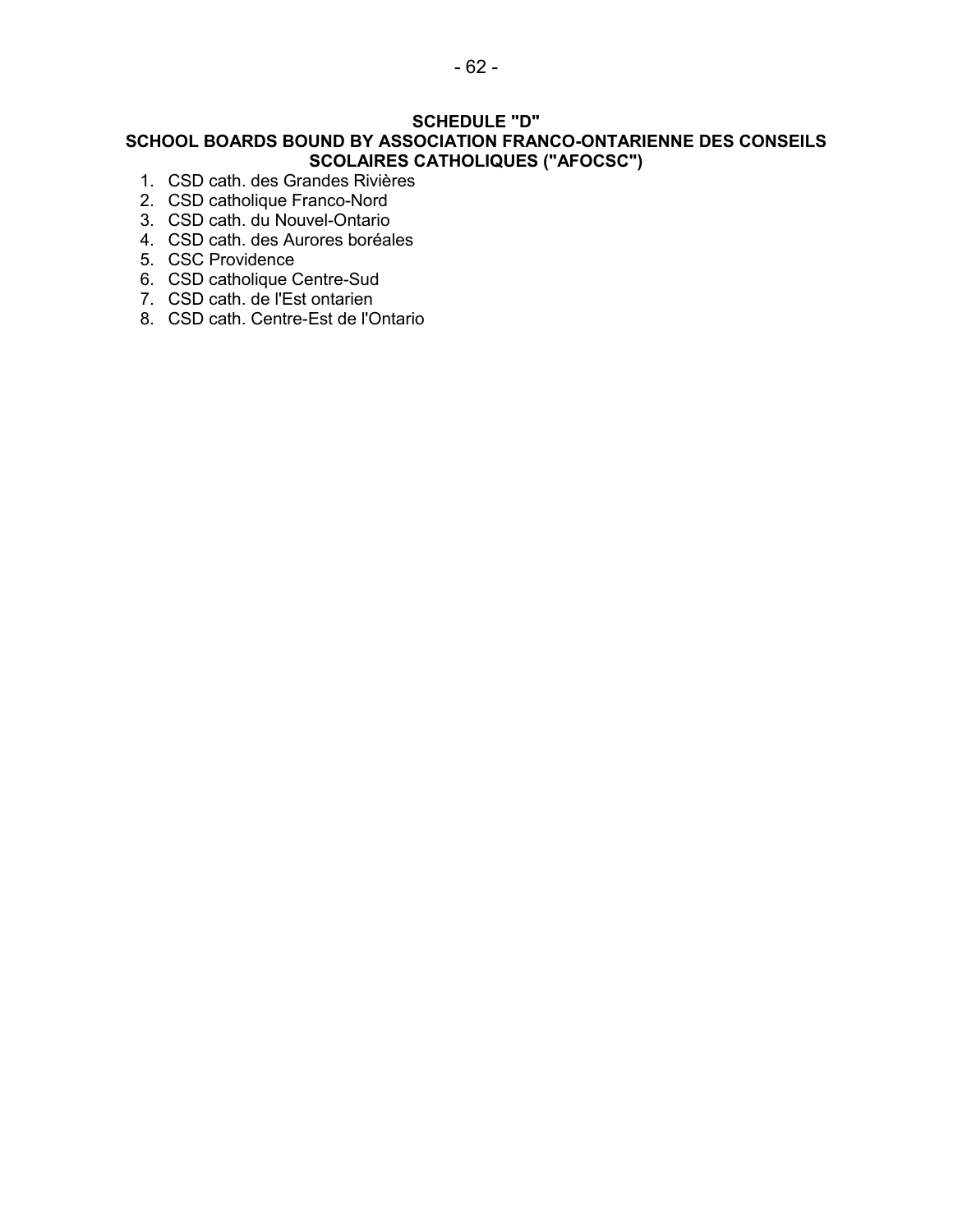## SCHEDULE "D"
## SCHOOL BOARDS BOUND BY ASSOCIATION FRANCO-ONTARIENNE DES CONSEILS SCOLAIRES CATHOLIQUES ("AFOCSC")

1. CSD cath. des Grandes Rivières
2. CSD catholique Franco-Nord
3. CSD cath. du Nouvel-Ontario
4. CSD cath. des Aurores boréales
5. CSC Providence
6. CSD catholique Centre-Sud
7. CSD cath. de l'Est ontarien
8. CSD cath. Centre-Est de l'Ontario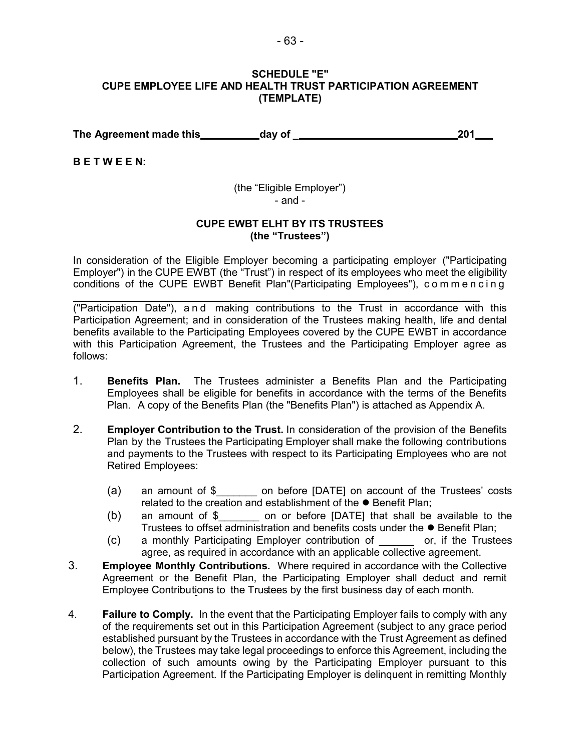**SCHEDULE "E"**
**CUPE EMPLOYEE LIFE AND HEALTH TRUST PARTICIPATION AGREEMENT**
**(TEMPLATE)**

**The Agreement made this\_\_\_\_\_\_\_\_\_\_day of \_\_\_\_\_\_\_\_\_\_\_\_\_\_\_\_\_\_\_\_\_\_\_\_\_\_\_\_\_201\_\_\_**

**B E T W E E N:**

(the "Eligible Employer")
\- and -

**CUPE EWBT ELHT BY ITS TRUSTEES**
**(the "Trustees")**

In consideration of the Eligible Employer becoming a participating employer ("Participating Employer") in the CUPE EWBT (the "Trust") in respect of its employees who meet the eligibility conditions of the CUPE EWBT Benefit Plan"(Participating Employees"), commencing \_\_\_\_\_\_\_\_\_\_\_\_\_\_\_\_\_\_\_\_\_\_\_\_\_\_\_\_\_\_\_\_\_\_\_\_\_\_\_\_\_\_\_\_\_\_\_\_\_\_\_\_\_\_\_\_\_\_ ("Participation Date"), and making contributions to the Trust in accordance with this Participation Agreement; and in consideration of the Trustees making health, life and dental benefits available to the Participating Employees covered by the CUPE EWBT in accordance with this Participation Agreement, the Trustees and the Participating Employer agree as follows:

1. **Benefits Plan.** The Trustees administer a Benefits Plan and the Participating Employees shall be eligible for benefits in accordance with the terms of the Benefits Plan. A copy of the Benefits Plan (the "Benefits Plan") is attached as Appendix A.

2. **Employer Contribution to the Trust.** In consideration of the provision of the Benefits Plan by the Trustees the Participating Employer shall make the following contributions and payments to the Trustees with respect to its Participating Employees who are not Retired Employees:

   (a) an amount of $\_\_\_\_\_\_\_ on before [DATE] on account of the Trustees' costs related to the creation and establishment of the ● Benefit Plan;

   (b) an amount of $\_\_\_\_\_\_\_ on or before [DATE] that shall be available to the Trustees to offset administration and benefits costs under the ● Benefit Plan;

   (c) a monthly Participating Employer contribution of \_\_\_\_\_\_ or, if the Trustees agree, as required in accordance with an applicable collective agreement.

3. **Employee Monthly Contributions.** Where required in accordance with the Collective Agreement or the Benefit Plan, the Participating Employer shall deduct and remit Employee Contributions to the Trustees by the first business day of each month.

4. **Failure to Comply.** In the event that the Participating Employer fails to comply with any of the requirements set out in this Participation Agreement (subject to any grace period established pursuant by the Trustees in accordance with the Trust Agreement as defined below), the Trustees may take legal proceedings to enforce this Agreement, including the collection of such amounts owing by the Participating Employer pursuant to this Participation Agreement. If the Participating Employer is delinquent in remitting Monthly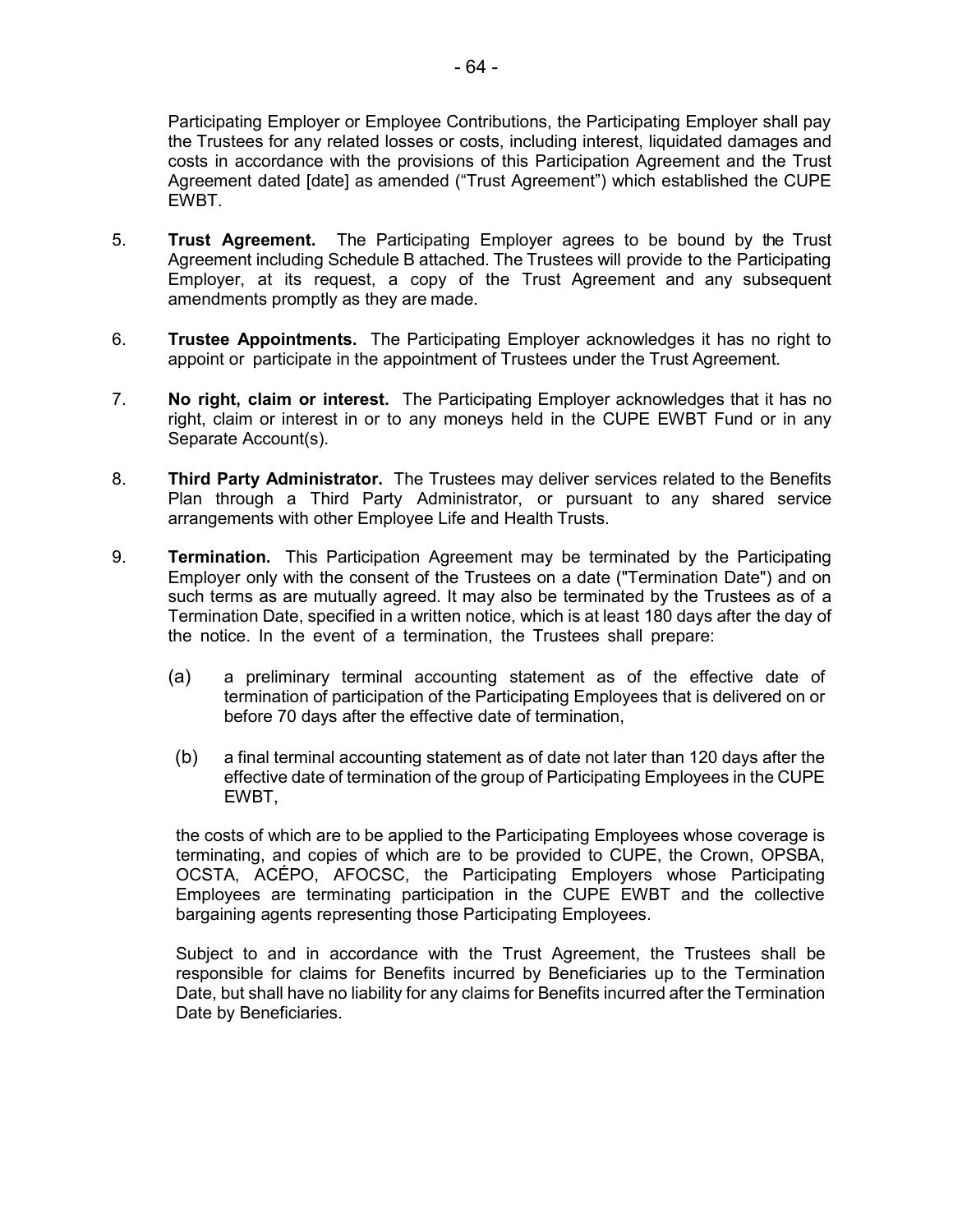Participating Employer or Employee Contributions, the Participating Employer shall pay the Trustees for any related losses or costs, including interest, liquidated damages and costs in accordance with the provisions of this Participation Agreement and the Trust Agreement dated [date] as amended ("Trust Agreement") which established the CUPE EWBT.

5. **Trust Agreement.** The Participating Employer agrees to be bound by the Trust Agreement including Schedule B attached. The Trustees will provide to the Participating Employer, at its request, a copy of the Trust Agreement and any subsequent amendments promptly as they are made.

6. **Trustee Appointments.** The Participating Employer acknowledges it has no right to appoint or participate in the appointment of Trustees under the Trust Agreement.

7. **No right, claim or interest.** The Participating Employer acknowledges that it has no right, claim or interest in or to any moneys held in the CUPE EWBT Fund or in any Separate Account(s).

8. **Third Party Administrator.** The Trustees may deliver services related to the Benefits Plan through a Third Party Administrator, or pursuant to any shared service arrangements with other Employee Life and Health Trusts.

9. **Termination.** This Participation Agreement may be terminated by the Participating Employer only with the consent of the Trustees on a date ("Termination Date") and on such terms as are mutually agreed. It may also be terminated by the Trustees as of a Termination Date, specified in a written notice, which is at least 180 days after the day of the notice. In the event of a termination, the Trustees shall prepare:

   (a) a preliminary terminal accounting statement as of the effective date of termination of participation of the Participating Employees that is delivered on or before 70 days after the effective date of termination,

   (b) a final terminal accounting statement as of date not later than 120 days after the effective date of termination of the group of Participating Employees in the CUPE EWBT,

   the costs of which are to be applied to the Participating Employees whose coverage is terminating, and copies of which are to be provided to CUPE, the Crown, OPSBA, OCSTA, ACÉPO, AFOCSC, the Participating Employers whose Participating Employees are terminating participation in the CUPE EWBT and the collective bargaining agents representing those Participating Employees.

   Subject to and in accordance with the Trust Agreement, the Trustees shall be responsible for claims for Benefits incurred by Beneficiaries up to the Termination Date, but shall have no liability for any claims for Benefits incurred after the Termination Date by Beneficiaries.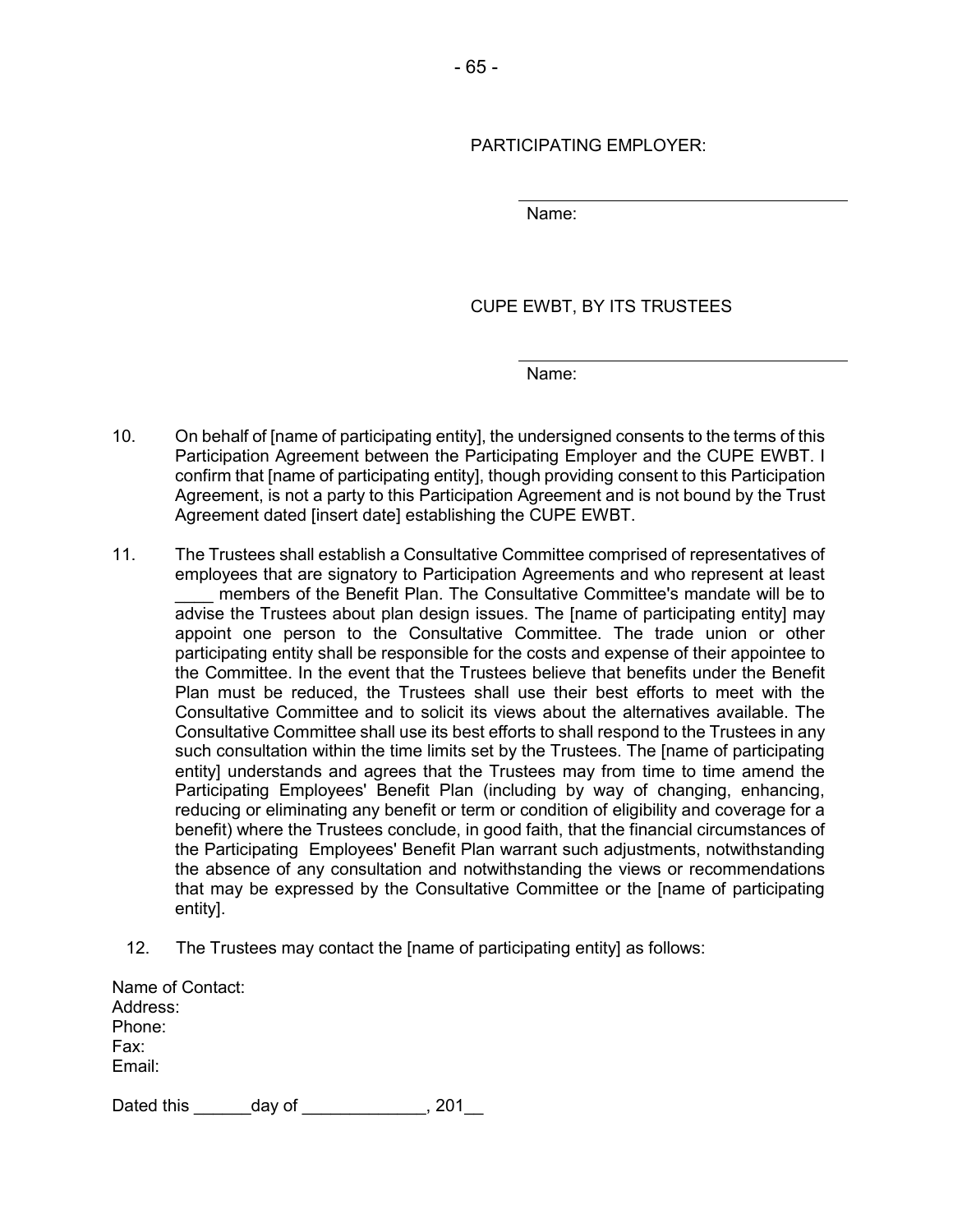PARTICIPATING EMPLOYER:

\_\_\_\_\_\_\_\_\_\_\_\_\_\_\_\_\_\_\_\_\_\_\_\_\_\_\_\_\_\_\_\_\_\_\_\_

Name:

CUPE EWBT, BY ITS TRUSTEES

\_\_\_\_\_\_\_\_\_\_\_\_\_\_\_\_\_\_\_\_\_\_\_\_\_\_\_\_\_\_\_\_\_\_\_\_

Name:

10. On behalf of [name of participating entity], the undersigned consents to the terms of this Participation Agreement between the Participating Employer and the CUPE EWBT. I confirm that [name of participating entity], though providing consent to this Participation Agreement, is not a party to this Participation Agreement and is not bound by the Trust Agreement dated [insert date] establishing the CUPE EWBT.

11. The Trustees shall establish a Consultative Committee comprised of representatives of employees that are signatory to Participation Agreements and who represent at least ____ members of the Benefit Plan. The Consultative Committee's mandate will be to advise the Trustees about plan design issues. The [name of participating entity] may appoint one person to the Consultative Committee. The trade union or other participating entity shall be responsible for the costs and expense of their appointee to the Committee. In the event that the Trustees believe that benefits under the Benefit Plan must be reduced, the Trustees shall use their best efforts to meet with the Consultative Committee and to solicit its views about the alternatives available. The Consultative Committee shall use its best efforts to shall respond to the Trustees in any such consultation within the time limits set by the Trustees. The [name of participating entity] understands and agrees that the Trustees may from time to time amend the Participating Employees' Benefit Plan (including by way of changing, enhancing, reducing or eliminating any benefit or term or condition of eligibility and coverage for a benefit) where the Trustees conclude, in good faith, that the financial circumstances of the Participating Employees' Benefit Plan warrant such adjustments, notwithstanding the absence of any consultation and notwithstanding the views or recommendations that may be expressed by the Consultative Committee or the [name of participating entity].

12. The Trustees may contact the [name of participating entity] as follows:

Name of Contact:
Address:
Phone:
Fax:
Email:

Dated this ______day of _____________, 201__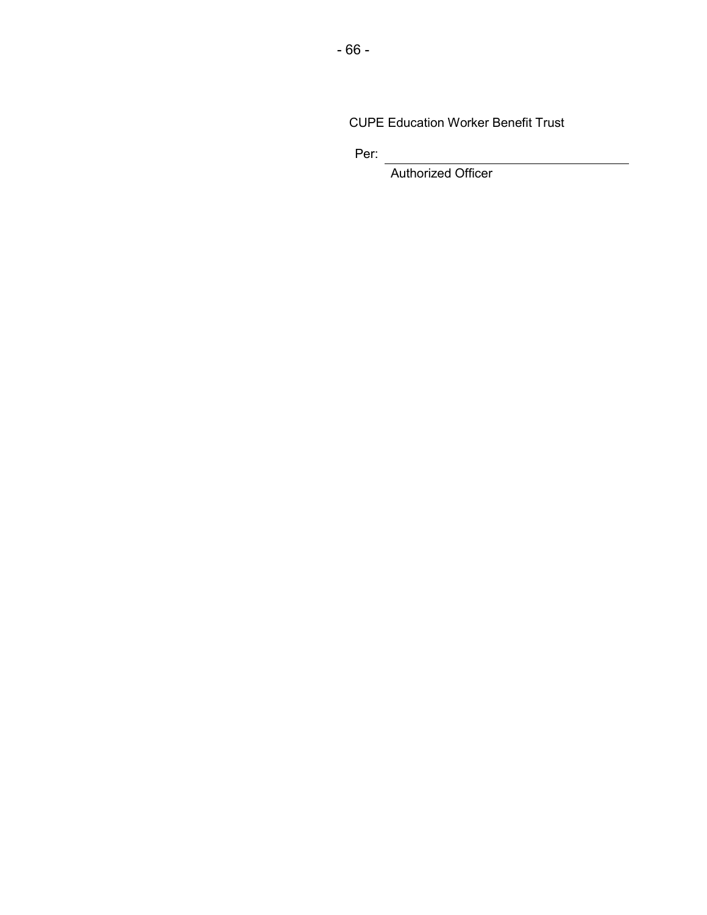CUPE Education Worker Benefit Trust

Per: \_\_\_\_\_\_\_\_\_\_\_\_\_\_\_\_\_\_\_\_\_\_\_\_\_\_\_\_\_\_\_\_\_\_\_\_

Authorized Officer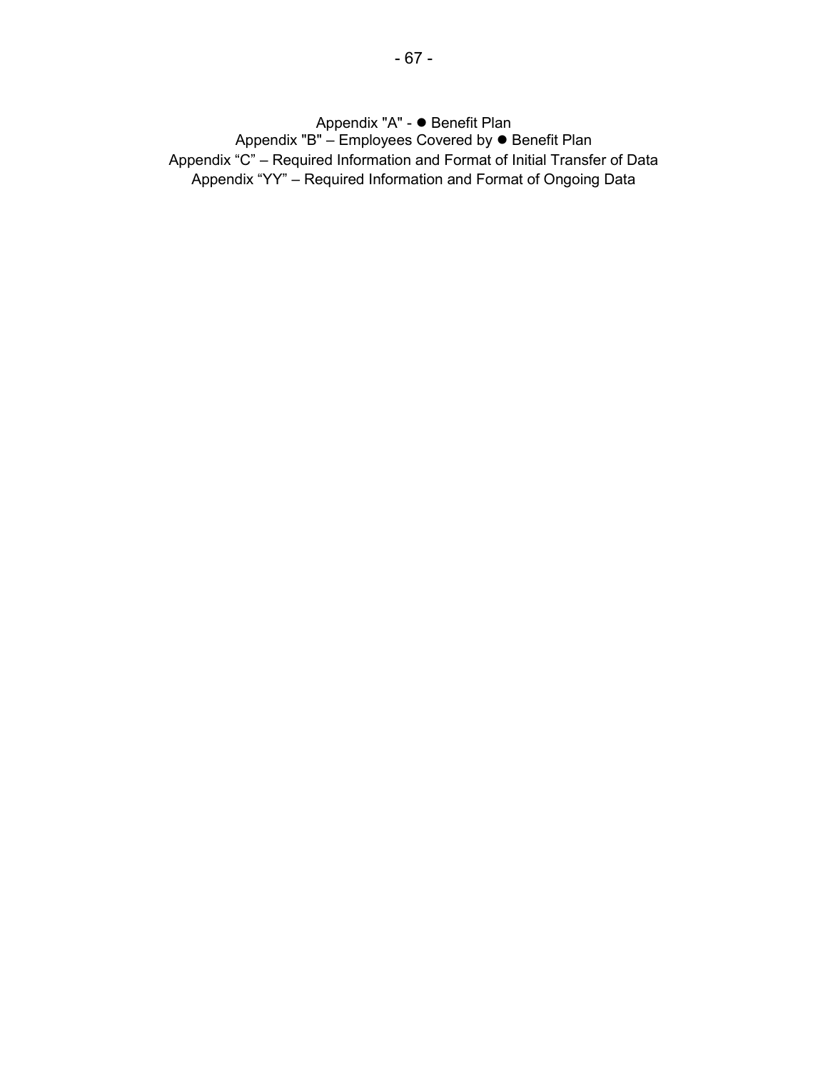Appendix "A" - ● Benefit Plan

Appendix "B" – Employees Covered by ● Benefit Plan

Appendix “C” – Required Information and Format of Initial Transfer of Data

Appendix “YY” – Required Information and Format of Ongoing Data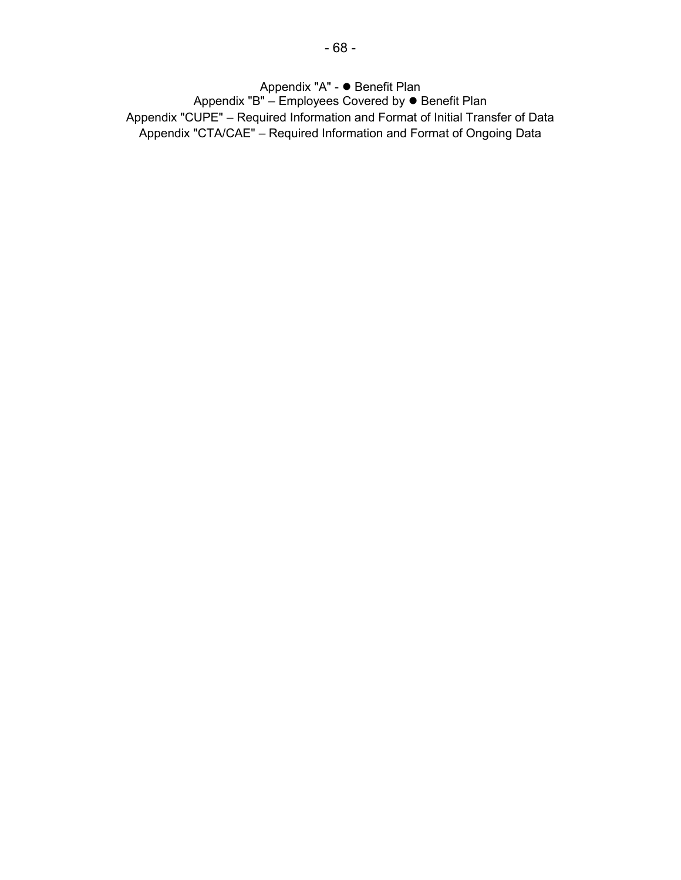Appendix "A" - ● Benefit Plan
Appendix "B" – Employees Covered by ● Benefit Plan
Appendix "CUPE" – Required Information and Format of Initial Transfer of Data
Appendix "CTA/CAE" – Required Information and Format of Ongoing Data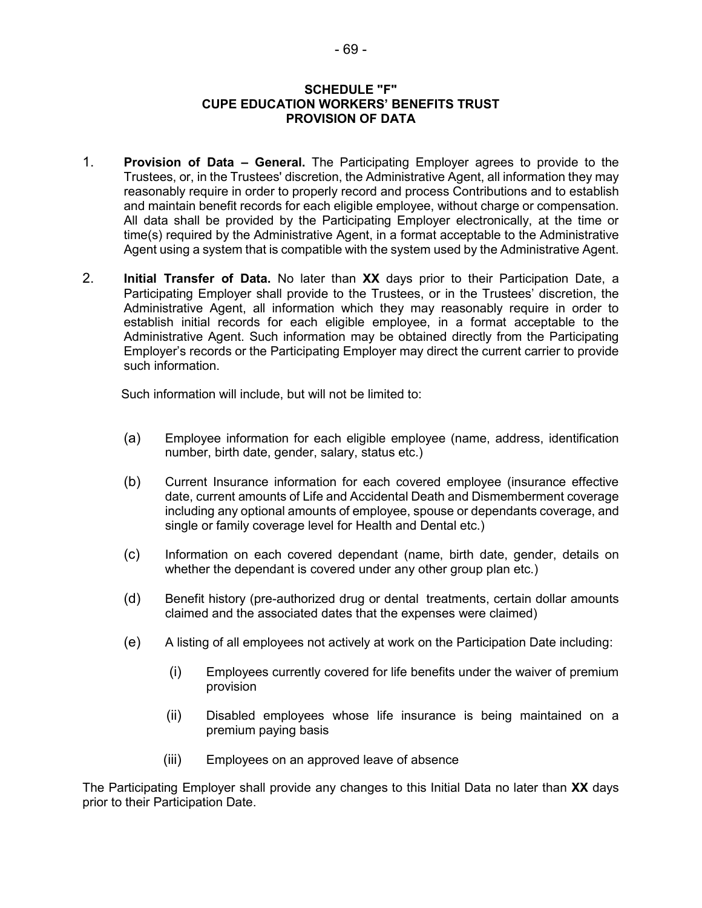## SCHEDULE "F"
## CUPE EDUCATION WORKERS' BENEFITS TRUST
## PROVISION OF DATA

1. **Provision of Data – General.** The Participating Employer agrees to provide to the Trustees, or, in the Trustees' discretion, the Administrative Agent, all information they may reasonably require in order to properly record and process Contributions and to establish and maintain benefit records for each eligible employee, without charge or compensation. All data shall be provided by the Participating Employer electronically, at the time or time(s) required by the Administrative Agent, in a format acceptable to the Administrative Agent using a system that is compatible with the system used by the Administrative Agent.

2. **Initial Transfer of Data.** No later than **XX** days prior to their Participation Date, a Participating Employer shall provide to the Trustees, or in the Trustees' discretion, the Administrative Agent, all information which they may reasonably require in order to establish initial records for each eligible employee, in a format acceptable to the Administrative Agent. Such information may be obtained directly from the Participating Employer's records or the Participating Employer may direct the current carrier to provide such information.

   Such information will include, but will not be limited to:

   (a) Employee information for each eligible employee (name, address, identification number, birth date, gender, salary, status etc.)

   (b) Current Insurance information for each covered employee (insurance effective date, current amounts of Life and Accidental Death and Dismemberment coverage including any optional amounts of employee, spouse or dependants coverage, and single or family coverage level for Health and Dental etc.)

   (c) Information on each covered dependant (name, birth date, gender, details on whether the dependant is covered under any other group plan etc.)

   (d) Benefit history (pre-authorized drug or dental treatments, certain dollar amounts claimed and the associated dates that the expenses were claimed)

   (e) A listing of all employees not actively at work on the Participation Date including:

      (i) Employees currently covered for life benefits under the waiver of premium provision

      (ii) Disabled employees whose life insurance is being maintained on a premium paying basis

      (iii) Employees on an approved leave of absence

The Participating Employer shall provide any changes to this Initial Data no later than **XX** days prior to their Participation Date.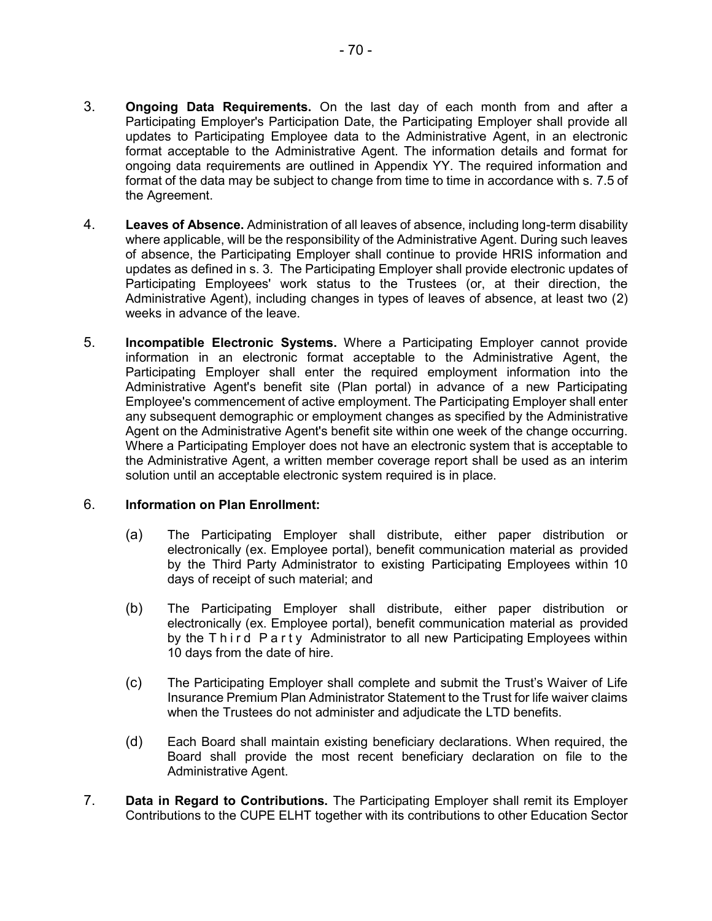3. **Ongoing Data Requirements.** On the last day of each month from and after a Participating Employer's Participation Date, the Participating Employer shall provide all updates to Participating Employee data to the Administrative Agent, in an electronic format acceptable to the Administrative Agent. The information details and format for ongoing data requirements are outlined in Appendix YY. The required information and format of the data may be subject to change from time to time in accordance with s. 7.5 of the Agreement.

4. **Leaves of Absence.** Administration of all leaves of absence, including long-term disability where applicable, will be the responsibility of the Administrative Agent. During such leaves of absence, the Participating Employer shall continue to provide HRIS information and updates as defined in s. 3. The Participating Employer shall provide electronic updates of Participating Employees' work status to the Trustees (or, at their direction, the Administrative Agent), including changes in types of leaves of absence, at least two (2) weeks in advance of the leave.

5. **Incompatible Electronic Systems.** Where a Participating Employer cannot provide information in an electronic format acceptable to the Administrative Agent, the Participating Employer shall enter the required employment information into the Administrative Agent's benefit site (Plan portal) in advance of a new Participating Employee's commencement of active employment. The Participating Employer shall enter any subsequent demographic or employment changes as specified by the Administrative Agent on the Administrative Agent's benefit site within one week of the change occurring. Where a Participating Employer does not have an electronic system that is acceptable to the Administrative Agent, a written member coverage report shall be used as an interim solution until an acceptable electronic system required is in place.

6. **Information on Plan Enrollment:**

   (a) The Participating Employer shall distribute, either paper distribution or electronically (ex. Employee portal), benefit communication material as provided by the Third Party Administrator to existing Participating Employees within 10 days of receipt of such material; and

   (b) The Participating Employer shall distribute, either paper distribution or electronically (ex. Employee portal), benefit communication material as provided by the Third Party Administrator to all new Participating Employees within 10 days from the date of hire.

   (c) The Participating Employer shall complete and submit the Trust's Waiver of Life Insurance Premium Plan Administrator Statement to the Trust for life waiver claims when the Trustees do not administer and adjudicate the LTD benefits.

   (d) Each Board shall maintain existing beneficiary declarations. When required, the Board shall provide the most recent beneficiary declaration on file to the Administrative Agent.

7. **Data in Regard to Contributions.** The Participating Employer shall remit its Employer Contributions to the CUPE ELHT together with its contributions to other Education Sector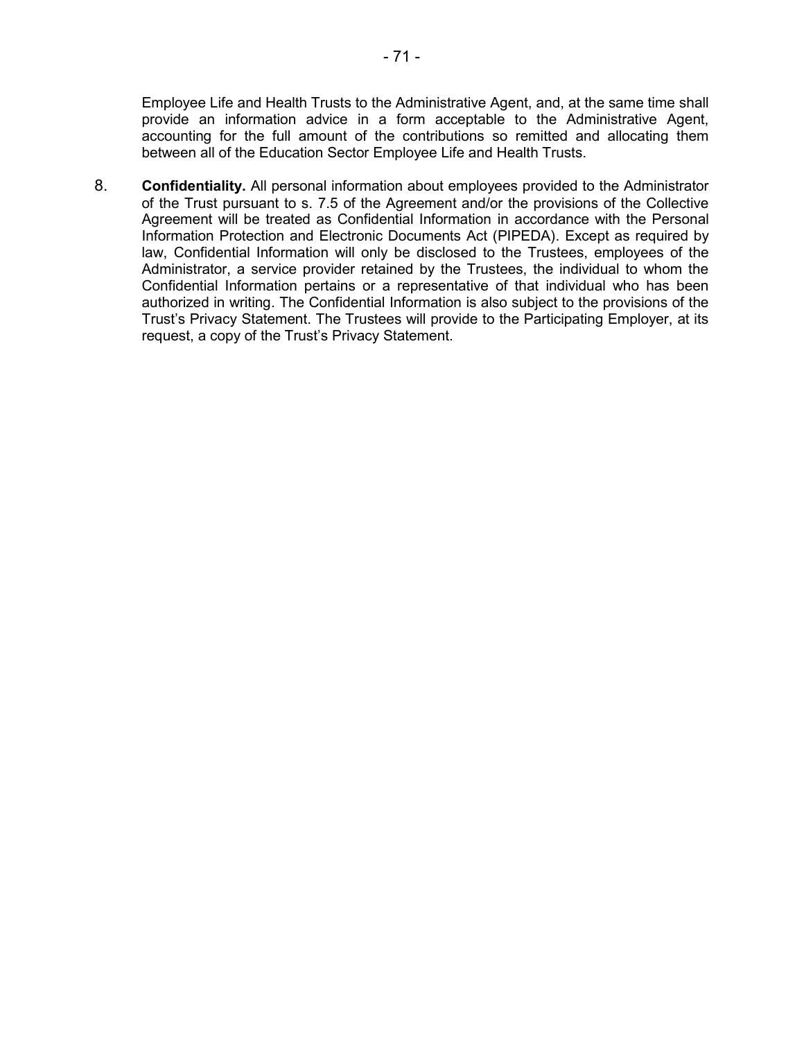Employee Life and Health Trusts to the Administrative Agent, and, at the same time shall provide an information advice in a form acceptable to the Administrative Agent, accounting for the full amount of the contributions so remitted and allocating them between all of the Education Sector Employee Life and Health Trusts.

8. **Confidentiality.** All personal information about employees provided to the Administrator of the Trust pursuant to s. 7.5 of the Agreement and/or the provisions of the Collective Agreement will be treated as Confidential Information in accordance with the Personal Information Protection and Electronic Documents Act (PIPEDA). Except as required by law, Confidential Information will only be disclosed to the Trustees, employees of the Administrator, a service provider retained by the Trustees, the individual to whom the Confidential Information pertains or a representative of that individual who has been authorized in writing. The Confidential Information is also subject to the provisions of the Trust's Privacy Statement. The Trustees will provide to the Participating Employer, at its request, a copy of the Trust's Privacy Statement.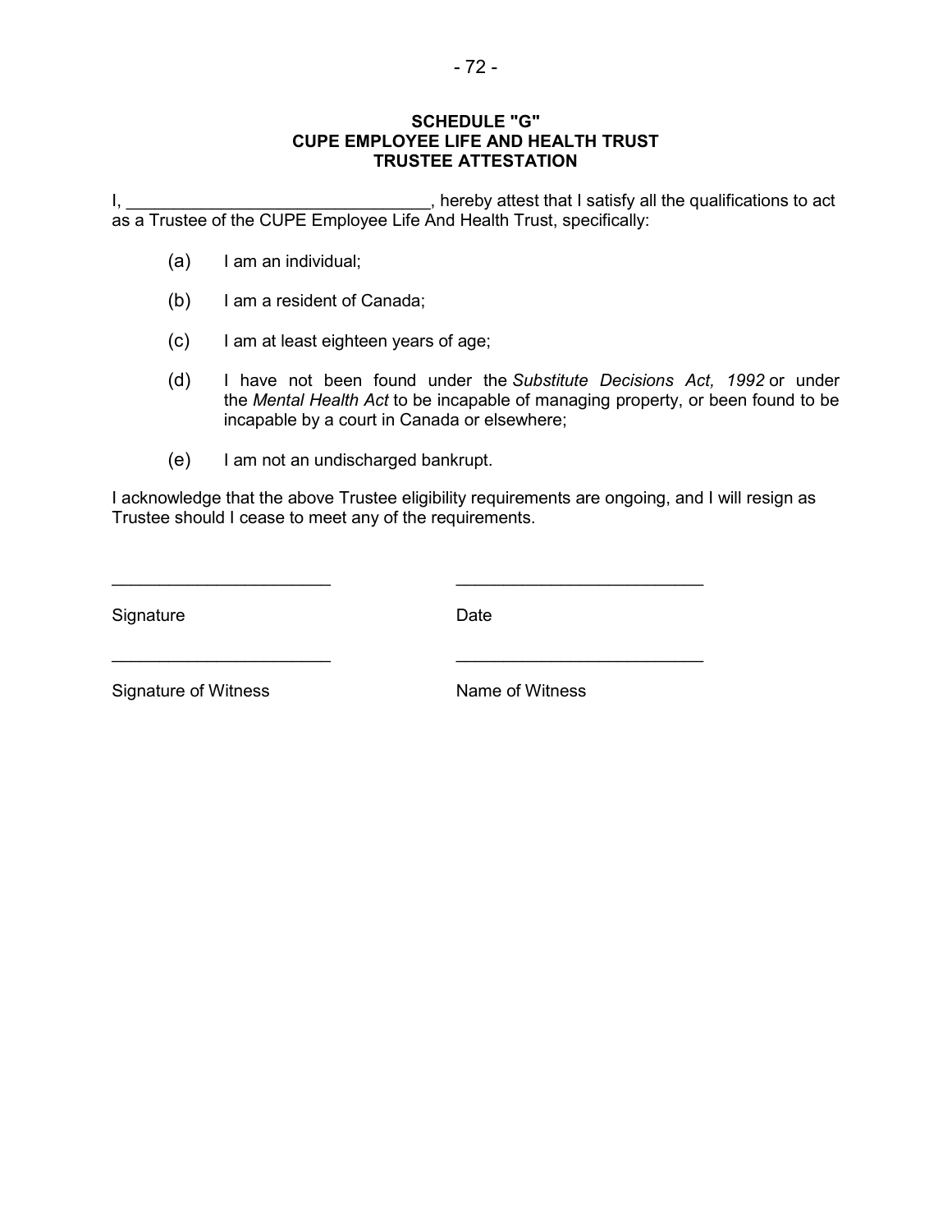**SCHEDULE "G"**
**CUPE EMPLOYEE LIFE AND HEALTH TRUST**
**TRUSTEE ATTESTATION**

I, ________________________________, hereby attest that I satisfy all the qualifications to act as a Trustee of the CUPE Employee Life And Health Trust, specifically:

(a) I am an individual;

(b) I am a resident of Canada;

(c) I am at least eighteen years of age;

(d) I have not been found under the *Substitute Decisions Act, 1992* or under the *Mental Health Act* to be incapable of managing property, or been found to be incapable by a court in Canada or elsewhere;

(e) I am not an undischarged bankrupt.

I acknowledge that the above Trustee eligibility requirements are ongoing, and I will resign as Trustee should I cease to meet any of the requirements.

________________________ ________________________

Signature Date

________________________ ________________________

Signature of Witness Name of Witness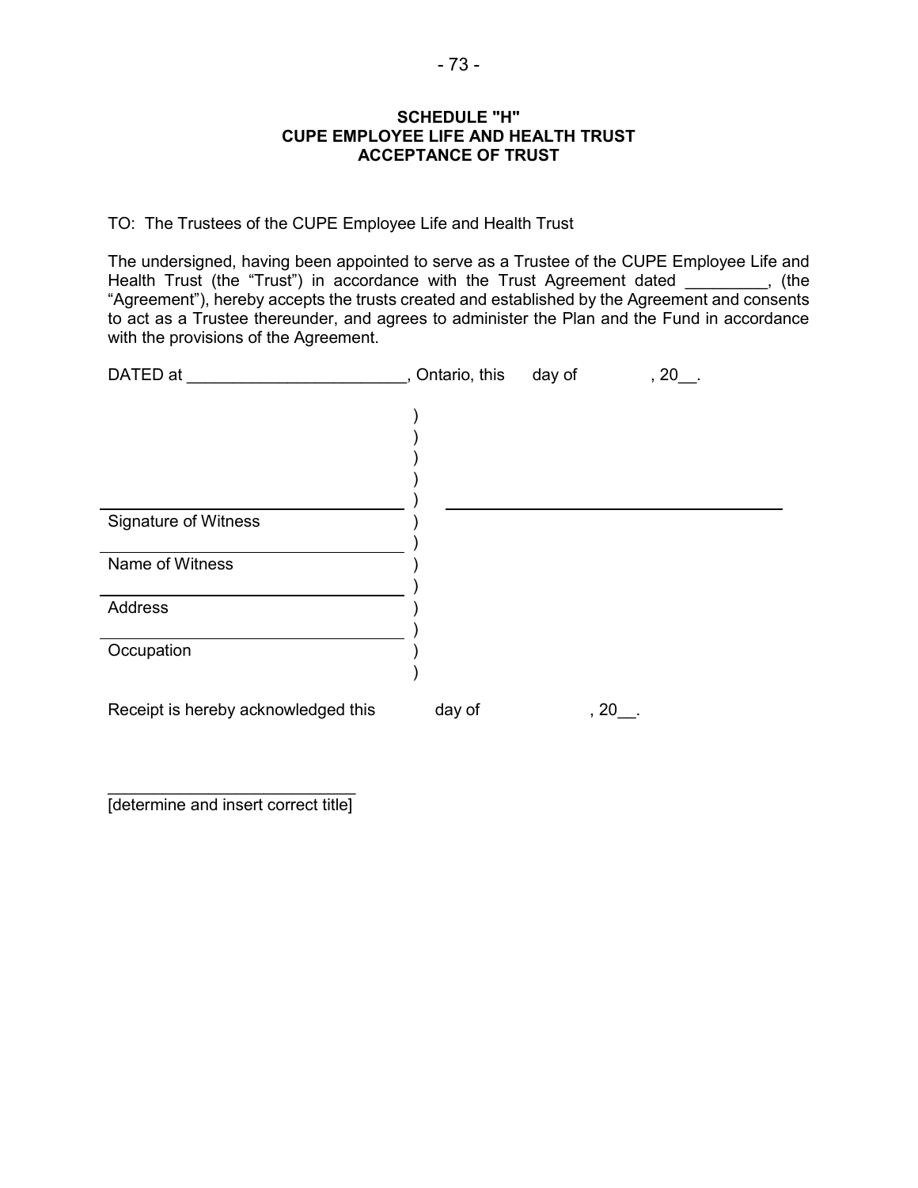**SCHEDULE "H"**
**CUPE EMPLOYEE LIFE AND HEALTH TRUST**
**ACCEPTANCE OF TRUST**

TO: The Trustees of the CUPE Employee Life and Health Trust

The undersigned, having been appointed to serve as a Trustee of the CUPE Employee Life and Health Trust (the "Trust") in accordance with the Trust Agreement dated _________, (the "Agreement"), hereby accepts the trusts created and established by the Agreement and consents to act as a Trustee thereunder, and agrees to administer the Plan and the Fund in accordance with the provisions of the Agreement.

DATED at ________________________, Ontario, this day of , 20__.

______________________________ ) ______________________________
Signature of Witness )

______________________________ )
Name of Witness )

______________________________ )
Address )

______________________________ )
Occupation )

Receipt is hereby acknowledged this day of , 20__.

______________________________
[determine and insert correct title]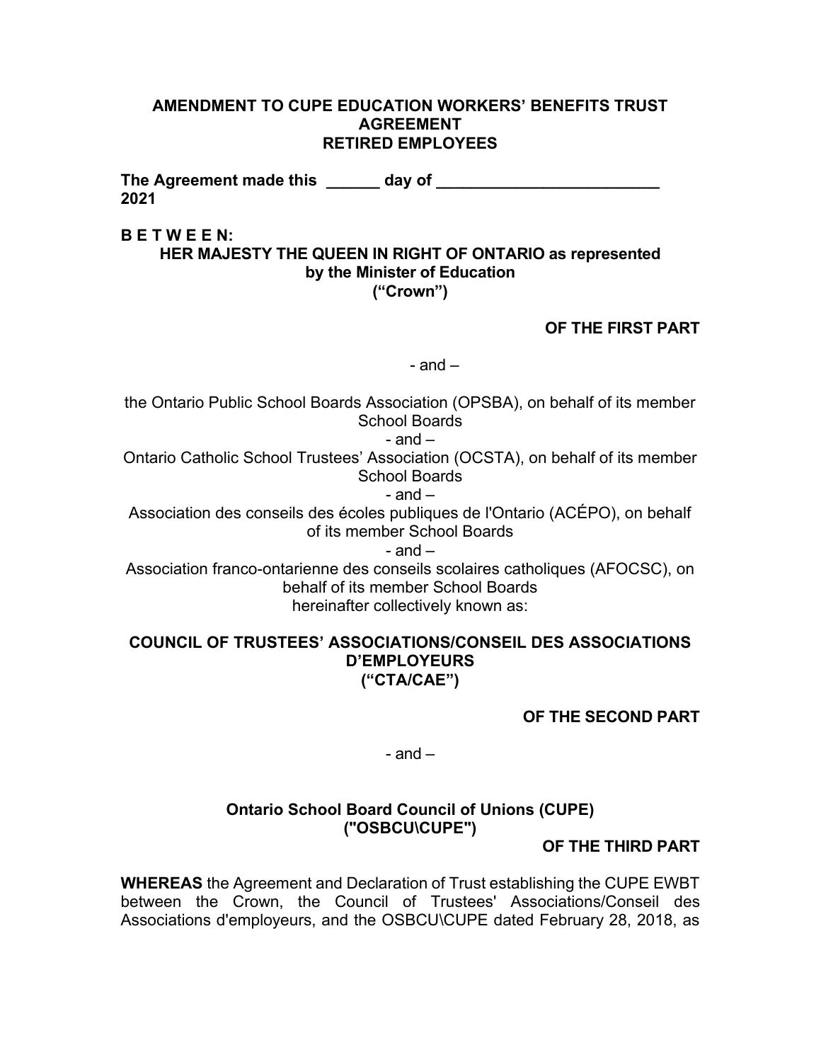**AMENDMENT TO CUPE EDUCATION WORKERS' BENEFITS TRUST AGREEMENT**
**RETIRED EMPLOYEES**

**The Agreement made this ______ day of _________________________ 2021**

**B E T W E E N:**

**HER MAJESTY THE QUEEN IN RIGHT OF ONTARIO as represented by the Minister of Education**
**("Crown")**

**OF THE FIRST PART**

- and –

the Ontario Public School Boards Association (OPSBA), on behalf of its member School Boards

- and –

Ontario Catholic School Trustees' Association (OCSTA), on behalf of its member School Boards

- and –

Association des conseils des écoles publiques de l'Ontario (ACÉPO), on behalf of its member School Boards

- and –

Association franco-ontarienne des conseils scolaires catholiques (AFOCSC), on behalf of its member School Boards

hereinafter collectively known as:

**COUNCIL OF TRUSTEES' ASSOCIATIONS/CONSEIL DES ASSOCIATIONS D'EMPLOYEURS**
**("CTA/CAE")**

**OF THE SECOND PART**

- and –

**Ontario School Board Council of Unions (CUPE)**
**("OSBCU\CUPE")**

**OF THE THIRD PART**

**WHEREAS** the Agreement and Declaration of Trust establishing the CUPE EWBT between the Crown, the Council of Trustees' Associations/Conseil des Associations d'employeurs, and the OSBCU\CUPE dated February 28, 2018, as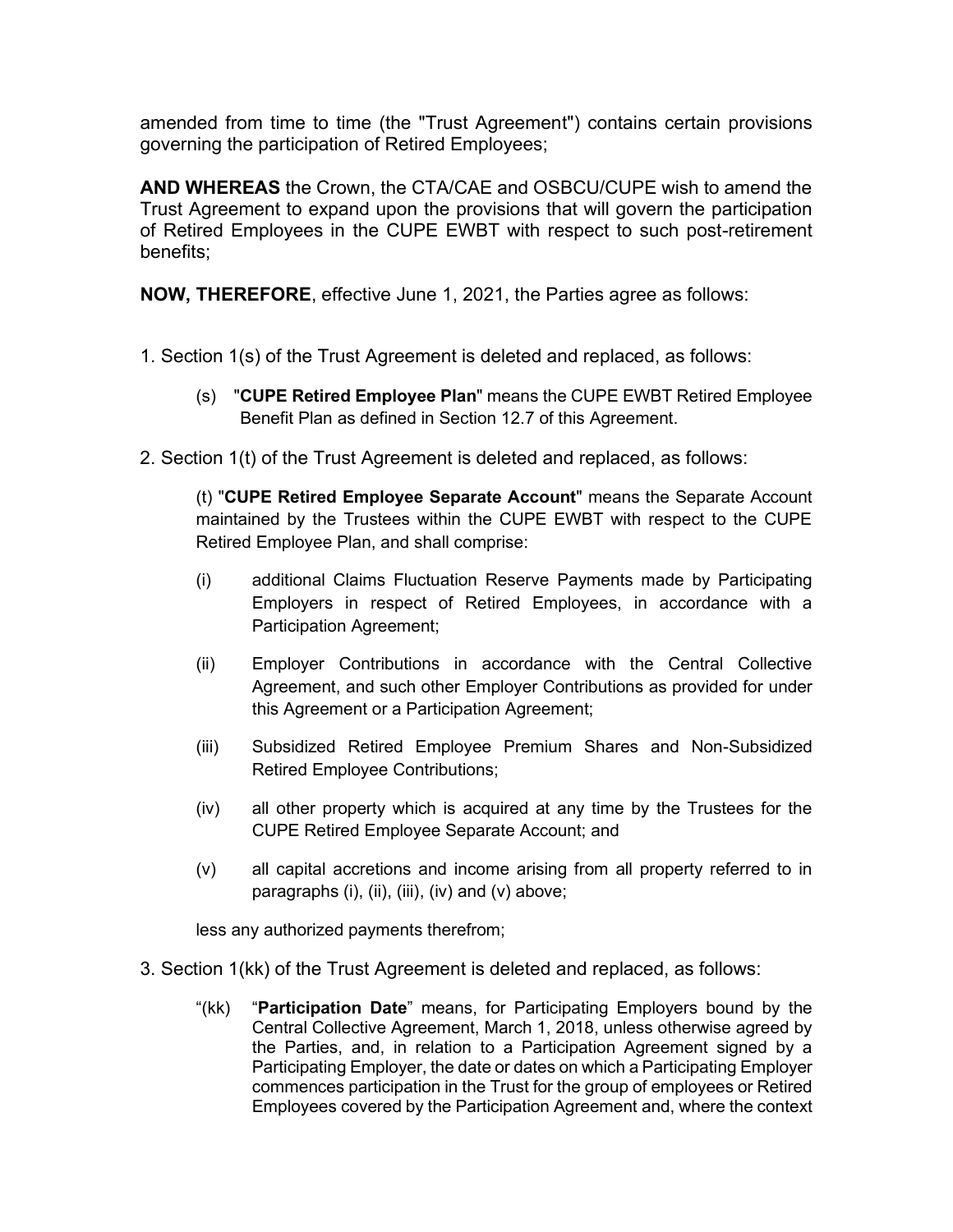amended from time to time (the "Trust Agreement") contains certain provisions governing the participation of Retired Employees;

**AND WHEREAS** the Crown, the CTA/CAE and OSBCU/CUPE wish to amend the Trust Agreement to expand upon the provisions that will govern the participation of Retired Employees in the CUPE EWBT with respect to such post-retirement benefits;

**NOW, THEREFORE**, effective June 1, 2021, the Parties agree as follows:

1. Section 1(s) of the Trust Agreement is deleted and replaced, as follows:

   (s) "**CUPE Retired Employee Plan**" means the CUPE EWBT Retired Employee Benefit Plan as defined in Section 12.7 of this Agreement.

2. Section 1(t) of the Trust Agreement is deleted and replaced, as follows:

   (t) "**CUPE Retired Employee Separate Account**" means the Separate Account maintained by the Trustees within the CUPE EWBT with respect to the CUPE Retired Employee Plan, and shall comprise:

   (i) additional Claims Fluctuation Reserve Payments made by Participating Employers in respect of Retired Employees, in accordance with a Participation Agreement;

   (ii) Employer Contributions in accordance with the Central Collective Agreement, and such other Employer Contributions as provided for under this Agreement or a Participation Agreement;

   (iii) Subsidized Retired Employee Premium Shares and Non-Subsidized Retired Employee Contributions;

   (iv) all other property which is acquired at any time by the Trustees for the CUPE Retired Employee Separate Account; and

   (v) all capital accretions and income arising from all property referred to in paragraphs (i), (ii), (iii), (iv) and (v) above;

   less any authorized payments therefrom;

3. Section 1(kk) of the Trust Agreement is deleted and replaced, as follows:

   "(kk) "**Participation Date**" means, for Participating Employers bound by the Central Collective Agreement, March 1, 2018, unless otherwise agreed by the Parties, and, in relation to a Participation Agreement signed by a Participating Employer, the date or dates on which a Participating Employer commences participation in the Trust for the group of employees or Retired Employees covered by the Participation Agreement and, where the context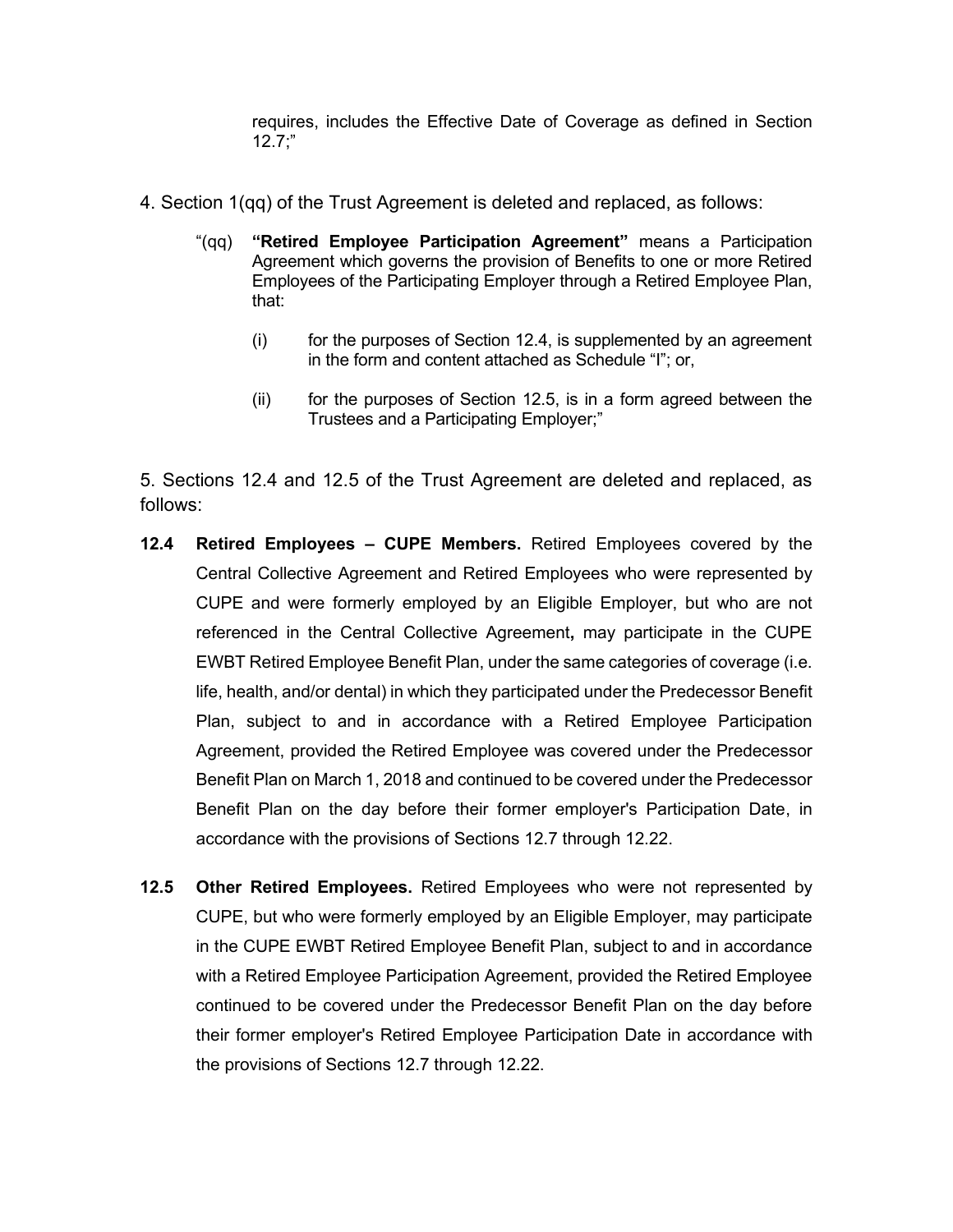requires, includes the Effective Date of Coverage as defined in Section 12.7;"

4. Section 1(qq) of the Trust Agreement is deleted and replaced, as follows:

> "(qq) **"Retired Employee Participation Agreement"** means a Participation Agreement which governs the provision of Benefits to one or more Retired Employees of the Participating Employer through a Retired Employee Plan, that:
>
> (i) for the purposes of Section 12.4, is supplemented by an agreement in the form and content attached as Schedule "I"; or,
>
> (ii) for the purposes of Section 12.5, is in a form agreed between the Trustees and a Participating Employer;"

5. Sections 12.4 and 12.5 of the Trust Agreement are deleted and replaced, as follows:

**12.4 Retired Employees – CUPE Members.** Retired Employees covered by the Central Collective Agreement and Retired Employees who were represented by CUPE and were formerly employed by an Eligible Employer, but who are not referenced in the Central Collective Agreement**,** may participate in the CUPE EWBT Retired Employee Benefit Plan, under the same categories of coverage (i.e. life, health, and/or dental) in which they participated under the Predecessor Benefit Plan, subject to and in accordance with a Retired Employee Participation Agreement, provided the Retired Employee was covered under the Predecessor Benefit Plan on March 1, 2018 and continued to be covered under the Predecessor Benefit Plan on the day before their former employer's Participation Date, in accordance with the provisions of Sections 12.7 through 12.22.

**12.5 Other Retired Employees.** Retired Employees who were not represented by CUPE, but who were formerly employed by an Eligible Employer, may participate in the CUPE EWBT Retired Employee Benefit Plan, subject to and in accordance with a Retired Employee Participation Agreement, provided the Retired Employee continued to be covered under the Predecessor Benefit Plan on the day before their former employer's Retired Employee Participation Date in accordance with the provisions of Sections 12.7 through 12.22.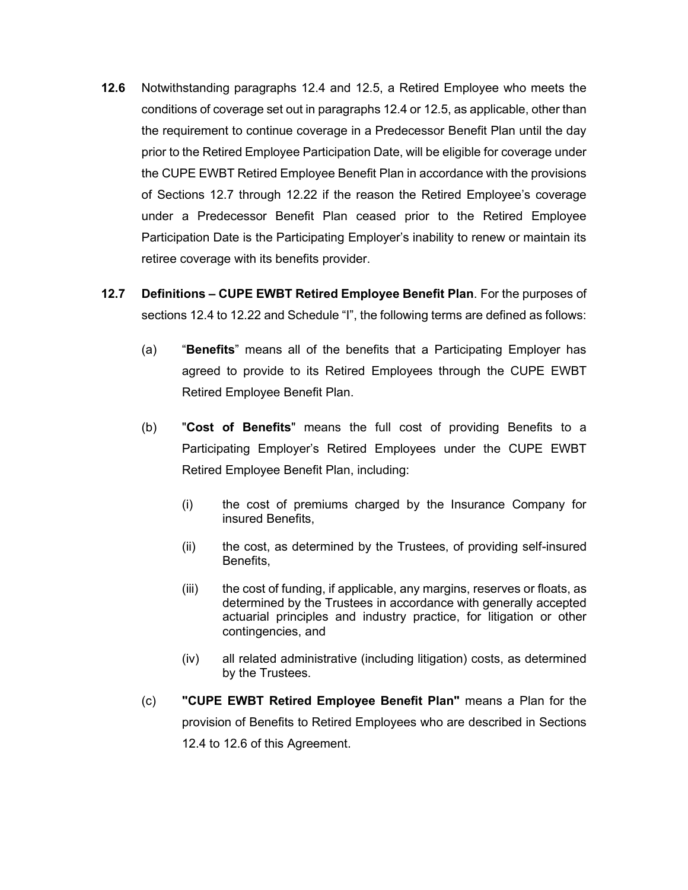**12.6** Notwithstanding paragraphs 12.4 and 12.5, a Retired Employee who meets the conditions of coverage set out in paragraphs 12.4 or 12.5, as applicable, other than the requirement to continue coverage in a Predecessor Benefit Plan until the day prior to the Retired Employee Participation Date, will be eligible for coverage under the CUPE EWBT Retired Employee Benefit Plan in accordance with the provisions of Sections 12.7 through 12.22 if the reason the Retired Employee's coverage under a Predecessor Benefit Plan ceased prior to the Retired Employee Participation Date is the Participating Employer's inability to renew or maintain its retiree coverage with its benefits provider.

**12.7** **Definitions – CUPE EWBT Retired Employee Benefit Plan**. For the purposes of sections 12.4 to 12.22 and Schedule "I", the following terms are defined as follows:

(a) "**Benefits**" means all of the benefits that a Participating Employer has agreed to provide to its Retired Employees through the CUPE EWBT Retired Employee Benefit Plan.

(b) "**Cost of Benefits**" means the full cost of providing Benefits to a Participating Employer's Retired Employees under the CUPE EWBT Retired Employee Benefit Plan, including:

(i) the cost of premiums charged by the Insurance Company for insured Benefits,

(ii) the cost, as determined by the Trustees, of providing self-insured Benefits,

(iii) the cost of funding, if applicable, any margins, reserves or floats, as determined by the Trustees in accordance with generally accepted actuarial principles and industry practice, for litigation or other contingencies, and

(iv) all related administrative (including litigation) costs, as determined by the Trustees.

(c) **"CUPE EWBT Retired Employee Benefit Plan"** means a Plan for the provision of Benefits to Retired Employees who are described in Sections 12.4 to 12.6 of this Agreement.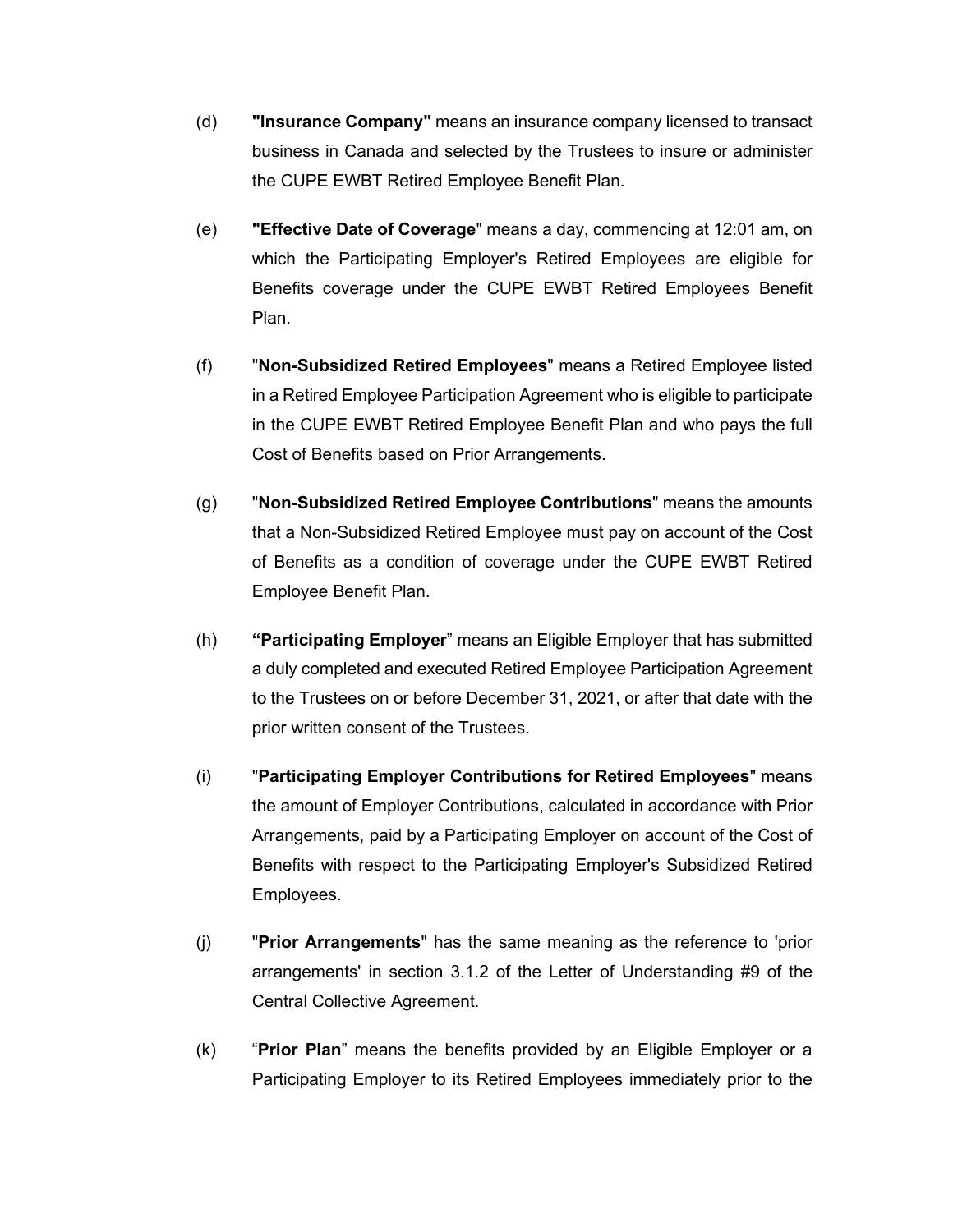(d) **"Insurance Company"** means an insurance company licensed to transact business in Canada and selected by the Trustees to insure or administer the CUPE EWBT Retired Employee Benefit Plan.

(e) **"Effective Date of Coverage**" means a day, commencing at 12:01 am, on which the Participating Employer's Retired Employees are eligible for Benefits coverage under the CUPE EWBT Retired Employees Benefit Plan.

(f) "**Non-Subsidized Retired Employees**" means a Retired Employee listed in a Retired Employee Participation Agreement who is eligible to participate in the CUPE EWBT Retired Employee Benefit Plan and who pays the full Cost of Benefits based on Prior Arrangements.

(g) "**Non-Subsidized Retired Employee Contributions**" means the amounts that a Non-Subsidized Retired Employee must pay on account of the Cost of Benefits as a condition of coverage under the CUPE EWBT Retired Employee Benefit Plan.

(h) **"Participating Employer**" means an Eligible Employer that has submitted a duly completed and executed Retired Employee Participation Agreement to the Trustees on or before December 31, 2021, or after that date with the prior written consent of the Trustees.

(i) "**Participating Employer Contributions for Retired Employees**" means the amount of Employer Contributions, calculated in accordance with Prior Arrangements, paid by a Participating Employer on account of the Cost of Benefits with respect to the Participating Employer's Subsidized Retired Employees.

(j) "**Prior Arrangements**" has the same meaning as the reference to 'prior arrangements' in section 3.1.2 of the Letter of Understanding #9 of the Central Collective Agreement.

(k) "**Prior Plan**" means the benefits provided by an Eligible Employer or a Participating Employer to its Retired Employees immediately prior to the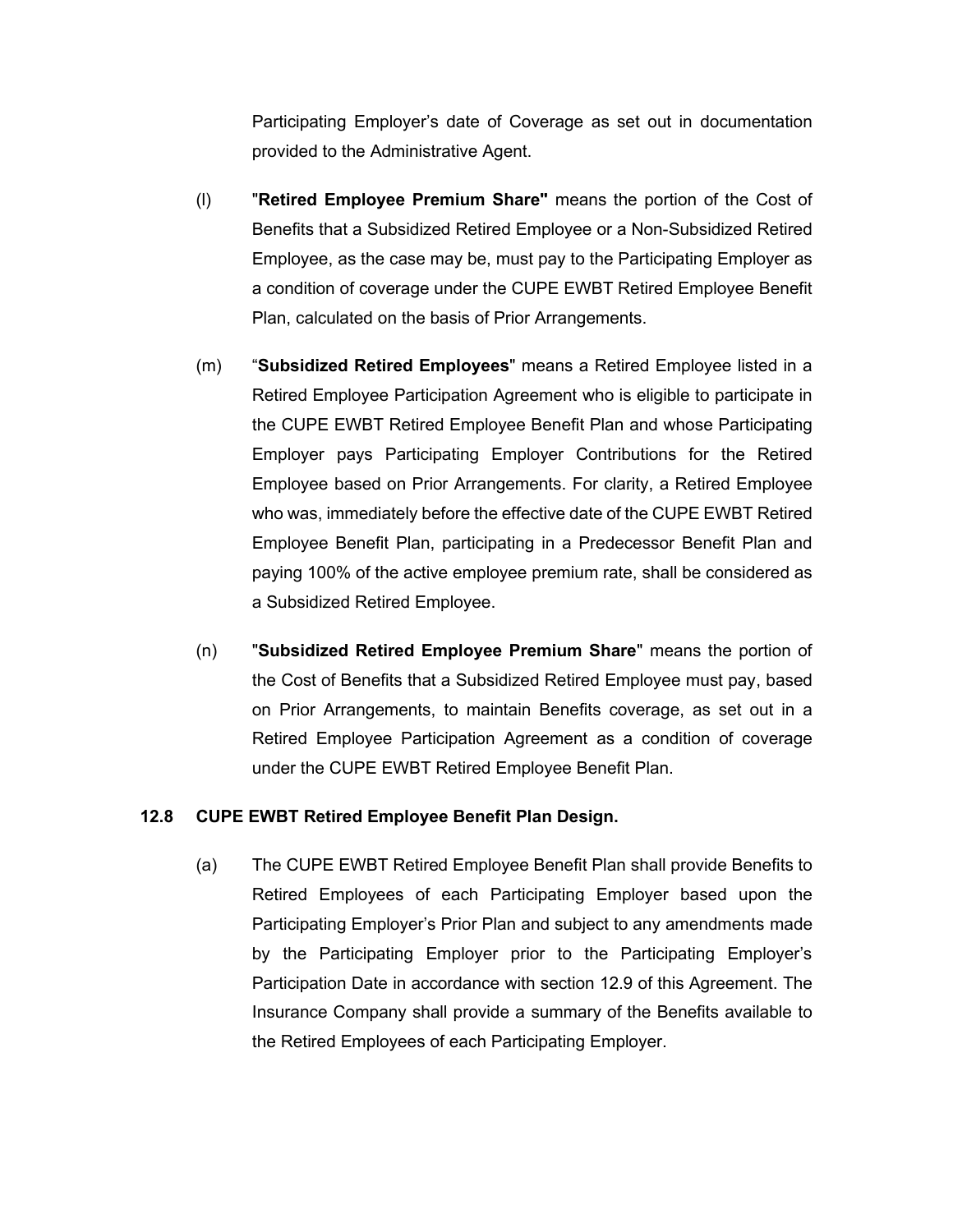Participating Employer's date of Coverage as set out in documentation provided to the Administrative Agent.

(l) "**Retired Employee Premium Share"** means the portion of the Cost of Benefits that a Subsidized Retired Employee or a Non-Subsidized Retired Employee, as the case may be, must pay to the Participating Employer as a condition of coverage under the CUPE EWBT Retired Employee Benefit Plan, calculated on the basis of Prior Arrangements.

(m) "**Subsidized Retired Employees**" means a Retired Employee listed in a Retired Employee Participation Agreement who is eligible to participate in the CUPE EWBT Retired Employee Benefit Plan and whose Participating Employer pays Participating Employer Contributions for the Retired Employee based on Prior Arrangements. For clarity, a Retired Employee who was, immediately before the effective date of the CUPE EWBT Retired Employee Benefit Plan, participating in a Predecessor Benefit Plan and paying 100% of the active employee premium rate, shall be considered as a Subsidized Retired Employee.

(n) "**Subsidized Retired Employee Premium Share**" means the portion of the Cost of Benefits that a Subsidized Retired Employee must pay, based on Prior Arrangements, to maintain Benefits coverage, as set out in a Retired Employee Participation Agreement as a condition of coverage under the CUPE EWBT Retired Employee Benefit Plan.

### 12.8 CUPE EWBT Retired Employee Benefit Plan Design.

(a) The CUPE EWBT Retired Employee Benefit Plan shall provide Benefits to Retired Employees of each Participating Employer based upon the Participating Employer's Prior Plan and subject to any amendments made by the Participating Employer prior to the Participating Employer's Participation Date in accordance with section 12.9 of this Agreement. The Insurance Company shall provide a summary of the Benefits available to the Retired Employees of each Participating Employer.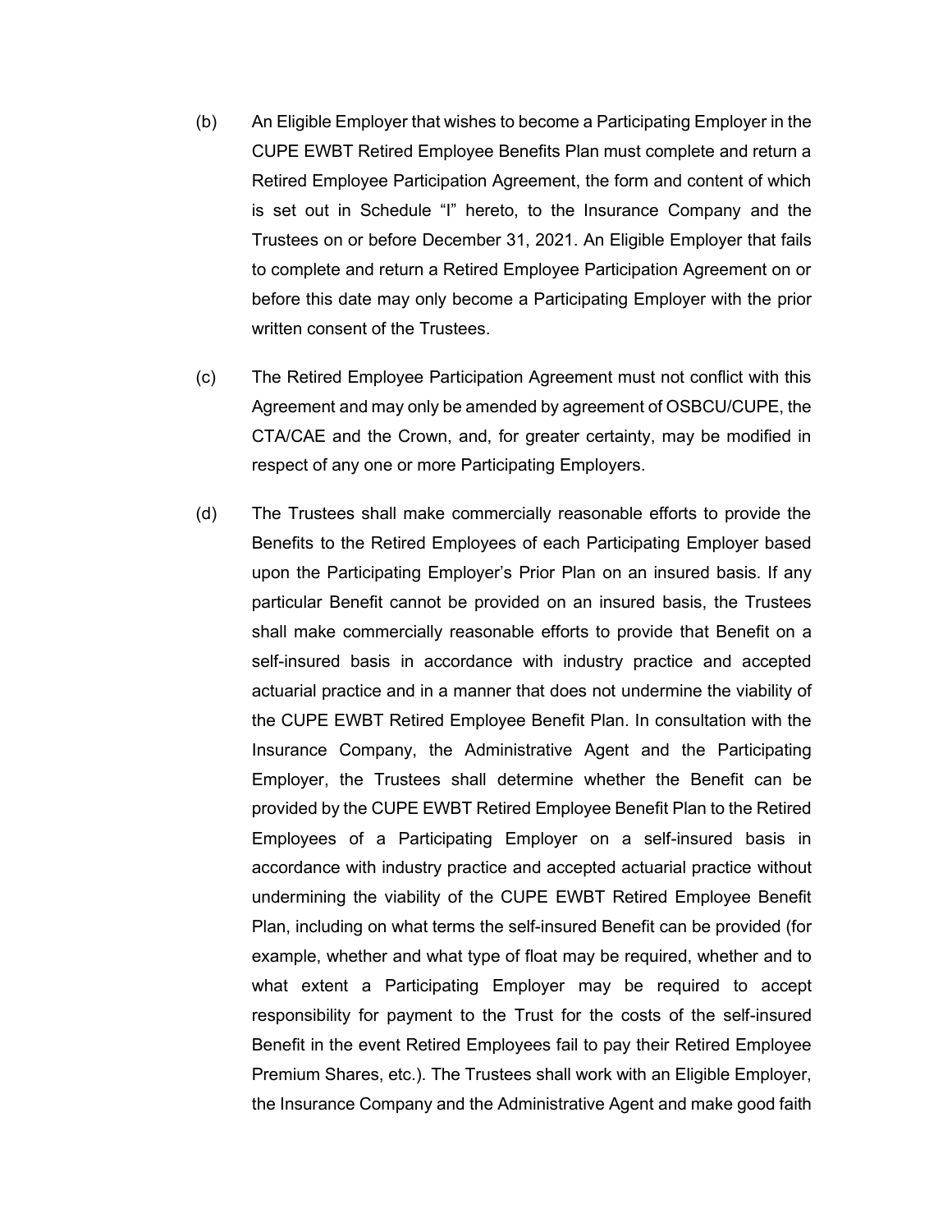(b) An Eligible Employer that wishes to become a Participating Employer in the CUPE EWBT Retired Employee Benefits Plan must complete and return a Retired Employee Participation Agreement, the form and content of which is set out in Schedule "I" hereto, to the Insurance Company and the Trustees on or before December 31, 2021. An Eligible Employer that fails to complete and return a Retired Employee Participation Agreement on or before this date may only become a Participating Employer with the prior written consent of the Trustees.

(c) The Retired Employee Participation Agreement must not conflict with this Agreement and may only be amended by agreement of OSBCU/CUPE, the CTA/CAE and the Crown, and, for greater certainty, may be modified in respect of any one or more Participating Employers.

(d) The Trustees shall make commercially reasonable efforts to provide the Benefits to the Retired Employees of each Participating Employer based upon the Participating Employer's Prior Plan on an insured basis. If any particular Benefit cannot be provided on an insured basis, the Trustees shall make commercially reasonable efforts to provide that Benefit on a self-insured basis in accordance with industry practice and accepted actuarial practice and in a manner that does not undermine the viability of the CUPE EWBT Retired Employee Benefit Plan. In consultation with the Insurance Company, the Administrative Agent and the Participating Employer, the Trustees shall determine whether the Benefit can be provided by the CUPE EWBT Retired Employee Benefit Plan to the Retired Employees of a Participating Employer on a self-insured basis in accordance with industry practice and accepted actuarial practice without undermining the viability of the CUPE EWBT Retired Employee Benefit Plan, including on what terms the self-insured Benefit can be provided (for example, whether and what type of float may be required, whether and to what extent a Participating Employer may be required to accept responsibility for payment to the Trust for the costs of the self-insured Benefit in the event Retired Employees fail to pay their Retired Employee Premium Shares, etc.). The Trustees shall work with an Eligible Employer, the Insurance Company and the Administrative Agent and make good faith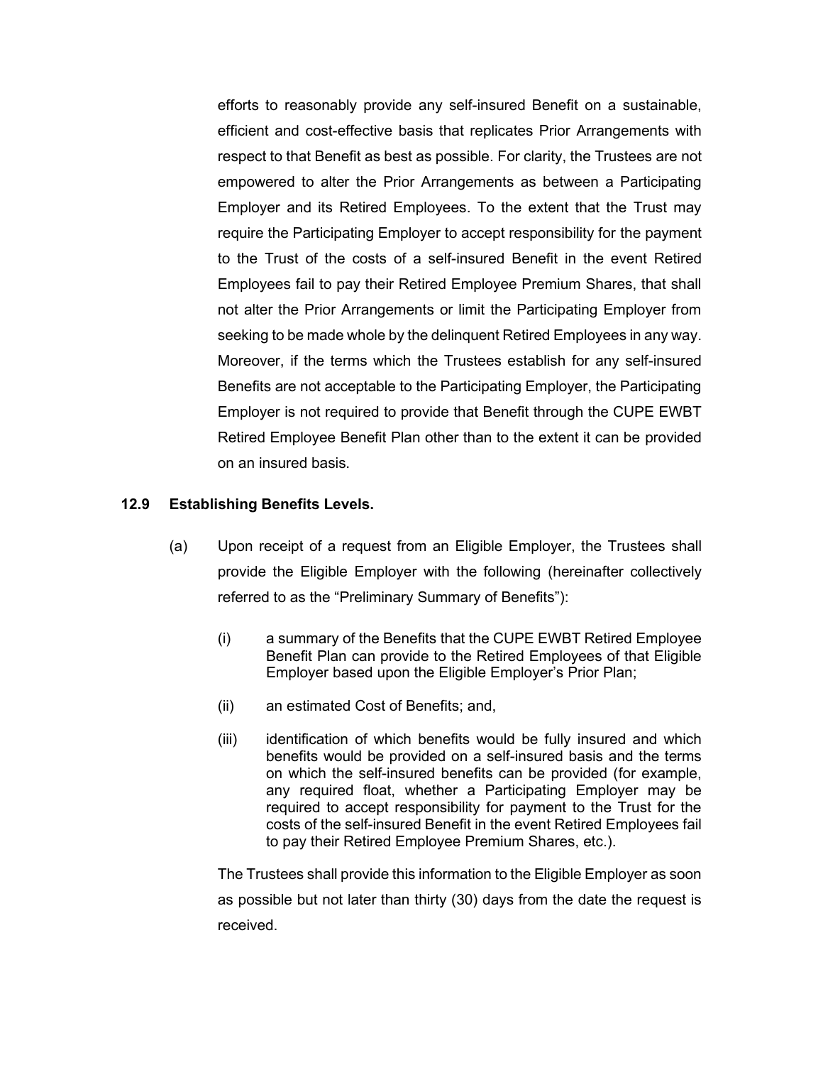efforts to reasonably provide any self-insured Benefit on a sustainable, efficient and cost-effective basis that replicates Prior Arrangements with respect to that Benefit as best as possible. For clarity, the Trustees are not empowered to alter the Prior Arrangements as between a Participating Employer and its Retired Employees. To the extent that the Trust may require the Participating Employer to accept responsibility for the payment to the Trust of the costs of a self-insured Benefit in the event Retired Employees fail to pay their Retired Employee Premium Shares, that shall not alter the Prior Arrangements or limit the Participating Employer from seeking to be made whole by the delinquent Retired Employees in any way. Moreover, if the terms which the Trustees establish for any self-insured Benefits are not acceptable to the Participating Employer, the Participating Employer is not required to provide that Benefit through the CUPE EWBT Retired Employee Benefit Plan other than to the extent it can be provided on an insured basis.

**12.9 Establishing Benefits Levels.**

(a) Upon receipt of a request from an Eligible Employer, the Trustees shall provide the Eligible Employer with the following (hereinafter collectively referred to as the "Preliminary Summary of Benefits"):

(i) a summary of the Benefits that the CUPE EWBT Retired Employee Benefit Plan can provide to the Retired Employees of that Eligible Employer based upon the Eligible Employer's Prior Plan;

(ii) an estimated Cost of Benefits; and,

(iii) identification of which benefits would be fully insured and which benefits would be provided on a self-insured basis and the terms on which the self-insured benefits can be provided (for example, any required float, whether a Participating Employer may be required to accept responsibility for payment to the Trust for the costs of the self-insured Benefit in the event Retired Employees fail to pay their Retired Employee Premium Shares, etc.).

The Trustees shall provide this information to the Eligible Employer as soon as possible but not later than thirty (30) days from the date the request is received.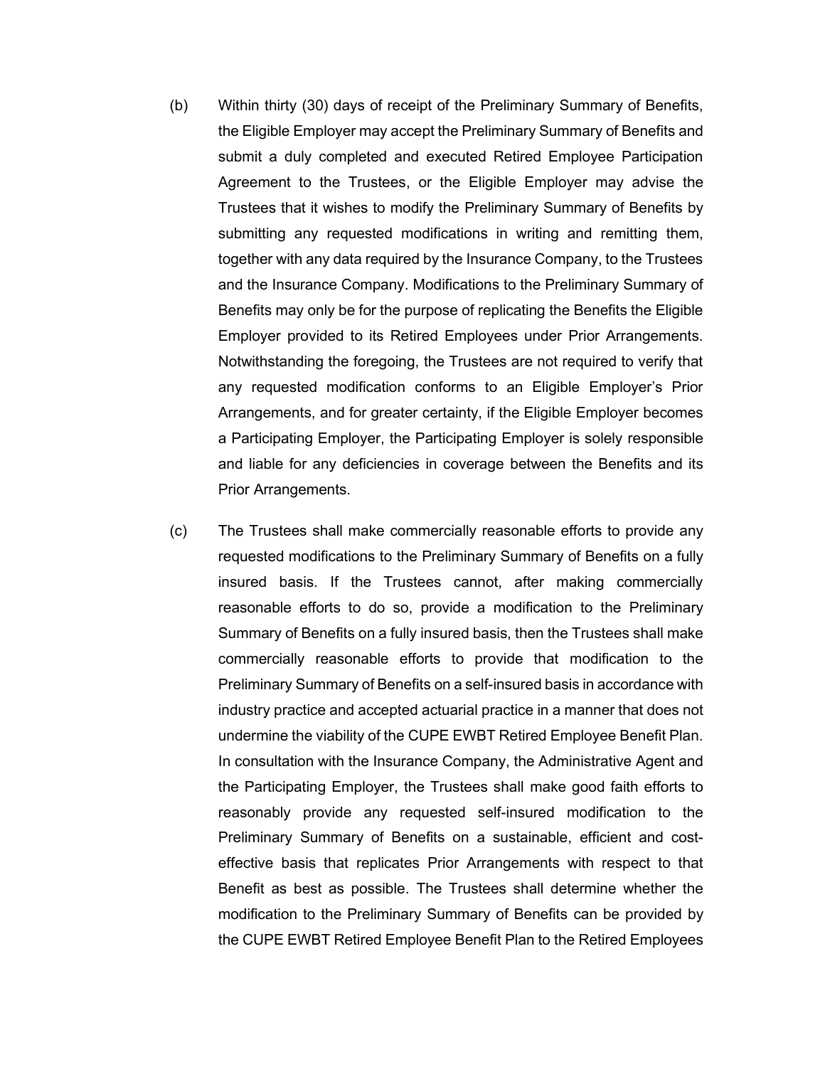(b) Within thirty (30) days of receipt of the Preliminary Summary of Benefits, the Eligible Employer may accept the Preliminary Summary of Benefits and submit a duly completed and executed Retired Employee Participation Agreement to the Trustees, or the Eligible Employer may advise the Trustees that it wishes to modify the Preliminary Summary of Benefits by submitting any requested modifications in writing and remitting them, together with any data required by the Insurance Company, to the Trustees and the Insurance Company. Modifications to the Preliminary Summary of Benefits may only be for the purpose of replicating the Benefits the Eligible Employer provided to its Retired Employees under Prior Arrangements. Notwithstanding the foregoing, the Trustees are not required to verify that any requested modification conforms to an Eligible Employer's Prior Arrangements, and for greater certainty, if the Eligible Employer becomes a Participating Employer, the Participating Employer is solely responsible and liable for any deficiencies in coverage between the Benefits and its Prior Arrangements.

(c) The Trustees shall make commercially reasonable efforts to provide any requested modifications to the Preliminary Summary of Benefits on a fully insured basis. If the Trustees cannot, after making commercially reasonable efforts to do so, provide a modification to the Preliminary Summary of Benefits on a fully insured basis, then the Trustees shall make commercially reasonable efforts to provide that modification to the Preliminary Summary of Benefits on a self-insured basis in accordance with industry practice and accepted actuarial practice in a manner that does not undermine the viability of the CUPE EWBT Retired Employee Benefit Plan. In consultation with the Insurance Company, the Administrative Agent and the Participating Employer, the Trustees shall make good faith efforts to reasonably provide any requested self-insured modification to the Preliminary Summary of Benefits on a sustainable, efficient and cost-effective basis that replicates Prior Arrangements with respect to that Benefit as best as possible. The Trustees shall determine whether the modification to the Preliminary Summary of Benefits can be provided by the CUPE EWBT Retired Employee Benefit Plan to the Retired Employees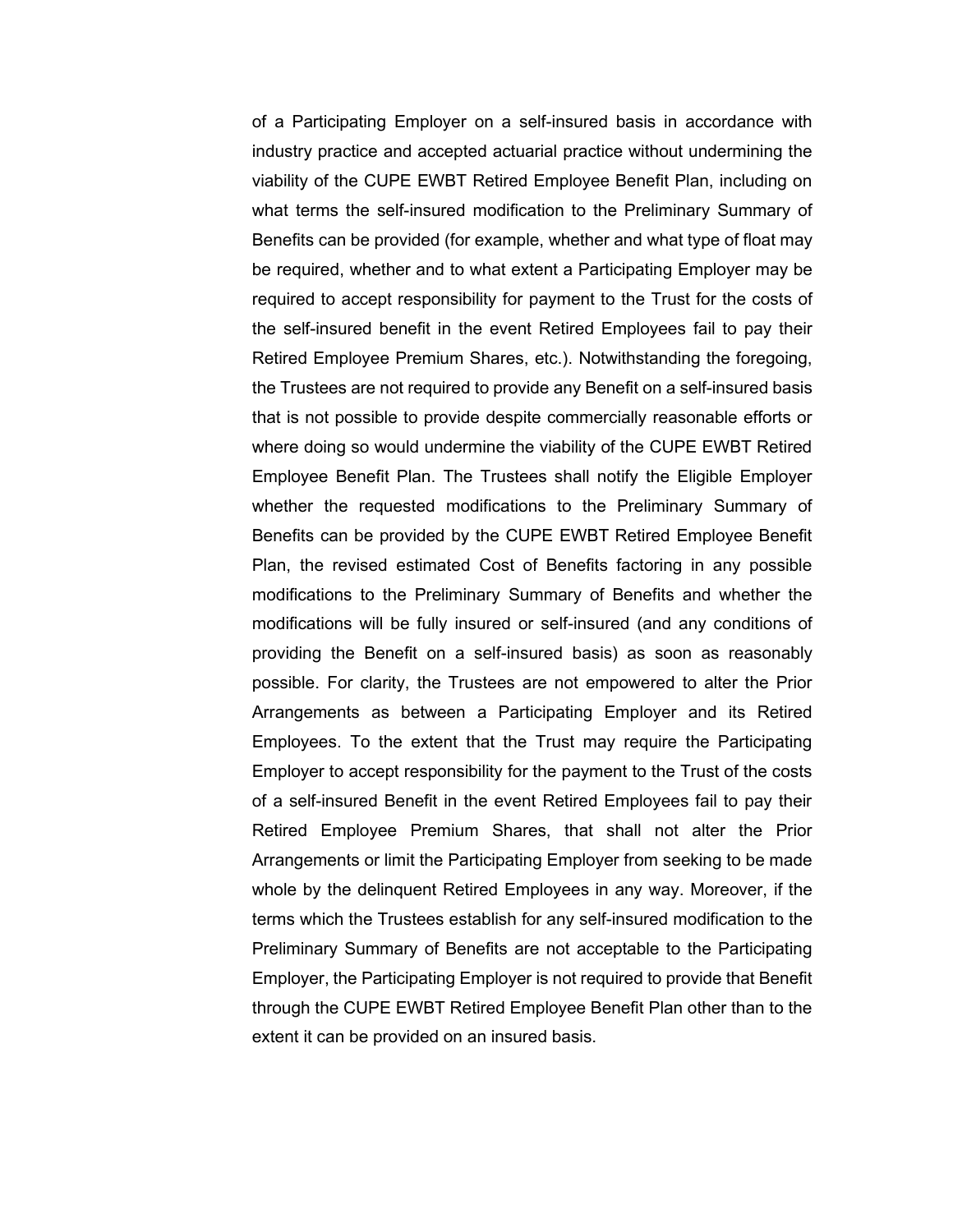of a Participating Employer on a self-insured basis in accordance with industry practice and accepted actuarial practice without undermining the viability of the CUPE EWBT Retired Employee Benefit Plan, including on what terms the self-insured modification to the Preliminary Summary of Benefits can be provided (for example, whether and what type of float may be required, whether and to what extent a Participating Employer may be required to accept responsibility for payment to the Trust for the costs of the self-insured benefit in the event Retired Employees fail to pay their Retired Employee Premium Shares, etc.). Notwithstanding the foregoing, the Trustees are not required to provide any Benefit on a self-insured basis that is not possible to provide despite commercially reasonable efforts or where doing so would undermine the viability of the CUPE EWBT Retired Employee Benefit Plan. The Trustees shall notify the Eligible Employer whether the requested modifications to the Preliminary Summary of Benefits can be provided by the CUPE EWBT Retired Employee Benefit Plan, the revised estimated Cost of Benefits factoring in any possible modifications to the Preliminary Summary of Benefits and whether the modifications will be fully insured or self-insured (and any conditions of providing the Benefit on a self-insured basis) as soon as reasonably possible. For clarity, the Trustees are not empowered to alter the Prior Arrangements as between a Participating Employer and its Retired Employees. To the extent that the Trust may require the Participating Employer to accept responsibility for the payment to the Trust of the costs of a self-insured Benefit in the event Retired Employees fail to pay their Retired Employee Premium Shares, that shall not alter the Prior Arrangements or limit the Participating Employer from seeking to be made whole by the delinquent Retired Employees in any way. Moreover, if the terms which the Trustees establish for any self-insured modification to the Preliminary Summary of Benefits are not acceptable to the Participating Employer, the Participating Employer is not required to provide that Benefit through the CUPE EWBT Retired Employee Benefit Plan other than to the extent it can be provided on an insured basis.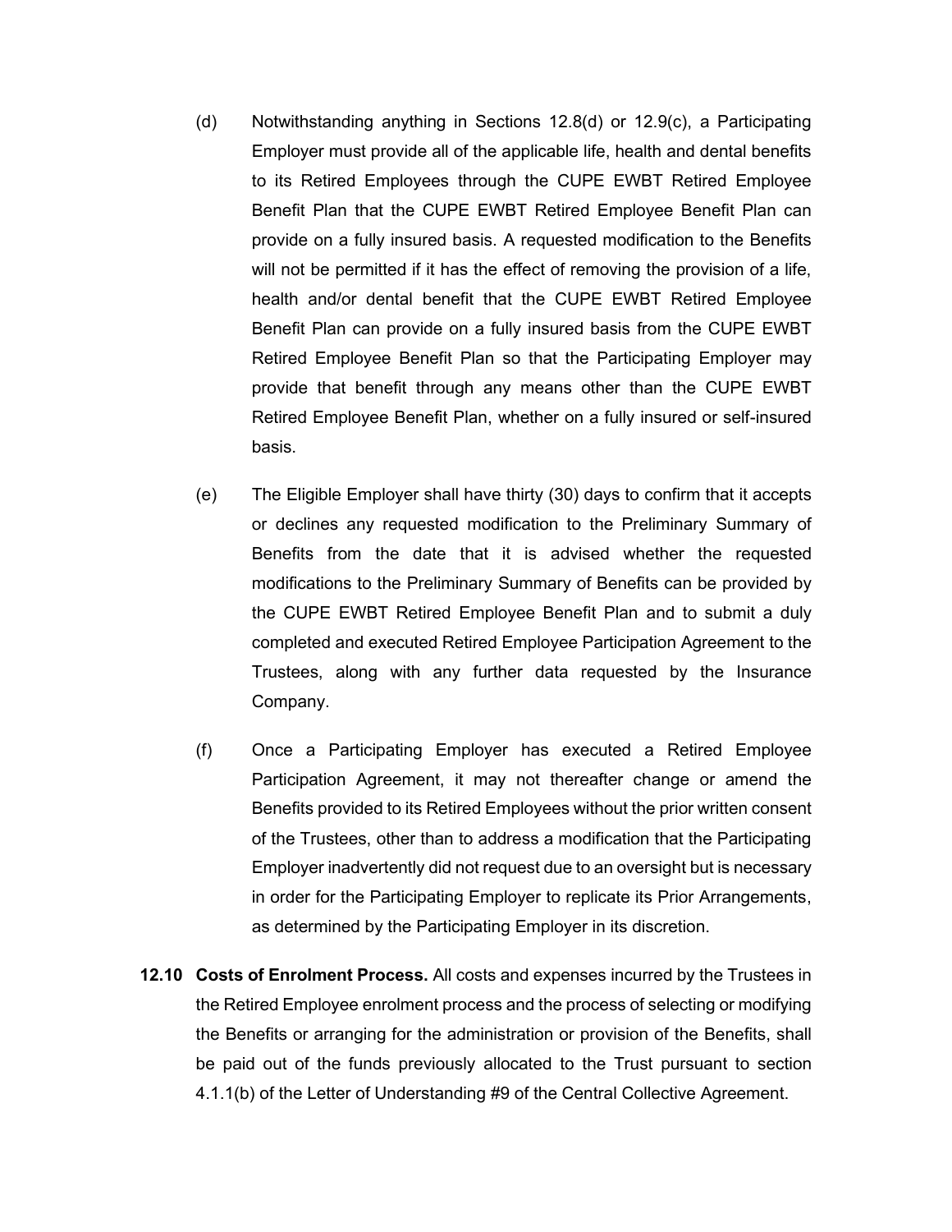(d) Notwithstanding anything in Sections 12.8(d) or 12.9(c), a Participating Employer must provide all of the applicable life, health and dental benefits to its Retired Employees through the CUPE EWBT Retired Employee Benefit Plan that the CUPE EWBT Retired Employee Benefit Plan can provide on a fully insured basis. A requested modification to the Benefits will not be permitted if it has the effect of removing the provision of a life, health and/or dental benefit that the CUPE EWBT Retired Employee Benefit Plan can provide on a fully insured basis from the CUPE EWBT Retired Employee Benefit Plan so that the Participating Employer may provide that benefit through any means other than the CUPE EWBT Retired Employee Benefit Plan, whether on a fully insured or self-insured basis.

(e) The Eligible Employer shall have thirty (30) days to confirm that it accepts or declines any requested modification to the Preliminary Summary of Benefits from the date that it is advised whether the requested modifications to the Preliminary Summary of Benefits can be provided by the CUPE EWBT Retired Employee Benefit Plan and to submit a duly completed and executed Retired Employee Participation Agreement to the Trustees, along with any further data requested by the Insurance Company.

(f) Once a Participating Employer has executed a Retired Employee Participation Agreement, it may not thereafter change or amend the Benefits provided to its Retired Employees without the prior written consent of the Trustees, other than to address a modification that the Participating Employer inadvertently did not request due to an oversight but is necessary in order for the Participating Employer to replicate its Prior Arrangements, as determined by the Participating Employer in its discretion.

**12.10 Costs of Enrolment Process.** All costs and expenses incurred by the Trustees in the Retired Employee enrolment process and the process of selecting or modifying the Benefits or arranging for the administration or provision of the Benefits, shall be paid out of the funds previously allocated to the Trust pursuant to section 4.1.1(b) of the Letter of Understanding #9 of the Central Collective Agreement.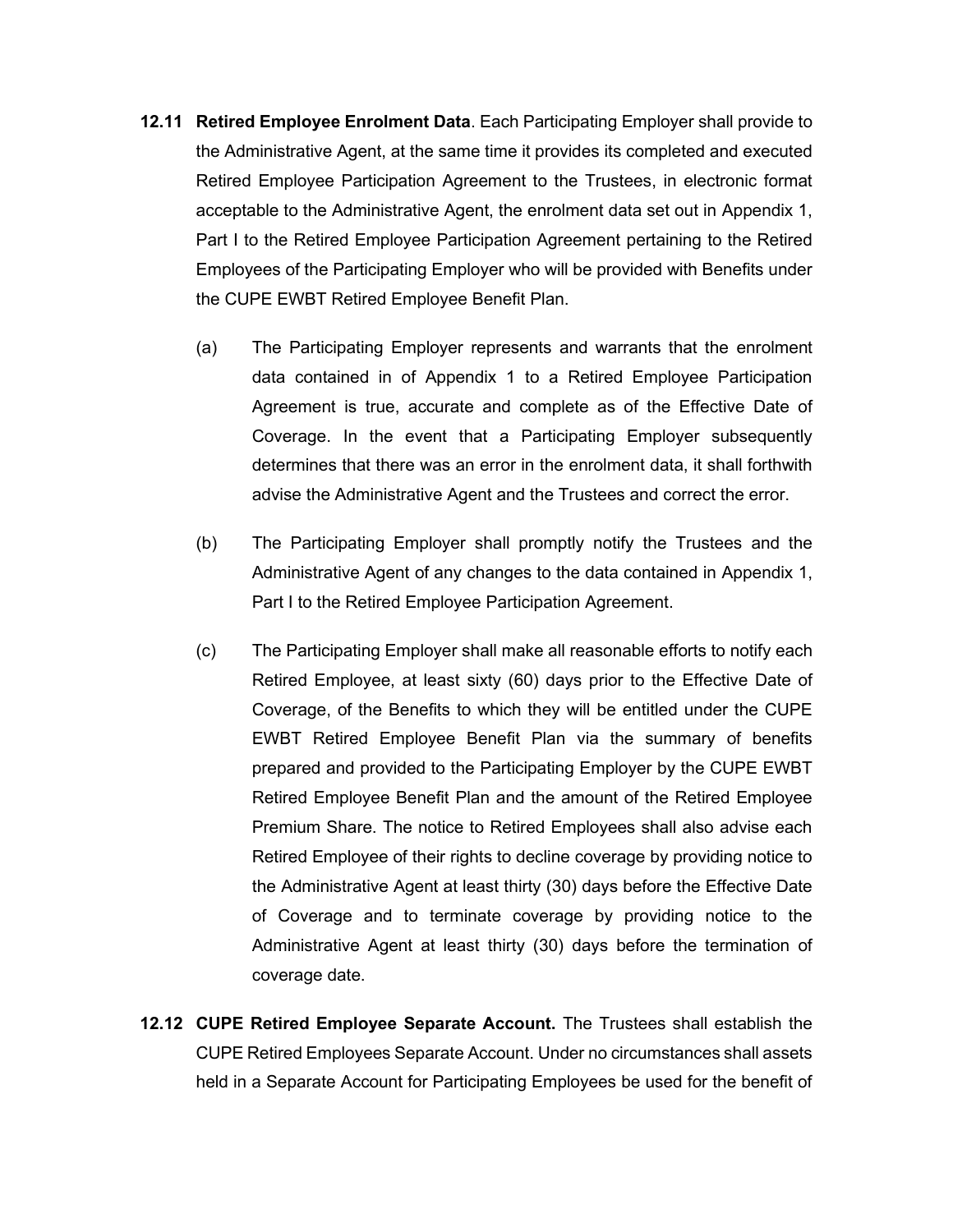**12.11 Retired Employee Enrolment Data**. Each Participating Employer shall provide to the Administrative Agent, at the same time it provides its completed and executed Retired Employee Participation Agreement to the Trustees, in electronic format acceptable to the Administrative Agent, the enrolment data set out in Appendix 1, Part I to the Retired Employee Participation Agreement pertaining to the Retired Employees of the Participating Employer who will be provided with Benefits under the CUPE EWBT Retired Employee Benefit Plan.

(a) The Participating Employer represents and warrants that the enrolment data contained in of Appendix 1 to a Retired Employee Participation Agreement is true, accurate and complete as of the Effective Date of Coverage. In the event that a Participating Employer subsequently determines that there was an error in the enrolment data, it shall forthwith advise the Administrative Agent and the Trustees and correct the error.

(b) The Participating Employer shall promptly notify the Trustees and the Administrative Agent of any changes to the data contained in Appendix 1, Part I to the Retired Employee Participation Agreement.

(c) The Participating Employer shall make all reasonable efforts to notify each Retired Employee, at least sixty (60) days prior to the Effective Date of Coverage, of the Benefits to which they will be entitled under the CUPE EWBT Retired Employee Benefit Plan via the summary of benefits prepared and provided to the Participating Employer by the CUPE EWBT Retired Employee Benefit Plan and the amount of the Retired Employee Premium Share. The notice to Retired Employees shall also advise each Retired Employee of their rights to decline coverage by providing notice to the Administrative Agent at least thirty (30) days before the Effective Date of Coverage and to terminate coverage by providing notice to the Administrative Agent at least thirty (30) days before the termination of coverage date.

**12.12 CUPE Retired Employee Separate Account.** The Trustees shall establish the CUPE Retired Employees Separate Account. Under no circumstances shall assets held in a Separate Account for Participating Employees be used for the benefit of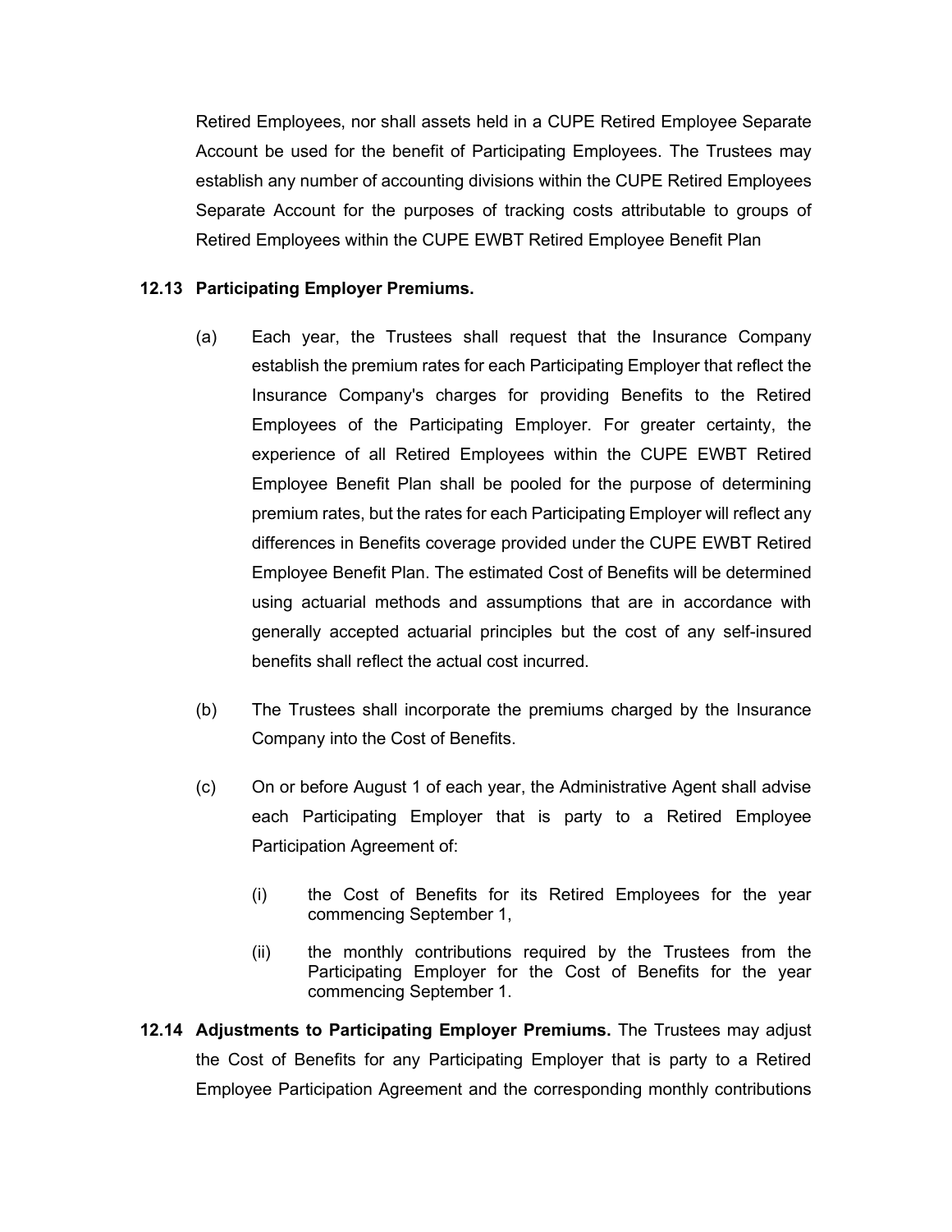Retired Employees, nor shall assets held in a CUPE Retired Employee Separate Account be used for the benefit of Participating Employees. The Trustees may establish any number of accounting divisions within the CUPE Retired Employees Separate Account for the purposes of tracking costs attributable to groups of Retired Employees within the CUPE EWBT Retired Employee Benefit Plan

**12.13 Participating Employer Premiums.**

(a) Each year, the Trustees shall request that the Insurance Company establish the premium rates for each Participating Employer that reflect the Insurance Company's charges for providing Benefits to the Retired Employees of the Participating Employer. For greater certainty, the experience of all Retired Employees within the CUPE EWBT Retired Employee Benefit Plan shall be pooled for the purpose of determining premium rates, but the rates for each Participating Employer will reflect any differences in Benefits coverage provided under the CUPE EWBT Retired Employee Benefit Plan. The estimated Cost of Benefits will be determined using actuarial methods and assumptions that are in accordance with generally accepted actuarial principles but the cost of any self-insured benefits shall reflect the actual cost incurred.

(b) The Trustees shall incorporate the premiums charged by the Insurance Company into the Cost of Benefits.

(c) On or before August 1 of each year, the Administrative Agent shall advise each Participating Employer that is party to a Retired Employee Participation Agreement of:

(i) the Cost of Benefits for its Retired Employees for the year commencing September 1,

(ii) the monthly contributions required by the Trustees from the Participating Employer for the Cost of Benefits for the year commencing September 1.

**12.14 Adjustments to Participating Employer Premiums.** The Trustees may adjust the Cost of Benefits for any Participating Employer that is party to a Retired Employee Participation Agreement and the corresponding monthly contributions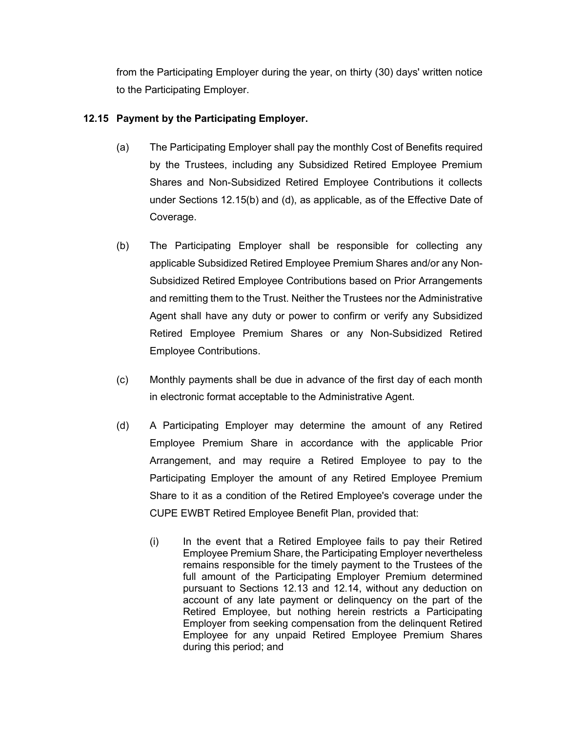from the Participating Employer during the year, on thirty (30) days' written notice to the Participating Employer.

### 12.15 Payment by the Participating Employer.

(a) The Participating Employer shall pay the monthly Cost of Benefits required by the Trustees, including any Subsidized Retired Employee Premium Shares and Non-Subsidized Retired Employee Contributions it collects under Sections 12.15(b) and (d), as applicable, as of the Effective Date of Coverage.

(b) The Participating Employer shall be responsible for collecting any applicable Subsidized Retired Employee Premium Shares and/or any Non-Subsidized Retired Employee Contributions based on Prior Arrangements and remitting them to the Trust. Neither the Trustees nor the Administrative Agent shall have any duty or power to confirm or verify any Subsidized Retired Employee Premium Shares or any Non-Subsidized Retired Employee Contributions.

(c) Monthly payments shall be due in advance of the first day of each month in electronic format acceptable to the Administrative Agent.

(d) A Participating Employer may determine the amount of any Retired Employee Premium Share in accordance with the applicable Prior Arrangement, and may require a Retired Employee to pay to the Participating Employer the amount of any Retired Employee Premium Share to it as a condition of the Retired Employee's coverage under the CUPE EWBT Retired Employee Benefit Plan, provided that:

(i) In the event that a Retired Employee fails to pay their Retired Employee Premium Share, the Participating Employer nevertheless remains responsible for the timely payment to the Trustees of the full amount of the Participating Employer Premium determined pursuant to Sections 12.13 and 12.14, without any deduction on account of any late payment or delinquency on the part of the Retired Employee, but nothing herein restricts a Participating Employer from seeking compensation from the delinquent Retired Employee for any unpaid Retired Employee Premium Shares during this period; and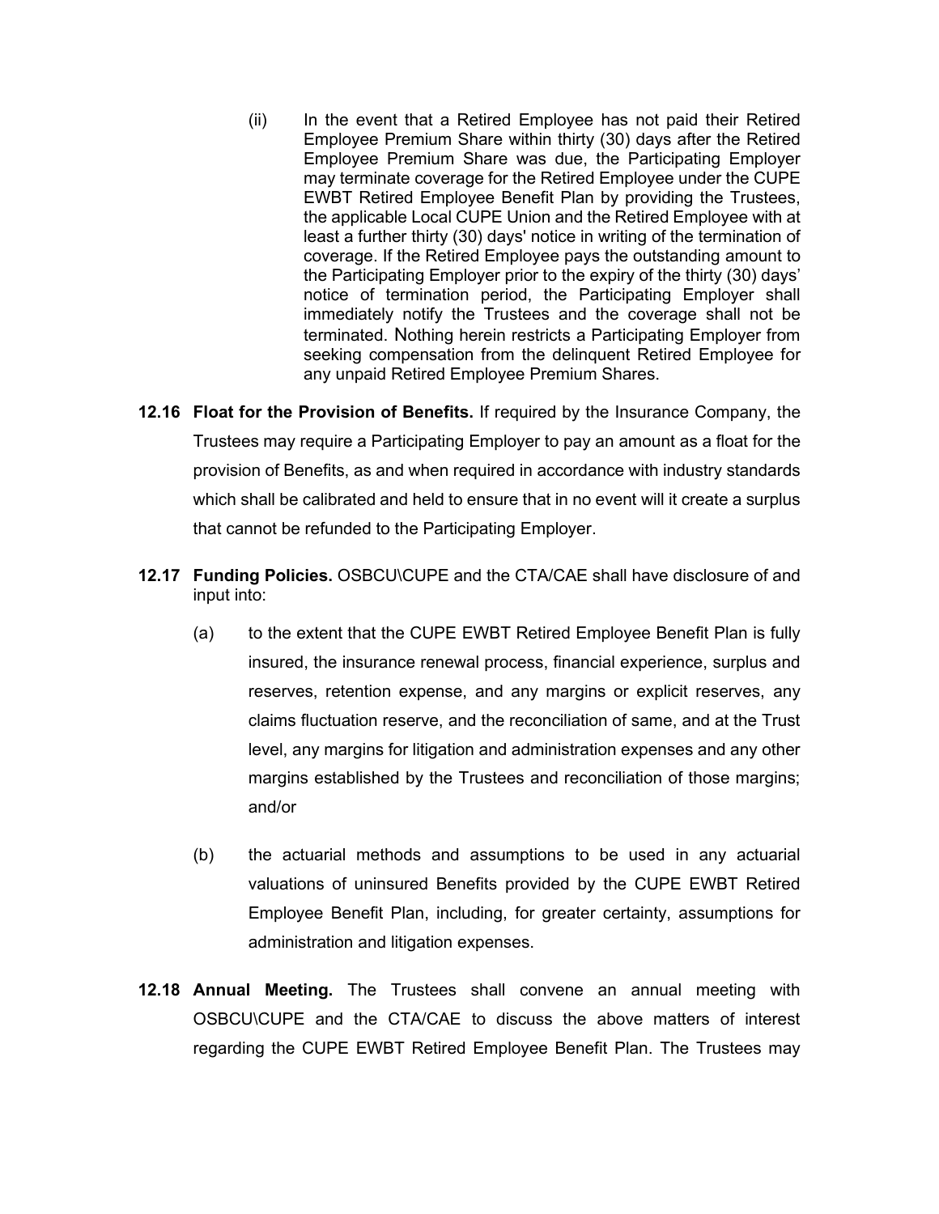(ii) In the event that a Retired Employee has not paid their Retired Employee Premium Share within thirty (30) days after the Retired Employee Premium Share was due, the Participating Employer may terminate coverage for the Retired Employee under the CUPE EWBT Retired Employee Benefit Plan by providing the Trustees, the applicable Local CUPE Union and the Retired Employee with at least a further thirty (30) days' notice in writing of the termination of coverage. If the Retired Employee pays the outstanding amount to the Participating Employer prior to the expiry of the thirty (30) days' notice of termination period, the Participating Employer shall immediately notify the Trustees and the coverage shall not be terminated. Nothing herein restricts a Participating Employer from seeking compensation from the delinquent Retired Employee for any unpaid Retired Employee Premium Shares.

**12.16 Float for the Provision of Benefits.** If required by the Insurance Company, the Trustees may require a Participating Employer to pay an amount as a float for the provision of Benefits, as and when required in accordance with industry standards which shall be calibrated and held to ensure that in no event will it create a surplus that cannot be refunded to the Participating Employer.

**12.17 Funding Policies.** OSBCU\CUPE and the CTA/CAE shall have disclosure of and input into:

(a) to the extent that the CUPE EWBT Retired Employee Benefit Plan is fully insured, the insurance renewal process, financial experience, surplus and reserves, retention expense, and any margins or explicit reserves, any claims fluctuation reserve, and the reconciliation of same, and at the Trust level, any margins for litigation and administration expenses and any other margins established by the Trustees and reconciliation of those margins; and/or

(b) the actuarial methods and assumptions to be used in any actuarial valuations of uninsured Benefits provided by the CUPE EWBT Retired Employee Benefit Plan, including, for greater certainty, assumptions for administration and litigation expenses.

**12.18 Annual Meeting.** The Trustees shall convene an annual meeting with OSBCU\CUPE and the CTA/CAE to discuss the above matters of interest regarding the CUPE EWBT Retired Employee Benefit Plan. The Trustees may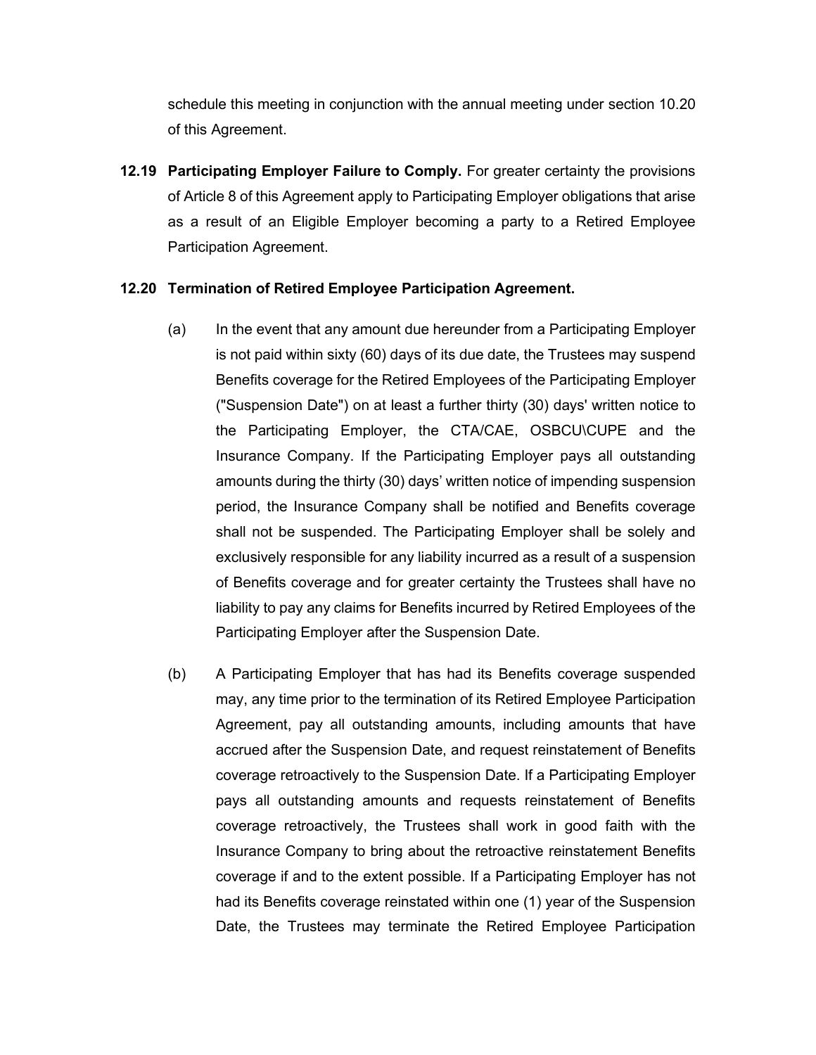schedule this meeting in conjunction with the annual meeting under section 10.20 of this Agreement.

**12.19 Participating Employer Failure to Comply.** For greater certainty the provisions of Article 8 of this Agreement apply to Participating Employer obligations that arise as a result of an Eligible Employer becoming a party to a Retired Employee Participation Agreement.

**12.20 Termination of Retired Employee Participation Agreement.**

(a) In the event that any amount due hereunder from a Participating Employer is not paid within sixty (60) days of its due date, the Trustees may suspend Benefits coverage for the Retired Employees of the Participating Employer ("Suspension Date") on at least a further thirty (30) days' written notice to the Participating Employer, the CTA/CAE, OSBCU\CUPE and the Insurance Company. If the Participating Employer pays all outstanding amounts during the thirty (30) days' written notice of impending suspension period, the Insurance Company shall be notified and Benefits coverage shall not be suspended. The Participating Employer shall be solely and exclusively responsible for any liability incurred as a result of a suspension of Benefits coverage and for greater certainty the Trustees shall have no liability to pay any claims for Benefits incurred by Retired Employees of the Participating Employer after the Suspension Date.

(b) A Participating Employer that has had its Benefits coverage suspended may, any time prior to the termination of its Retired Employee Participation Agreement, pay all outstanding amounts, including amounts that have accrued after the Suspension Date, and request reinstatement of Benefits coverage retroactively to the Suspension Date. If a Participating Employer pays all outstanding amounts and requests reinstatement of Benefits coverage retroactively, the Trustees shall work in good faith with the Insurance Company to bring about the retroactive reinstatement Benefits coverage if and to the extent possible. If a Participating Employer has not had its Benefits coverage reinstated within one (1) year of the Suspension Date, the Trustees may terminate the Retired Employee Participation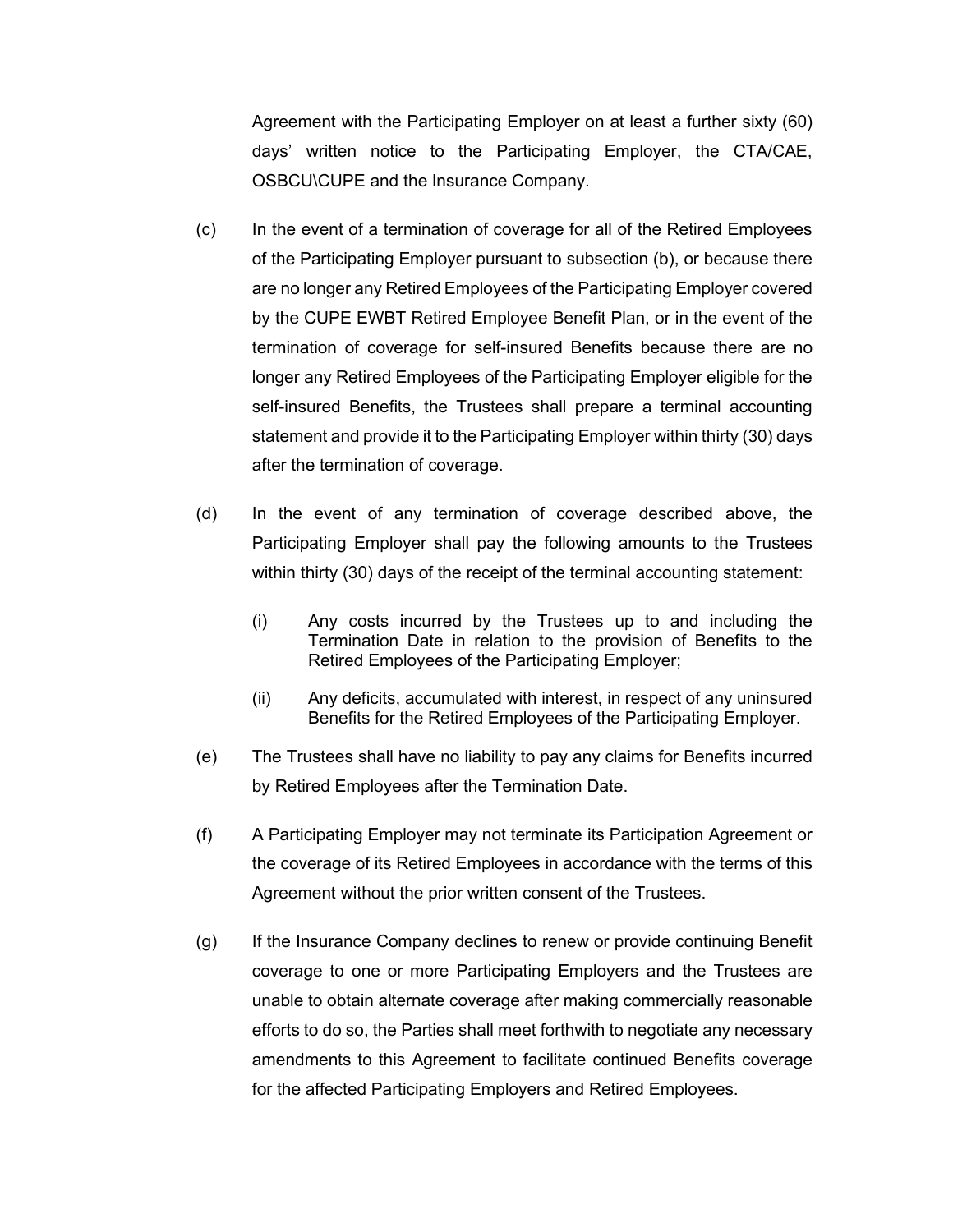Agreement with the Participating Employer on at least a further sixty (60) days' written notice to the Participating Employer, the CTA/CAE, OSBCU\CUPE and the Insurance Company.

(c) In the event of a termination of coverage for all of the Retired Employees of the Participating Employer pursuant to subsection (b), or because there are no longer any Retired Employees of the Participating Employer covered by the CUPE EWBT Retired Employee Benefit Plan, or in the event of the termination of coverage for self-insured Benefits because there are no longer any Retired Employees of the Participating Employer eligible for the self-insured Benefits, the Trustees shall prepare a terminal accounting statement and provide it to the Participating Employer within thirty (30) days after the termination of coverage.

(d) In the event of any termination of coverage described above, the Participating Employer shall pay the following amounts to the Trustees within thirty (30) days of the receipt of the terminal accounting statement:

- (i) Any costs incurred by the Trustees up to and including the Termination Date in relation to the provision of Benefits to the Retired Employees of the Participating Employer;
- (ii) Any deficits, accumulated with interest, in respect of any uninsured Benefits for the Retired Employees of the Participating Employer.

(e) The Trustees shall have no liability to pay any claims for Benefits incurred by Retired Employees after the Termination Date.

(f) A Participating Employer may not terminate its Participation Agreement or the coverage of its Retired Employees in accordance with the terms of this Agreement without the prior written consent of the Trustees.

(g) If the Insurance Company declines to renew or provide continuing Benefit coverage to one or more Participating Employers and the Trustees are unable to obtain alternate coverage after making commercially reasonable efforts to do so, the Parties shall meet forthwith to negotiate any necessary amendments to this Agreement to facilitate continued Benefits coverage for the affected Participating Employers and Retired Employees.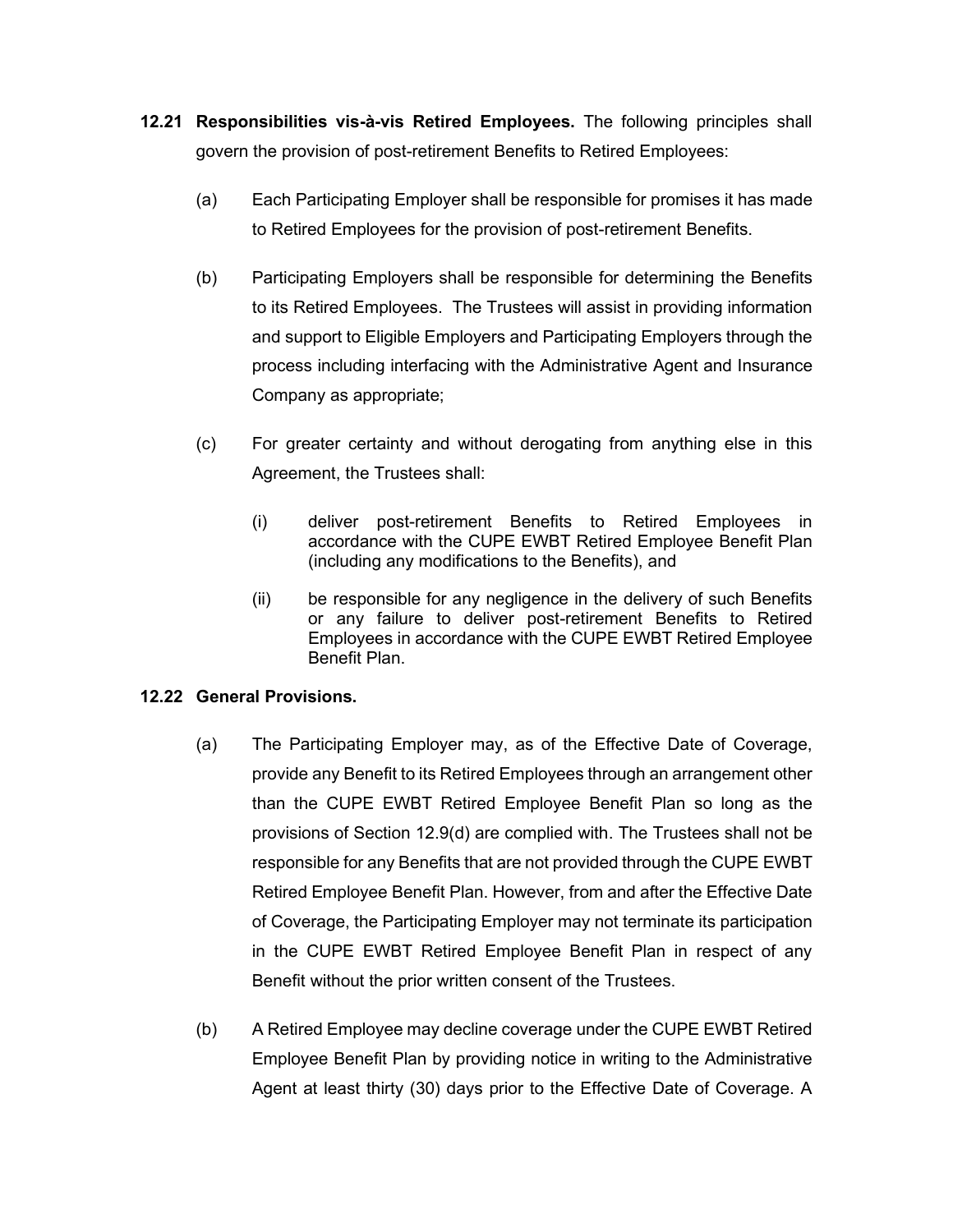**12.21 Responsibilities vis-à-vis Retired Employees.** The following principles shall govern the provision of post-retirement Benefits to Retired Employees:

(a) Each Participating Employer shall be responsible for promises it has made to Retired Employees for the provision of post-retirement Benefits.

(b) Participating Employers shall be responsible for determining the Benefits to its Retired Employees. The Trustees will assist in providing information and support to Eligible Employers and Participating Employers through the process including interfacing with the Administrative Agent and Insurance Company as appropriate;

(c) For greater certainty and without derogating from anything else in this Agreement, the Trustees shall:

(i) deliver post-retirement Benefits to Retired Employees in accordance with the CUPE EWBT Retired Employee Benefit Plan (including any modifications to the Benefits), and

(ii) be responsible for any negligence in the delivery of such Benefits or any failure to deliver post-retirement Benefits to Retired Employees in accordance with the CUPE EWBT Retired Employee Benefit Plan.

**12.22 General Provisions.**

(a) The Participating Employer may, as of the Effective Date of Coverage, provide any Benefit to its Retired Employees through an arrangement other than the CUPE EWBT Retired Employee Benefit Plan so long as the provisions of Section 12.9(d) are complied with. The Trustees shall not be responsible for any Benefits that are not provided through the CUPE EWBT Retired Employee Benefit Plan. However, from and after the Effective Date of Coverage, the Participating Employer may not terminate its participation in the CUPE EWBT Retired Employee Benefit Plan in respect of any Benefit without the prior written consent of the Trustees.

(b) A Retired Employee may decline coverage under the CUPE EWBT Retired Employee Benefit Plan by providing notice in writing to the Administrative Agent at least thirty (30) days prior to the Effective Date of Coverage. A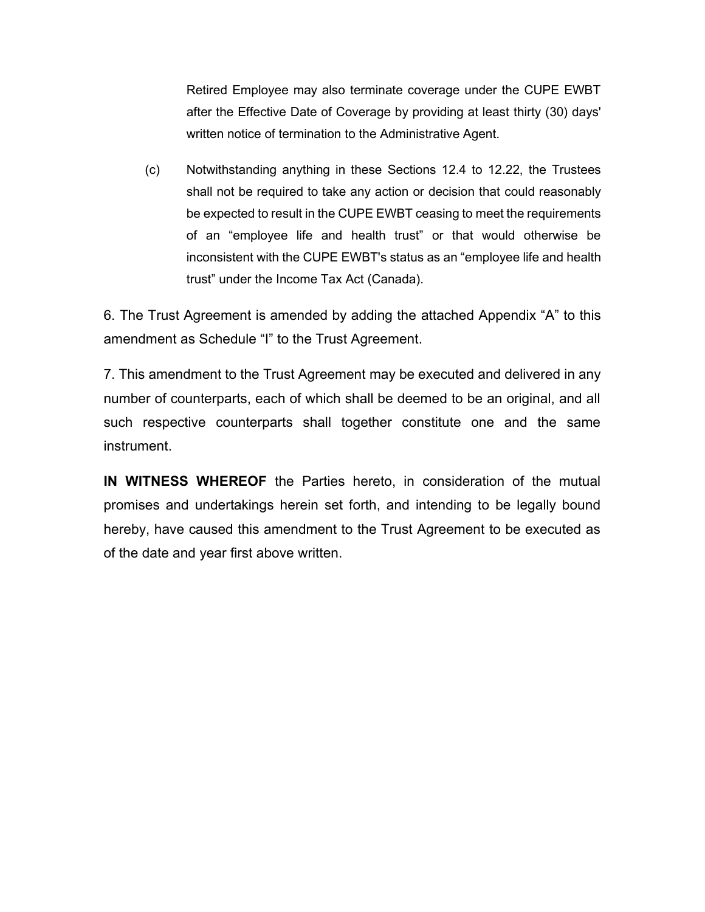Retired Employee may also terminate coverage under the CUPE EWBT after the Effective Date of Coverage by providing at least thirty (30) days' written notice of termination to the Administrative Agent.

(c) Notwithstanding anything in these Sections 12.4 to 12.22, the Trustees shall not be required to take any action or decision that could reasonably be expected to result in the CUPE EWBT ceasing to meet the requirements of an "employee life and health trust" or that would otherwise be inconsistent with the CUPE EWBT's status as an "employee life and health trust" under the Income Tax Act (Canada).

6. The Trust Agreement is amended by adding the attached Appendix "A" to this amendment as Schedule "I" to the Trust Agreement.

7. This amendment to the Trust Agreement may be executed and delivered in any number of counterparts, each of which shall be deemed to be an original, and all such respective counterparts shall together constitute one and the same instrument.

**IN WITNESS WHEREOF** the Parties hereto, in consideration of the mutual promises and undertakings herein set forth, and intending to be legally bound hereby, have caused this amendment to the Trust Agreement to be executed as of the date and year first above written.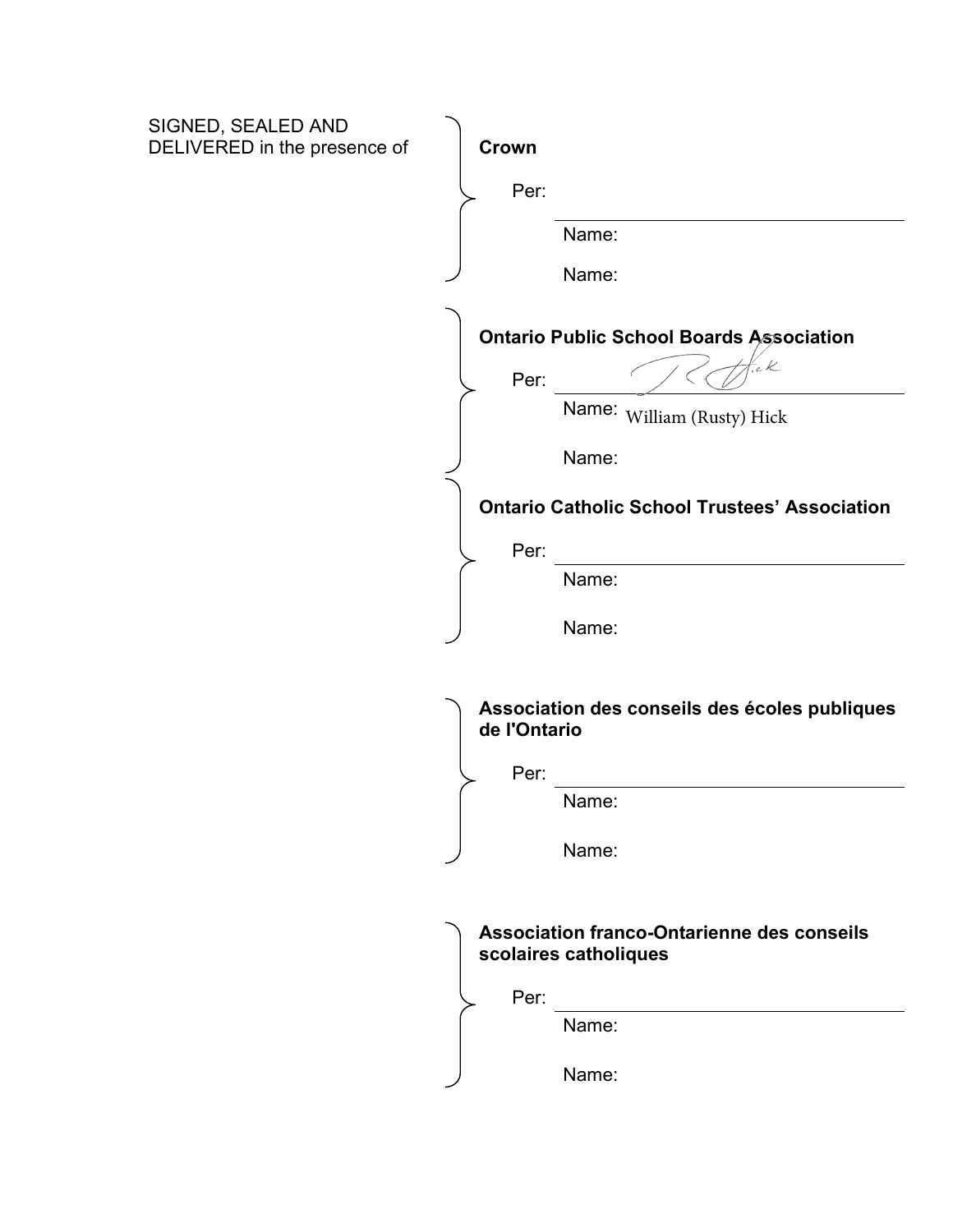SIGNED, SEALED AND DELIVERED in the presence of

**Crown**

Per: ______________________________

Name:

Name:

**Ontario Public School Boards Association**

Per: ______________________________

Name: William (Rusty) Hick

Name:

**Ontario Catholic School Trustees' Association**

Per: ______________________________

Name:

Name:

**Association des conseils des écoles publiques de l'Ontario**

Per: ______________________________

Name:

Name:

**Association franco-Ontarienne des conseils scolaires catholiques**

Per: ______________________________

Name:

Name: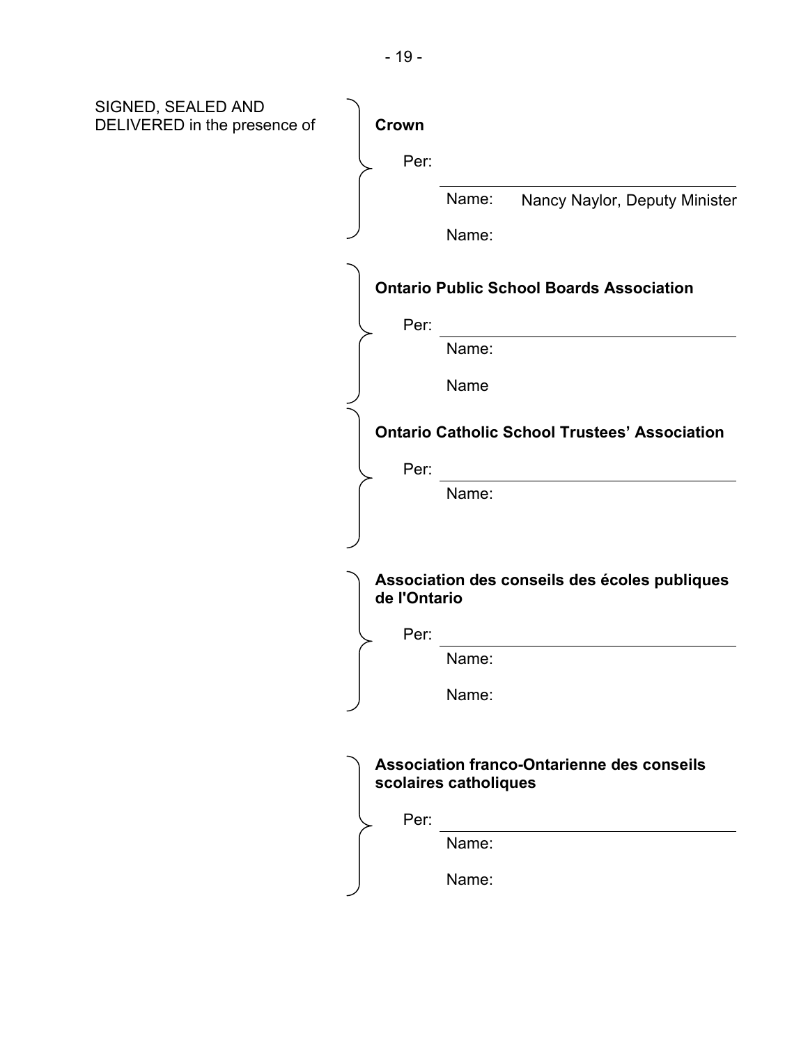SIGNED, SEALED AND DELIVERED in the presence of

**Crown**

Per: \_\_\_\_\_\_\_\_\_\_\_\_\_\_\_\_\_\_\_\_\_\_\_\_\_\_\_\_

Name: Nancy Naylor, Deputy Minister

Name:

**Ontario Public School Boards Association**

Per: \_\_\_\_\_\_\_\_\_\_\_\_\_\_\_\_\_\_\_\_\_\_\_\_\_\_\_\_

Name:

Name

**Ontario Catholic School Trustees' Association**

Per: \_\_\_\_\_\_\_\_\_\_\_\_\_\_\_\_\_\_\_\_\_\_\_\_\_\_\_\_

Name:

**Association des conseils des écoles publiques de l'Ontario**

Per: \_\_\_\_\_\_\_\_\_\_\_\_\_\_\_\_\_\_\_\_\_\_\_\_\_\_\_\_

Name:

Name:

**Association franco-Ontarienne des conseils scolaires catholiques**

Per: \_\_\_\_\_\_\_\_\_\_\_\_\_\_\_\_\_\_\_\_\_\_\_\_\_\_\_\_

Name:

Name: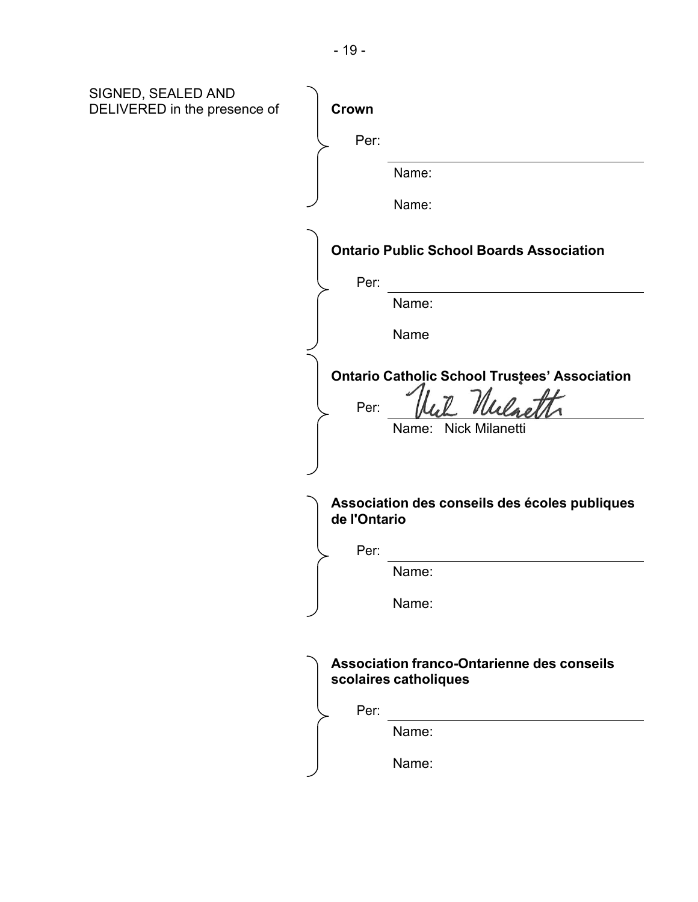SIGNED, SEALED AND DELIVERED in the presence of

**Crown**

Per: \_\_\_\_\_\_\_\_\_\_\_\_\_\_\_\_\_\_\_\_\_\_\_\_\_\_\_\_\_\_

Name:

Name:

**Ontario Public School Boards Association**

Per: \_\_\_\_\_\_\_\_\_\_\_\_\_\_\_\_\_\_\_\_\_\_\_\_\_\_\_\_\_\_

Name:

Name

**Ontario Catholic School Trustees' Association**

Per: *Nick Milanetti*

Name: Nick Milanetti

**Association des conseils des écoles publiques de l'Ontario**

Per: \_\_\_\_\_\_\_\_\_\_\_\_\_\_\_\_\_\_\_\_\_\_\_\_\_\_\_\_\_\_

Name:

Name:

**Association franco-Ontarienne des conseils scolaires catholiques**

Per: \_\_\_\_\_\_\_\_\_\_\_\_\_\_\_\_\_\_\_\_\_\_\_\_\_\_\_\_\_\_

Name:

Name: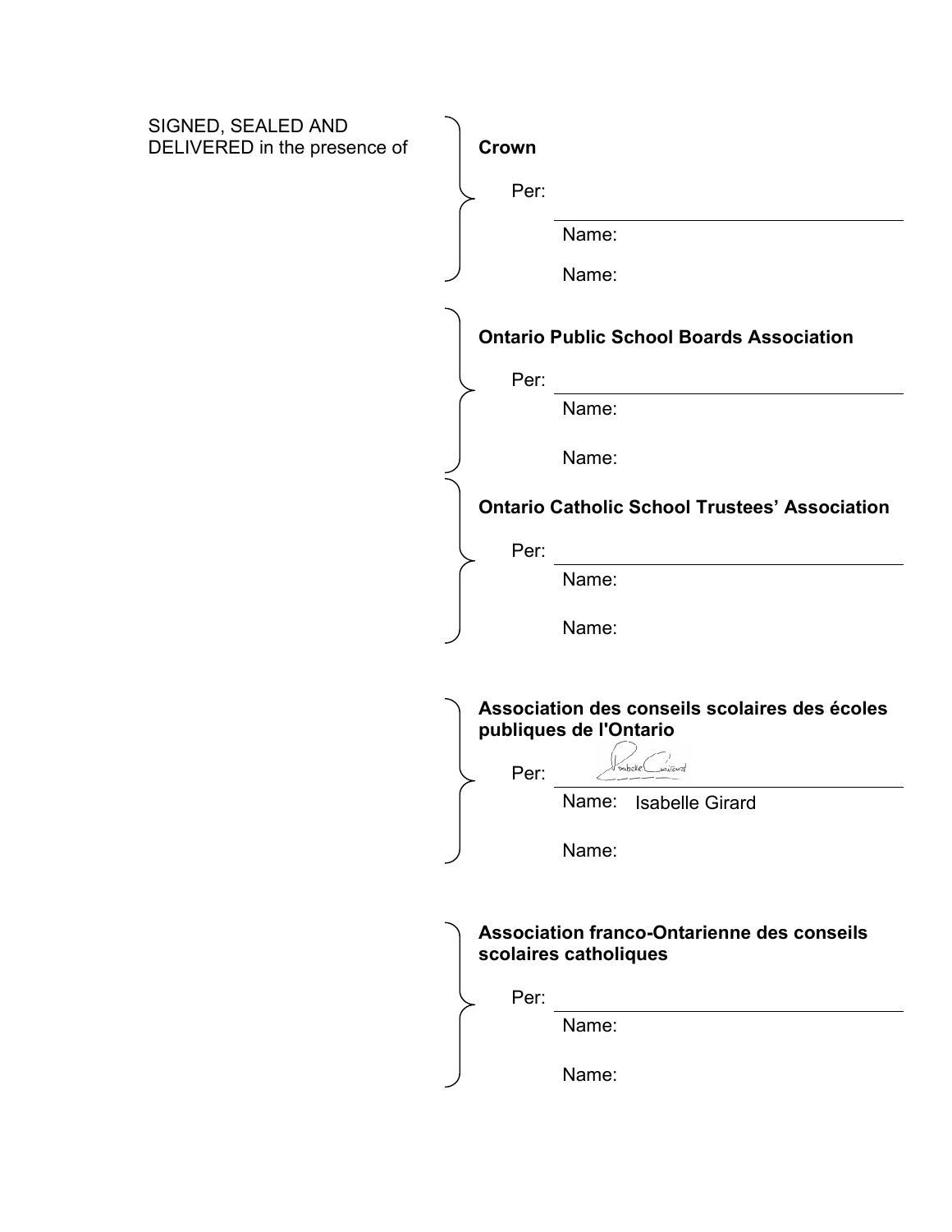SIGNED, SEALED AND DELIVERED in the presence of

**Crown**

Per: ______________________________

Name:

Name:

**Ontario Public School Boards Association**

Per: ______________________________

Name:

Name:

**Ontario Catholic School Trustees' Association**

Per: ______________________________

Name:

Name:

**Association des conseils scolaires des écoles publiques de l'Ontario**

Per: ______________________________

Name: Isabelle Girard

Name:

**Association franco-Ontarienne des conseils scolaires catholiques**

Per: ______________________________

Name:

Name: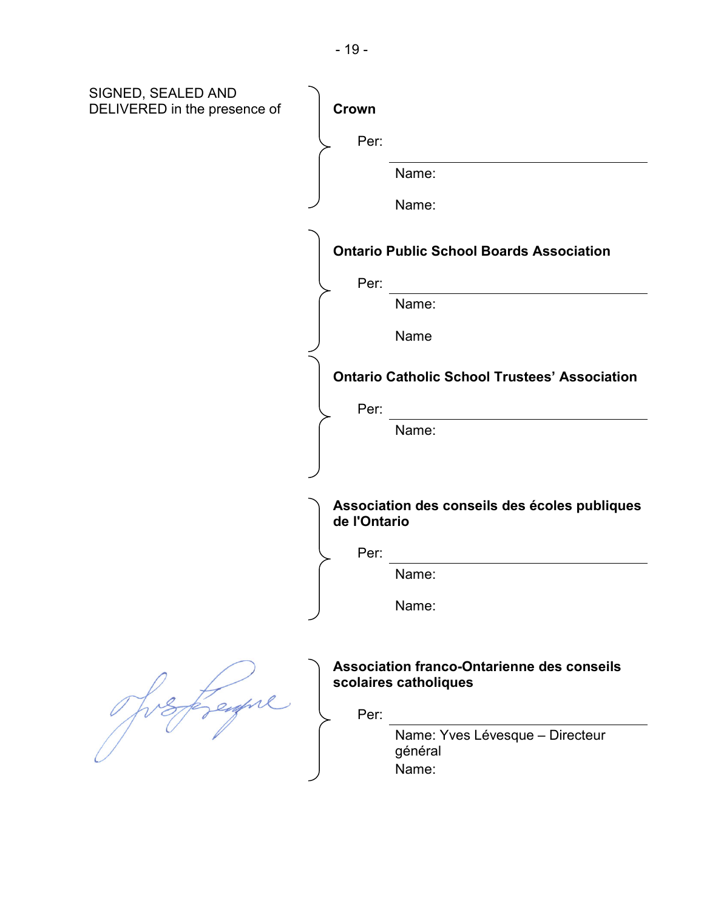SIGNED, SEALED AND DELIVERED in the presence of

**Crown**

Per: ______________________________

Name:

Name:

**Ontario Public School Boards Association**

Per: ______________________________

Name:

Name

**Ontario Catholic School Trustees' Association**

Per: ______________________________

Name:

**Association des conseils des écoles publiques de l'Ontario**

Per: ______________________________

Name:

Name:

**Association franco-Ontarienne des conseils scolaires catholiques**

Per: ______________________________

Name: Yves Lévesque – Directeur général

Name: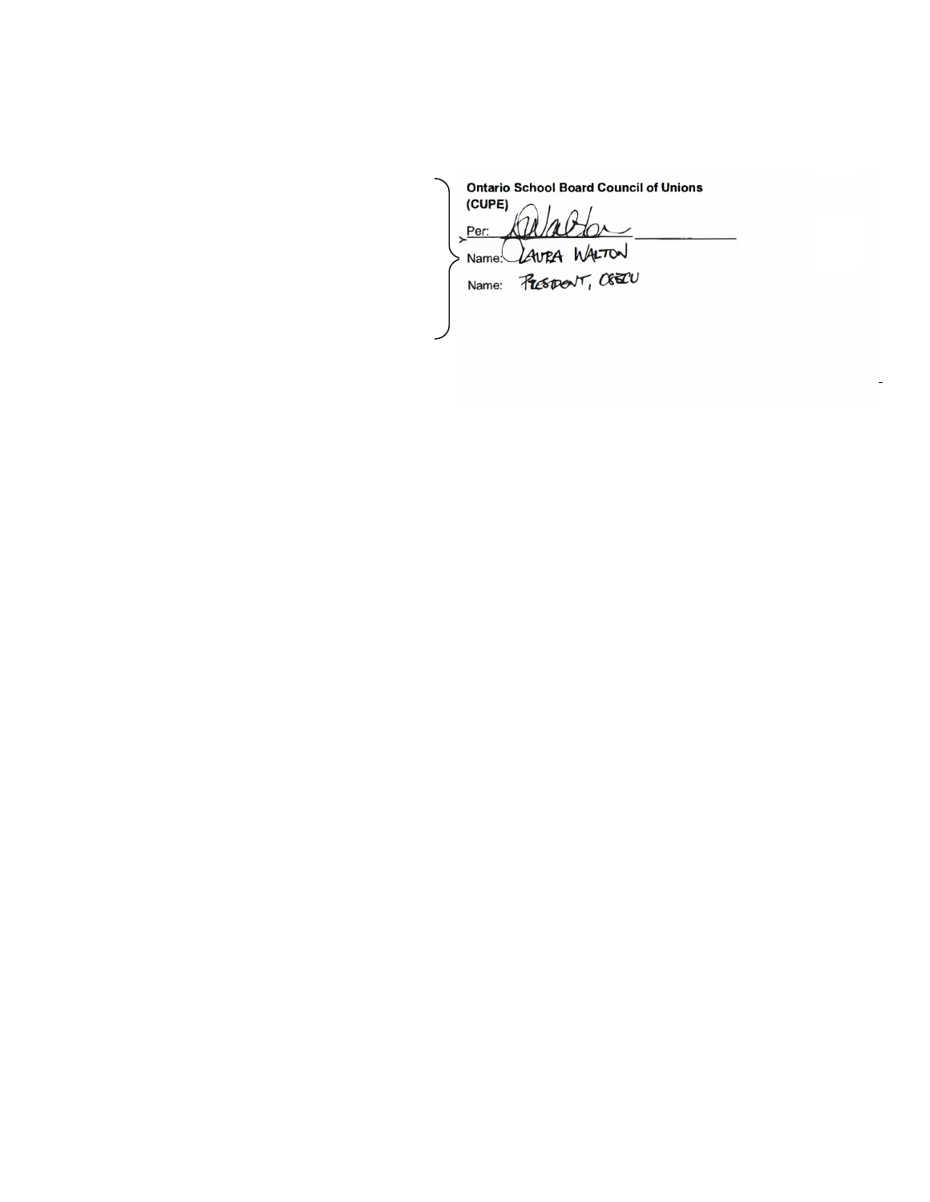**Ontario School Board Council of Unions (CUPE)**

Per: _______________ _______________

Name: LAURA WALTON

Name: PRESIDENT, OSBCU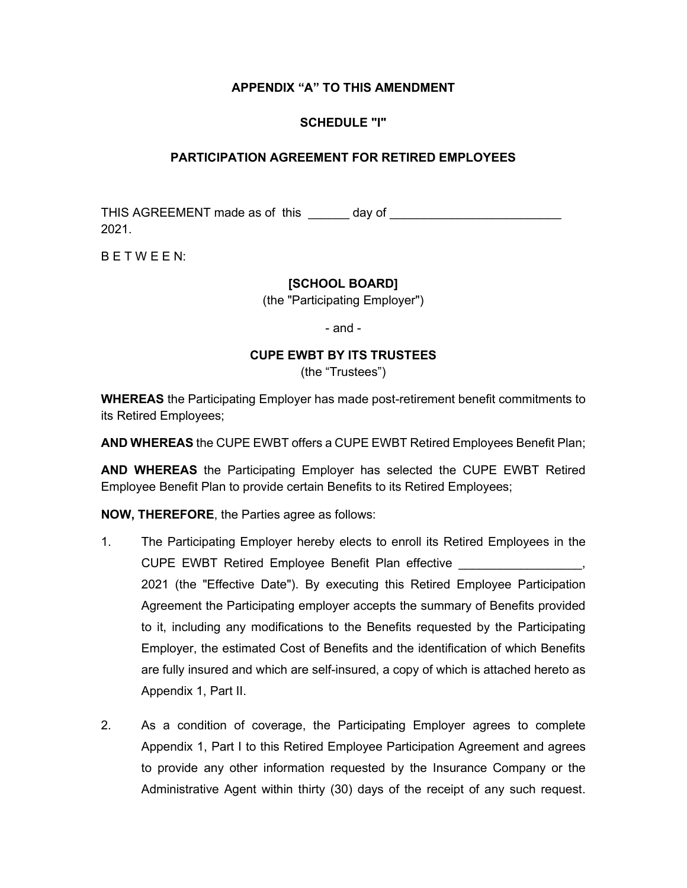**APPENDIX “A” TO THIS AMENDMENT**

**SCHEDULE "I"**

**PARTICIPATION AGREEMENT FOR RETIRED EMPLOYEES**

THIS AGREEMENT made as of this ______ day of _________________________ 2021.

B E T W E E N:

**[SCHOOL BOARD]**
(the "Participating Employer")

- and -

**CUPE EWBT BY ITS TRUSTEES**
(the “Trustees”)

**WHEREAS** the Participating Employer has made post-retirement benefit commitments to its Retired Employees;

**AND WHEREAS** the CUPE EWBT offers a CUPE EWBT Retired Employees Benefit Plan;

**AND WHEREAS** the Participating Employer has selected the CUPE EWBT Retired Employee Benefit Plan to provide certain Benefits to its Retired Employees;

**NOW, THEREFORE**, the Parties agree as follows:

1. The Participating Employer hereby elects to enroll its Retired Employees in the CUPE EWBT Retired Employee Benefit Plan effective __________________, 2021 (the "Effective Date"). By executing this Retired Employee Participation Agreement the Participating employer accepts the summary of Benefits provided to it, including any modifications to the Benefits requested by the Participating Employer, the estimated Cost of Benefits and the identification of which Benefits are fully insured and which are self-insured, a copy of which is attached hereto as Appendix 1, Part II.

2. As a condition of coverage, the Participating Employer agrees to complete Appendix 1, Part I to this Retired Employee Participation Agreement and agrees to provide any other information requested by the Insurance Company or the Administrative Agent within thirty (30) days of the receipt of any such request.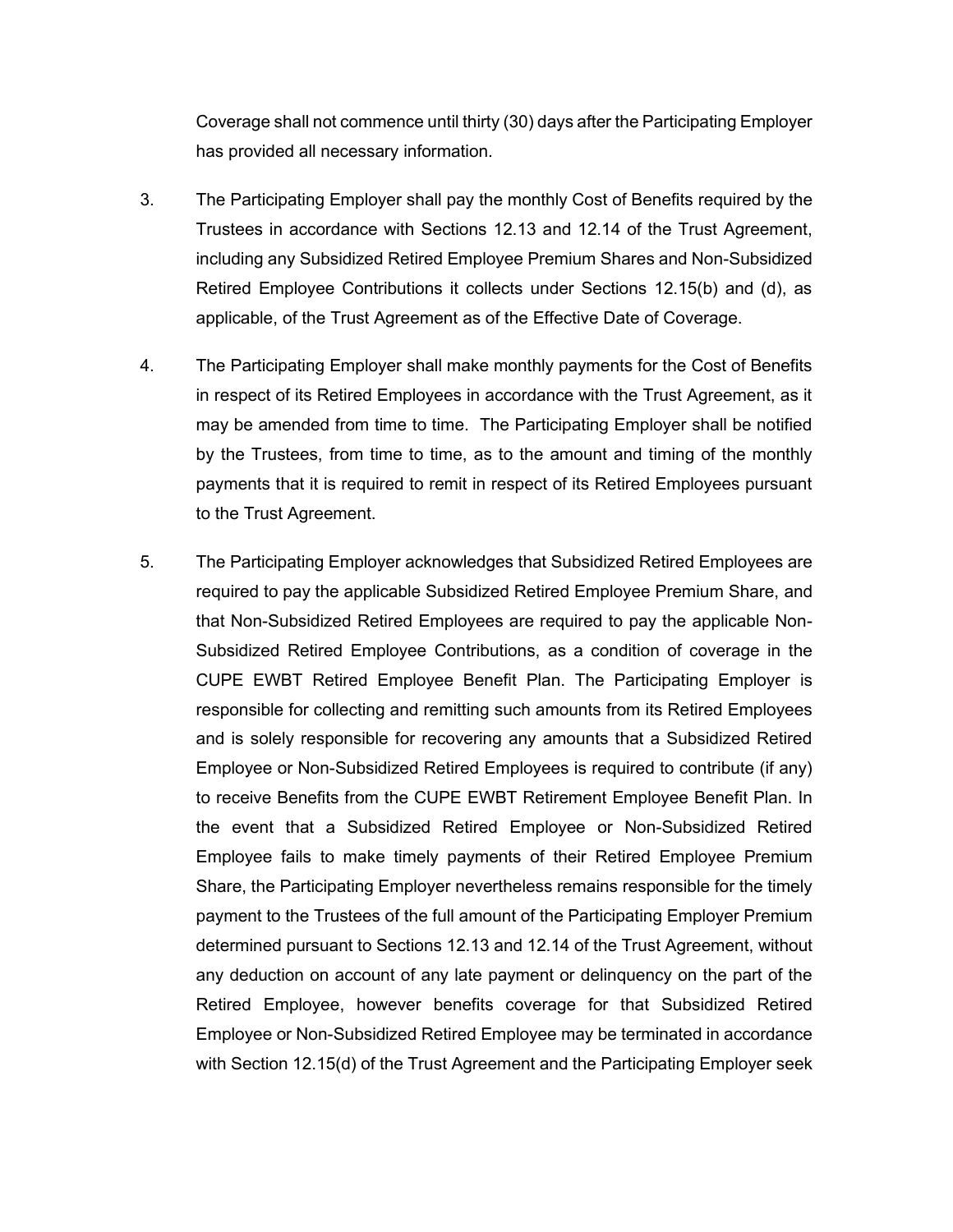Coverage shall not commence until thirty (30) days after the Participating Employer has provided all necessary information.

3. The Participating Employer shall pay the monthly Cost of Benefits required by the Trustees in accordance with Sections 12.13 and 12.14 of the Trust Agreement, including any Subsidized Retired Employee Premium Shares and Non-Subsidized Retired Employee Contributions it collects under Sections 12.15(b) and (d), as applicable, of the Trust Agreement as of the Effective Date of Coverage.

4. The Participating Employer shall make monthly payments for the Cost of Benefits in respect of its Retired Employees in accordance with the Trust Agreement, as it may be amended from time to time. The Participating Employer shall be notified by the Trustees, from time to time, as to the amount and timing of the monthly payments that it is required to remit in respect of its Retired Employees pursuant to the Trust Agreement.

5. The Participating Employer acknowledges that Subsidized Retired Employees are required to pay the applicable Subsidized Retired Employee Premium Share, and that Non-Subsidized Retired Employees are required to pay the applicable Non-Subsidized Retired Employee Contributions, as a condition of coverage in the CUPE EWBT Retired Employee Benefit Plan. The Participating Employer is responsible for collecting and remitting such amounts from its Retired Employees and is solely responsible for recovering any amounts that a Subsidized Retired Employee or Non-Subsidized Retired Employees is required to contribute (if any) to receive Benefits from the CUPE EWBT Retirement Employee Benefit Plan. In the event that a Subsidized Retired Employee or Non-Subsidized Retired Employee fails to make timely payments of their Retired Employee Premium Share, the Participating Employer nevertheless remains responsible for the timely payment to the Trustees of the full amount of the Participating Employer Premium determined pursuant to Sections 12.13 and 12.14 of the Trust Agreement, without any deduction on account of any late payment or delinquency on the part of the Retired Employee, however benefits coverage for that Subsidized Retired Employee or Non-Subsidized Retired Employee may be terminated in accordance with Section 12.15(d) of the Trust Agreement and the Participating Employer seek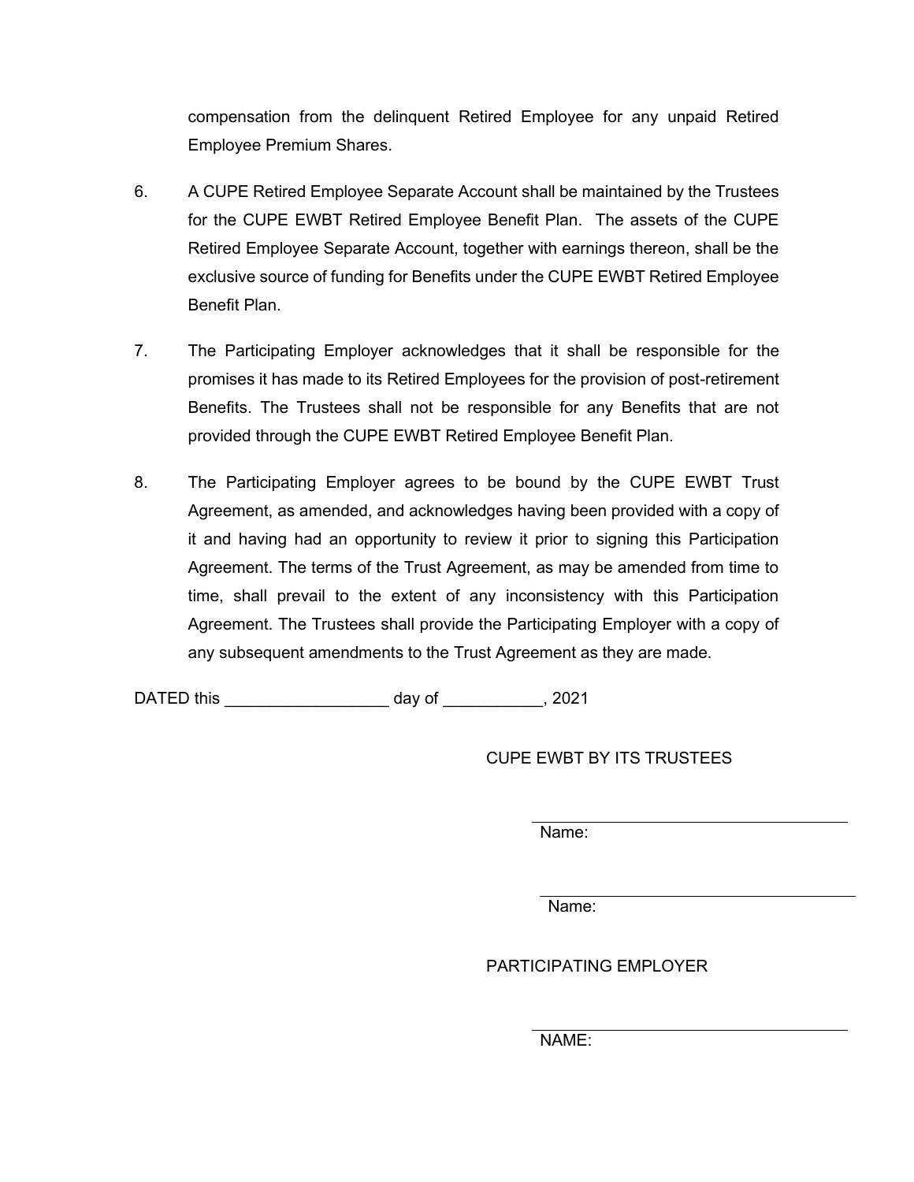compensation from the delinquent Retired Employee for any unpaid Retired Employee Premium Shares.

6. A CUPE Retired Employee Separate Account shall be maintained by the Trustees for the CUPE EWBT Retired Employee Benefit Plan. The assets of the CUPE Retired Employee Separate Account, together with earnings thereon, shall be the exclusive source of funding for Benefits under the CUPE EWBT Retired Employee Benefit Plan.

7. The Participating Employer acknowledges that it shall be responsible for the promises it has made to its Retired Employees for the provision of post-retirement Benefits. The Trustees shall not be responsible for any Benefits that are not provided through the CUPE EWBT Retired Employee Benefit Plan.

8. The Participating Employer agrees to be bound by the CUPE EWBT Trust Agreement, as amended, and acknowledges having been provided with a copy of it and having had an opportunity to review it prior to signing this Participation Agreement. The terms of the Trust Agreement, as may be amended from time to time, shall prevail to the extent of any inconsistency with this Participation Agreement. The Trustees shall provide the Participating Employer with a copy of any subsequent amendments to the Trust Agreement as they are made.

DATED this __________________ day of ___________, 2021

CUPE EWBT BY ITS TRUSTEES

______________________________

Name:

______________________________

Name:

PARTICIPATING EMPLOYER

______________________________

NAME: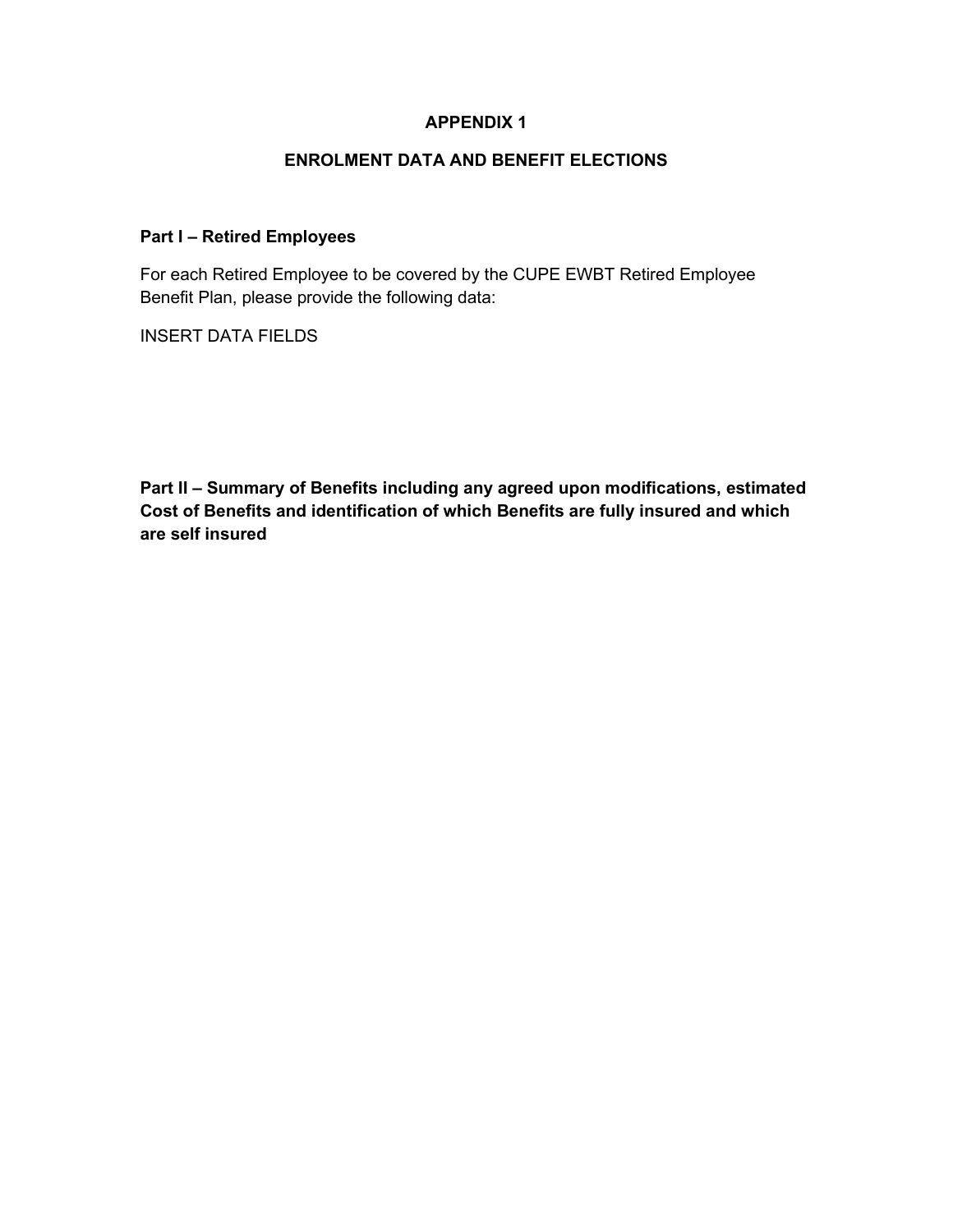# APPENDIX 1

## ENROLMENT DATA AND BENEFIT ELECTIONS

**Part I – Retired Employees**

For each Retired Employee to be covered by the CUPE EWBT Retired Employee Benefit Plan, please provide the following data:

INSERT DATA FIELDS

**Part II – Summary of Benefits including any agreed upon modifications, estimated Cost of Benefits and identification of which Benefits are fully insured and which are self insured**